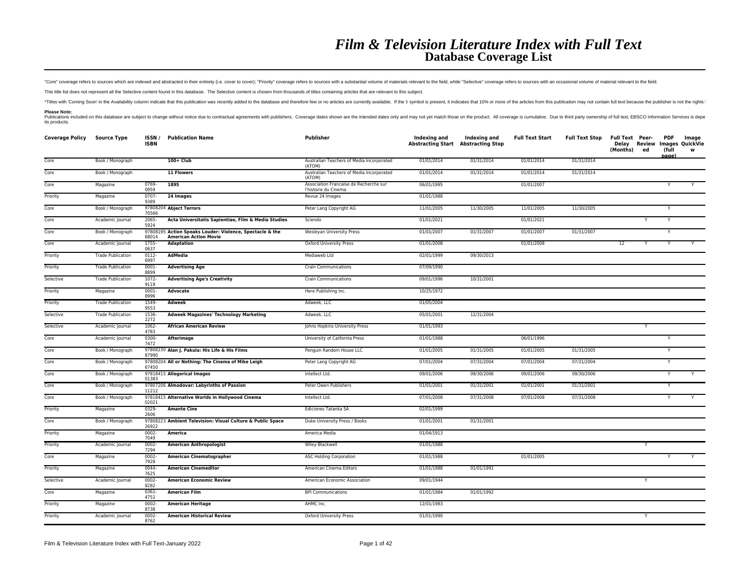# *Film & Television Literature Index with Full Text*
## Database Coverage List

"Core" coverage refers to sources which are indexed and abstracted in their entirety (i.e. cover to cover); "Priority" coverage refers to sources with a substantial volume of materials relevant to the field, while "Selective" coverage refers to sources with an occasional volume of material relevant to the field.

This title list does not represent all the Selective content found in this database. The Selective content is chosen from thousands of titles containing articles that are relevant to this subject.

*Titles with 'Coming Soon' in the Availability column indicate that this publication was recently added to the database and therefore few or no articles are currently available. If the ‡ symbol is present, it indicates that 10% or more of the articles from this publication may not contain full text because the publisher is not the rights l

**Please Note:**
Publications included on this database are subject to change without notice due to contractual agreements with publishers. Coverage dates shown are the intended dates only and may not yet match those on the product. All coverage is cumulative. Due to third party ownership of full text, EBSCO Information Services is depe its products.

| Coverage Policy | Source Type | ISSN / ISBN | Publication Name | Publisher | Indexing and Abstracting Start | Indexing and Abstracting Stop | Full Text Start | Full Text Stop | Full Text Delay (Months) | Peer-Reviewed | PDF Images (full page) | Image QuickView |
|---|---|---|---|---|---|---|---|---|---|---|---|---|
| Core | Book / Monograph | | **100+ Club** | Australian Teachers of Media Incorporated (ATOM) | 01/01/2014 | 01/31/2014 | 01/01/2014 | 01/31/2014 | | | | |
| Core | Book / Monograph | | **11 Flowers** | Australian Teachers of Media Incorporated (ATOM) | 01/01/2014 | 01/31/2014 | 01/01/2014 | 01/31/2014 | | | | |
| Core | Magazine | 0769-0959 | **1895** | Association Francaise de Recherche sur l'histoire du Cinema | 06/01/1995 | | 01/01/2007 | | | | Y | Y |
| Priority | Magazine | 0707-9389 | **24 Images** | Revue 24 Images | 01/01/1988 | | | | | | | |
| Core | Book / Monograph | 9780820470566 | **Abject Terrors** | Peter Lang Copyright AG | 11/01/2005 | 11/30/2005 | 11/01/2005 | 11/30/2005 | | | Y | |
| Core | Academic Journal | 2065-5924 | **Acta Universitatis Sapientiae, Film & Media Studies** | Sciendo | 01/01/2021 | | 01/01/2021 | | | Y | Y | |
| Core | Book / Monograph | 9780819568014 | **Action Speaks Louder: Violence, Spectacle & the American Action Movie** | Wesleyan University Press | 01/01/2007 | 01/31/2007 | 01/01/2007 | 01/31/2007 | | | Y | |
| Core | Academic Journal | 1755-0637 | **Adaptation** | Oxford University Press | 01/01/2008 | | 01/01/2008 | | 12 | Y | Y | Y |
| Priority | Trade Publication | 0112-6997 | **AdMedia** | Mediaweb Ltd | 02/01/1999 | 09/30/2013 | | | | | | |
| Priority | Trade Publication | 0001-8899 | **Advertising Age** | Crain Communications | 07/09/1990 | | | | | | | |
| Selective | Trade Publication | 1072-9119 | **Advertising Age's Creativity** | Crain Communications | 09/01/1996 | 10/31/2001 | | | | | | |
| Priority | Magazine | 0001-8996 | **Advocate** | Here Publishing Inc. | 10/25/1972 | | | | | | | |
| Priority | Trade Publication | 1549-9553 | **Adweek** | Adweek, LLC | 01/05/2004 | | | | | | | |
| Selective | Trade Publication | 1536-2272 | **Adweek Magazines' Technology Marketing** | Adweek, LLC | 05/01/2001 | 12/31/2004 | | | | | | |
| Selective | Academic Journal | 1062-4783 | **African American Review** | Johns Hopkins University Press | 01/01/1993 | | | | | Y | | |
| Core | Academic Journal | 0300-7472 | **Afterimage** | University of California Press | 01/01/1988 | | 06/01/1996 | | | | Y | |
| Core | Book / Monograph | 9780823087990 | **Alan J. Pakula: His Life & His Films** | Penguin Random House LLC | 01/01/2005 | 01/31/2005 | 01/01/2005 | 01/31/2005 | | | Y | |
| Core | Book / Monograph | 9780820467450 | **All or Nothing: The Cinema of Mike Leigh** | Peter Lang Copyright AG | 07/01/2004 | 07/31/2004 | 07/01/2004 | 07/31/2004 | | | Y | |
| Core | Book / Monograph | 9781841501383 | **Allegorical Images** | Intellect Ltd. | 09/01/2006 | 09/30/2006 | 09/01/2006 | 09/30/2006 | | | Y | Y |
| Core | Book / Monograph | 9780720611212 | **Almodovar: Labyrinths of Passion** | Peter Owen Publishers | 01/01/2001 | 01/31/2001 | 01/01/2001 | 01/31/2001 | | | Y | |
| Core | Book / Monograph | 9781841502021 | **Alternative Worlds in Hollywood Cinema** | Intellect Ltd. | 07/01/2008 | 07/31/2008 | 07/01/2008 | 07/31/2008 | | | Y | Y |
| Priority | Magazine | 0329-2606 | **Amante Cine** | Ediciones Tatanka SA | 02/01/1999 | | | | | | | |
| Core | Book / Monograph | 9780822326922 | **Ambient Television: Visual Culture & Public Space** | Duke University Press / Books | 01/01/2001 | 01/31/2001 | | | | | | |
| Priority | Magazine | 0002-7049 | **America** | America Media | 01/04/1913 | | | | | | | |
| Priority | Academic Journal | 0002-7294 | **American Anthropologist** | Wiley-Blackwell | 01/01/1988 | | | | | Y | | |
| Core | Magazine | 0002-7928 | **American Cinematographer** | ASC Holding Corporation | 01/01/1988 | | 01/01/2005 | | | | Y | Y |
| Priority | Magazine | 0044-7625 | **American Cinemeditor** | American Cinema Editors | 01/01/1988 | 01/01/1991 | | | | | | |
| Selective | Academic Journal | 0002-8282 | **American Economic Review** | American Economic Association | 09/01/1944 | | | | | Y | | |
| Core | Magazine | 0361-4751 | **American Film** | BPI Communications | 01/01/1984 | 01/01/1992 | | | | | | |
| Priority | Magazine | 0002-8738 | **American Heritage** | AHMC Inc. | 12/01/1983 | | | | | | | |
| Priority | Academic Journal | 0002-8762 | **American Historical Review** | Oxford University Press | 01/01/1990 | | | | | Y | | |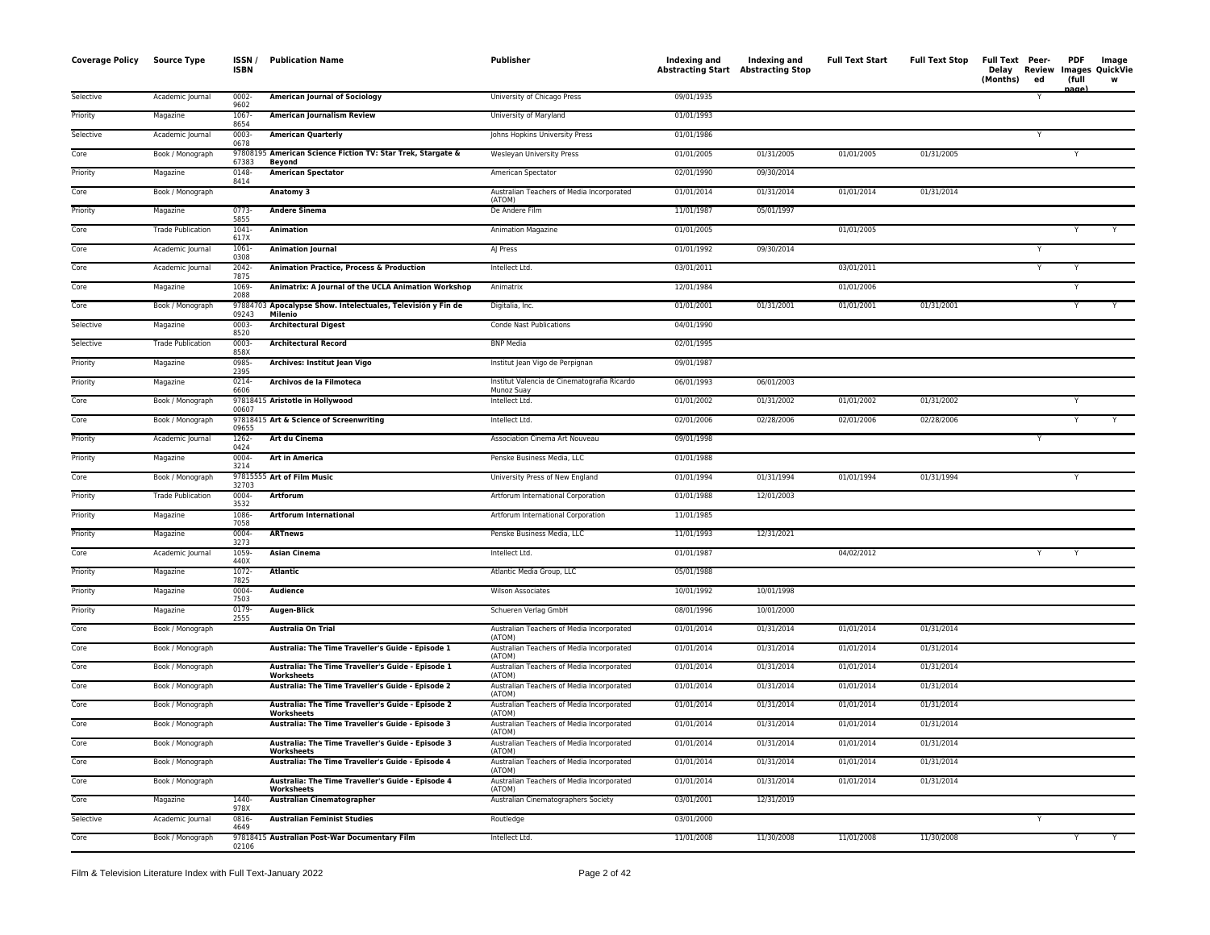| Coverage Policy | Source Type | ISSN / ISBN | Publication Name | Publisher | Indexing and Abstracting Start | Indexing and Abstracting Stop | Full Text Start | Full Text Stop | Full Text Delay (Months) | Peer-Reviewed | PDF Images (full page) | Image QuickView |
|---|---|---|---|---|---|---|---|---|---|---|---|---|
| Selective | Academic Journal | 0002-9602 | **American Journal of Sociology** | University of Chicago Press | 09/01/1935 | | | | | Y | | |
| Priority | Magazine | 1067-8654 | **American Journalism Review** | University of Maryland | 01/01/1993 | | | | | | | |
| Selective | Academic Journal | 0003-0678 | **American Quarterly** | Johns Hopkins University Press | 01/01/1986 | | | | | Y | | |
| Core | Book / Monograph | 9780819567383 | **American Science Fiction TV: Star Trek, Stargate & Beyond** | Wesleyan University Press | 01/01/2005 | 01/31/2005 | 01/01/2005 | 01/31/2005 | | | Y | |
| Priority | Magazine | 0148-8414 | **American Spectator** | American Spectator | 02/01/1990 | 09/30/2014 | | | | | | |
| Core | Book / Monograph | | **Anatomy 3** | Australian Teachers of Media Incorporated (ATOM) | 01/01/2014 | 01/31/2014 | 01/01/2014 | 01/31/2014 | | | | |
| Priority | Magazine | 0773-5855 | **Andere Sinema** | De Andere Film | 11/01/1987 | 05/01/1997 | | | | | | |
| Core | Trade Publication | 1041-617X | **Animation** | Animation Magazine | 01/01/2005 | | 01/01/2005 | | | | Y | Y |
| Core | Academic Journal | 1061-0308 | **Animation Journal** | AJ Press | 01/01/1992 | 09/30/2014 | | | | Y | | |
| Core | Academic Journal | 2042-7875 | **Animation Practice, Process & Production** | Intellect Ltd. | 03/01/2011 | | 03/01/2011 | | | Y | Y | |
| Core | Magazine | 1069-2088 | **Animatrix: A Journal of the UCLA Animation Workshop** | Animatrix | 12/01/1984 | | 01/01/2006 | | | | Y | |
| Core | Book / Monograph | 9788470309243 | **Apocalypse Show. Intelectuales, Televisión y Fin de Milenio** | Digitalia, Inc. | 01/01/2001 | 01/31/2001 | 01/01/2001 | 01/31/2001 | | | Y | Y |
| Selective | Magazine | 0003-8520 | **Architectural Digest** | Conde Nast Publications | 04/01/1990 | | | | | | | |
| Selective | Trade Publication | 0003-858X | **Architectural Record** | BNP Media | 02/01/1995 | | | | | | | |
| Priority | Magazine | 0985-2395 | **Archives: Institut Jean Vigo** | Institut Jean Vigo de Perpignan | 09/01/1987 | | | | | | | |
| Priority | Magazine | 0214-6606 | **Archivos de la Filmoteca** | Institut Valencia de Cinematografia Ricardo Munoz Suay | 06/01/1993 | 06/01/2003 | | | | | | |
| Core | Book / Monograph | 9781841500607 | **Aristotle in Hollywood** | Intellect Ltd. | 01/01/2002 | 01/31/2002 | 01/01/2002 | 01/31/2002 | | | Y | |
| Core | Book / Monograph | 9781841509655 | **Art & Science of Screenwriting** | Intellect Ltd. | 02/01/2006 | 02/28/2006 | 02/01/2006 | 02/28/2006 | | | Y | Y |
| Priority | Academic Journal | 1262-0424 | **Art du Cinema** | Association Cinema Art Nouveau | 09/01/1998 | | | | | Y | | |
| Priority | Magazine | 0004-3214 | **Art in America** | Penske Business Media, LLC | 01/01/1988 | | | | | | | |
| Core | Book / Monograph | 9781555532703 | **Art of Film Music** | University Press of New England | 01/01/1994 | 01/31/1994 | 01/01/1994 | 01/31/1994 | | | Y | |
| Priority | Trade Publication | 0004-3532 | **Artforum** | Artforum International Corporation | 01/01/1988 | 12/01/2003 | | | | | | |
| Priority | Magazine | 1086-7058 | **Artforum International** | Artforum International Corporation | 11/01/1985 | | | | | | | |
| Priority | Magazine | 0004-3273 | **ARTnews** | Penske Business Media, LLC | 11/01/1993 | 12/31/2021 | | | | | | |
| Core | Academic Journal | 1059-440X | **Asian Cinema** | Intellect Ltd. | 01/01/1987 | | 04/02/2012 | | | Y | Y | |
| Priority | Magazine | 1072-7825 | **Atlantic** | Atlantic Media Group, LLC | 05/01/1988 | | | | | | | |
| Priority | Magazine | 0004-7503 | **Audience** | Wilson Associates | 10/01/1992 | 10/01/1998 | | | | | | |
| Priority | Magazine | 0179-2555 | **Augen-Blick** | Schueren Verlag GmbH | 08/01/1996 | 10/01/2000 | | | | | | |
| Core | Book / Monograph | | **Australia On Trial** | Australian Teachers of Media Incorporated (ATOM) | 01/01/2014 | 01/31/2014 | 01/01/2014 | 01/31/2014 | | | | |
| Core | Book / Monograph | | **Australia: The Time Traveller's Guide - Episode 1** | Australian Teachers of Media Incorporated (ATOM) | 01/01/2014 | 01/31/2014 | 01/01/2014 | 01/31/2014 | | | | |
| Core | Book / Monograph | | **Australia: The Time Traveller's Guide - Episode 1 Worksheets** | Australian Teachers of Media Incorporated (ATOM) | 01/01/2014 | 01/31/2014 | 01/01/2014 | 01/31/2014 | | | | |
| Core | Book / Monograph | | **Australia: The Time Traveller's Guide - Episode 2** | Australian Teachers of Media Incorporated (ATOM) | 01/01/2014 | 01/31/2014 | 01/01/2014 | 01/31/2014 | | | | |
| Core | Book / Monograph | | **Australia: The Time Traveller's Guide - Episode 2 Worksheets** | Australian Teachers of Media Incorporated (ATOM) | 01/01/2014 | 01/31/2014 | 01/01/2014 | 01/31/2014 | | | | |
| Core | Book / Monograph | | **Australia: The Time Traveller's Guide - Episode 3** | Australian Teachers of Media Incorporated (ATOM) | 01/01/2014 | 01/31/2014 | 01/01/2014 | 01/31/2014 | | | | |
| Core | Book / Monograph | | **Australia: The Time Traveller's Guide - Episode 3 Worksheets** | Australian Teachers of Media Incorporated (ATOM) | 01/01/2014 | 01/31/2014 | 01/01/2014 | 01/31/2014 | | | | |
| Core | Book / Monograph | | **Australia: The Time Traveller's Guide - Episode 4** | Australian Teachers of Media Incorporated (ATOM) | 01/01/2014 | 01/31/2014 | 01/01/2014 | 01/31/2014 | | | | |
| Core | Book / Monograph | | **Australia: The Time Traveller's Guide - Episode 4 Worksheets** | Australian Teachers of Media Incorporated (ATOM) | 01/01/2014 | 01/31/2014 | 01/01/2014 | 01/31/2014 | | | | |
| Core | Magazine | 1440-978X | **Australian Cinematographer** | Australian Cinematographers Society | 03/01/2001 | 12/31/2019 | | | | | | |
| Selective | Academic Journal | 0816-4649 | **Australian Feminist Studies** | Routledge | 03/01/2000 | | | | | Y | | |
| Core | Book / Monograph | 9781841502106 | **Australian Post-War Documentary Film** | Intellect Ltd. | 11/01/2008 | 11/30/2008 | 11/01/2008 | 11/30/2008 | | | Y | Y |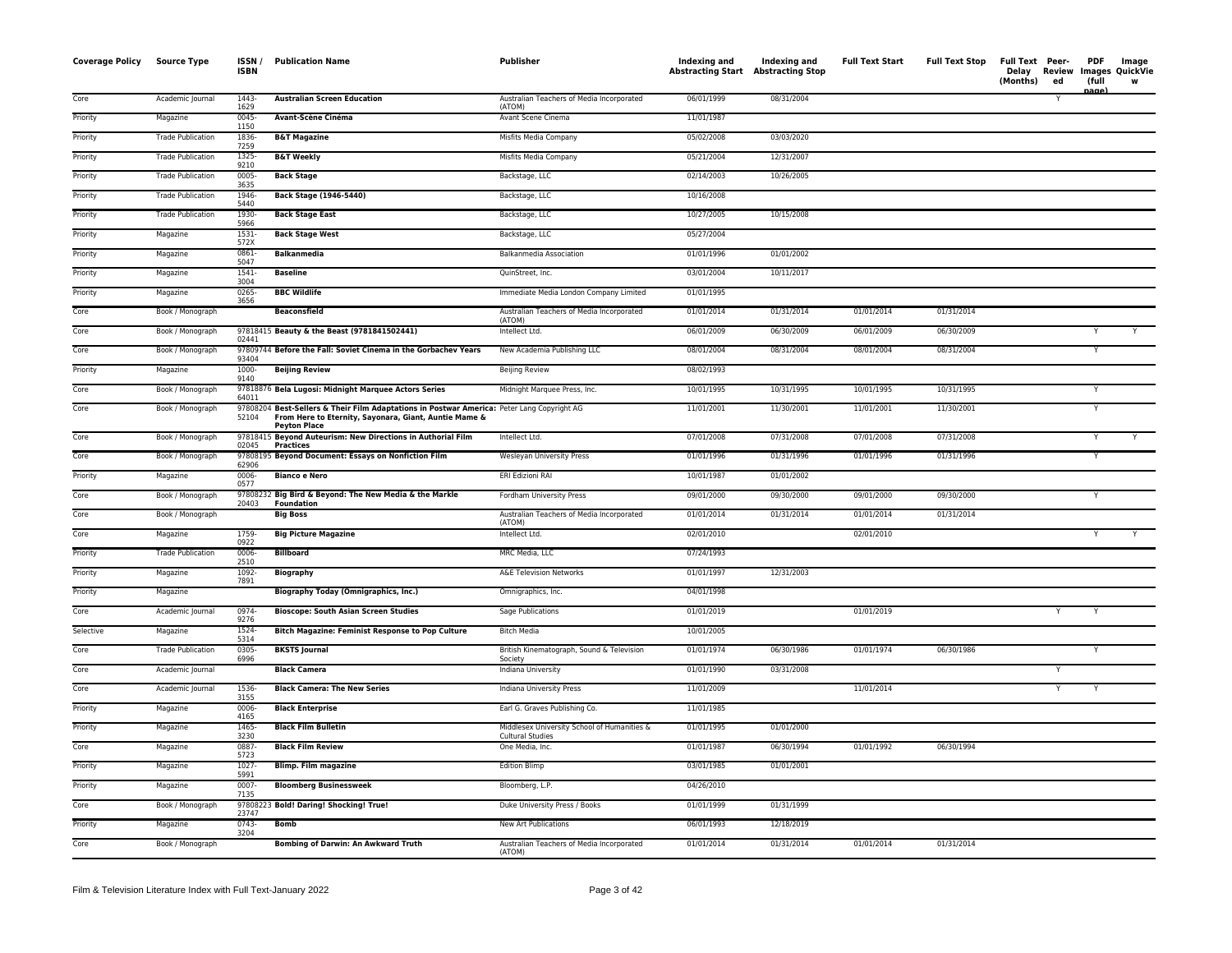| Coverage Policy | Source Type | ISSN / ISBN | Publication Name | Publisher | Indexing and Abstracting Start | Indexing and Abstracting Stop | Full Text Start | Full Text Stop | Full Text Delay (Months) | Peer-Reviewed | PDF Images (full page) | Image QuickView |
|---|---|---|---|---|---|---|---|---|---|---|---|---|
| Core | Academic Journal | 1443-1629 | **Australian Screen Education** | Australian Teachers of Media Incorporated (ATOM) | 06/01/1999 | 08/31/2004 | | | | Y | | |
| Priority | Magazine | 0045-1150 | **Avant-Scène Cinéma** | Avant Scene Cinema | 11/01/1987 | | | | | | | |
| Priority | Trade Publication | 1836-7259 | **B&T Magazine** | Misfits Media Company | 05/02/2008 | 03/03/2020 | | | | | | |
| Priority | Trade Publication | 1325-9210 | **B&T Weekly** | Misfits Media Company | 05/21/2004 | 12/31/2007 | | | | | | |
| Priority | Trade Publication | 0005-3635 | **Back Stage** | Backstage, LLC | 02/14/2003 | 10/26/2005 | | | | | | |
| Priority | Trade Publication | 1946-5440 | **Back Stage (1946-5440)** | Backstage, LLC | 10/16/2008 | | | | | | | |
| Priority | Trade Publication | 1930-5966 | **Back Stage East** | Backstage, LLC | 10/27/2005 | 10/15/2008 | | | | | | |
| Priority | Magazine | 1531-572X | **Back Stage West** | Backstage, LLC | 05/27/2004 | | | | | | | |
| Priority | Magazine | 0861-5047 | **Balkanmedia** | Balkanmedia Association | 01/01/1996 | 01/01/2002 | | | | | | |
| Priority | Magazine | 1541-3004 | **Baseline** | QuinStreet, Inc. | 03/01/2004 | 10/11/2017 | | | | | | |
| Priority | Magazine | 0265-3656 | **BBC Wildlife** | Immediate Media London Company Limited | 01/01/1995 | | | | | | | |
| Core | Book / Monograph | | **Beaconsfield** | Australian Teachers of Media Incorporated (ATOM) | 01/01/2014 | 01/31/2014 | 01/01/2014 | 01/31/2014 | | | | |
| Core | Book / Monograph | 9781841502441 | **Beauty & the Beast (9781841502441)** | Intellect Ltd. | 06/01/2009 | 06/30/2009 | 06/01/2009 | 06/30/2009 | | | Y | Y |
| Core | Book / Monograph | 9780974493404 | **Before the Fall: Soviet Cinema in the Gorbachev Years** | New Academia Publishing LLC | 08/01/2004 | 08/31/2004 | 08/01/2004 | 08/31/2004 | | | Y | |
| Priority | Magazine | 1000-9140 | **Beijing Review** | Beijing Review | 08/02/1993 | | | | | | | |
| Core | Book / Monograph | 9781887664011 | **Bela Lugosi: Midnight Marquee Actors Series** | Midnight Marquee Press, Inc. | 10/01/1995 | 10/31/1995 | 10/01/1995 | 10/31/1995 | | | Y | |
| Core | Book / Monograph | 9780820452104 | **Best-Sellers & Their Film Adaptations in Postwar America: From Here to Eternity, Sayonara, Giant, Auntie Mame & Peyton Place** | Peter Lang Copyright AG | 11/01/2001 | 11/30/2001 | 11/01/2001 | 11/30/2001 | | | Y | |
| Core | Book / Monograph | 9781841502045 | **Beyond Auteurism: New Directions in Authorial Film Practices** | Intellect Ltd. | 07/01/2008 | 07/31/2008 | 07/01/2008 | 07/31/2008 | | | Y | Y |
| Core | Book / Monograph | 9780819562906 | **Beyond Document: Essays on Nonfiction Film** | Wesleyan University Press | 01/01/1996 | 01/31/1996 | 01/01/1996 | 01/31/1996 | | | Y | |
| Priority | Magazine | 0006-0577 | **Bianco e Nero** | ERI Edizioni RAI | 10/01/1987 | 01/01/2002 | | | | | | |
| Core | Book / Monograph | 9780823220403 | **Big Bird & Beyond: The New Media & the Markle Foundation** | Fordham University Press | 09/01/2000 | 09/30/2000 | 09/01/2000 | 09/30/2000 | | | Y | |
| Core | Book / Monograph | | **Big Boss** | Australian Teachers of Media Incorporated (ATOM) | 01/01/2014 | 01/31/2014 | 01/01/2014 | 01/31/2014 | | | | |
| Core | Magazine | 1759-0922 | **Big Picture Magazine** | Intellect Ltd. | 02/01/2010 | | 02/01/2010 | | | | Y | Y |
| Priority | Trade Publication | 0006-2510 | **Billboard** | MRC Media, LLC | 07/24/1993 | | | | | | | |
| Priority | Magazine | 1092-7891 | **Biography** | A&E Television Networks | 01/01/1997 | 12/31/2003 | | | | | | |
| Priority | Magazine | | **Biography Today (Omnigraphics, Inc.)** | Omnigraphics, Inc. | 04/01/1998 | | | | | | | |
| Core | Academic Journal | 0974-9276 | **Bioscope: South Asian Screen Studies** | Sage Publications | 01/01/2019 | | 01/01/2019 | | | Y | Y | |
| Selective | Magazine | 1524-5314 | **Bitch Magazine: Feminist Response to Pop Culture** | Bitch Media | 10/01/2005 | | | | | | | |
| Core | Trade Publication | 0305-6996 | **BKSTS Journal** | British Kinematograph, Sound & Television Society | 01/01/1974 | 06/30/1986 | 01/01/1974 | 06/30/1986 | | | Y | |
| Core | Academic Journal | | **Black Camera** | Indiana University | 01/01/1990 | 03/31/2008 | | | | Y | | |
| Core | Academic Journal | 1536-3155 | **Black Camera: The New Series** | Indiana University Press | 11/01/2009 | | 11/01/2014 | | | Y | Y | |
| Priority | Magazine | 0006-4165 | **Black Enterprise** | Earl G. Graves Publishing Co. | 11/01/1985 | | | | | | | |
| Priority | Magazine | 1465-3230 | **Black Film Bulletin** | Middlesex University School of Humanities & Cultural Studies | 01/01/1995 | 01/01/2000 | | | | | | |
| Core | Magazine | 0887-5723 | **Black Film Review** | One Media, Inc. | 01/01/1987 | 06/30/1994 | 01/01/1992 | 06/30/1994 | | | | |
| Priority | Magazine | 1027-5991 | **Blimp. Film magazine** | Edition Blimp | 03/01/1985 | 01/01/2001 | | | | | | |
| Priority | Magazine | 0007-7135 | **Bloomberg Businessweek** | Bloomberg, L.P. | 04/26/2010 | | | | | | | |
| Core | Book / Monograph | 9780822323747 | **Bold! Daring! Shocking! True!** | Duke University Press / Books | 01/01/1999 | 01/31/1999 | | | | | | |
| Priority | Magazine | 0743-3204 | **Bomb** | New Art Publications | 06/01/1993 | 12/18/2019 | | | | | | |
| Core | Book / Monograph | | **Bombing of Darwin: An Awkward Truth** | Australian Teachers of Media Incorporated (ATOM) | 01/01/2014 | 01/31/2014 | 01/01/2014 | 01/31/2014 | | | | |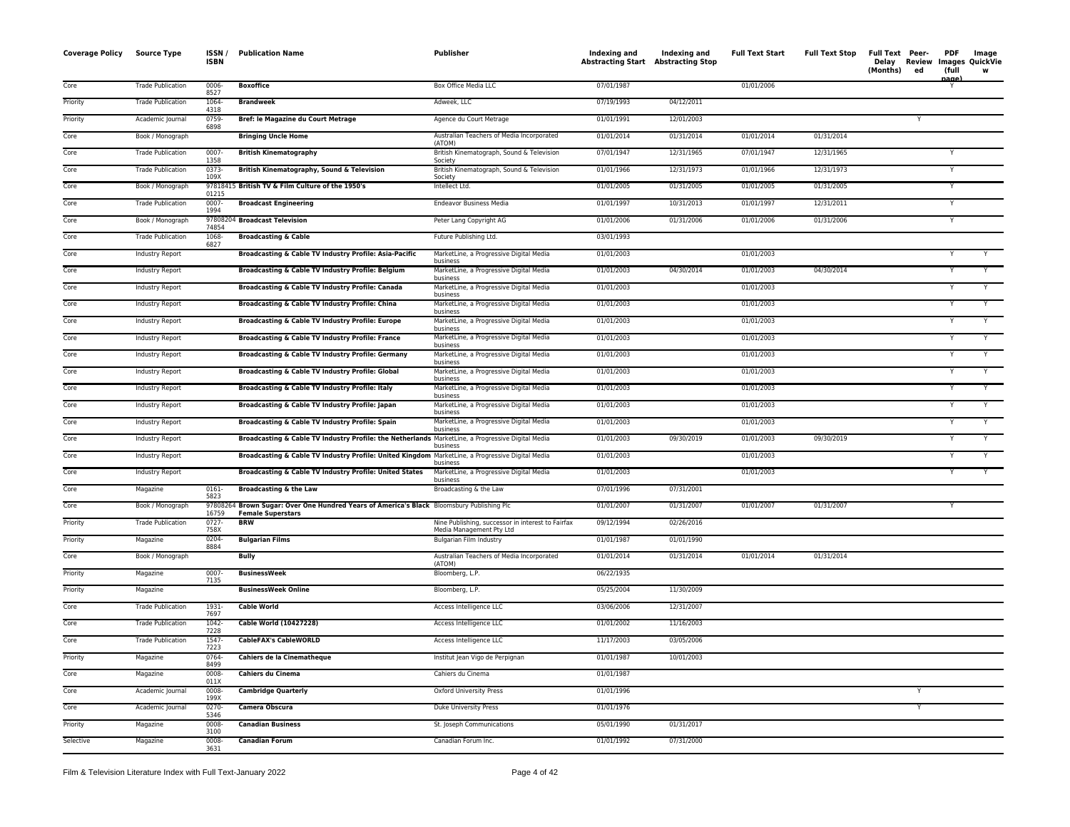| Coverage Policy | Source Type | ISSN / ISBN | Publication Name | Publisher | Indexing and Abstracting Start | Indexing and Abstracting Stop | Full Text Start | Full Text Stop | Full Text Delay (Months) | Peer-Review ed | PDF Images (full page) | Image QuickView |
|---|---|---|---|---|---|---|---|---|---|---|---|---|
| Core | Trade Publication | 0006-8527 | **Boxoffice** | Box Office Media LLC | 07/01/1987 | | 01/01/2006 | | | | Y | |
| Priority | Trade Publication | 1064-4318 | **Brandweek** | Adweek, LLC | 07/19/1993 | 04/12/2011 | | | | | | |
| Priority | Academic Journal | 0759-6898 | **Bref: le Magazine du Court Metrage** | Agence du Court Metrage | 01/01/1991 | 12/01/2003 | | | | Y | | |
| Core | Book / Monograph | | **Bringing Uncle Home** | Australian Teachers of Media Incorporated (ATOM) | 01/01/2014 | 01/31/2014 | 01/01/2014 | 01/31/2014 | | | | |
| Core | Trade Publication | 0007-1358 | **British Kinematography** | British Kinematograph, Sound & Television Society | 07/01/1947 | 12/31/1965 | 07/01/1947 | 12/31/1965 | | | Y | |
| Core | Trade Publication | 0373-109X | **British Kinematography, Sound & Television** | British Kinematograph, Sound & Television Society | 01/01/1966 | 12/31/1973 | 01/01/1966 | 12/31/1973 | | | Y | |
| Core | Book / Monograph | 9781841501215 | **British TV & Film Culture of the 1950's** | Intellect Ltd. | 01/01/2005 | 01/31/2005 | 01/01/2005 | 01/31/2005 | | | Y | |
| Core | Trade Publication | 0007-1994 | **Broadcast Engineering** | Endeavor Business Media | 01/01/1997 | 10/31/2013 | 01/01/1997 | 12/31/2011 | | | Y | |
| Core | Book / Monograph | 9780820474854 | **Broadcast Television** | Peter Lang Copyright AG | 01/01/2006 | 01/31/2006 | 01/01/2006 | 01/31/2006 | | | Y | |
| Core | Trade Publication | 1068-6827 | **Broadcasting & Cable** | Future Publishing Ltd. | 03/01/1993 | | | | | | | |
| Core | Industry Report | | **Broadcasting & Cable TV Industry Profile: Asia-Pacific** | MarketLine, a Progressive Digital Media business | 01/01/2003 | | 01/01/2003 | | | | Y | Y |
| Core | Industry Report | | **Broadcasting & Cable TV Industry Profile: Belgium** | MarketLine, a Progressive Digital Media business | 01/01/2003 | 04/30/2014 | 01/01/2003 | 04/30/2014 | | | Y | Y |
| Core | Industry Report | | **Broadcasting & Cable TV Industry Profile: Canada** | MarketLine, a Progressive Digital Media business | 01/01/2003 | | 01/01/2003 | | | | Y | Y |
| Core | Industry Report | | **Broadcasting & Cable TV Industry Profile: China** | MarketLine, a Progressive Digital Media business | 01/01/2003 | | 01/01/2003 | | | | Y | Y |
| Core | Industry Report | | **Broadcasting & Cable TV Industry Profile: Europe** | MarketLine, a Progressive Digital Media business | 01/01/2003 | | 01/01/2003 | | | | Y | Y |
| Core | Industry Report | | **Broadcasting & Cable TV Industry Profile: France** | MarketLine, a Progressive Digital Media business | 01/01/2003 | | 01/01/2003 | | | | Y | Y |
| Core | Industry Report | | **Broadcasting & Cable TV Industry Profile: Germany** | MarketLine, a Progressive Digital Media business | 01/01/2003 | | 01/01/2003 | | | | Y | Y |
| Core | Industry Report | | **Broadcasting & Cable TV Industry Profile: Global** | MarketLine, a Progressive Digital Media business | 01/01/2003 | | 01/01/2003 | | | | Y | Y |
| Core | Industry Report | | **Broadcasting & Cable TV Industry Profile: Italy** | MarketLine, a Progressive Digital Media business | 01/01/2003 | | 01/01/2003 | | | | Y | Y |
| Core | Industry Report | | **Broadcasting & Cable TV Industry Profile: Japan** | MarketLine, a Progressive Digital Media business | 01/01/2003 | | 01/01/2003 | | | | Y | Y |
| Core | Industry Report | | **Broadcasting & Cable TV Industry Profile: Spain** | MarketLine, a Progressive Digital Media business | 01/01/2003 | | 01/01/2003 | | | | Y | Y |
| Core | Industry Report | | **Broadcasting & Cable TV Industry Profile: the Netherlands** | MarketLine, a Progressive Digital Media business | 01/01/2003 | 09/30/2019 | 01/01/2003 | 09/30/2019 | | | Y | Y |
| Core | Industry Report | | **Broadcasting & Cable TV Industry Profile: United Kingdom** | MarketLine, a Progressive Digital Media business | 01/01/2003 | | 01/01/2003 | | | | Y | Y |
| Core | Industry Report | | **Broadcasting & Cable TV Industry Profile: United States** | MarketLine, a Progressive Digital Media business | 01/01/2003 | | 01/01/2003 | | | | Y | Y |
| Core | Magazine | 0161-5823 | **Broadcasting & the Law** | Broadcasting & the Law | 07/01/1996 | 07/31/2001 | | | | | | |
| Core | Book / Monograph | 9780826416759 | **Brown Sugar: Over One Hundred Years of America's Black Female Superstars** | Bloomsbury Publishing Plc | 01/01/2007 | 01/31/2007 | 01/01/2007 | 01/31/2007 | | | Y | |
| Priority | Trade Publication | 0727-758X | **BRW** | Nine Publishing, successor in interest to Fairfax Media Management Pty Ltd | 09/12/1994 | 02/26/2016 | | | | | | |
| Priority | Magazine | 0204-8884 | **Bulgarian Films** | Bulgarian Film Industry | 01/01/1987 | 01/01/1990 | | | | | | |
| Core | Book / Monograph | | **Bully** | Australian Teachers of Media Incorporated (ATOM) | 01/01/2014 | 01/31/2014 | 01/01/2014 | 01/31/2014 | | | | |
| Priority | Magazine | 0007-7135 | **BusinessWeek** | Bloomberg, L.P. | 06/22/1935 | | | | | | | |
| Priority | Magazine | | **BusinessWeek Online** | Bloomberg, L.P. | 05/25/2004 | 11/30/2009 | | | | | | |
| Core | Trade Publication | 1931-7697 | **Cable World** | Access Intelligence LLC | 03/06/2006 | 12/31/2007 | | | | | | |
| Core | Trade Publication | 1042-7228 | **Cable World (10427228)** | Access Intelligence LLC | 01/01/2002 | 11/16/2003 | | | | | | |
| Core | Trade Publication | 1547-7223 | **CableFAX's CableWORLD** | Access Intelligence LLC | 11/17/2003 | 03/05/2006 | | | | | | |
| Priority | Magazine | 0764-8499 | **Cahiers de la Cinematheque** | Institut Jean Vigo de Perpignan | 01/01/1987 | 10/01/2003 | | | | | | |
| Core | Magazine | 0008-011X | **Cahiers du Cinema** | Cahiers du Cinema | 01/01/1987 | | | | | | | |
| Core | Academic Journal | 0008-199X | **Cambridge Quarterly** | Oxford University Press | 01/01/1996 | | | | | Y | | |
| Core | Academic Journal | 0270-5346 | **Camera Obscura** | Duke University Press | 01/01/1976 | | | | | Y | | |
| Priority | Magazine | 0008-3100 | **Canadian Business** | St. Joseph Communications | 05/01/1990 | 01/31/2017 | | | | | | |
| Selective | Magazine | 0008-3631 | **Canadian Forum** | Canadian Forum Inc. | 01/01/1992 | 07/31/2000 | | | | | | |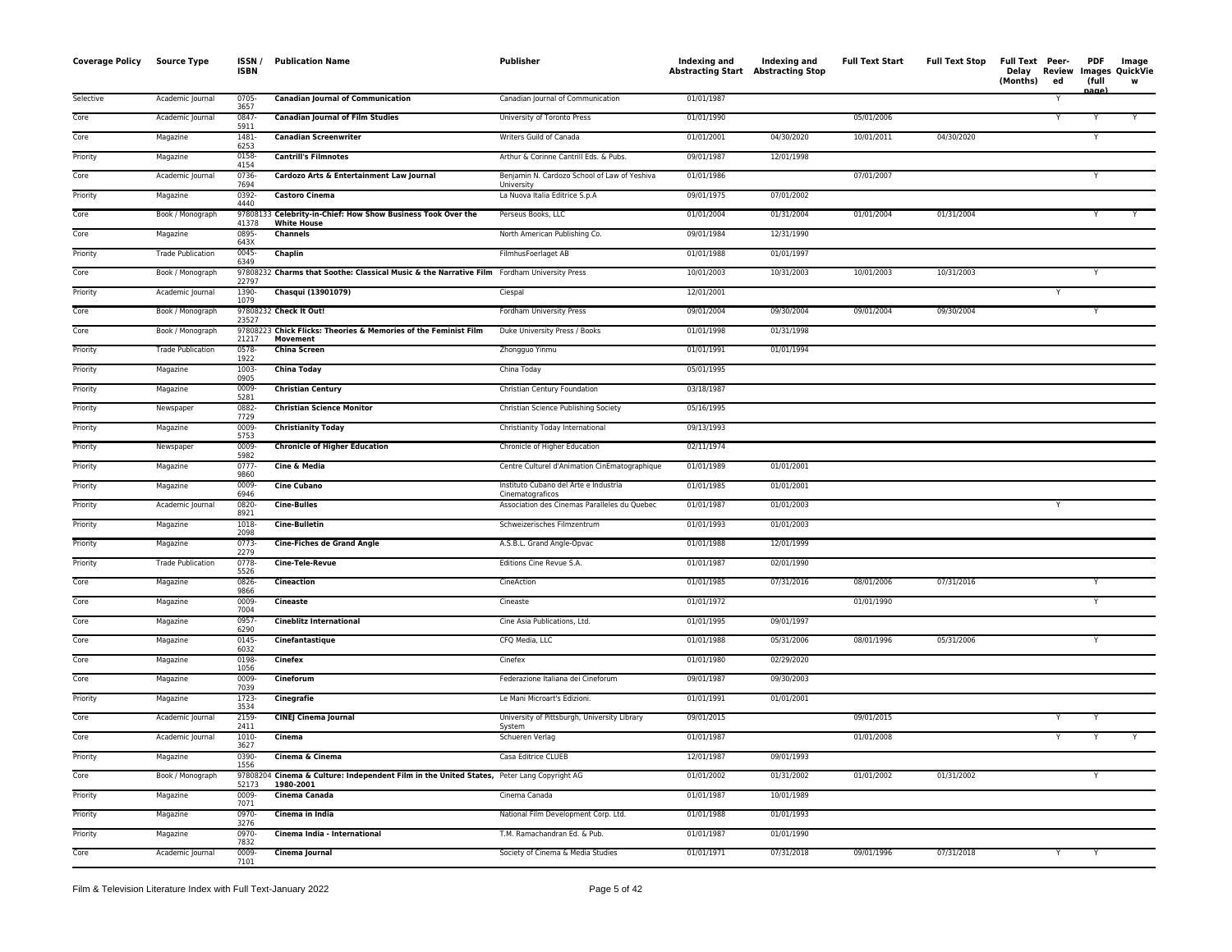| Coverage Policy | Source Type | ISSN / ISBN | Publication Name | Publisher | Indexing and Abstracting Start | Indexing and Abstracting Stop | Full Text Start | Full Text Stop | Full Text Delay (Months) | Peer-Reviewed | PDF Images (full page) | Image QuickView |
|---|---|---|---|---|---|---|---|---|---|---|---|---|
| Selective | Academic Journal | 0705-3657 | **Canadian Journal of Communication** | Canadian Journal of Communication | 01/01/1987 | | | | | Y | | |
| Core | Academic Journal | 0847-5911 | **Canadian Journal of Film Studies** | University of Toronto Press | 01/01/1990 | | 05/01/2006 | | | Y | Y | Y |
| Core | Magazine | 1481-6253 | **Canadian Screenwriter** | Writers Guild of Canada | 01/01/2001 | 04/30/2020 | 10/01/2011 | 04/30/2020 | | | Y | |
| Priority | Magazine | 0158-4154 | **Cantrill's Filmnotes** | Arthur & Corinne Cantrill Eds. & Pubs. | 09/01/1987 | 12/01/1998 | | | | | | |
| Core | Academic Journal | 0736-7694 | **Cardozo Arts & Entertainment Law Journal** | Benjamin N. Cardozo School of Law of Yeshiva University | 01/01/1986 | | 07/01/2007 | | | | Y | |
| Priority | Magazine | 0392-4440 | **Castoro Cinema** | La Nuova Italia Editrice S.p.A | 09/01/1975 | 07/01/2002 | | | | | | |
| Core | Book / Monograph | 9780813341378 | **Celebrity-in-Chief: How Show Business Took Over the White House** | Perseus Books, LLC | 01/01/2004 | 01/31/2004 | 01/01/2004 | 01/31/2004 | | | Y | Y |
| Core | Magazine | 0895-643X | **Channels** | North American Publishing Co. | 09/01/1984 | 12/31/1990 | | | | | | |
| Priority | Trade Publication | 0045-6349 | **Chaplin** | FilmhusFoerlaget AB | 01/01/1988 | 01/01/1997 | | | | | | |
| Core | Book / Monograph | 9780823222797 | **Charms that Soothe: Classical Music & the Narrative Film** | Fordham University Press | 10/01/2003 | 10/31/2003 | 10/01/2003 | 10/31/2003 | | | Y | |
| Priority | Academic Journal | 1390-1079 | **Chasqui (13901079)** | Ciespal | 12/01/2001 | | | | | Y | | |
| Core | Book / Monograph | 9780823223527 | **Check It Out!** | Fordham University Press | 09/01/2004 | 09/30/2004 | 09/01/2004 | 09/30/2004 | | | Y | |
| Core | Book / Monograph | 9780822321217 | **Chick Flicks: Theories & Memories of the Feminist Film Movement** | Duke University Press / Books | 01/01/1998 | 01/31/1998 | | | | | | |
| Priority | Trade Publication | 0578-1922 | **China Screen** | Zhongguo Yinmu | 01/01/1991 | 01/01/1994 | | | | | | |
| Priority | Magazine | 1003-0905 | **China Today** | China Today | 05/01/1995 | | | | | | | |
| Priority | Magazine | 0009-5281 | **Christian Century** | Christian Century Foundation | 03/18/1987 | | | | | | | |
| Priority | Newspaper | 0882-7729 | **Christian Science Monitor** | Christian Science Publishing Society | 05/16/1995 | | | | | | | |
| Priority | Magazine | 0009-5753 | **Christianity Today** | Christianity Today International | 09/13/1993 | | | | | | | |
| Priority | Newspaper | 0009-5982 | **Chronicle of Higher Education** | Chronicle of Higher Education | 02/11/1974 | | | | | | | |
| Priority | Magazine | 0777-9860 | **Cine & Media** | Centre Culturel d'Animation CinEmatographique | 01/01/1989 | 01/01/2001 | | | | | | |
| Priority | Magazine | 0009-6946 | **Cine Cubano** | Instituto Cubano del Arte e Industria Cinematograficos | 01/01/1985 | 01/01/2001 | | | | | | |
| Priority | Academic Journal | 0820-8921 | **Cine-Bulles** | Association des Cinemas Paralleles du Quebec | 01/01/1987 | 01/01/2003 | | | | Y | | |
| Priority | Magazine | 1018-2098 | **Cine-Bulletin** | Schweizerisches Filmzentrum | 01/01/1993 | 01/01/2003 | | | | | | |
| Priority | Magazine | 0773-2279 | **Cine-Fiches de Grand Angle** | A.S.B.L. Grand Angle-Opvac | 01/01/1988 | 12/01/1999 | | | | | | |
| Priority | Trade Publication | 0778-5526 | **Cine-Tele-Revue** | Editions Cine Revue S.A. | 01/01/1987 | 02/01/1990 | | | | | | |
| Core | Magazine | 0826-9866 | **Cineaction** | CineAction | 01/01/1985 | 07/31/2016 | 08/01/2006 | 07/31/2016 | | | Y | |
| Core | Magazine | 0009-7004 | **Cineaste** | Cineaste | 01/01/1972 | | 01/01/1990 | | | | Y | |
| Core | Magazine | 0957-6290 | **Cineblitz International** | Cine Asia Publications, Ltd. | 01/01/1995 | 09/01/1997 | | | | | | |
| Core | Magazine | 0145-6032 | **Cinefantastique** | CFQ Media, LLC | 01/01/1988 | 05/31/2006 | 08/01/1996 | 05/31/2006 | | | Y | |
| Core | Magazine | 0198-1056 | **Cinefex** | Cinefex | 01/01/1980 | 02/29/2020 | | | | | | |
| Core | Magazine | 0009-7039 | **Cineforum** | Federazione Italiana dei Cineforum | 09/01/1987 | 09/30/2003 | | | | | | |
| Priority | Magazine | 1723-3534 | **Cinegrafie** | Le Mani Microart's Edizioni. | 01/01/1991 | 01/01/2001 | | | | | | |
| Core | Academic Journal | 2159-2411 | **CINEJ Cinema Journal** | University of Pittsburgh, University Library System | 09/01/2015 | | 09/01/2015 | | | Y | Y | |
| Core | Academic Journal | 1010-3627 | **Cinema** | Schueren Verlag | 01/01/1987 | | 01/01/2008 | | | Y | Y | Y |
| Priority | Magazine | 0390-1556 | **Cinema & Cinema** | Casa Editrice CLUEB | 12/01/1987 | 09/01/1993 | | | | | | |
| Core | Book / Monograph | 9780820452173 | **Cinema & Culture: Independent Film in the United States, 1980-2001** | Peter Lang Copyright AG | 01/01/2002 | 01/31/2002 | 01/01/2002 | 01/31/2002 | | | Y | |
| Priority | Magazine | 0009-7071 | **Cinema Canada** | Cinema Canada | 01/01/1987 | 10/01/1989 | | | | | | |
| Priority | Magazine | 0970-3276 | **Cinema in India** | National Film Development Corp. Ltd. | 01/01/1988 | 01/01/1993 | | | | | | |
| Priority | Magazine | 0970-7832 | **Cinema India - International** | T.M. Ramachandran Ed. & Pub. | 01/01/1987 | 01/01/1990 | | | | | | |
| Core | Academic Journal | 0009-7101 | **Cinema Journal** | Society of Cinema & Media Studies | 01/01/1971 | 07/31/2018 | 09/01/1996 | 07/31/2018 | | Y | Y | |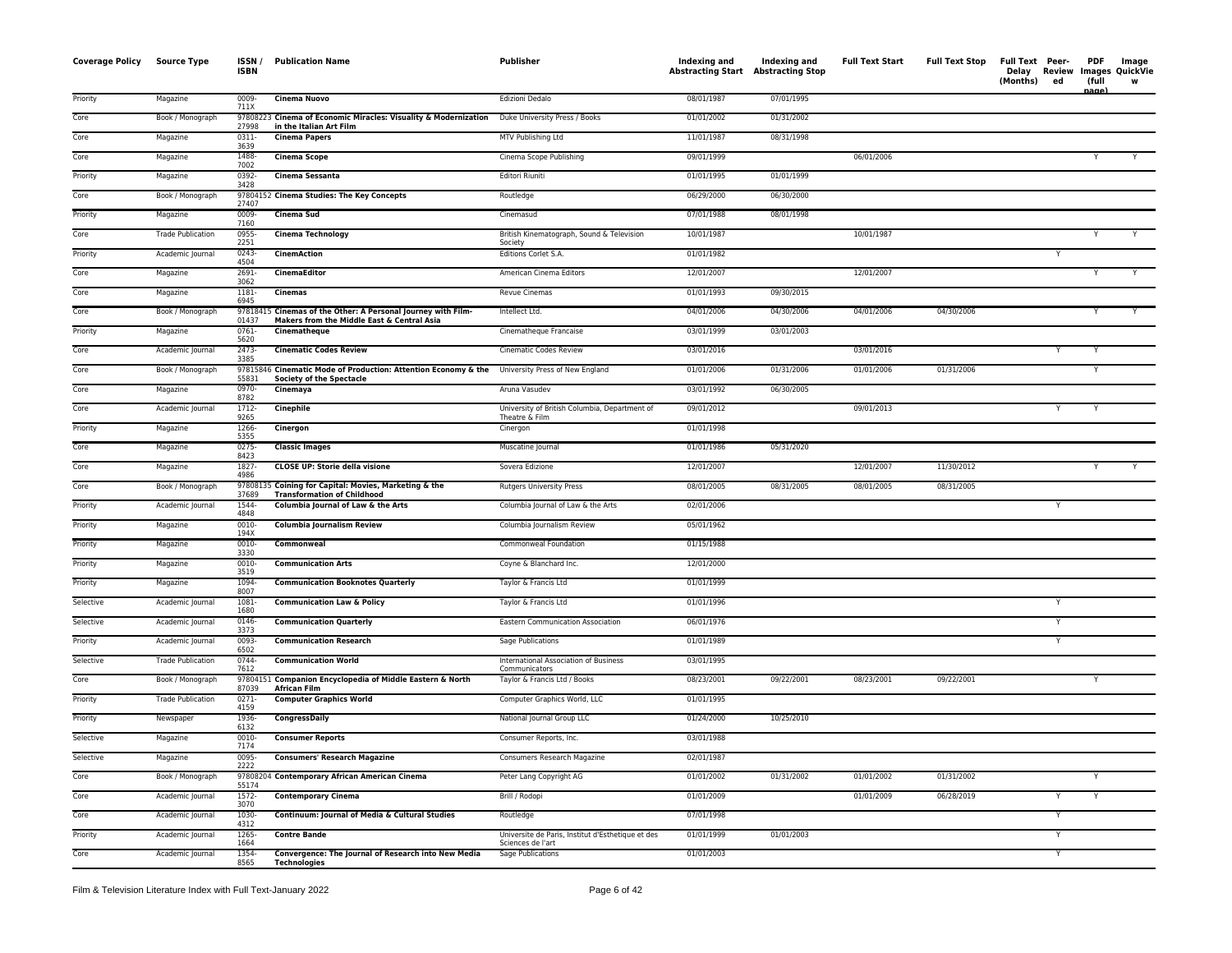| Coverage Policy | Source Type | ISSN / ISBN | Publication Name | Publisher | Indexing and Abstracting Start | Indexing and Abstracting Stop | Full Text Start | Full Text Stop | Full Text Delay (Months) | Peer-Reviewed | PDF Images (full page) | Image QuickView |
|---|---|---|---|---|---|---|---|---|---|---|---|---|
| Priority | Magazine | 0009-711X | **Cinema Nuovo** | Edizioni Dedalo | 08/01/1987 | 07/01/1995 | | | | | | |
| Core | Book / Monograph | 9780822327998 | **Cinema of Economic Miracles: Visuality & Modernization in the Italian Art Film** | Duke University Press / Books | 01/01/2002 | 01/31/2002 | | | | | | |
| Core | Magazine | 0311-3639 | **Cinema Papers** | MTV Publishing Ltd | 11/01/1987 | 08/31/1998 | | | | | | |
| Core | Magazine | 1488-7002 | **Cinema Scope** | Cinema Scope Publishing | 09/01/1999 | | 06/01/2006 | | | | Y | Y |
| Priority | Magazine | 0392-3428 | **Cinema Sessanta** | Editori Riuniti | 01/01/1995 | 01/01/1999 | | | | | | |
| Core | Book / Monograph | 9780415227407 | **Cinema Studies: The Key Concepts** | Routledge | 06/29/2000 | 06/30/2000 | | | | | | |
| Priority | Magazine | 0009-7160 | **Cinema Sud** | Cinemasud | 07/01/1988 | 08/01/1998 | | | | | | |
| Core | Trade Publication | 0955-2251 | **Cinema Technology** | British Kinematograph, Sound & Television Society | 10/01/1987 | | 10/01/1987 | | | | Y | Y |
| Priority | Academic Journal | 0243-4504 | **CinemAction** | Editions Corlet S.A. | 01/01/1982 | | | | | Y | | |
| Core | Magazine | 2691-3062 | **CinemaEditor** | American Cinema Editors | 12/01/2007 | | 12/01/2007 | | | | Y | Y |
| Core | Magazine | 1181-6945 | **Cinemas** | Revue Cinemas | 01/01/1993 | 09/30/2015 | | | | | | |
| Core | Book / Monograph | 9781841501437 | **Cinemas of the Other: A Personal Journey with Film-Makers from the Middle East & Central Asia** | Intellect Ltd. | 04/01/2006 | 04/30/2006 | 04/01/2006 | 04/30/2006 | | | Y | Y |
| Priority | Magazine | 0761-5620 | **Cinematheque** | Cinematheque Francaise | 03/01/1999 | 03/01/2003 | | | | | | |
| Core | Academic Journal | 2473-3385 | **Cinematic Codes Review** | Cinematic Codes Review | 03/01/2016 | | 03/01/2016 | | | Y | Y | |
| Core | Book / Monograph | 9781584655831 | **Cinematic Mode of Production: Attention Economy & the Society of the Spectacle** | University Press of New England | 01/01/2006 | 01/31/2006 | 01/01/2006 | 01/31/2006 | | | Y | |
| Core | Magazine | 0970-8782 | **Cinemaya** | Aruna Vasudev | 03/01/1992 | 06/30/2005 | | | | | | |
| Core | Academic Journal | 1712-9265 | **Cinephile** | University of British Columbia, Department of Theatre & Film | 09/01/2012 | | 09/01/2013 | | | Y | Y | |
| Priority | Magazine | 1266-5355 | **Cinergon** | Cinergon | 01/01/1998 | | | | | | | |
| Core | Magazine | 0275-8423 | **Classic Images** | Muscatine Journal | 01/01/1986 | 05/31/2020 | | | | | | |
| Core | Magazine | 1827-4986 | **CLOSE UP: Storie della visione** | Sovera Edizione | 12/01/2007 | | 12/01/2007 | 11/30/2012 | | | Y | Y |
| Core | Book / Monograph | 9780813537689 | **Coining for Capital: Movies, Marketing & the Transformation of Childhood** | Rutgers University Press | 08/01/2005 | 08/31/2005 | 08/01/2005 | 08/31/2005 | | | | |
| Priority | Academic Journal | 1544-4848 | **Columbia Journal of Law & the Arts** | Columbia Journal of Law & the Arts | 02/01/2006 | | | | | Y | | |
| Priority | Magazine | 0010-194X | **Columbia Journalism Review** | Columbia Journalism Review | 05/01/1962 | | | | | | | |
| Priority | Magazine | 0010-3330 | **Commonweal** | Commonweal Foundation | 01/15/1988 | | | | | | | |
| Priority | Magazine | 0010-3519 | **Communication Arts** | Coyne & Blanchard Inc. | 12/01/2000 | | | | | | | |
| Priority | Magazine | 1094-8007 | **Communication Booknotes Quarterly** | Taylor & Francis Ltd | 01/01/1999 | | | | | | | |
| Selective | Academic Journal | 1081-1680 | **Communication Law & Policy** | Taylor & Francis Ltd | 01/01/1996 | | | | | Y | | |
| Selective | Academic Journal | 0146-3373 | **Communication Quarterly** | Eastern Communication Association | 06/01/1976 | | | | | Y | | |
| Priority | Academic Journal | 0093-6502 | **Communication Research** | Sage Publications | 01/01/1989 | | | | | Y | | |
| Selective | Trade Publication | 0744-7612 | **Communication World** | International Association of Business Communicators | 03/01/1995 | | | | | | | |
| Core | Book / Monograph | 9780415187039 | **Companion Encyclopedia of Middle Eastern & North African Film** | Taylor & Francis Ltd / Books | 08/23/2001 | 09/22/2001 | 08/23/2001 | 09/22/2001 | | | Y | |
| Priority | Trade Publication | 0271-4159 | **Computer Graphics World** | Computer Graphics World, LLC | 01/01/1995 | | | | | | | |
| Priority | Newspaper | 1936-6132 | **CongressDaily** | National Journal Group LLC | 01/24/2000 | 10/25/2010 | | | | | | |
| Selective | Magazine | 0010-7174 | **Consumer Reports** | Consumer Reports, Inc. | 03/01/1988 | | | | | | | |
| Selective | Magazine | 0095-2222 | **Consumers' Research Magazine** | Consumers Research Magazine | 02/01/1987 | | | | | | | |
| Core | Book / Monograph | 9780820455174 | **Contemporary African American Cinema** | Peter Lang Copyright AG | 01/01/2002 | 01/31/2002 | 01/01/2002 | 01/31/2002 | | | Y | |
| Core | Academic Journal | 1572-3070 | **Contemporary Cinema** | Brill / Rodopi | 01/01/2009 | | 01/01/2009 | 06/28/2019 | | Y | Y | |
| Core | Academic Journal | 1030-4312 | **Continuum: Journal of Media & Cultural Studies** | Routledge | 07/01/1998 | | | | | Y | | |
| Priority | Academic Journal | 1265-1664 | **Contre Bande** | Universite de Paris, Institut d'Esthetique et des Sciences de l'art | 01/01/1999 | 01/01/2003 | | | | Y | | |
| Core | Academic Journal | 1354-8565 | **Convergence: The Journal of Research into New Media Technologies** | Sage Publications | 01/01/2003 | | | | | Y | | |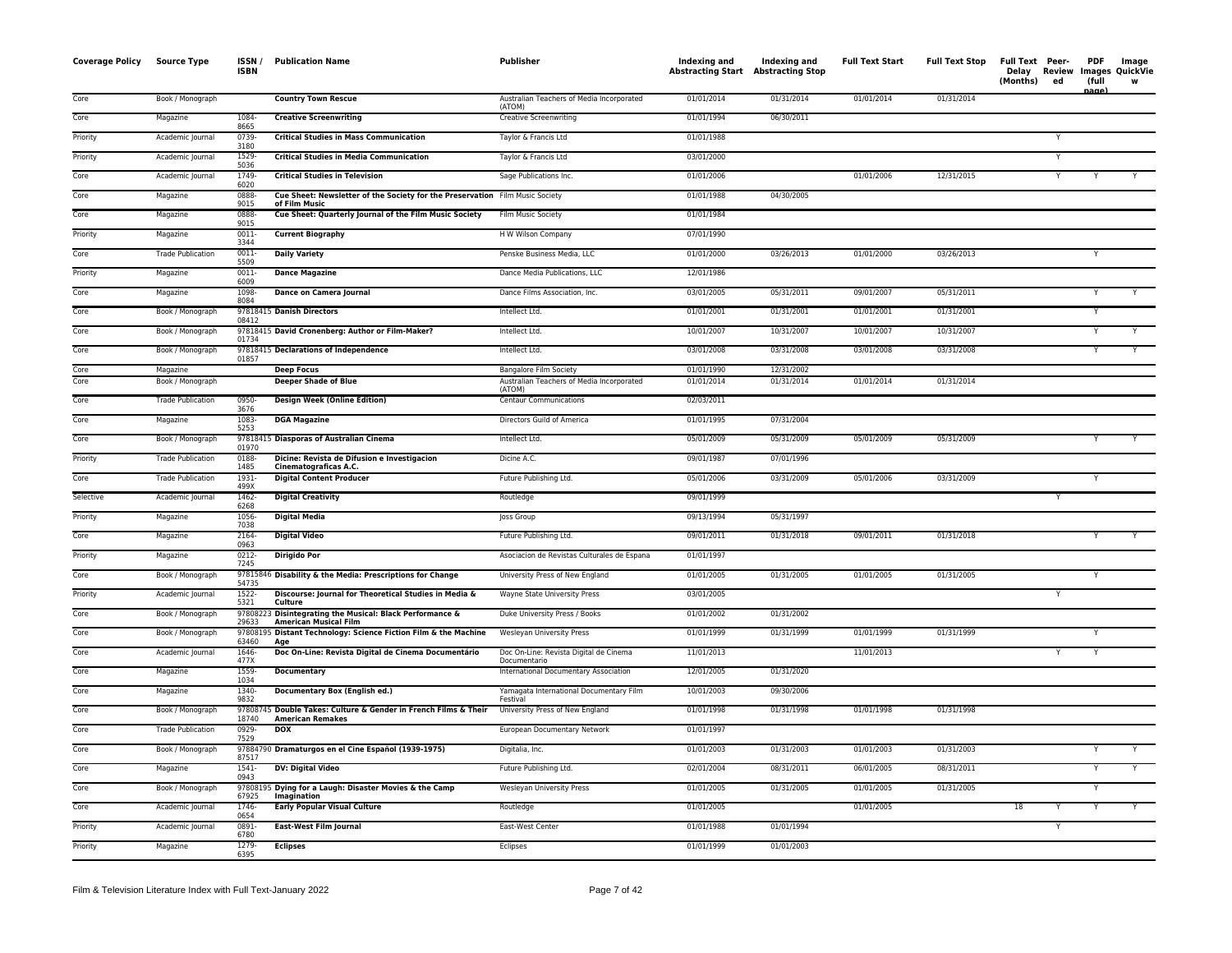| Coverage Policy | Source Type | ISSN / ISBN | Publication Name | Publisher | Indexing and Abstracting Start | Indexing and Abstracting Stop | Full Text Start | Full Text Stop | Full Text Delay (Months) | Peer-Reviewed | PDF Images (full page) | Image QuickView |
|---|---|---|---|---|---|---|---|---|---|---|---|---|
| Core | Book / Monograph | | **Country Town Rescue** | Australian Teachers of Media Incorporated (ATOM) | 01/01/2014 | 01/31/2014 | 01/01/2014 | 01/31/2014 | | | | |
| Core | Magazine | 1084-8665 | **Creative Screenwriting** | Creative Screenwriting | 01/01/1994 | 06/30/2011 | | | | | | |
| Priority | Academic Journal | 0739-3180 | **Critical Studies in Mass Communication** | Taylor & Francis Ltd | 01/01/1988 | | | | | Y | | |
| Priority | Academic Journal | 1529-5036 | **Critical Studies in Media Communication** | Taylor & Francis Ltd | 03/01/2000 | | | | | Y | | |
| Core | Academic Journal | 1749-6020 | **Critical Studies in Television** | Sage Publications Inc. | 01/01/2006 | | 01/01/2006 | 12/31/2015 | | Y | Y | Y |
| Core | Magazine | 0888-9015 | **Cue Sheet: Newsletter of the Society for the Preservation of Film Music** | Film Music Society | 01/01/1988 | 04/30/2005 | | | | | | |
| Core | Magazine | 0888-9015 | **Cue Sheet: Quarterly Journal of the Film Music Society** | Film Music Society | 01/01/1984 | | | | | | | |
| Priority | Magazine | 0011-3344 | **Current Biography** | H W Wilson Company | 07/01/1990 | | | | | | | |
| Core | Trade Publication | 0011-5509 | **Daily Variety** | Penske Business Media, LLC | 01/01/2000 | 03/26/2013 | 01/01/2000 | 03/26/2013 | | | Y | |
| Priority | Magazine | 0011-6009 | **Dance Magazine** | Dance Media Publications, LLC | 12/01/1986 | | | | | | | |
| Core | Magazine | 1098-8084 | **Dance on Camera Journal** | Dance Films Association, Inc. | 03/01/2005 | 05/31/2011 | 09/01/2007 | 05/31/2011 | | | Y | Y |
| Core | Book / Monograph | 9781841508412 | **Danish Directors** | Intellect Ltd. | 01/01/2001 | 01/31/2001 | 01/01/2001 | 01/31/2001 | | | Y | |
| Core | Book / Monograph | 9781841501734 | **David Cronenberg: Author or Film-Maker?** | Intellect Ltd. | 10/01/2007 | 10/31/2007 | 10/01/2007 | 10/31/2007 | | | Y | Y |
| Core | Book / Monograph | 9781841501857 | **Declarations of Independence** | Intellect Ltd. | 03/01/2008 | 03/31/2008 | 03/01/2008 | 03/31/2008 | | | Y | Y |
| Core | Magazine | | **Deep Focus** | Bangalore Film Society | 01/01/1990 | 12/31/2002 | | | | | | |
| Core | Book / Monograph | | **Deeper Shade of Blue** | Australian Teachers of Media Incorporated (ATOM) | 01/01/2014 | 01/31/2014 | 01/01/2014 | 01/31/2014 | | | | |
| Core | Trade Publication | 0950-3676 | **Design Week (Online Edition)** | Centaur Communications | 02/03/2011 | | | | | | | |
| Core | Magazine | 1083-5253 | **DGA Magazine** | Directors Guild of America | 01/01/1995 | 07/31/2004 | | | | | | |
| Core | Book / Monograph | 9781841501970 | **Diasporas of Australian Cinema** | Intellect Ltd. | 05/01/2009 | 05/31/2009 | 05/01/2009 | 05/31/2009 | | | Y | Y |
| Priority | Trade Publication | 0188-1485 | **Dicine: Revista de Difusion e Investigacion Cinematograficas A.C.** | Dicine A.C. | 09/01/1987 | 07/01/1996 | | | | | | |
| Core | Trade Publication | 1931-499X | **Digital Content Producer** | Future Publishing Ltd. | 05/01/2006 | 03/31/2009 | 05/01/2006 | 03/31/2009 | | | Y | |
| Selective | Academic Journal | 1462-6268 | **Digital Creativity** | Routledge | 09/01/1999 | | | | | Y | | |
| Priority | Magazine | 1056-7038 | **Digital Media** | Joss Group | 09/13/1994 | 05/31/1997 | | | | | | |
| Core | Magazine | 2164-0963 | **Digital Video** | Future Publishing Ltd. | 09/01/2011 | 01/31/2018 | 09/01/2011 | 01/31/2018 | | | Y | Y |
| Priority | Magazine | 0212-7245 | **Dirigido Por** | Asociacion de Revistas Culturales de Espana | 01/01/1997 | | | | | | | |
| Core | Book / Monograph | 9781584654735 | **Disability & the Media: Prescriptions for Change** | University Press of New England | 01/01/2005 | 01/31/2005 | 01/01/2005 | 01/31/2005 | | | Y | |
| Priority | Academic Journal | 1522-5321 | **Discourse: Journal for Theoretical Studies in Media & Culture** | Wayne State University Press | 03/01/2005 | | | | | Y | | |
| Core | Book / Monograph | 9780822329633 | **Disintegrating the Musical: Black Performance & American Musical Film** | Duke University Press / Books | 01/01/2002 | 01/31/2002 | | | | | | |
| Core | Book / Monograph | 9780819563460 | **Distant Technology: Science Fiction Film & the Machine Age** | Wesleyan University Press | 01/01/1999 | 01/31/1999 | 01/01/1999 | 01/31/1999 | | | Y | |
| Core | Academic Journal | 1646-477X | **Doc On-Line: Revista Digital de Cinema Documentário** | Doc On-Line: Revista Digital de Cinema Documentario | 11/01/2013 | | 11/01/2013 | | | Y | Y | |
| Core | Magazine | 1559-1034 | **Documentary** | International Documentary Association | 12/01/2005 | 01/31/2020 | | | | | | |
| Core | Magazine | 1340-9832 | **Documentary Box (English ed.)** | Yamagata International Documentary Film Festival | 10/01/2003 | 09/30/2006 | | | | | | |
| Core | Book / Monograph | 9780874518740 | **Double Takes: Culture & Gender in French Films & Their American Remakes** | University Press of New England | 01/01/1998 | 01/31/1998 | 01/01/1998 | 01/31/1998 | | | | |
| Core | Trade Publication | 0929-7529 | **DOX** | European Documentary Network | 01/01/1997 | | | | | | | |
| Core | Book / Monograph | 9788479087517 | **Dramaturgos en el Cine Español (1939-1975)** | Digitalia, Inc. | 01/01/2003 | 01/31/2003 | 01/01/2003 | 01/31/2003 | | | Y | Y |
| Core | Magazine | 1541-0943 | **DV: Digital Video** | Future Publishing Ltd. | 02/01/2004 | 08/31/2011 | 06/01/2005 | 08/31/2011 | | | Y | Y |
| Core | Book / Monograph | 9780819567925 | **Dying for a Laugh: Disaster Movies & the Camp Imagination** | Wesleyan University Press | 01/01/2005 | 01/31/2005 | 01/01/2005 | 01/31/2005 | | | Y | |
| Core | Academic Journal | 1746-0654 | **Early Popular Visual Culture** | Routledge | 01/01/2005 | | 01/01/2005 | | 18 | Y | Y | Y |
| Priority | Academic Journal | 0891-6780 | **East-West Film Journal** | East-West Center | 01/01/1988 | 01/01/1994 | | | | Y | | |
| Priority | Magazine | 1279-6395 | **Eclipses** | Eclipses | 01/01/1999 | 01/01/2003 | | | | | | |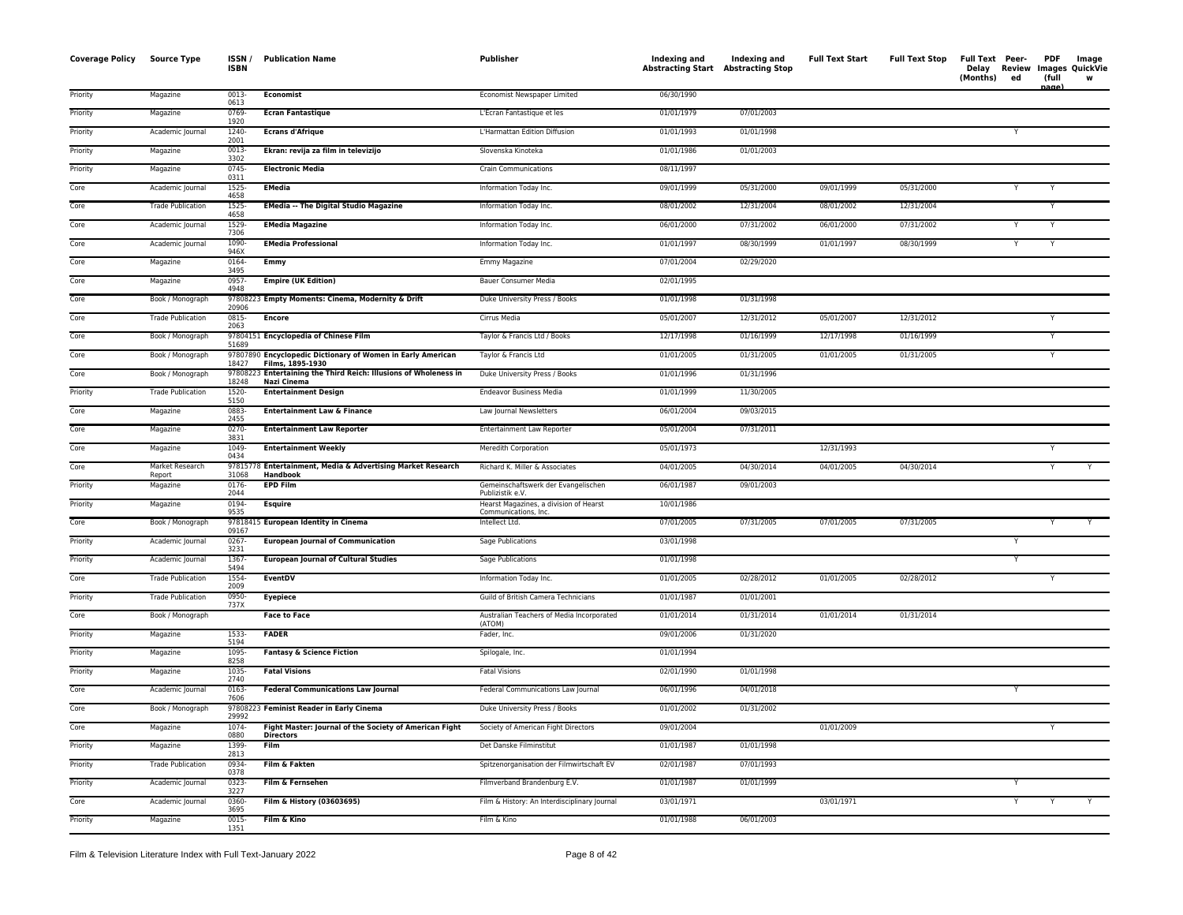| Coverage Policy | Source Type | ISSN / ISBN | Publication Name | Publisher | Indexing and Abstracting Start | Indexing and Abstracting Stop | Full Text Start | Full Text Stop | Full Text Delay (Months) | Peer-Reviewed | PDF Images (full page) | Image QuickView |
|---|---|---|---|---|---|---|---|---|---|---|---|---|
| Priority | Magazine | 0013-0613 | **Economist** | Economist Newspaper Limited | 06/30/1990 | | | | | | | |
| Priority | Magazine | 0769-1920 | **Ecran Fantastique** | L'Ecran Fantastique et les | 01/01/1979 | 07/01/2003 | | | | | | |
| Priority | Academic Journal | 1240-2001 | **Ecrans d'Afrique** | L'Harmattan Edition Diffusion | 01/01/1993 | 01/01/1998 | | | | Y | | |
| Priority | Magazine | 0013-3302 | **Ekran: revija za film in televizijo** | Slovenska Kinoteka | 01/01/1986 | 01/01/2003 | | | | | | |
| Priority | Magazine | 0745-0311 | **Electronic Media** | Crain Communications | 08/11/1997 | | | | | | | |
| Core | Academic Journal | 1525-4658 | **EMedia** | Information Today Inc. | 09/01/1999 | 05/31/2000 | 09/01/1999 | 05/31/2000 | | Y | Y | |
| Core | Trade Publication | 1525-4658 | **EMedia -- The Digital Studio Magazine** | Information Today Inc. | 08/01/2002 | 12/31/2004 | 08/01/2002 | 12/31/2004 | | | Y | |
| Core | Academic Journal | 1529-7306 | **EMedia Magazine** | Information Today Inc. | 06/01/2000 | 07/31/2002 | 06/01/2000 | 07/31/2002 | | Y | Y | |
| Core | Academic Journal | 1090-946X | **EMedia Professional** | Information Today Inc. | 01/01/1997 | 08/30/1999 | 01/01/1997 | 08/30/1999 | | Y | Y | |
| Core | Magazine | 0164-3495 | **Emmy** | Emmy Magazine | 07/01/2004 | 02/29/2020 | | | | | | |
| Core | Magazine | 0957-4948 | **Empire (UK Edition)** | Bauer Consumer Media | 02/01/1995 | | | | | | | |
| Core | Book / Monograph | 9780822320906 | **Empty Moments: Cinema, Modernity & Drift** | Duke University Press / Books | 01/01/1998 | 01/31/1998 | | | | | | |
| Core | Trade Publication | 0815-2063 | **Encore** | Cirrus Media | 05/01/2007 | 12/31/2012 | 05/01/2007 | 12/31/2012 | | | Y | |
| Core | Book / Monograph | 9780415151689 | **Encyclopedia of Chinese Film** | Taylor & Francis Ltd / Books | 12/17/1998 | 01/16/1999 | 12/17/1998 | 01/16/1999 | | | Y | |
| Core | Book / Monograph | 9780789018427 | **Encyclopedic Dictionary of Women in Early American Films, 1895-1930** | Taylor & Francis Ltd | 01/01/2005 | 01/31/2005 | 01/01/2005 | 01/31/2005 | | | Y | |
| Core | Book / Monograph | 9780822318248 | **Entertaining the Third Reich: Illusions of Wholeness in Nazi Cinema** | Duke University Press / Books | 01/01/1996 | 01/31/1996 | | | | | | |
| Priority | Trade Publication | 1520-5150 | **Entertainment Design** | Endeavor Business Media | 01/01/1999 | 11/30/2005 | | | | | | |
| Core | Magazine | 0883-2455 | **Entertainment Law & Finance** | Law Journal Newsletters | 06/01/2004 | 09/03/2015 | | | | | | |
| Core | Magazine | 0270-3831 | **Entertainment Law Reporter** | Entertainment Law Reporter | 05/01/2004 | 07/31/2011 | | | | | | |
| Core | Magazine | 1049-0434 | **Entertainment Weekly** | Meredith Corporation | 05/01/1973 | | 12/31/1993 | | | | Y | |
| Core | Market Research Report | 9781577831068 | **Entertainment, Media & Advertising Market Research Handbook** | Richard K. Miller & Associates | 04/01/2005 | 04/30/2014 | 04/01/2005 | 04/30/2014 | | | Y | Y |
| Priority | Magazine | 0176-2044 | **EPD Film** | Gemeinschaftswerk der Evangelischen Publizistik e.V. | 06/01/1987 | 09/01/2003 | | | | | | |
| Priority | Magazine | 0194-9535 | **Esquire** | Hearst Magazines, a division of Hearst Communications, Inc. | 10/01/1986 | | | | | | | |
| Core | Book / Monograph | 9781841509167 | **European Identity in Cinema** | Intellect Ltd. | 07/01/2005 | 07/31/2005 | 07/01/2005 | 07/31/2005 | | | Y | Y |
| Priority | Academic Journal | 0267-3231 | **European Journal of Communication** | Sage Publications | 03/01/1998 | | | | | Y | | |
| Priority | Academic Journal | 1367-5494 | **European Journal of Cultural Studies** | Sage Publications | 01/01/1998 | | | | | Y | | |
| Core | Trade Publication | 1554-2009 | **EventDV** | Information Today Inc. | 01/01/2005 | 02/28/2012 | 01/01/2005 | 02/28/2012 | | | Y | |
| Priority | Trade Publication | 0950-737X | **Eyepiece** | Guild of British Camera Technicians | 01/01/1987 | 01/01/2001 | | | | | | |
| Core | Book / Monograph | | **Face to Face** | Australian Teachers of Media Incorporated (ATOM) | 01/01/2014 | 01/31/2014 | 01/01/2014 | 01/31/2014 | | | | |
| Priority | Magazine | 1533-5194 | **FADER** | Fader, Inc. | 09/01/2006 | 01/31/2020 | | | | | | |
| Priority | Magazine | 1095-8258 | **Fantasy & Science Fiction** | Spilogale, Inc. | 01/01/1994 | | | | | | | |
| Priority | Magazine | 1035-2740 | **Fatal Visions** | Fatal Visions | 02/01/1990 | 01/01/1998 | | | | | | |
| Core | Academic Journal | 0163-7606 | **Federal Communications Law Journal** | Federal Communications Law Journal | 06/01/1996 | 04/01/2018 | | | | Y | | |
| Core | Book / Monograph | 9780822329992 | **Feminist Reader in Early Cinema** | Duke University Press / Books | 01/01/2002 | 01/31/2002 | | | | | | |
| Core | Magazine | 1074-0880 | **Fight Master: Journal of the Society of American Fight Directors** | Society of American Fight Directors | 09/01/2004 | | 01/01/2009 | | | | Y | |
| Priority | Magazine | 1399-2813 | **Film** | Det Danske Filminstitut | 01/01/1987 | 01/01/1998 | | | | | | |
| Priority | Trade Publication | 0934-0378 | **Film & Fakten** | Spitzenorganisation der Filmwirtschaft EV | 02/01/1987 | 07/01/1993 | | | | | | |
| Priority | Academic Journal | 0323-3227 | **Film & Fernsehen** | Filmverband Brandenburg E.V. | 01/01/1987 | 01/01/1999 | | | | Y | | |
| Core | Academic Journal | 0360-3695 | **Film & History (03603695)** | Film & History: An Interdisciplinary Journal | 03/01/1971 | | 03/01/1971 | | | Y | Y | Y |
| Priority | Magazine | 0015-1351 | **Film & Kino** | Film & Kino | 01/01/1988 | 06/01/2003 | | | | | | |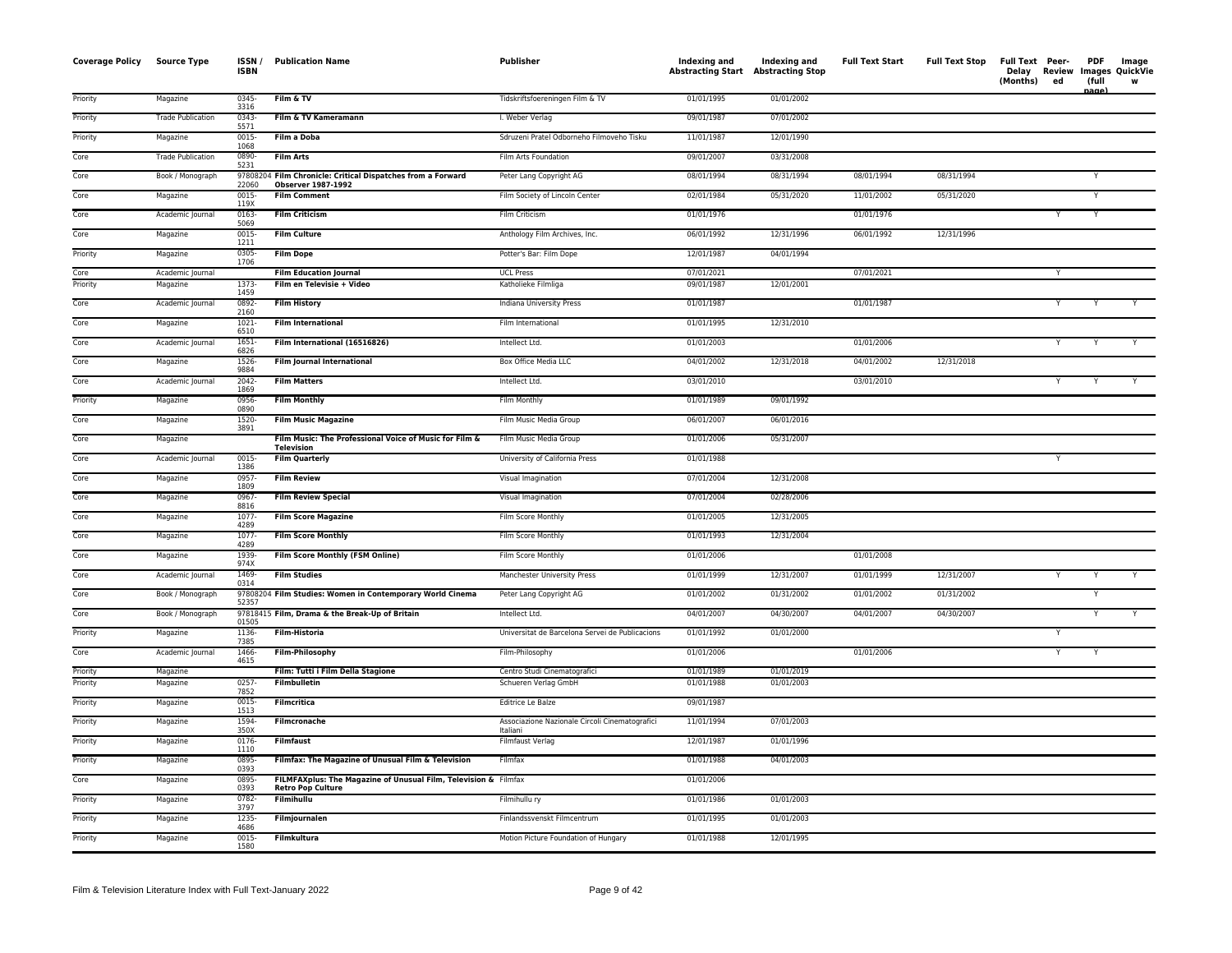| Coverage Policy | Source Type | ISSN / ISBN | Publication Name | Publisher | Indexing and Abstracting Start | Indexing and Abstracting Stop | Full Text Start | Full Text Stop | Full Text Delay (Months) | Peer-Reviewed | PDF Images (full page) | Image QuickView |
|---|---|---|---|---|---|---|---|---|---|---|---|---|
| Priority | Magazine | 0345-3316 | **Film & TV** | Tidskriftsfoereningen Film & TV | 01/01/1995 | 01/01/2002 | | | | | | |
| Priority | Trade Publication | 0343-5571 | **Film & TV Kameramann** | I. Weber Verlag | 09/01/1987 | 07/01/2002 | | | | | | |
| Priority | Magazine | 0015-1068 | **Film a Doba** | Sdruzeni Pratel Odborneho Filmoveho Tisku | 11/01/1987 | 12/01/1990 | | | | | | |
| Core | Trade Publication | 0890-5231 | **Film Arts** | Film Arts Foundation | 09/01/2007 | 03/31/2008 | | | | | | |
| Core | Book / Monograph | 9780820422060 | **Film Chronicle: Critical Dispatches from a Forward Observer 1987-1992** | Peter Lang Copyright AG | 08/01/1994 | 08/31/1994 | 08/01/1994 | 08/31/1994 | | | Y | |
| Core | Magazine | 0015-119X | **Film Comment** | Film Society of Lincoln Center | 02/01/1984 | 05/31/2020 | 11/01/2002 | 05/31/2020 | | | Y | |
| Core | Academic Journal | 0163-5069 | **Film Criticism** | Film Criticism | 01/01/1976 | | 01/01/1976 | | | Y | Y | |
| Core | Magazine | 0015-1211 | **Film Culture** | Anthology Film Archives, Inc. | 06/01/1992 | 12/31/1996 | 06/01/1992 | 12/31/1996 | | | | |
| Priority | Magazine | 0305-1706 | **Film Dope** | Potter's Bar: Film Dope | 12/01/1987 | 04/01/1994 | | | | | | |
| Core | Academic Journal | | **Film Education Journal** | UCL Press | 07/01/2021 | | 07/01/2021 | | | Y | | |
| Priority | Magazine | 1373-1459 | **Film en Televisie + Video** | Katholieke Filmliga | 09/01/1987 | 12/01/2001 | | | | | | |
| Core | Academic Journal | 0892-2160 | **Film History** | Indiana University Press | 01/01/1987 | | 01/01/1987 | | | Y | Y | Y |
| Core | Magazine | 1021-6510 | **Film International** | Film International | 01/01/1995 | 12/31/2010 | | | | | | |
| Core | Academic Journal | 1651-6826 | **Film International (16516826)** | Intellect Ltd. | 01/01/2003 | | 01/01/2006 | | | Y | Y | Y |
| Core | Magazine | 1526-9884 | **Film Journal International** | Box Office Media LLC | 04/01/2002 | 12/31/2018 | 04/01/2002 | 12/31/2018 | | | | |
| Core | Academic Journal | 2042-1869 | **Film Matters** | Intellect Ltd. | 03/01/2010 | | 03/01/2010 | | | Y | Y | Y |
| Priority | Magazine | 0956-0890 | **Film Monthly** | Film Monthly | 01/01/1989 | 09/01/1992 | | | | | | |
| Core | Magazine | 1520-3891 | **Film Music Magazine** | Film Music Media Group | 06/01/2007 | 06/01/2016 | | | | | | |
| Core | Magazine | | **Film Music: The Professional Voice of Music for Film & Television** | Film Music Media Group | 01/01/2006 | 05/31/2007 | | | | | | |
| Core | Academic Journal | 0015-1386 | **Film Quarterly** | University of California Press | 01/01/1988 | | | | | Y | | |
| Core | Magazine | 0957-1809 | **Film Review** | Visual Imagination | 07/01/2004 | 12/31/2008 | | | | | | |
| Core | Magazine | 0967-8816 | **Film Review Special** | Visual Imagination | 07/01/2004 | 02/28/2006 | | | | | | |
| Core | Magazine | 1077-4289 | **Film Score Magazine** | Film Score Monthly | 01/01/2005 | 12/31/2005 | | | | | | |
| Core | Magazine | 1077-4289 | **Film Score Monthly** | Film Score Monthly | 01/01/1993 | 12/31/2004 | | | | | | |
| Core | Magazine | 1939-974X | **Film Score Monthly (FSM Online)** | Film Score Monthly | 01/01/2006 | | 01/01/2008 | | | | | |
| Core | Academic Journal | 1469-0314 | **Film Studies** | Manchester University Press | 01/01/1999 | 12/31/2007 | 01/01/1999 | 12/31/2007 | | Y | Y | Y |
| Core | Book / Monograph | 9780820452357 | **Film Studies: Women in Contemporary World Cinema** | Peter Lang Copyright AG | 01/01/2002 | 01/31/2002 | 01/01/2002 | 01/31/2002 | | | Y | |
| Core | Book / Monograph | 9781841501505 | **Film, Drama & the Break-Up of Britain** | Intellect Ltd. | 04/01/2007 | 04/30/2007 | 04/01/2007 | 04/30/2007 | | | Y | Y |
| Priority | Magazine | 1136-7385 | **Film-Historia** | Universitat de Barcelona Servei de Publicacions | 01/01/1992 | 01/01/2000 | | | | Y | | |
| Core | Academic Journal | 1466-4615 | **Film-Philosophy** | Film-Philosophy | 01/01/2006 | | 01/01/2006 | | | Y | Y | |
| Priority | Magazine | | **Film: Tutti i Film Della Stagione** | Centro Studi Cinematografici | 01/01/1989 | 01/01/2019 | | | | | | |
| Priority | Magazine | 0257-7852 | **Filmbulletin** | Schueren Verlag GmbH | 01/01/1988 | 01/01/2003 | | | | | | |
| Priority | Magazine | 0015-1513 | **Filmcritica** | Editrice Le Balze | 09/01/1987 | | | | | | | |
| Priority | Magazine | 1594-350X | **Filmcronache** | Associazione Nazionale Circoli Cinematografici Italiani | 11/01/1994 | 07/01/2003 | | | | | | |
| Priority | Magazine | 0176-1110 | **Filmfaust** | Filmfaust Verlag | 12/01/1987 | 01/01/1996 | | | | | | |
| Priority | Magazine | 0895-0393 | **Filmfax: The Magazine of Unusual Film & Television** | Filmfax | 01/01/1988 | 04/01/2003 | | | | | | |
| Core | Magazine | 0895-0393 | **FILMFAXplus: The Magazine of Unusual Film, Television & Retro Pop Culture** | Filmfax | 01/01/2006 | | | | | | | |
| Priority | Magazine | 0782-3797 | **Filmihullu** | Filmihullu ry | 01/01/1986 | 01/01/2003 | | | | | | |
| Priority | Magazine | 1235-4686 | **Filmjournalen** | Finlandssvenskt Filmcentrum | 01/01/1995 | 01/01/2003 | | | | | | |
| Priority | Magazine | 0015-1580 | **Filmkultura** | Motion Picture Foundation of Hungary | 01/01/1988 | 12/01/1995 | | | | | | |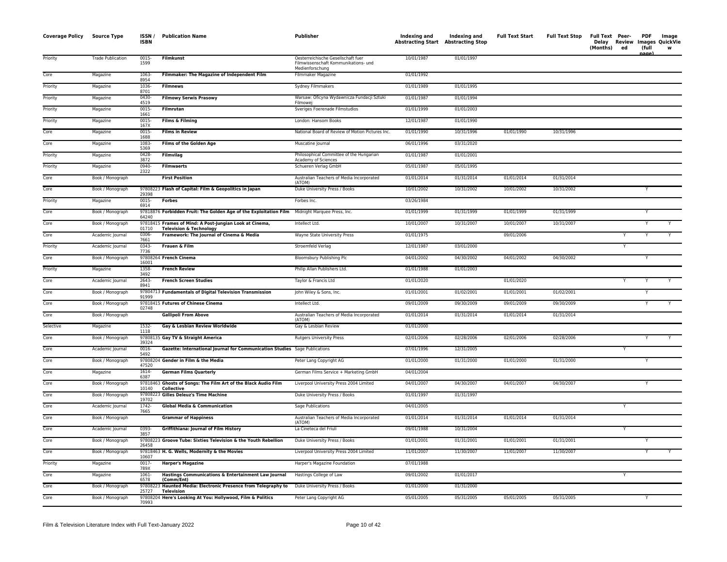| Coverage Policy | Source Type | ISSN / ISBN | Publication Name | Publisher | Indexing and Abstracting Start | Indexing and Abstracting Stop | Full Text Start | Full Text Stop | Full Text Delay (Months) | Peer-Reviewed | PDF Images (full page) | Image QuickView |
|---|---|---|---|---|---|---|---|---|---|---|---|---|
| Priority | Trade Publication | 0015-1599 | **Filmkunst** | Oesterreichische Gesellschaft fuer Filmwissenschaft Kommunikations- und Medienforschung | 10/01/1987 | 01/01/1997 | | | | | | |
| Core | Magazine | 1063-8954 | **Filmmaker: The Magazine of Independent Film** | Filmmaker Magazine | 01/01/1992 | | | | | | | |
| Priority | Magazine | 1036-8701 | **Filmnews** | Sydney Filmmakers | 01/01/1989 | 01/01/1995 | | | | | | |
| Priority | Magazine | 0430-4519 | **Filmowy Serwis Prasowy** | Warsaw: Oficyna Wydawnicza Fundacji Sztuki Filmowej | 01/01/1987 | 01/01/1994 | | | | | | |
| Priority | Magazine | 0015-1661 | **Filmrutan** | Sveriges Foerenade Filmstudios | 01/01/1999 | 01/01/2003 | | | | | | |
| Priority | Magazine | 0015-167X | **Films & Filming** | London: Hansom Books | 12/01/1987 | 01/01/1990 | | | | | | |
| Core | Magazine | 0015-1688 | **Films in Review** | National Board of Review of Motion Pictures Inc. | 01/01/1990 | 10/31/1996 | 01/01/1990 | 10/31/1996 | | | | |
| Core | Magazine | 1083-5369 | **Films of the Golden Age** | Muscatine Journal | 06/01/1996 | 03/31/2020 | | | | | | |
| Priority | Magazine | 0428-3872 | **Filmvilag** | Philosophical Committee of the Hungarian Academy of Sciences | 01/01/1987 | 01/01/2001 | | | | | | |
| Priority | Magazine | 0940-2322 | **Filmwaerts** | Schueren Verlag GmbH | 05/01/1987 | 05/01/1995 | | | | | | |
| Core | Book / Monograph | | **First Position** | Australian Teachers of Media Incorporated (ATOM) | 01/01/2014 | 01/31/2014 | 01/01/2014 | 01/31/2014 | | | | |
| Core | Book / Monograph | 9780822329398 | **Flash of Capital: Film & Geopolitics in Japan** | Duke University Press / Books | 10/01/2002 | 10/31/2002 | 10/01/2002 | 10/31/2002 | | | Y | |
| Priority | Magazine | 0015-6914 | **Forbes** | Forbes Inc. | 03/26/1984 | | | | | | | |
| Core | Book / Monograph | 9781887664240 | **Forbidden Fruit: The Golden Age of the Exploitation Film** | Midnight Marquee Press, Inc. | 01/01/1999 | 01/31/1999 | 01/01/1999 | 01/31/1999 | | | Y | |
| Core | Book / Monograph | 9781841501710 | **Frames of Mind: A Post-Jungian Look at Cinema, Television & Technology** | Intellect Ltd. | 10/01/2007 | 10/31/2007 | 10/01/2007 | 10/31/2007 | | | Y | Y |
| Core | Academic Journal | 0306-7661 | **Framework: The Journal of Cinema & Media** | Wayne State University Press | 01/01/1975 | | 09/01/2006 | | | Y | Y | Y |
| Priority | Academic Journal | 0343-7736 | **Frauen & Film** | Stroemfeld Verlag | 12/01/1987 | 03/01/2000 | | | | Y | | |
| Core | Book / Monograph | 9780826416001 | **French Cinema** | Bloomsbury Publishing Plc | 04/01/2002 | 04/30/2002 | 04/01/2002 | 04/30/2002 | | | Y | |
| Priority | Magazine | 1358-3492 | **French Review** | Philip Allan Publishers Ltd. | 01/01/1988 | 01/01/2003 | | | | | | |
| Core | Academic Journal | 2643-8941 | **French Screen Studies** | Taylor & Francis Ltd | 01/01/2020 | | 01/01/2020 | | | Y | Y | Y |
| Core | Book / Monograph | 9780471391999 | **Fundamentals of Digital Television Transmission** | John Wiley & Sons, Inc. | 01/01/2001 | 01/02/2001 | 01/01/2001 | 01/02/2001 | | | Y | |
| Core | Book / Monograph | 9781841502748 | **Futures of Chinese Cinema** | Intellect Ltd. | 09/01/2009 | 09/30/2009 | 09/01/2009 | 09/30/2009 | | | Y | Y |
| Core | Book / Monograph | | **Gallipoli From Above** | Australian Teachers of Media Incorporated (ATOM) | 01/01/2014 | 01/31/2014 | 01/01/2014 | 01/31/2014 | | | | |
| Selective | Magazine | 1532-1118 | **Gay & Lesbian Review Worldwide** | Gay & Lesbian Review | 01/01/2000 | | | | | | | |
| Core | Book / Monograph | 9780813539324 | **Gay TV & Straight America** | Rutgers University Press | 02/01/2006 | 02/28/2006 | 02/01/2006 | 02/28/2006 | | | Y | Y |
| Core | Academic Journal | 0016-5492 | **Gazette: International Journal for Communication Studies** | Sage Publications | 07/01/1996 | 12/31/2005 | | | | Y | | |
| Core | Book / Monograph | 9780820447520 | **Gender in Film & the Media** | Peter Lang Copyright AG | 01/01/2000 | 01/31/2000 | 01/01/2000 | 01/31/2000 | | | Y | |
| Core | Magazine | 1614-6387 | **German Films Quarterly** | German Films Service + Marketing GmbH | 04/01/2004 | | | | | | | |
| Core | Book / Monograph | 9781846310140 | **Ghosts of Songs: The Film Art of the Black Audio Film Collective** | Liverpool University Press 2004 Limited | 04/01/2007 | 04/30/2007 | 04/01/2007 | 04/30/2007 | | | Y | |
| Core | Book / Monograph | 9780822319702 | **Gilles Deleuz's Time Machine** | Duke University Press / Books | 01/01/1997 | 01/31/1997 | | | | | | |
| Core | Academic Journal | 1742-7665 | **Global Media & Communication** | Sage Publications | 04/01/2005 | | | | | Y | | |
| Core | Book / Monograph | | **Grammar of Happiness** | Australian Teachers of Media Incorporated (ATOM) | 01/01/2014 | 01/31/2014 | 01/01/2014 | 01/31/2014 | | | | |
| Core | Academic Journal | 0393-3857 | **Griffithiana: Journal of Film History** | La Cineteca del Friuli | 09/01/1988 | 10/31/2004 | | | | Y | | |
| Core | Book / Monograph | 9780822326458 | **Groove Tube: Sixties Television & the Youth Rebellion** | Duke University Press / Books | 01/01/2001 | 01/31/2001 | 01/01/2001 | 01/31/2001 | | | Y | |
| Core | Book / Monograph | 9781846310607 | **H. G. Wells, Modernity & the Movies** | Liverpool University Press 2004 Limited | 11/01/2007 | 11/30/2007 | 11/01/2007 | 11/30/2007 | | | Y | Y |
| Priority | Magazine | 0017-789X | **Harper's Magazine** | Harper's Magazine Foundation | 07/01/1988 | | | | | | | |
| Core | Magazine | 1061-6578 | **Hastings Communications & Entertainment Law Journal (Comm/Ent)** | Hastings College of Law | 09/01/2002 | 01/01/2017 | | | | Y | | |
| Core | Book / Monograph | 9780822325727 | **Haunted Media: Electronic Presence from Telegraphy to Television** | Duke University Press / Books | 01/01/2000 | 01/31/2000 | | | | | | |
| Core | Book / Monograph | 9780820470993 | **Here's Looking At You: Hollywood, Film & Politics** | Peter Lang Copyright AG | 05/01/2005 | 05/31/2005 | 05/01/2005 | 05/31/2005 | | | Y | |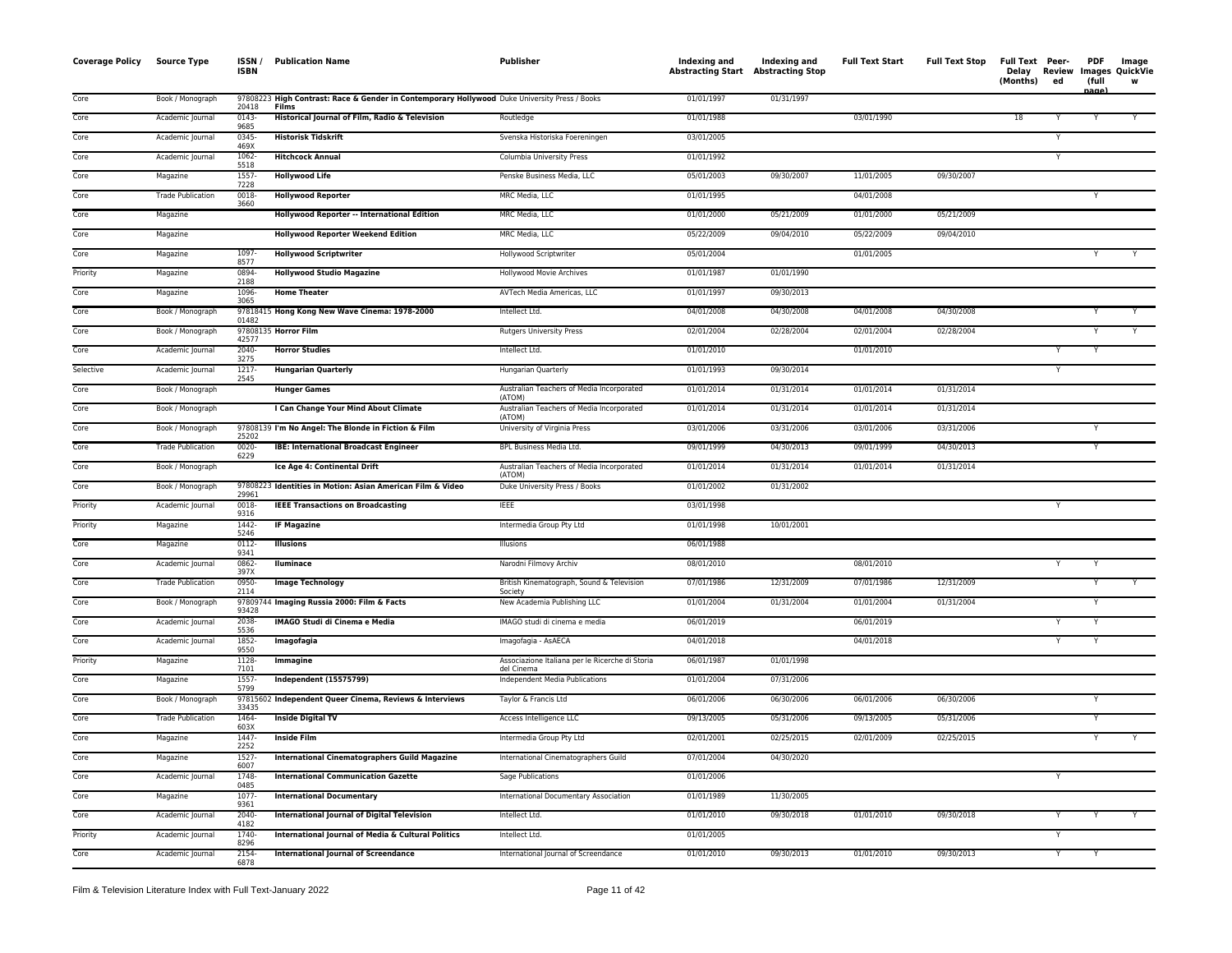| Coverage Policy | Source Type | ISSN / ISBN | Publication Name | Publisher | Indexing and Abstracting Start | Indexing and Abstracting Stop | Full Text Start | Full Text Stop | Full Text Delay (Months) | Peer-Reviewed | PDF Images (full page) | Image QuickView |
|---|---|---|---|---|---|---|---|---|---|---|---|---|
| Core | Book / Monograph | 9780822320418 | **High Contrast: Race & Gender in Contemporary Hollywood Films** | Duke University Press / Books | 01/01/1997 | 01/31/1997 | | | | | | |
| Core | Academic Journal | 0143-9685 | **Historical Journal of Film, Radio & Television** | Routledge | 01/01/1988 | | 03/01/1990 | | 18 | Y | Y | Y |
| Core | Academic Journal | 0345-469X | **Historisk Tidskrift** | Svenska Historiska Foereningen | 03/01/2005 | | | | | Y | | |
| Core | Academic Journal | 1062-5518 | **Hitchcock Annual** | Columbia University Press | 01/01/1992 | | | | | Y | | |
| Core | Magazine | 1557-7228 | **Hollywood Life** | Penske Business Media, LLC | 05/01/2003 | 09/30/2007 | 11/01/2005 | 09/30/2007 | | | | |
| Core | Trade Publication | 0018-3660 | **Hollywood Reporter** | MRC Media, LLC | 01/01/1995 | | 04/01/2008 | | | | Y | |
| Core | Magazine | | **Hollywood Reporter -- International Edition** | MRC Media, LLC | 01/01/2000 | 05/21/2009 | 01/01/2000 | 05/21/2009 | | | | |
| Core | Magazine | | **Hollywood Reporter Weekend Edition** | MRC Media, LLC | 05/22/2009 | 09/04/2010 | 05/22/2009 | 09/04/2010 | | | | |
| Core | Magazine | 1097-8577 | **Hollywood Scriptwriter** | Hollywood Scriptwriter | 05/01/2004 | | 01/01/2005 | | | | Y | Y |
| Priority | Magazine | 0894-2188 | **Hollywood Studio Magazine** | Hollywood Movie Archives | 01/01/1987 | 01/01/1990 | | | | | | |
| Core | Magazine | 1096-3065 | **Home Theater** | AVTech Media Americas, LLC | 01/01/1997 | 09/30/2013 | | | | | | |
| Core | Book / Monograph | 9781841501482 | **Hong Kong New Wave Cinema: 1978-2000** | Intellect Ltd. | 04/01/2008 | 04/30/2008 | 04/01/2008 | 04/30/2008 | | | Y | Y |
| Core | Book / Monograph | 9780813542577 | **Horror Film** | Rutgers University Press | 02/01/2004 | 02/28/2004 | 02/01/2004 | 02/28/2004 | | | Y | Y |
| Core | Academic Journal | 2040-3275 | **Horror Studies** | Intellect Ltd. | 01/01/2010 | | 01/01/2010 | | | Y | Y | |
| Selective | Academic Journal | 1217-2545 | **Hungarian Quarterly** | Hungarian Quarterly | 01/01/1993 | 09/30/2014 | | | | Y | | |
| Core | Book / Monograph | | **Hunger Games** | Australian Teachers of Media Incorporated (ATOM) | 01/01/2014 | 01/31/2014 | 01/01/2014 | 01/31/2014 | | | | |
| Core | Book / Monograph | | **I Can Change Your Mind About Climate** | Australian Teachers of Media Incorporated (ATOM) | 01/01/2014 | 01/31/2014 | 01/01/2014 | 01/31/2014 | | | | |
| Core | Book / Monograph | 9780813925202 | **I'm No Angel: The Blonde in Fiction & Film** | University of Virginia Press | 03/01/2006 | 03/31/2006 | 03/01/2006 | 03/31/2006 | | | Y | |
| Core | Trade Publication | 0020-6229 | **IBE: International Broadcast Engineer** | BPL Business Media Ltd. | 09/01/1999 | 04/30/2013 | 09/01/1999 | 04/30/2013 | | | Y | |
| Core | Book / Monograph | | **Ice Age 4: Continental Drift** | Australian Teachers of Media Incorporated (ATOM) | 01/01/2014 | 01/31/2014 | 01/01/2014 | 01/31/2014 | | | | |
| Core | Book / Monograph | 9780822329961 | **Identities in Motion: Asian American Film & Video** | Duke University Press / Books | 01/01/2002 | 01/31/2002 | | | | | | |
| Priority | Academic Journal | 0018-9316 | **IEEE Transactions on Broadcasting** | IEEE | 03/01/1998 | | | | | Y | | |
| Priority | Magazine | 1442-5246 | **IF Magazine** | Intermedia Group Pty Ltd | 01/01/1998 | 10/01/2001 | | | | | | |
| Core | Magazine | 0112-9341 | **Illusions** | Illusions | 06/01/1988 | | | | | | | |
| Core | Academic Journal | 0862-397X | **Iluminace** | Narodni Filmovy Archiv | 08/01/2010 | | 08/01/2010 | | | Y | Y | |
| Core | Trade Publication | 0950-2114 | **Image Technology** | British Kinematograph, Sound & Television Society | 07/01/1986 | 12/31/2009 | 07/01/1986 | 12/31/2009 | | | Y | Y |
| Core | Book / Monograph | 9780974493428 | **Imaging Russia 2000: Film & Facts** | New Academia Publishing LLC | 01/01/2004 | 01/31/2004 | 01/01/2004 | 01/31/2004 | | | Y | |
| Core | Academic Journal | 2038-5536 | **IMAGO Studi di Cinema e Media** | IMAGO studi di cinema e media | 06/01/2019 | | 06/01/2019 | | | Y | Y | |
| Core | Academic Journal | 1852-9550 | **Imagofagia** | Imagofagia - AsAECA | 04/01/2018 | | 04/01/2018 | | | Y | Y | |
| Priority | Magazine | 1128-7101 | **Immagine** | Associazione Italiana per le Ricerche di Storia del Cinema | 06/01/1987 | 01/01/1998 | | | | | | |
| Core | Magazine | 1557-5799 | **Independent (15575799)** | Independent Media Publications | 01/01/2004 | 07/31/2006 | | | | | | |
| Core | Book / Monograph | 9781560233435 | **Independent Queer Cinema, Reviews & Interviews** | Taylor & Francis Ltd | 06/01/2006 | 06/30/2006 | 06/01/2006 | 06/30/2006 | | | Y | |
| Core | Trade Publication | 1464-603X | **Inside Digital TV** | Access Intelligence LLC | 09/13/2005 | 05/31/2006 | 09/13/2005 | 05/31/2006 | | | Y | |
| Core | Magazine | 1447-2252 | **Inside Film** | Intermedia Group Pty Ltd | 02/01/2001 | 02/25/2015 | 02/01/2009 | 02/25/2015 | | | Y | Y |
| Core | Magazine | 1527-6007 | **International Cinematographers Guild Magazine** | International Cinematographers Guild | 07/01/2004 | 04/30/2020 | | | | | | |
| Core | Academic Journal | 1748-0485 | **International Communication Gazette** | Sage Publications | 01/01/2006 | | | | | Y | | |
| Core | Magazine | 1077-9361 | **International Documentary** | International Documentary Association | 01/01/1989 | 11/30/2005 | | | | | | |
| Core | Academic Journal | 2040-4182 | **International Journal of Digital Television** | Intellect Ltd. | 01/01/2010 | 09/30/2018 | 01/01/2010 | 09/30/2018 | | Y | Y | Y |
| Priority | Academic Journal | 1740-8296 | **International Journal of Media & Cultural Politics** | Intellect Ltd. | 01/01/2005 | | | | | Y | | |
| Core | Academic Journal | 2154-6878 | **International Journal of Screendance** | International Journal of Screendance | 01/01/2010 | 09/30/2013 | 01/01/2010 | 09/30/2013 | | Y | Y | |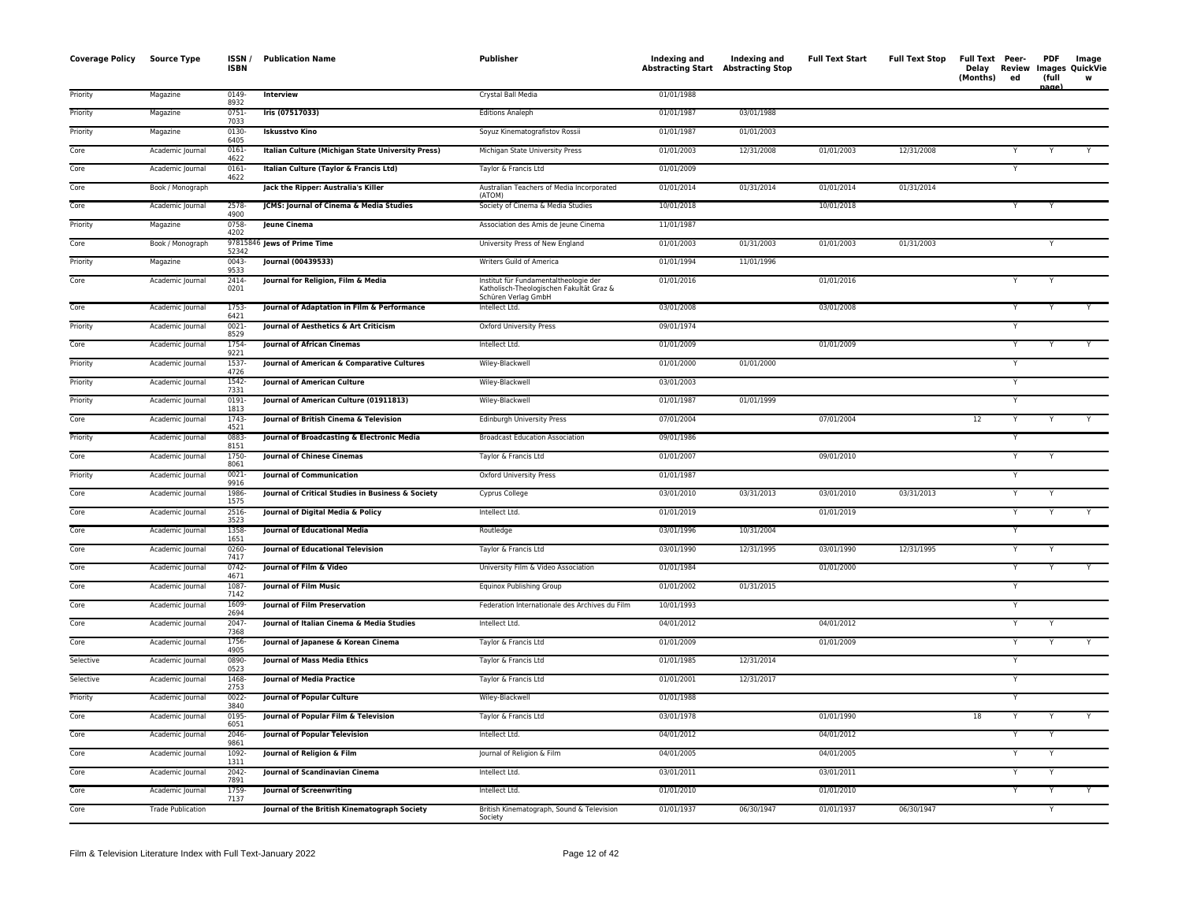| Coverage Policy | Source Type | ISSN / ISBN | Publication Name | Publisher | Indexing and Abstracting Start | Indexing and Abstracting Stop | Full Text Start | Full Text Stop | Full Text Delay (Months) | Peer-Reviewed | PDF Images (full page) | Image QuickView |
|---|---|---|---|---|---|---|---|---|---|---|---|---|
| Priority | Magazine | 0149-8932 | **Interview** | Crystal Ball Media | 01/01/1988 | | | | | | | |
| Priority | Magazine | 0751-7033 | **Iris (07517033)** | Editions Analeph | 01/01/1987 | 03/01/1988 | | | | | | |
| Priority | Magazine | 0130-6405 | **Iskusstvo Kino** | Soyuz Kinematografistov Rossii | 01/01/1987 | 01/01/2003 | | | | | | |
| Core | Academic Journal | 0161-4622 | **Italian Culture (Michigan State University Press)** | Michigan State University Press | 01/01/2003 | 12/31/2008 | 01/01/2003 | 12/31/2008 | | Y | Y | Y |
| Core | Academic Journal | 0161-4622 | **Italian Culture (Taylor & Francis Ltd)** | Taylor & Francis Ltd | 01/01/2009 | | | | | Y | | |
| Core | Book / Monograph | | **Jack the Ripper: Australia's Killer** | Australian Teachers of Media Incorporated (ATOM) | 01/01/2014 | 01/31/2014 | 01/01/2014 | 01/31/2014 | | | | |
| Core | Academic Journal | 2578-4900 | **JCMS: Journal of Cinema & Media Studies** | Society of Cinema & Media Studies | 10/01/2018 | | 10/01/2018 | | | Y | Y | |
| Priority | Magazine | 0758-4202 | **Jeune Cinema** | Association des Amis de Jeune Cinema | 11/01/1987 | | | | | | | |
| Core | Book / Monograph | 9781584652342 | **Jews of Prime Time** | University Press of New England | 01/01/2003 | 01/31/2003 | 01/01/2003 | 01/31/2003 | | | Y | |
| Priority | Magazine | 0043-9533 | **Journal (00439533)** | Writers Guild of America | 01/01/1994 | 11/01/1996 | | | | | | |
| Core | Academic Journal | 2414-0201 | **Journal for Religion, Film & Media** | Institut für Fundamentaltheologie der Katholisch-Theologischen Fakultät Graz & Schüren Verlag GmbH | 01/01/2016 | | 01/01/2016 | | | Y | Y | |
| Core | Academic Journal | 1753-6421 | **Journal of Adaptation in Film & Performance** | Intellect Ltd. | 03/01/2008 | | 03/01/2008 | | | Y | Y | Y |
| Priority | Academic Journal | 0021-8529 | **Journal of Aesthetics & Art Criticism** | Oxford University Press | 09/01/1974 | | | | | Y | | |
| Core | Academic Journal | 1754-9221 | **Journal of African Cinemas** | Intellect Ltd. | 01/01/2009 | | 01/01/2009 | | | Y | Y | Y |
| Priority | Academic Journal | 1537-4726 | **Journal of American & Comparative Cultures** | Wiley-Blackwell | 01/01/2000 | 01/01/2000 | | | | Y | | |
| Priority | Academic Journal | 1542-7331 | **Journal of American Culture** | Wiley-Blackwell | 03/01/2003 | | | | | Y | | |
| Priority | Academic Journal | 0191-1813 | **Journal of American Culture (01911813)** | Wiley-Blackwell | 01/01/1987 | 01/01/1999 | | | | Y | | |
| Core | Academic Journal | 1743-4521 | **Journal of British Cinema & Television** | Edinburgh University Press | 07/01/2004 | | 07/01/2004 | | 12 | Y | Y | Y |
| Priority | Academic Journal | 0883-8151 | **Journal of Broadcasting & Electronic Media** | Broadcast Education Association | 09/01/1986 | | | | | Y | | |
| Core | Academic Journal | 1750-8061 | **Journal of Chinese Cinemas** | Taylor & Francis Ltd | 01/01/2007 | | 09/01/2010 | | | Y | Y | |
| Priority | Academic Journal | 0021-9916 | **Journal of Communication** | Oxford University Press | 01/01/1987 | | | | | Y | | |
| Core | Academic Journal | 1986-1575 | **Journal of Critical Studies in Business & Society** | Cyprus College | 03/01/2010 | 03/31/2013 | 03/01/2010 | 03/31/2013 | | Y | Y | |
| Core | Academic Journal | 2516-3523 | **Journal of Digital Media & Policy** | Intellect Ltd. | 01/01/2019 | | 01/01/2019 | | | Y | Y | Y |
| Core | Academic Journal | 1358-1651 | **Journal of Educational Media** | Routledge | 03/01/1996 | 10/31/2004 | | | | Y | | |
| Core | Academic Journal | 0260-7417 | **Journal of Educational Television** | Taylor & Francis Ltd | 03/01/1990 | 12/31/1995 | 03/01/1990 | 12/31/1995 | | Y | Y | |
| Core | Academic Journal | 0742-4671 | **Journal of Film & Video** | University Film & Video Association | 01/01/1984 | | 01/01/2000 | | | Y | Y | Y |
| Core | Academic Journal | 1087-7142 | **Journal of Film Music** | Equinox Publishing Group | 01/01/2002 | 01/31/2015 | | | | Y | | |
| Core | Academic Journal | 1609-2694 | **Journal of Film Preservation** | Federation Internationale des Archives du Film | 10/01/1993 | | | | | Y | | |
| Core | Academic Journal | 2047-7368 | **Journal of Italian Cinema & Media Studies** | Intellect Ltd. | 04/01/2012 | | 04/01/2012 | | | Y | Y | |
| Core | Academic Journal | 1756-4905 | **Journal of Japanese & Korean Cinema** | Taylor & Francis Ltd | 01/01/2009 | | 01/01/2009 | | | Y | Y | Y |
| Selective | Academic Journal | 0890-0523 | **Journal of Mass Media Ethics** | Taylor & Francis Ltd | 01/01/1985 | 12/31/2014 | | | | Y | | |
| Selective | Academic Journal | 1468-2753 | **Journal of Media Practice** | Taylor & Francis Ltd | 01/01/2001 | 12/31/2017 | | | | Y | | |
| Priority | Academic Journal | 0022-3840 | **Journal of Popular Culture** | Wiley-Blackwell | 01/01/1988 | | | | | Y | | |
| Core | Academic Journal | 0195-6051 | **Journal of Popular Film & Television** | Taylor & Francis Ltd | 03/01/1978 | | 01/01/1990 | | 18 | Y | Y | Y |
| Core | Academic Journal | 2046-9861 | **Journal of Popular Television** | Intellect Ltd. | 04/01/2012 | | 04/01/2012 | | | Y | Y | |
| Core | Academic Journal | 1092-1311 | **Journal of Religion & Film** | Journal of Religion & Film | 04/01/2005 | | 04/01/2005 | | | Y | Y | |
| Core | Academic Journal | 2042-7891 | **Journal of Scandinavian Cinema** | Intellect Ltd. | 03/01/2011 | | 03/01/2011 | | | Y | Y | |
| Core | Academic Journal | 1759-7137 | **Journal of Screenwriting** | Intellect Ltd. | 01/01/2010 | | 01/01/2010 | | | Y | Y | Y |
| Core | Trade Publication | | **Journal of the British Kinematograph Society** | British Kinematograph, Sound & Television Society | 01/01/1937 | 06/30/1947 | 01/01/1937 | 06/30/1947 | | | Y | |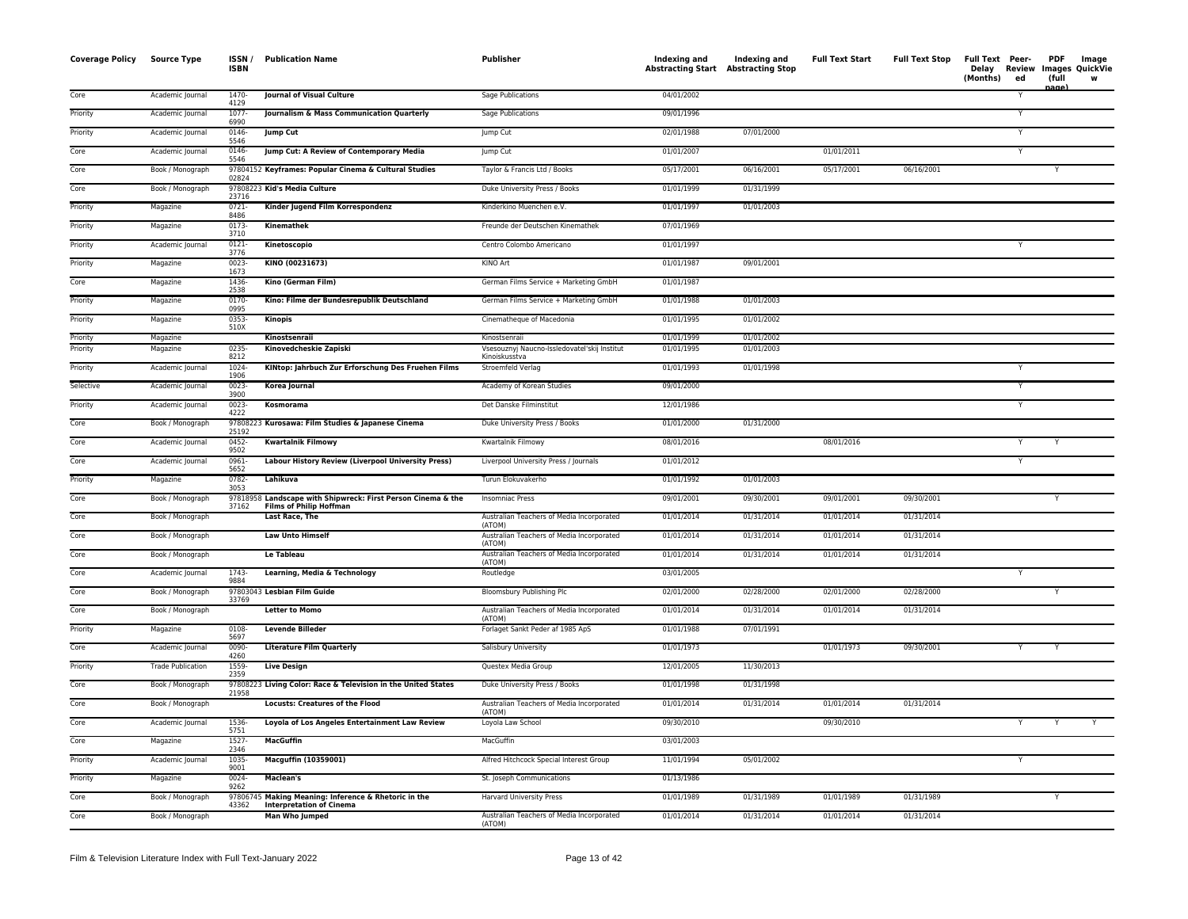| Coverage Policy | Source Type | ISSN / ISBN | Publication Name | Publisher | Indexing and Abstracting Start | Indexing and Abstracting Stop | Full Text Start | Full Text Stop | Full Text Delay (Months) | Peer-Reviewed | PDF Images (full page) | Image QuickView |
|---|---|---|---|---|---|---|---|---|---|---|---|---|
| Core | Academic Journal | 1470-4129 | **Journal of Visual Culture** | Sage Publications | 04/01/2002 | | | | | Y | | |
| Priority | Academic Journal | 1077-6990 | **Journalism & Mass Communication Quarterly** | Sage Publications | 09/01/1996 | | | | | Y | | |
| Priority | Academic Journal | 0146-5546 | **Jump Cut** | Jump Cut | 02/01/1988 | 07/01/2000 | | | | Y | | |
| Core | Academic Journal | 0146-5546 | **Jump Cut: A Review of Contemporary Media** | Jump Cut | 01/01/2007 | | 01/01/2011 | | | Y | | |
| Core | Book / Monograph | 9780415202824 | **Keyframes: Popular Cinema & Cultural Studies** | Taylor & Francis Ltd / Books | 05/17/2001 | 06/16/2001 | 05/17/2001 | 06/16/2001 | | | Y | |
| Core | Book / Monograph | 9780822323716 | **Kid's Media Culture** | Duke University Press / Books | 01/01/1999 | 01/31/1999 | | | | | | |
| Priority | Magazine | 0721-8486 | **Kinder Jugend Film Korrespondenz** | Kinderkino Muenchen e.V. | 01/01/1997 | 01/01/2003 | | | | | | |
| Priority | Magazine | 0173-3710 | **Kinemathek** | Freunde der Deutschen Kinemathek | 07/01/1969 | | | | | | | |
| Priority | Academic Journal | 0121-3776 | **Kinetoscopio** | Centro Colombo Americano | 01/01/1997 | | | | | Y | | |
| Priority | Magazine | 0023-1673 | **KINO (00231673)** | KINO Art | 01/01/1987 | 09/01/2001 | | | | | | |
| Core | Magazine | 1436-2538 | **Kino (German Film)** | German Films Service + Marketing GmbH | 01/01/1987 | | | | | | | |
| Priority | Magazine | 0170-0995 | **Kino: Filme der Bundesrepublik Deutschland** | German Films Service + Marketing GmbH | 01/01/1988 | 01/01/2003 | | | | | | |
| Priority | Magazine | 0353-510X | **Kinopis** | Cinematheque of Macedonia | 01/01/1995 | 01/01/2002 | | | | | | |
| Priority | Magazine | | **Kinostsenraii** | Kinostsenraii | 01/01/1999 | 01/01/2002 | | | | | | |
| Priority | Magazine | 0235-8212 | **Kinovedcheskie Zapiski** | Vsesouznyj Naucno-Issledovatel'skij Institut Kinoiskusstva | 01/01/1995 | 01/01/2003 | | | | | | |
| Priority | Academic Journal | 1024-1906 | **KINtop: Jahrbuch Zur Erforschung Des Fruehen Films** | Stroemfeld Verlag | 01/01/1993 | 01/01/1998 | | | | Y | | |
| Selective | Academic Journal | 0023-3900 | **Korea Journal** | Academy of Korean Studies | 09/01/2000 | | | | | Y | | |
| Priority | Academic Journal | 0023-4222 | **Kosmorama** | Det Danske Filminstitut | 12/01/1986 | | | | | Y | | |
| Core | Book / Monograph | 9780822325192 | **Kurosawa: Film Studies & Japanese Cinema** | Duke University Press / Books | 01/01/2000 | 01/31/2000 | | | | | | |
| Core | Academic Journal | 0452-9502 | **Kwartalnik Filmowy** | Kwartalnik Filmowy | 08/01/2016 | | 08/01/2016 | | | Y | Y | |
| Core | Academic Journal | 0961-5652 | **Labour History Review (Liverpool University Press)** | Liverpool University Press / Journals | 01/01/2012 | | | | | Y | | |
| Priority | Magazine | 0782-3053 | **Lahikuva** | Turun Elokuvakerho | 01/01/1992 | 01/01/2003 | | | | | | |
| Core | Book / Monograph | 9781895837162 | **Landscape with Shipwreck: First Person Cinema & the Films of Philip Hoffman** | Insomniac Press | 09/01/2001 | 09/30/2001 | 09/01/2001 | 09/30/2001 | | | Y | |
| Core | Book / Monograph | | **Last Race, The** | Australian Teachers of Media Incorporated (ATOM) | 01/01/2014 | 01/31/2014 | 01/01/2014 | 01/31/2014 | | | | |
| Core | Book / Monograph | | **Law Unto Himself** | Australian Teachers of Media Incorporated (ATOM) | 01/01/2014 | 01/31/2014 | 01/01/2014 | 01/31/2014 | | | | |
| Core | Book / Monograph | | **Le Tableau** | Australian Teachers of Media Incorporated (ATOM) | 01/01/2014 | 01/31/2014 | 01/01/2014 | 01/31/2014 | | | | |
| Core | Academic Journal | 1743-9884 | **Learning, Media & Technology** | Routledge | 03/01/2005 | | | | | Y | | |
| Core | Book / Monograph | 9780304333769 | **Lesbian Film Guide** | Bloomsbury Publishing Plc | 02/01/2000 | 02/28/2000 | 02/01/2000 | 02/28/2000 | | | Y | |
| Core | Book / Monograph | | **Letter to Momo** | Australian Teachers of Media Incorporated (ATOM) | 01/01/2014 | 01/31/2014 | 01/01/2014 | 01/31/2014 | | | | |
| Priority | Magazine | 0108-5697 | **Levende Billeder** | Forlaget Sankt Peder af 1985 ApS | 01/01/1988 | 07/01/1991 | | | | | | |
| Core | Academic Journal | 0090-4260 | **Literature Film Quarterly** | Salisbury University | 01/01/1973 | | 01/01/1973 | 09/30/2001 | | Y | Y | |
| Priority | Trade Publication | 1559-2359 | **Live Design** | Questex Media Group | 12/01/2005 | 11/30/2013 | | | | | | |
| Core | Book / Monograph | 9780822321958 | **Living Color: Race & Television in the United States** | Duke University Press / Books | 01/01/1998 | 01/31/1998 | | | | | | |
| Core | Book / Monograph | | **Locusts: Creatures of the Flood** | Australian Teachers of Media Incorporated (ATOM) | 01/01/2014 | 01/31/2014 | 01/01/2014 | 01/31/2014 | | | | |
| Core | Academic Journal | 1536-5751 | **Loyola of Los Angeles Entertainment Law Review** | Loyola Law School | 09/30/2010 | | 09/30/2010 | | | Y | Y | Y |
| Core | Magazine | 1527-2346 | **MacGuffin** | MacGuffin | 03/01/2003 | | | | | | | |
| Priority | Academic Journal | 1035-9001 | **Macguffin (10359001)** | Alfred Hitchcock Special Interest Group | 11/01/1994 | 05/01/2002 | | | | Y | | |
| Priority | Magazine | 0024-9262 | **Maclean's** | St. Joseph Communications | 01/13/1986 | | | | | | | |
| Core | Book / Monograph | 9780674543362 | **Making Meaning: Inference & Rhetoric in the Interpretation of Cinema** | Harvard University Press | 01/01/1989 | 01/31/1989 | 01/01/1989 | 01/31/1989 | | | Y | |
| Core | Book / Monograph | | **Man Who Jumped** | Australian Teachers of Media Incorporated (ATOM) | 01/01/2014 | 01/31/2014 | 01/01/2014 | 01/31/2014 | | | | |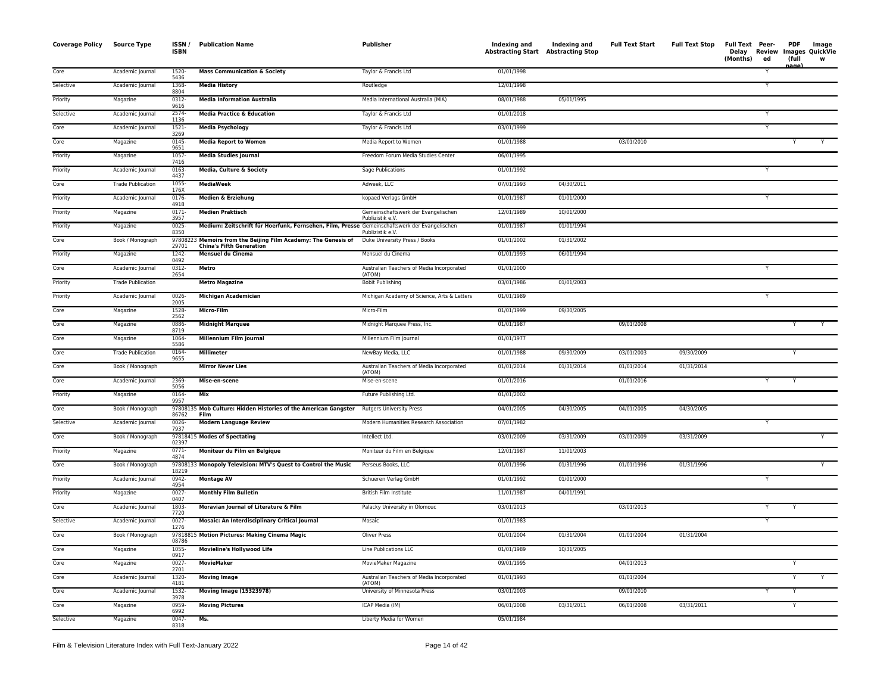| Coverage Policy | Source Type | ISSN / ISBN | Publication Name | Publisher | Indexing and Abstracting Start | Indexing and Abstracting Stop | Full Text Start | Full Text Stop | Full Text Delay (Months) | Peer-Reviewed | PDF Images (full page) | Image QuickView |
|---|---|---|---|---|---|---|---|---|---|---|---|---|
| Core | Academic Journal | 1520-5436 | **Mass Communication & Society** | Taylor & Francis Ltd | 01/01/1998 | | | | | Y | | |
| Selective | Academic Journal | 1368-8804 | **Media History** | Routledge | 12/01/1998 | | | | | Y | | |
| Priority | Magazine | 0312-9616 | **Media Information Australia** | Media International Australia (MIA) | 08/01/1988 | 05/01/1995 | | | | | | |
| Selective | Academic Journal | 2574-1136 | **Media Practice & Education** | Taylor & Francis Ltd | 01/01/2018 | | | | | Y | | |
| Core | Academic Journal | 1521-3269 | **Media Psychology** | Taylor & Francis Ltd | 03/01/1999 | | | | | Y | | |
| Core | Magazine | 0145-9651 | **Media Report to Women** | Media Report to Women | 01/01/1988 | | 03/01/2010 | | | | Y | Y |
| Priority | Magazine | 1057-7416 | **Media Studies Journal** | Freedom Forum Media Studies Center | 06/01/1995 | | | | | | | |
| Priority | Academic Journal | 0163-4437 | **Media, Culture & Society** | Sage Publications | 01/01/1992 | | | | | Y | | |
| Core | Trade Publication | 1055-176X | **MediaWeek** | Adweek, LLC | 07/01/1993 | 04/30/2011 | | | | | | |
| Priority | Academic Journal | 0176-4918 | **Medien & Erziehung** | kopaed Verlags GmbH | 01/01/1987 | 01/01/2000 | | | | Y | | |
| Priority | Magazine | 0171-3957 | **Medien Praktisch** | Gemeinschaftswerk der Evangelischen Publizistik e.V. | 12/01/1989 | 10/01/2000 | | | | | | |
| Priority | Magazine | 0025-8350 | **Medium: Zeitschrift für Hoerfunk, Fernsehen, Film, Presse** | Gemeinschaftswerk der Evangelischen Publizistik e.V. | 01/01/1987 | 01/01/1994 | | | | | | |
| Core | Book / Monograph | 9780822329701 | **Memoirs from the Beijing Film Academy: The Genesis of China's Fifth Generation** | Duke University Press / Books | 01/01/2002 | 01/31/2002 | | | | | | |
| Priority | Magazine | 1242-0492 | **Mensuel du Cinema** | Mensuel du Cinema | 01/01/1993 | 06/01/1994 | | | | | | |
| Core | Academic Journal | 0312-2654 | **Metro** | Australian Teachers of Media Incorporated (ATOM) | 01/01/2000 | | | | | Y | | |
| Priority | Trade Publication | | **Metro Magazine** | Bobit Publishing | 03/01/1986 | 01/01/2003 | | | | | | |
| Priority | Academic Journal | 0026-2005 | **Michigan Academician** | Michigan Academy of Science, Arts & Letters | 01/01/1989 | | | | | Y | | |
| Core | Magazine | 1528-2562 | **Micro-Film** | Micro-Film | 01/01/1999 | 09/30/2005 | | | | | | |
| Core | Magazine | 0886-8719 | **Midnight Marquee** | Midnight Marquee Press, Inc. | 01/01/1987 | | 09/01/2008 | | | | Y | Y |
| Core | Magazine | 1064-5586 | **Millennium Film Journal** | Millennium Film Journal | 01/01/1977 | | | | | | | |
| Core | Trade Publication | 0164-9655 | **Millimeter** | NewBay Media, LLC | 01/01/1988 | 09/30/2009 | 03/01/2003 | 09/30/2009 | | | Y | |
| Core | Book / Monograph | | **Mirror Never Lies** | Australian Teachers of Media Incorporated (ATOM) | 01/01/2014 | 01/31/2014 | 01/01/2014 | 01/31/2014 | | | | |
| Core | Academic Journal | 2369-5056 | **Mise-en-scene** | Mise-en-scene | 01/01/2016 | | 01/01/2016 | | | Y | Y | |
| Priority | Magazine | 0164-9957 | **Mix** | Future Publishing Ltd. | 01/01/2002 | | | | | | | |
| Core | Book / Monograph | 9780813586762 | **Mob Culture: Hidden Histories of the American Gangster Film** | Rutgers University Press | 04/01/2005 | 04/30/2005 | 04/01/2005 | 04/30/2005 | | | | |
| Selective | Academic Journal | 0026-7937 | **Modern Language Review** | Modern Humanities Research Association | 07/01/1982 | | | | | Y | | |
| Core | Book / Monograph | 9781841502397 | **Modes of Spectating** | Intellect Ltd. | 03/01/2009 | 03/31/2009 | 03/01/2009 | 03/31/2009 | | | | Y |
| Priority | Magazine | 0771-4874 | **Moniteur du Film en Belgique** | Moniteur du Film en Belgique | 12/01/1987 | 11/01/2003 | | | | | | |
| Core | Book / Monograph | 9780813318219 | **Monopoly Television: MTV's Quest to Control the Music** | Perseus Books, LLC | 01/01/1996 | 01/31/1996 | 01/01/1996 | 01/31/1996 | | | | Y |
| Priority | Academic Journal | 0942-4954 | **Montage AV** | Schueren Verlag GmbH | 01/01/1992 | 01/01/2000 | | | | Y | | |
| Priority | Magazine | 0027-0407 | **Monthly Film Bulletin** | British Film Institute | 11/01/1987 | 04/01/1991 | | | | | | |
| Core | Academic Journal | 1803-7720 | **Moravian Journal of Literature & Film** | Palacky University in Olomouc | 03/01/2013 | | 03/01/2013 | | | Y | Y | |
| Selective | Academic Journal | 0027-1276 | **Mosaic: An Interdisciplinary Critical Journal** | Mosaic | 01/01/1983 | | | | | Y | | |
| Core | Book / Monograph | 9781881508786 | **Motion Pictures: Making Cinema Magic** | Oliver Press | 01/01/2004 | 01/31/2004 | 01/01/2004 | 01/31/2004 | | | | |
| Core | Magazine | 1055-0917 | **Movieline's Hollywood Life** | Line Publications LLC | 01/01/1989 | 10/31/2005 | | | | | | |
| Core | Magazine | 0027-2701 | **MovieMaker** | MovieMaker Magazine | 09/01/1995 | | 04/01/2013 | | | | Y | |
| Core | Academic Journal | 1320-4181 | **Moving Image** | Australian Teachers of Media Incorporated (ATOM) | 01/01/1993 | | 01/01/2004 | | | | Y | Y |
| Core | Academic Journal | 1532-3978 | **Moving Image (15323978)** | University of Minnesota Press | 03/01/2003 | | 09/01/2010 | | | Y | Y | |
| Core | Magazine | 0959-6992 | **Moving Pictures** | ICAP Media (IM) | 06/01/2008 | 03/31/2011 | 06/01/2008 | 03/31/2011 | | | Y | |
| Selective | Magazine | 0047-8318 | **Ms.** | Liberty Media for Women | 05/01/1984 | | | | | | | |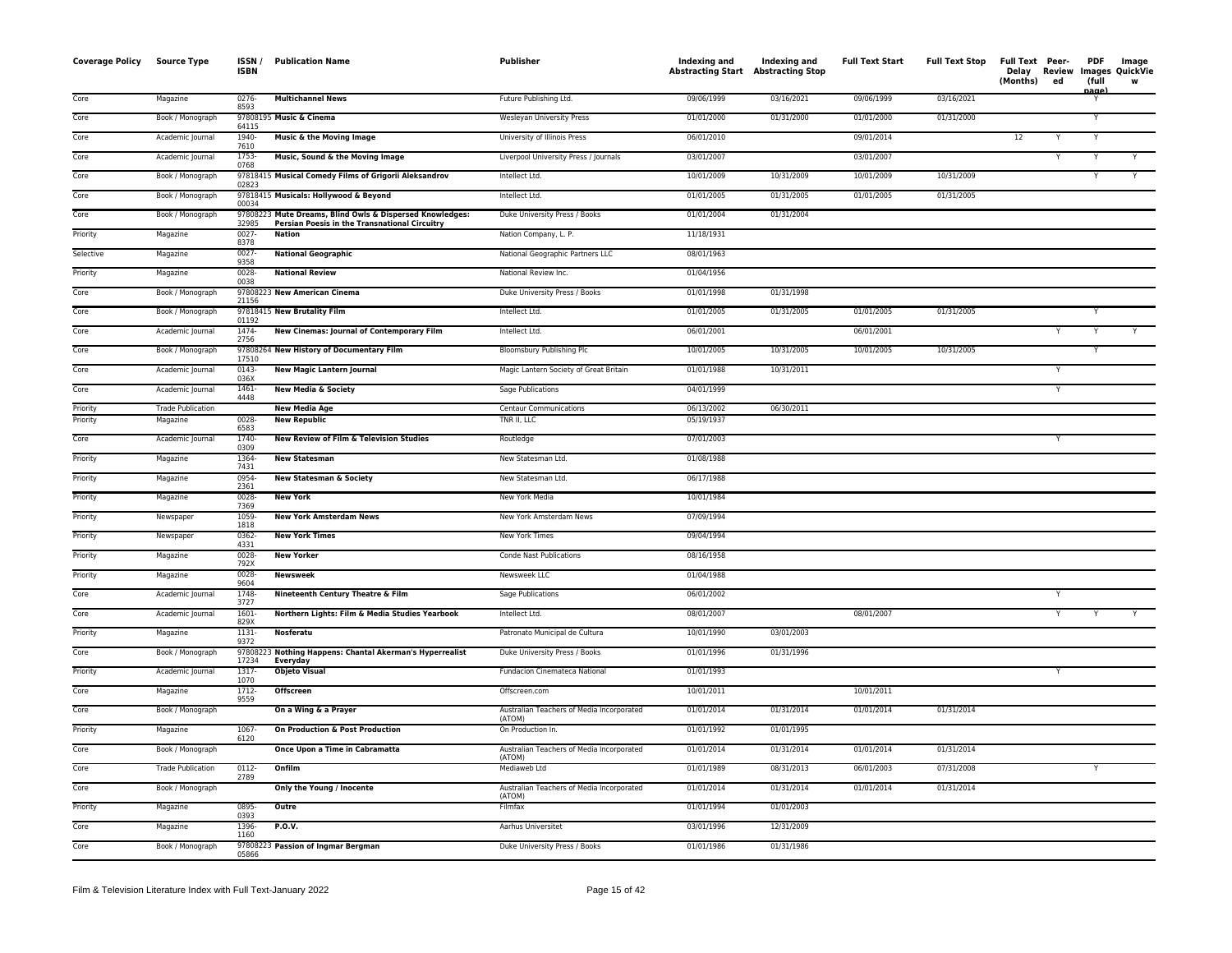| Coverage Policy | Source Type | ISSN / ISBN | Publication Name | Publisher | Indexing and Abstracting Start | Indexing and Abstracting Stop | Full Text Start | Full Text Stop | Full Text Delay (Months) | Peer-Reviewed | PDF Images (full page) | Image QuickView |
|---|---|---|---|---|---|---|---|---|---|---|---|---|
| Core | Magazine | 0276-8593 | **Multichannel News** | Future Publishing Ltd. | 09/06/1999 | 03/16/2021 | 09/06/1999 | 03/16/2021 | | | Y | |
| Core | Book / Monograph | 9780819564115 | **Music & Cinema** | Wesleyan University Press | 01/01/2000 | 01/31/2000 | 01/01/2000 | 01/31/2000 | | | Y | |
| Core | Academic Journal | 1940-7610 | **Music & the Moving Image** | University of Illinois Press | 06/01/2010 | | 09/01/2014 | | 12 | Y | Y | |
| Core | Academic Journal | 1753-0768 | **Music, Sound & the Moving Image** | Liverpool University Press / Journals | 03/01/2007 | | 03/01/2007 | | | Y | Y | Y |
| Core | Book / Monograph | 9781841502823 | **Musical Comedy Films of Grigorii Aleksandrov** | Intellect Ltd. | 10/01/2009 | 10/31/2009 | 10/01/2009 | 10/31/2009 | | | Y | Y |
| Core | Book / Monograph | 9781841500034 | **Musicals: Hollywood & Beyond** | Intellect Ltd. | 01/01/2005 | 01/31/2005 | 01/01/2005 | 01/31/2005 | | | | |
| Core | Book / Monograph | 9780822332985 | **Mute Dreams, Blind Owls & Dispersed Knowledges: Persian Poesis in the Transnational Circuitry** | Duke University Press / Books | 01/01/2004 | 01/31/2004 | | | | | | |
| Priority | Magazine | 0027-8378 | **Nation** | Nation Company, L. P. | 11/18/1931 | | | | | | | |
| Selective | Magazine | 0027-9358 | **National Geographic** | National Geographic Partners LLC | 08/01/1963 | | | | | | | |
| Priority | Magazine | 0028-0038 | **National Review** | National Review Inc. | 01/04/1956 | | | | | | | |
| Core | Book / Monograph | 9780822321156 | **New American Cinema** | Duke University Press / Books | 01/01/1998 | 01/31/1998 | | | | | | |
| Core | Book / Monograph | 9781841501192 | **New Brutality Film** | Intellect Ltd. | 01/01/2005 | 01/31/2005 | 01/01/2005 | 01/31/2005 | | | Y | |
| Core | Academic Journal | 1474-2756 | **New Cinemas: Journal of Contemporary Film** | Intellect Ltd. | 06/01/2001 | | 06/01/2001 | | | Y | Y | Y |
| Core | Book / Monograph | 9780826417510 | **New History of Documentary Film** | Bloomsbury Publishing Plc | 10/01/2005 | 10/31/2005 | 10/01/2005 | 10/31/2005 | | | Y | |
| Core | Academic Journal | 0143-036X | **New Magic Lantern Journal** | Magic Lantern Society of Great Britain | 01/01/1988 | 10/31/2011 | | | | Y | | |
| Core | Academic Journal | 1461-4448 | **New Media & Society** | Sage Publications | 04/01/1999 | | | | | Y | | |
| Priority | Trade Publication | | **New Media Age** | Centaur Communications | 06/13/2002 | 06/30/2011 | | | | | | |
| Priority | Magazine | 0028-6583 | **New Republic** | TNR II, LLC | 05/19/1937 | | | | | | | |
| Core | Academic Journal | 1740-0309 | **New Review of Film & Television Studies** | Routledge | 07/01/2003 | | | | | Y | | |
| Priority | Magazine | 1364-7431 | **New Statesman** | New Statesman Ltd. | 01/08/1988 | | | | | | | |
| Priority | Magazine | 0954-2361 | **New Statesman & Society** | New Statesman Ltd. | 06/17/1988 | | | | | | | |
| Priority | Magazine | 0028-7369 | **New York** | New York Media | 10/01/1984 | | | | | | | |
| Priority | Newspaper | 1059-1818 | **New York Amsterdam News** | New York Amsterdam News | 07/09/1994 | | | | | | | |
| Priority | Newspaper | 0362-4331 | **New York Times** | New York Times | 09/04/1994 | | | | | | | |
| Priority | Magazine | 0028-792X | **New Yorker** | Conde Nast Publications | 08/16/1958 | | | | | | | |
| Priority | Magazine | 0028-9604 | **Newsweek** | Newsweek LLC | 01/04/1988 | | | | | | | |
| Core | Academic Journal | 1748-3727 | **Nineteenth Century Theatre & Film** | Sage Publications | 06/01/2002 | | | | | Y | | |
| Core | Academic Journal | 1601-829X | **Northern Lights: Film & Media Studies Yearbook** | Intellect Ltd. | 08/01/2007 | | 08/01/2007 | | | Y | Y | Y |
| Priority | Magazine | 1131-9372 | **Nosferatu** | Patronato Municipal de Cultura | 10/01/1990 | 03/01/2003 | | | | | | |
| Core | Book / Monograph | 9780822317234 | **Nothing Happens: Chantal Akerman's Hyperrealist Everyday** | Duke University Press / Books | 01/01/1996 | 01/31/1996 | | | | | | |
| Priority | Academic Journal | 1317-1070 | **Objeto Visual** | Fundacion Cinemateca Nacional | 01/01/1993 | | | | | Y | | |
| Core | Magazine | 1712-9559 | **Offscreen** | Offscreen.com | 10/01/2011 | | 10/01/2011 | | | | | |
| Core | Book / Monograph | | **On a Wing & a Prayer** | Australian Teachers of Media Incorporated (ATOM) | 01/01/2014 | 01/31/2014 | 01/01/2014 | 01/31/2014 | | | | |
| Priority | Magazine | 1067-6120 | **On Production & Post Production** | On Production In. | 01/01/1992 | 01/01/1995 | | | | | | |
| Core | Book / Monograph | | **Once Upon a Time in Cabramatta** | Australian Teachers of Media Incorporated (ATOM) | 01/01/2014 | 01/31/2014 | 01/01/2014 | 01/31/2014 | | | | |
| Core | Trade Publication | 0112-2789 | **Onfilm** | Mediaweb Ltd | 01/01/1989 | 08/31/2013 | 06/01/2003 | 07/31/2008 | | | Y | |
| Core | Book / Monograph | | **Only the Young / Inocente** | Australian Teachers of Media Incorporated (ATOM) | 01/01/2014 | 01/31/2014 | 01/01/2014 | 01/31/2014 | | | | |
| Priority | Magazine | 0895-0393 | **Outre** | Filmfax | 01/01/1994 | 01/01/2003 | | | | | | |
| Core | Magazine | 1396-1160 | **P.O.V.** | Aarhus Universitet | 03/01/1996 | 12/31/2009 | | | | | | |
| Core | Book / Monograph | 9780822305866 | **Passion of Ingmar Bergman** | Duke University Press / Books | 01/01/1986 | 01/31/1986 | | | | | | |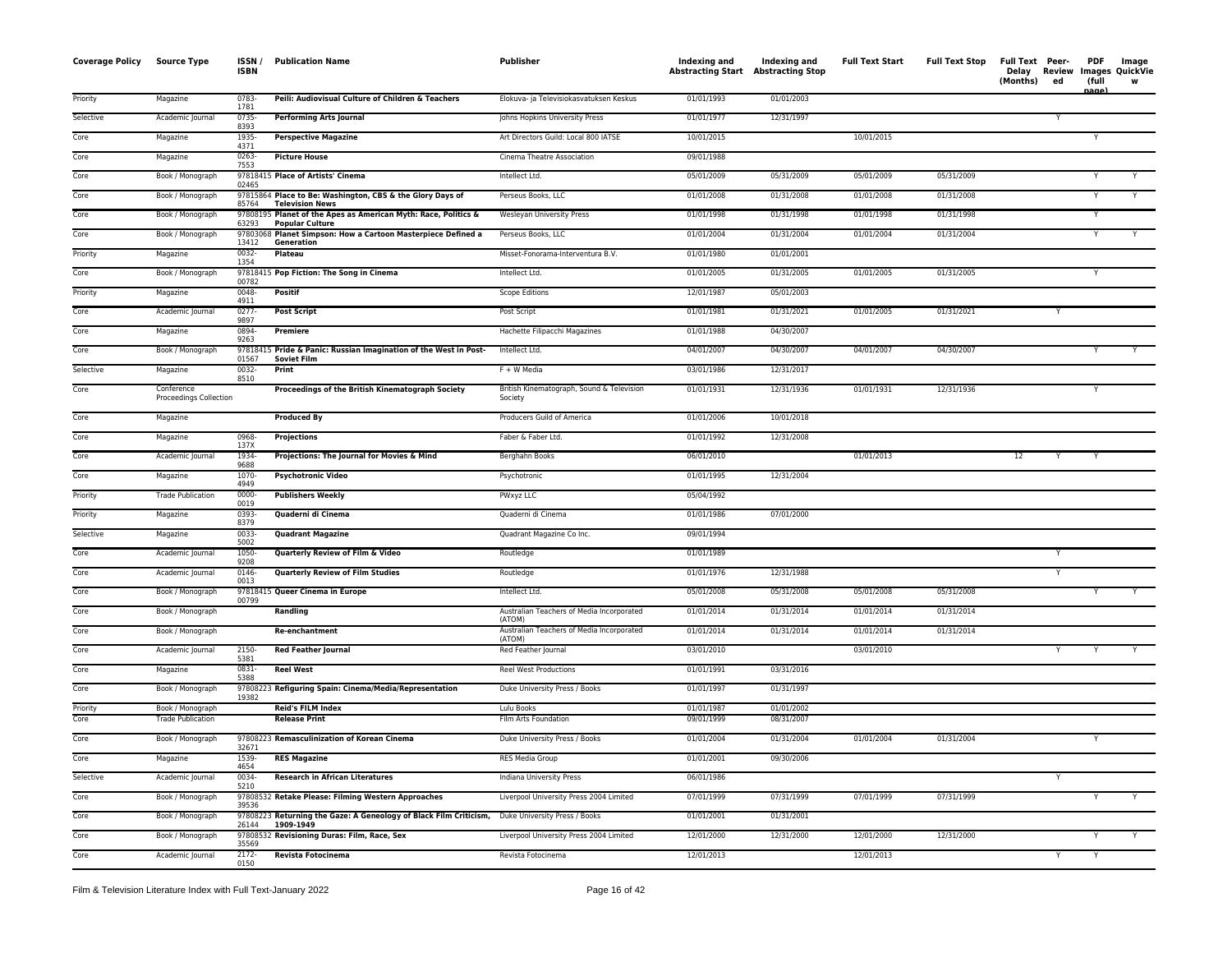| Coverage Policy | Source Type | ISSN / ISBN | Publication Name | Publisher | Indexing and Abstracting Start | Indexing and Abstracting Stop | Full Text Start | Full Text Stop | Full Text Delay (Months) | Peer-Reviewed | PDF Images (full page) | Image QuickView |
|---|---|---|---|---|---|---|---|---|---|---|---|---|
| Priority | Magazine | 0783-1781 | **Peili: Audiovisual Culture of Children & Teachers** | Elokuva- ja Televisiokasvatuksen Keskus | 01/01/1993 | 01/01/2003 | | | | | | |
| Selective | Academic Journal | 0735-8393 | **Performing Arts Journal** | Johns Hopkins University Press | 01/01/1977 | 12/31/1997 | | | | Y | | |
| Core | Magazine | 1935-4371 | **Perspective Magazine** | Art Directors Guild: Local 800 IATSE | 10/01/2015 | | 10/01/2015 | | | | Y | |
| Core | Magazine | 0263-7553 | **Picture House** | Cinema Theatre Association | 09/01/1988 | | | | | | | |
| Core | Book / Monograph | 9781841502465 | **Place of Artists' Cinema** | Intellect Ltd. | 05/01/2009 | 05/31/2009 | 05/01/2009 | 05/31/2009 | | | Y | Y |
| Core | Book / Monograph | 9781586485764 | **Place to Be: Washington, CBS & the Glory Days of Television News** | Perseus Books, LLC | 01/01/2008 | 01/31/2008 | 01/01/2008 | 01/31/2008 | | | Y | Y |
| Core | Book / Monograph | 9780819563293 | **Planet of the Apes as American Myth: Race, Politics & Popular Culture** | Wesleyan University Press | 01/01/1998 | 01/31/1998 | 01/01/1998 | 01/31/1998 | | | Y | |
| Core | Book / Monograph | 9780306813412 | **Planet Simpson: How a Cartoon Masterpiece Defined a Generation** | Perseus Books, LLC | 01/01/2004 | 01/31/2004 | 01/01/2004 | 01/31/2004 | | | Y | Y |
| Priority | Magazine | 0032-1354 | **Plateau** | Misset-Fonorama-Interventura B.V. | 01/01/1980 | 01/01/2001 | | | | | | |
| Core | Book / Monograph | 9781841500782 | **Pop Fiction: The Song in Cinema** | Intellect Ltd. | 01/01/2005 | 01/31/2005 | 01/01/2005 | 01/31/2005 | | | Y | |
| Priority | Magazine | 0048-4911 | **Positif** | Scope Editions | 12/01/1987 | 05/01/2003 | | | | | | |
| Core | Academic Journal | 0277-9897 | **Post Script** | Post Script | 01/01/1981 | 01/31/2021 | 01/01/2005 | 01/31/2021 | | Y | | |
| Core | Magazine | 0894-9263 | **Premiere** | Hachette Filipacchi Magazines | 01/01/1988 | 04/30/2007 | | | | | | |
| Core | Book / Monograph | 9781841501567 | **Pride & Panic: Russian Imagination of the West in Post-Soviet Film** | Intellect Ltd. | 04/01/2007 | 04/30/2007 | 04/01/2007 | 04/30/2007 | | | Y | Y |
| Selective | Magazine | 0032-8510 | **Print** | F + W Media | 03/01/1986 | 12/31/2017 | | | | | | |
| Core | Conference Proceedings Collection | | **Proceedings of the British Kinematograph Society** | British Kinematograph, Sound & Television Society | 01/01/1931 | 12/31/1936 | 01/01/1931 | 12/31/1936 | | | Y | |
| Core | Magazine | | **Produced By** | Producers Guild of America | 01/01/2006 | 10/01/2018 | | | | | | |
| Core | Magazine | 0968-137X | **Projections** | Faber & Faber Ltd. | 01/01/1992 | 12/31/2008 | | | | | | |
| Core | Academic Journal | 1934-9688 | **Projections: The Journal for Movies & Mind** | Berghahn Books | 06/01/2010 | | 01/01/2013 | | 12 | Y | Y | |
| Core | Magazine | 1070-4949 | **Psychotronic Video** | Psychotronic | 01/01/1995 | 12/31/2004 | | | | | | |
| Priority | Trade Publication | 0000-0019 | **Publishers Weekly** | PWxyz LLC | 05/04/1992 | | | | | | | |
| Priority | Magazine | 0393-8379 | **Quaderni di Cinema** | Quaderni di Cinema | 01/01/1986 | 07/01/2000 | | | | | | |
| Selective | Magazine | 0033-5002 | **Quadrant Magazine** | Quadrant Magazine Co Inc. | 09/01/1994 | | | | | | | |
| Core | Academic Journal | 1050-9208 | **Quarterly Review of Film & Video** | Routledge | 01/01/1989 | | | | | Y | | |
| Core | Academic Journal | 0146-0013 | **Quarterly Review of Film Studies** | Routledge | 01/01/1976 | 12/31/1988 | | | | Y | | |
| Core | Book / Monograph | 9781841500799 | **Queer Cinema in Europe** | Intellect Ltd. | 05/01/2008 | 05/31/2008 | 05/01/2008 | 05/31/2008 | | | Y | Y |
| Core | Book / Monograph | | **Randling** | Australian Teachers of Media Incorporated (ATOM) | 01/01/2014 | 01/31/2014 | 01/01/2014 | 01/31/2014 | | | | |
| Core | Book / Monograph | | **Re-enchantment** | Australian Teachers of Media Incorporated (ATOM) | 01/01/2014 | 01/31/2014 | 01/01/2014 | 01/31/2014 | | | | |
| Core | Academic Journal | 2150-5381 | **Red Feather Journal** | Red Feather Journal | 03/01/2010 | | 03/01/2010 | | | Y | Y | Y |
| Core | Magazine | 0831-5388 | **Reel West** | Reel West Productions | 01/01/1991 | 03/31/2016 | | | | | | |
| Core | Book / Monograph | 9780822319382 | **Refiguring Spain: Cinema/Media/Representation** | Duke University Press / Books | 01/01/1997 | 01/31/1997 | | | | | | |
| Priority | Book / Monograph | | **Reid's FILM Index** | Lulu Books | 01/01/1987 | 01/01/2002 | | | | | | |
| Core | Trade Publication | | **Release Print** | Film Arts Foundation | 09/01/1999 | 08/31/2007 | | | | | | |
| Core | Book / Monograph | 9780822332671 | **Remasculinization of Korean Cinema** | Duke University Press / Books | 01/01/2004 | 01/31/2004 | 01/01/2004 | 01/31/2004 | | | Y | |
| Core | Magazine | 1539-4654 | **RES Magazine** | RES Media Group | 01/01/2001 | 09/30/2006 | | | | | | |
| Selective | Academic Journal | 0034-5210 | **Research in African Literatures** | Indiana University Press | 06/01/1986 | | | | | Y | | |
| Core | Book / Monograph | 9780853239536 | **Retake Please: Filming Western Approaches** | Liverpool University Press 2004 Limited | 07/01/1999 | 07/31/1999 | 07/01/1999 | 07/31/1999 | | | Y | Y |
| Core | Book / Monograph | 9780822326144 | **Returning the Gaze: A Geneology of Black Film Criticism, 1909-1949** | Duke University Press / Books | 01/01/2001 | 01/31/2001 | | | | | | |
| Core | Book / Monograph | 9780853235569 | **Revisioning Duras: Film, Race, Sex** | Liverpool University Press 2004 Limited | 12/01/2000 | 12/31/2000 | 12/01/2000 | 12/31/2000 | | | Y | Y |
| Core | Academic Journal | 2172-0150 | **Revista Fotocinema** | Revista Fotocinema | 12/01/2013 | | 12/01/2013 | | | Y | Y | |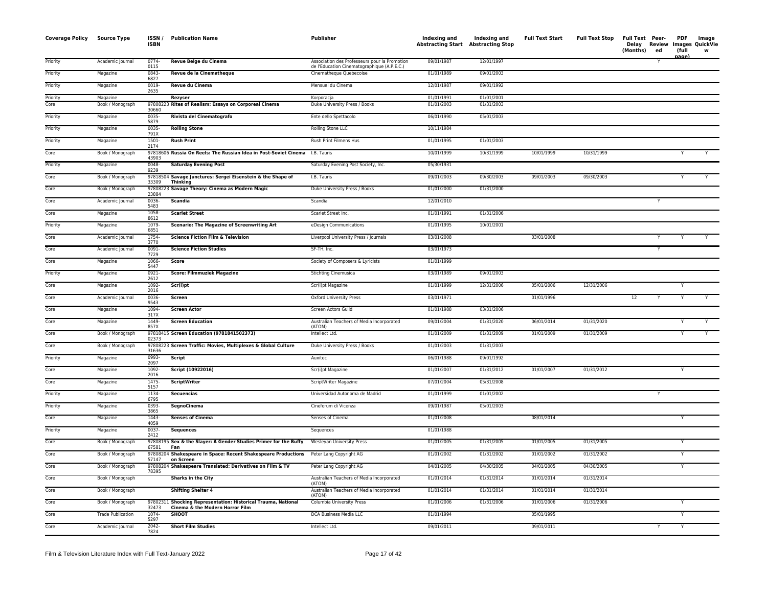| Coverage Policy | Source Type | ISSN / ISBN | Publication Name | Publisher | Indexing and Abstracting Start | Indexing and Abstracting Stop | Full Text Start | Full Text Stop | Full Text Delay (Months) | Peer-Reviewed | PDF Images (full page) | Image QuickView |
|---|---|---|---|---|---|---|---|---|---|---|---|---|
| Priority | Academic Journal | 0774-0115 | **Revue Belge du Cinema** | Association des Professeurs pour la Promotion de l'Education Cinematographique (A.P.E.C.) | 09/01/1987 | 12/01/1997 | | | | Y | | |
| Priority | Magazine | 0843-6827 | **Revue de la Cinematheque** | Cinematheque Quebecoise | 01/01/1989 | 09/01/2003 | | | | | | |
| Priority | Magazine | 0019-2635 | **Revue du Cinema** | Mensuel du Cinema | 12/01/1987 | 09/01/1992 | | | | | | |
| Priority | Magazine | | **Rezyser** | Korporacja | 01/01/1991 | 01/01/2001 | | | | | | |
| Core | Book / Monograph | 9780822330660 | **Rites of Realism: Essays on Corporeal Cinema** | Duke University Press / Books | 01/01/2003 | 01/31/2003 | | | | | | |
| Priority | Magazine | 0035-5879 | **Rivista del Cinematografo** | Ente dello Spettacolo | 06/01/1990 | 05/01/2003 | | | | | | |
| Priority | Magazine | 0035-791X | **Rolling Stone** | Rolling Stone LLC | 10/11/1984 | | | | | | | |
| Priority | Magazine | 1501-2174 | **Rush Print** | Rush Print Filmens Hus | 01/01/1995 | 01/01/2003 | | | | | | |
| Core | Book / Monograph | 9781860643903 | **Russia On Reels: The Russian Idea in Post-Soviet Cinema** | I.B. Tauris | 10/01/1999 | 10/31/1999 | 10/01/1999 | 10/31/1999 | | | Y | Y |
| Priority | Magazine | 0048-9239 | **Saturday Evening Post** | Saturday Evening Post Society, Inc. | 05/30/1931 | | | | | | | |
| Core | Book / Monograph | 9781850433309 | **Savage Junctures: Sergei Eisenstein & the Shape of Thinking** | I.B. Tauris | 09/01/2003 | 09/30/2003 | 09/01/2003 | 09/30/2003 | | | Y | Y |
| Core | Book / Monograph | 9780822323884 | **Savage Theory: Cinema as Modern Magic** | Duke University Press / Books | 01/01/2000 | 01/31/2000 | | | | | | |
| Core | Academic Journal | 0036-5483 | **Scandia** | Scandia | 12/01/2010 | | | | | Y | | |
| Core | Magazine | 1058-8612 | **Scarlet Street** | Scarlet Street Inc. | 01/01/1991 | 01/31/2006 | | | | | | |
| Priority | Magazine | 1079-6851 | **Scenario: The Magazine of Screenwriting Art** | eDesign Communications | 01/01/1995 | 10/01/2001 | | | | | | |
| Core | Academic Journal | 1754-3770 | **Science Fiction Film & Television** | Liverpool University Press / Journals | 03/01/2008 | | 03/01/2008 | | | Y | Y | Y |
| Core | Academic Journal | 0091-7729 | **Science Fiction Studies** | SF-TH, Inc. | 03/01/1973 | | | | | Y | | |
| Core | Magazine | 1066-5447 | **Score** | Society of Composers & Lyricists | 01/01/1999 | | | | | | | |
| Priority | Magazine | 0921-2612 | **Score: Filmmuziek Magazine** | Stichting Cinemusica | 03/01/1989 | 09/01/2003 | | | | | | |
| Core | Magazine | 1092-2016 | **Scr(i)pt** | Scr(i)pt Magazine | 01/01/1999 | 12/31/2006 | 05/01/2006 | 12/31/2006 | | | Y | |
| Core | Academic Journal | 0036-9543 | **Screen** | Oxford University Press | 03/01/1971 | | 01/01/1996 | | 12 | Y | Y | Y |
| Core | Magazine | 1094-317X | **Screen Actor** | Screen Actors Guild | 01/01/1988 | 03/31/2006 | | | | | | |
| Core | Magazine | 1449-857X | **Screen Education** | Australian Teachers of Media Incorporated (ATOM) | 09/01/2004 | 01/31/2020 | 06/01/2014 | 01/31/2020 | | | Y | Y |
| Core | Book / Monograph | 9781841502373 | **Screen Education (9781841502373)** | Intellect Ltd. | 01/01/2009 | 01/31/2009 | 01/01/2009 | 01/31/2009 | | | Y | Y |
| Core | Book / Monograph | 9780822331636 | **Screen Traffic: Movies, Multiplexes & Global Culture** | Duke University Press / Books | 01/01/2003 | 01/31/2003 | | | | | | |
| Priority | Magazine | 0993-2097 | **Script** | Auxitec | 06/01/1988 | 09/01/1992 | | | | | | |
| Core | Magazine | 1092-2016 | **Script (10922016)** | Scr(i)pt Magazine | 01/01/2007 | 01/31/2012 | 01/01/2007 | 01/31/2012 | | | Y | |
| Core | Magazine | 1475-5157 | **ScriptWriter** | ScriptWriter Magazine | 07/01/2004 | 05/31/2008 | | | | | | |
| Priority | Magazine | 1134-6795 | **Secuencias** | Universidad Autonoma de Madrid | 01/01/1999 | 01/01/2002 | | | | Y | | |
| Priority | Magazine | 0393-3865 | **SegnoCinema** | Cineforum di Vicenza | 09/01/1987 | 05/01/2003 | | | | | | |
| Core | Magazine | 1443-4059 | **Senses of Cinema** | Senses of Cinema | 01/01/2008 | | 08/01/2014 | | | | Y | |
| Priority | Magazine | 0037-2412 | **Sequences** | Sequences | 01/01/1988 | | | | | | | |
| Core | Book / Monograph | 9780819567581 | **Sex & the Slayer: A Gender Studies Primer for the Buffy Fan** | Wesleyan University Press | 01/01/2005 | 01/31/2005 | 01/01/2005 | 01/31/2005 | | | Y | |
| Core | Book / Monograph | 9780820457147 | **Shakespeare in Space: Recent Shakespeare Productions on Screen** | Peter Lang Copyright AG | 01/01/2002 | 01/31/2002 | 01/01/2002 | 01/31/2002 | | | Y | |
| Core | Book / Monograph | 9780820478395 | **Shakespeare Translated: Derivatives on Film & TV** | Peter Lang Copyright AG | 04/01/2005 | 04/30/2005 | 04/01/2005 | 04/30/2005 | | | Y | |
| Core | Book / Monograph | | **Sharks in the City** | Australian Teachers of Media Incorporated (ATOM) | 01/01/2014 | 01/31/2014 | 01/01/2014 | 01/31/2014 | | | | |
| Core | Book / Monograph | | **Shifting Shelter 4** | Australian Teachers of Media Incorporated (ATOM) | 01/01/2014 | 01/31/2014 | 01/01/2014 | 01/31/2014 | | | | |
| Core | Book / Monograph | 9780231132473 | **Shocking Representation: Historical Trauma, National Cinema & the Modern Horror Film** | Columbia University Press | 01/01/2006 | 01/31/2006 | 01/01/2006 | 01/31/2006 | | | Y | |
| Core | Trade Publication | 1074-5297 | **SHOOT** | DCA Business Media LLC | 01/01/1994 | | 05/01/1995 | | | | Y | |
| Core | Academic Journal | 2042-7824 | **Short Film Studies** | Intellect Ltd. | 09/01/2011 | | 09/01/2011 | | | Y | Y | |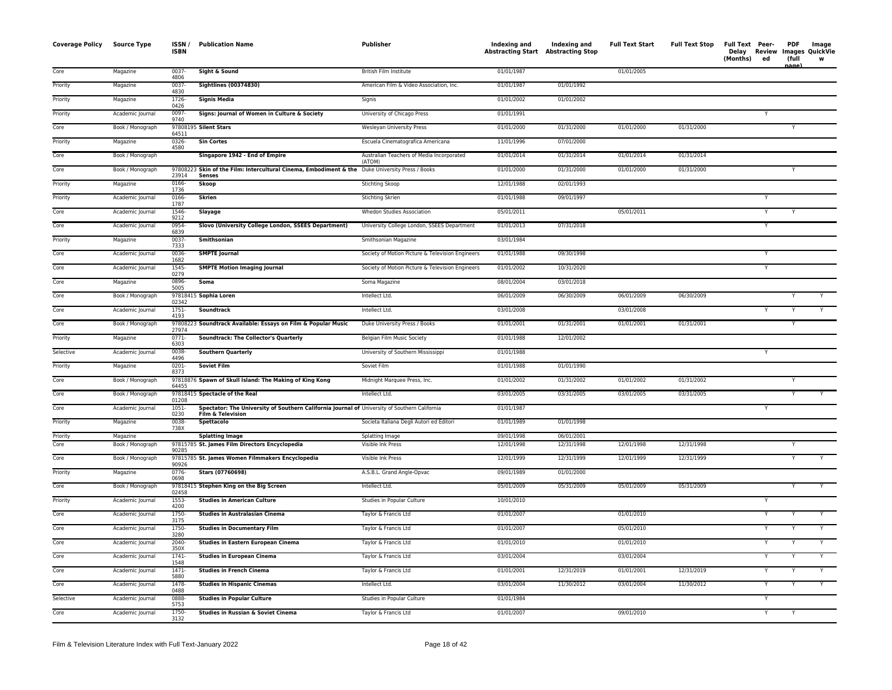| Coverage Policy | Source Type | ISSN / ISBN | Publication Name | Publisher | Indexing and Abstracting Start | Indexing and Abstracting Stop | Full Text Start | Full Text Stop | Full Text Delay (Months) | Peer-Reviewed | PDF Images (full page) | Image QuickView |
|---|---|---|---|---|---|---|---|---|---|---|---|---|
| Core | Magazine | 0037-4806 | **Sight & Sound** | British Film Institute | 01/01/1987 | | 01/01/2005 | | | | | |
| Priority | Magazine | 0037-4830 | **Sightlines (00374830)** | American Film & Video Association, Inc. | 01/01/1987 | 01/01/1992 | | | | | | |
| Priority | Magazine | 1726-0426 | **Signis Media** | Signis | 01/01/2002 | 01/01/2002 | | | | | | |
| Priority | Academic Journal | 0097-9740 | **Signs: Journal of Women in Culture & Society** | University of Chicago Press | 01/01/1991 | | | | | Y | | |
| Core | Book / Monograph | 9780819564511 | **Silent Stars** | Wesleyan University Press | 01/01/2000 | 01/31/2000 | 01/01/2000 | 01/31/2000 | | | Y | |
| Priority | Magazine | 0326-4580 | **Sin Cortes** | Escuela Cinematografica Americana | 11/01/1996 | 07/01/2000 | | | | | | |
| Core | Book / Monograph | | **Singapore 1942 - End of Empire** | Australian Teachers of Media Incorporated (ATOM) | 01/01/2014 | 01/31/2014 | 01/01/2014 | 01/31/2014 | | | | |
| Core | Book / Monograph | 9780822323914 | **Skin of the Film: Intercultural Cinema, Embodiment & the Senses** | Duke University Press / Books | 01/01/2000 | 01/31/2000 | 01/01/2000 | 01/31/2000 | | | Y | |
| Priority | Magazine | 0166-1736 | **Skoop** | Stichting Skoop | 12/01/1988 | 02/01/1993 | | | | | | |
| Priority | Academic Journal | 0166-1787 | **Skrien** | Stichting Skrien | 01/01/1988 | 09/01/1997 | | | | Y | | |
| Core | Academic Journal | 1546-9212 | **Slayage** | Whedon Studies Association | 05/01/2011 | | 05/01/2011 | | | Y | Y | |
| Core | Academic Journal | 0954-6839 | **Slovo (University College London, SSEES Department)** | University College London, SSEES Department | 01/01/2013 | 07/31/2018 | | | | Y | | |
| Priority | Magazine | 0037-7333 | **Smithsonian** | Smithsonian Magazine | 03/01/1984 | | | | | | | |
| Core | Academic Journal | 0036-1682 | **SMPTE Journal** | Society of Motion Picture & Television Engineers | 01/01/1988 | 09/30/1998 | | | | Y | | |
| Core | Academic Journal | 1545-0279 | **SMPTE Motion Imaging Journal** | Society of Motion Picture & Television Engineers | 01/01/2002 | 10/31/2020 | | | | Y | | |
| Core | Magazine | 0896-5005 | **Soma** | Soma Magazine | 08/01/2004 | 03/01/2018 | | | | | | |
| Core | Book / Monograph | 9781841502342 | **Sophia Loren** | Intellect Ltd. | 06/01/2009 | 06/30/2009 | 06/01/2009 | 06/30/2009 | | | Y | Y |
| Core | Academic Journal | 1751-4193 | **Soundtrack** | Intellect Ltd. | 03/01/2008 | | 03/01/2008 | | | Y | Y | Y |
| Core | Book / Monograph | 9780822327974 | **Soundtrack Available: Essays on Film & Popular Music** | Duke University Press / Books | 01/01/2001 | 01/31/2001 | 01/01/2001 | 01/31/2001 | | | Y | |
| Priority | Magazine | 0771-6303 | **Soundtrack: The Collector's Quarterly** | Belgian Film Music Society | 01/01/1988 | 12/01/2002 | | | | | | |
| Selective | Academic Journal | 0038-4496 | **Southern Quarterly** | University of Southern Mississippi | 01/01/1988 | | | | | Y | | |
| Priority | Magazine | 0201-8373 | **Soviet Film** | Soviet Film | 01/01/1988 | 01/01/1990 | | | | | | |
| Core | Book / Monograph | 9781887664455 | **Spawn of Skull Island: The Making of King Kong** | Midnight Marquee Press, Inc. | 01/01/2002 | 01/31/2002 | 01/01/2002 | 01/31/2002 | | | Y | |
| Core | Book / Monograph | 9781841501208 | **Spectacle of the Real** | Intellect Ltd. | 03/01/2005 | 03/31/2005 | 03/01/2005 | 03/31/2005 | | | Y | Y |
| Core | Academic Journal | 1051-0230 | **Spectator: The University of Southern California Journal of Film & Television** | University of Southern California | 01/01/1987 | | | | | Y | | |
| Priority | Magazine | 0038-738X | **Spettacolo** | Societa Italiana Degli Autori ed Editori | 01/01/1989 | 01/01/1998 | | | | | | |
| Priority | Magazine | | **Splatting Image** | Splatting Image | 09/01/1998 | 06/01/2001 | | | | | | |
| Core | Book / Monograph | 9781578590285 | **St. James Film Directors Encyclopedia** | Visible Ink Press | 12/01/1998 | 12/31/1998 | 12/01/1998 | 12/31/1998 | | | Y | |
| Core | Book / Monograph | 9781578590926 | **St. James Women Filmmakers Encyclopedia** | Visible Ink Press | 12/01/1999 | 12/31/1999 | 12/01/1999 | 12/31/1999 | | | Y | Y |
| Priority | Magazine | 0776-0698 | **Stars (07760698)** | A.S.B.L. Grand Angle-Opvac | 09/01/1989 | 01/01/2000 | | | | | | |
| Core | Book / Monograph | 9781841502458 | **Stephen King on the Big Screen** | Intellect Ltd. | 05/01/2009 | 05/31/2009 | 05/01/2009 | 05/31/2009 | | | Y | Y |
| Priority | Academic Journal | 1553-4200 | **Studies in American Culture** | Studies in Popular Culture | 10/01/2010 | | | | | Y | | |
| Core | Academic Journal | 1750-3175 | **Studies in Australasian Cinema** | Taylor & Francis Ltd | 01/01/2007 | | 01/01/2010 | | | Y | Y | Y |
| Core | Academic Journal | 1750-3280 | **Studies in Documentary Film** | Taylor & Francis Ltd | 01/01/2007 | | 05/01/2010 | | | Y | Y | Y |
| Core | Academic Journal | 2040-350X | **Studies in Eastern European Cinema** | Taylor & Francis Ltd | 01/01/2010 | | 01/01/2010 | | | Y | Y | Y |
| Core | Academic Journal | 1741-1548 | **Studies in European Cinema** | Taylor & Francis Ltd | 03/01/2004 | | 03/01/2004 | | | Y | Y | Y |
| Core | Academic Journal | 1471-5880 | **Studies in French Cinema** | Taylor & Francis Ltd | 01/01/2001 | 12/31/2019 | 01/01/2001 | 12/31/2019 | | Y | Y | Y |
| Core | Academic Journal | 1478-0488 | **Studies in Hispanic Cinemas** | Intellect Ltd. | 03/01/2004 | 11/30/2012 | 03/01/2004 | 11/30/2012 | | Y | Y | Y |
| Selective | Academic Journal | 0888-5753 | **Studies in Popular Culture** | Studies in Popular Culture | 01/01/1984 | | | | | Y | | |
| Core | Academic Journal | 1750-3132 | **Studies in Russian & Soviet Cinema** | Taylor & Francis Ltd | 01/01/2007 | | 09/01/2010 | | | Y | Y | |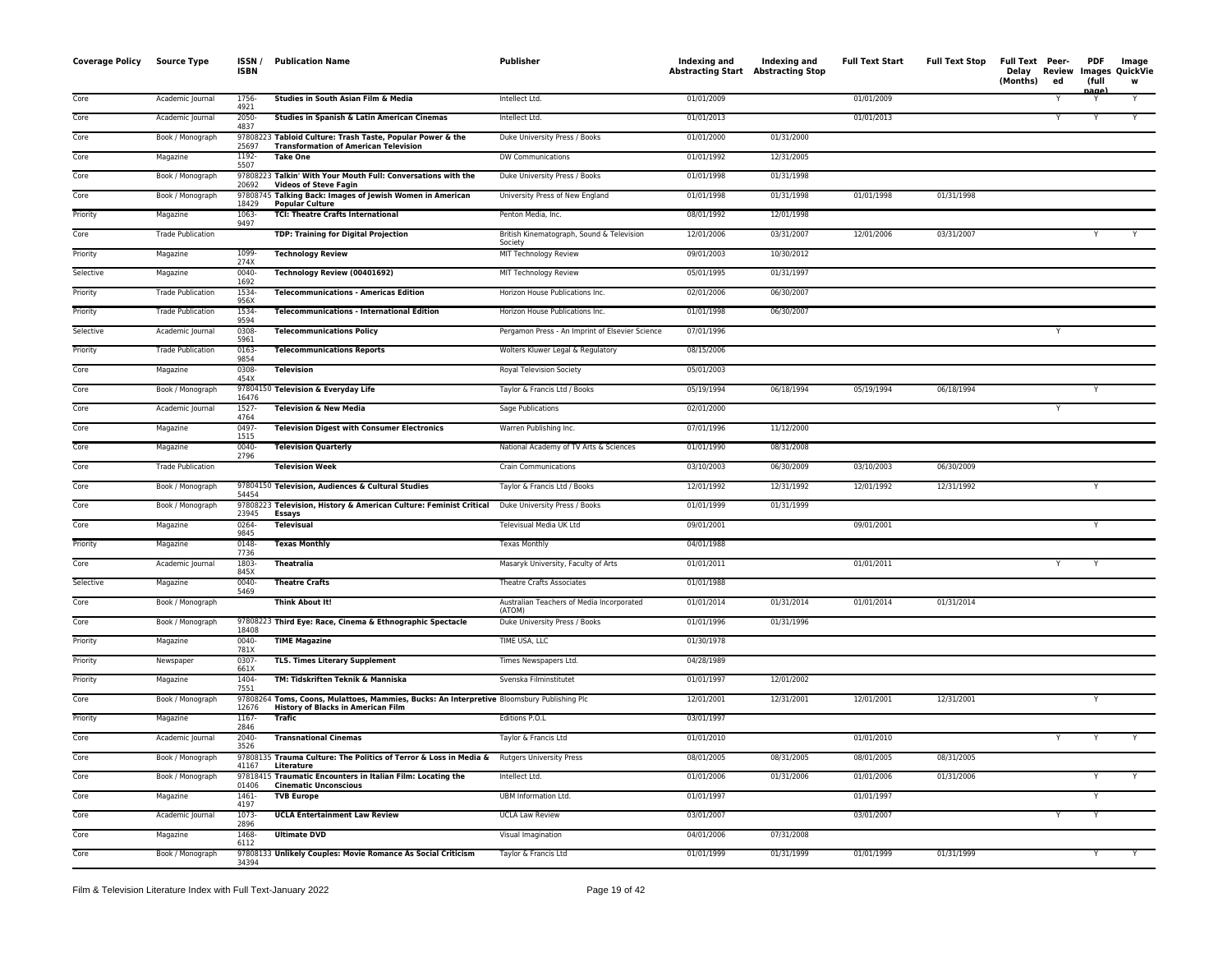| Coverage Policy | Source Type | ISSN / ISBN | Publication Name | Publisher | Indexing and Abstracting Start | Indexing and Abstracting Stop | Full Text Start | Full Text Stop | Full Text Delay (Months) | Peer-Reviewed | PDF Images (full page) | Image QuickView |
|---|---|---|---|---|---|---|---|---|---|---|---|---|
| Core | Academic Journal | 1756-4921 | **Studies in South Asian Film & Media** | Intellect Ltd. | 01/01/2009 | | 01/01/2009 | | | Y | Y | Y |
| Core | Academic Journal | 2050-4837 | **Studies in Spanish & Latin American Cinemas** | Intellect Ltd. | 01/01/2013 | | 01/01/2013 | | | Y | Y | Y |
| Core | Book / Monograph | 9780822325697 | **Tabloid Culture: Trash Taste, Popular Power & the Transformation of American Television** | Duke University Press / Books | 01/01/2000 | 01/31/2000 | | | | | | |
| Core | Magazine | 1192-5507 | **Take One** | DW Communications | 01/01/1992 | 12/31/2005 | | | | | | |
| Core | Book / Monograph | 9780822320692 | **Talkin' With Your Mouth Full: Conversations with the Videos of Steve Fagin** | Duke University Press / Books | 01/01/1998 | 01/31/1998 | | | | | | |
| Core | Book / Monograph | 9780874518429 | **Talking Back: Images of Jewish Women in American Popular Culture** | University Press of New England | 01/01/1998 | 01/31/1998 | 01/01/1998 | 01/31/1998 | | | | |
| Priority | Magazine | 1063-9497 | **TCI: Theatre Crafts International** | Penton Media, Inc. | 08/01/1992 | 12/01/1998 | | | | | | |
| Core | Trade Publication | | **TDP: Training for Digital Projection** | British Kinematograph, Sound & Television Society | 12/01/2006 | 03/31/2007 | 12/01/2006 | 03/31/2007 | | | Y | Y |
| Priority | Magazine | 1099-274X | **Technology Review** | MIT Technology Review | 09/01/2003 | 10/30/2012 | | | | | | |
| Selective | Magazine | 0040-1692 | **Technology Review (00401692)** | MIT Technology Review | 05/01/1995 | 01/31/1997 | | | | | | |
| Priority | Trade Publication | 1534-956X | **Telecommunications - Americas Edition** | Horizon House Publications Inc. | 02/01/2006 | 06/30/2007 | | | | | | |
| Priority | Trade Publication | 1534-9594 | **Telecommunications - International Edition** | Horizon House Publications Inc. | 01/01/1998 | 06/30/2007 | | | | | | |
| Selective | Academic Journal | 0308-5961 | **Telecommunications Policy** | Pergamon Press - An Imprint of Elsevier Science | 07/01/1996 | | | | | Y | | |
| Priority | Trade Publication | 0163-9854 | **Telecommunications Reports** | Wolters Kluwer Legal & Regulatory | 08/15/2006 | | | | | | | |
| Core | Magazine | 0308-454X | **Television** | Royal Television Society | 05/01/2003 | | | | | | | |
| Core | Book / Monograph | 9780415016476 | **Television & Everyday Life** | Taylor & Francis Ltd / Books | 05/19/1994 | 06/18/1994 | 05/19/1994 | 06/18/1994 | | | Y | |
| Core | Academic Journal | 1527-4764 | **Television & New Media** | Sage Publications | 02/01/2000 | | | | | Y | | |
| Core | Magazine | 0497-1515 | **Television Digest with Consumer Electronics** | Warren Publishing Inc. | 07/01/1996 | 11/12/2000 | | | | | | |
| Core | Magazine | 0040-2796 | **Television Quarterly** | National Academy of TV Arts & Sciences | 01/01/1990 | 08/31/2008 | | | | | | |
| Core | Trade Publication | | **Television Week** | Crain Communications | 03/10/2003 | 06/30/2009 | 03/10/2003 | 06/30/2009 | | | | |
| Core | Book / Monograph | 9780415054454 | **Television, Audiences & Cultural Studies** | Taylor & Francis Ltd / Books | 12/01/1992 | 12/31/1992 | 12/01/1992 | 12/31/1992 | | | Y | |
| Core | Book / Monograph | 9780822323945 | **Television, History & American Culture: Feminist Critical Essays** | Duke University Press / Books | 01/01/1999 | 01/31/1999 | | | | | | |
| Core | Magazine | 0264-9845 | **Televisual** | Televisual Media UK Ltd | 09/01/2001 | | 09/01/2001 | | | | Y | |
| Priority | Magazine | 0148-7736 | **Texas Monthly** | Texas Monthly | 04/01/1988 | | | | | | | |
| Core | Academic Journal | 1803-845X | **Theatralia** | Masaryk University, Faculty of Arts | 01/01/2011 | | 01/01/2011 | | | Y | Y | |
| Selective | Magazine | 0040-5469 | **Theatre Crafts** | Theatre Crafts Associates | 01/01/1988 | | | | | | | |
| Core | Book / Monograph | | **Think About It!** | Australian Teachers of Media Incorporated (ATOM) | 01/01/2014 | 01/31/2014 | 01/01/2014 | 01/31/2014 | | | | |
| Core | Book / Monograph | 9780822318408 | **Third Eye: Race, Cinema & Ethnographic Spectacle** | Duke University Press / Books | 01/01/1996 | 01/31/1996 | | | | | | |
| Priority | Magazine | 0040-781X | **TIME Magazine** | TIME USA, LLC | 01/30/1978 | | | | | | | |
| Priority | Newspaper | 0307-661X | **TLS. Times Literary Supplement** | Times Newspapers Ltd. | 04/28/1989 | | | | | | | |
| Priority | Magazine | 1404-7551 | **TM: Tidskriften Teknik & Manniska** | Svenska Filminstitutet | 01/01/1997 | 12/01/2002 | | | | | | |
| Core | Book / Monograph | 9780826412676 | **Toms, Coons, Mulattoes, Mammies, Bucks: An Interpretive History of Blacks in American Film** | Bloomsbury Publishing Plc | 12/01/2001 | 12/31/2001 | 12/01/2001 | 12/31/2001 | | | Y | |
| Priority | Magazine | 1167-2846 | **Trafic** | Editions P.O.L | 03/01/1997 | | | | | | | |
| Core | Academic Journal | 2040-3526 | **Transnational Cinemas** | Taylor & Francis Ltd | 01/01/2010 | | 01/01/2010 | | | Y | Y | Y |
| Core | Book / Monograph | 9780813541167 | **Trauma Culture: The Politics of Terror & Loss in Media & Literature** | Rutgers University Press | 08/01/2005 | 08/31/2005 | 08/01/2005 | 08/31/2005 | | | | |
| Core | Book / Monograph | 9781841501406 | **Traumatic Encounters in Italian Film: Locating the Cinematic Unconscious** | Intellect Ltd. | 01/01/2006 | 01/31/2006 | 01/01/2006 | 01/31/2006 | | | Y | Y |
| Core | Magazine | 1461-4197 | **TVB Europe** | UBM Information Ltd. | 01/01/1997 | | 01/01/1997 | | | | Y | |
| Core | Academic Journal | 1073-2896 | **UCLA Entertainment Law Review** | UCLA Law Review | 03/01/2007 | | 03/01/2007 | | | Y | Y | |
| Core | Magazine | 1468-6112 | **Ultimate DVD** | Visual Imagination | 04/01/2006 | 07/31/2008 | | | | | | |
| Core | Book / Monograph | 9780813334394 | **Unlikely Couples: Movie Romance As Social Criticism** | Taylor & Francis Ltd | 01/01/1999 | 01/31/1999 | 01/01/1999 | 01/31/1999 | | | Y | Y |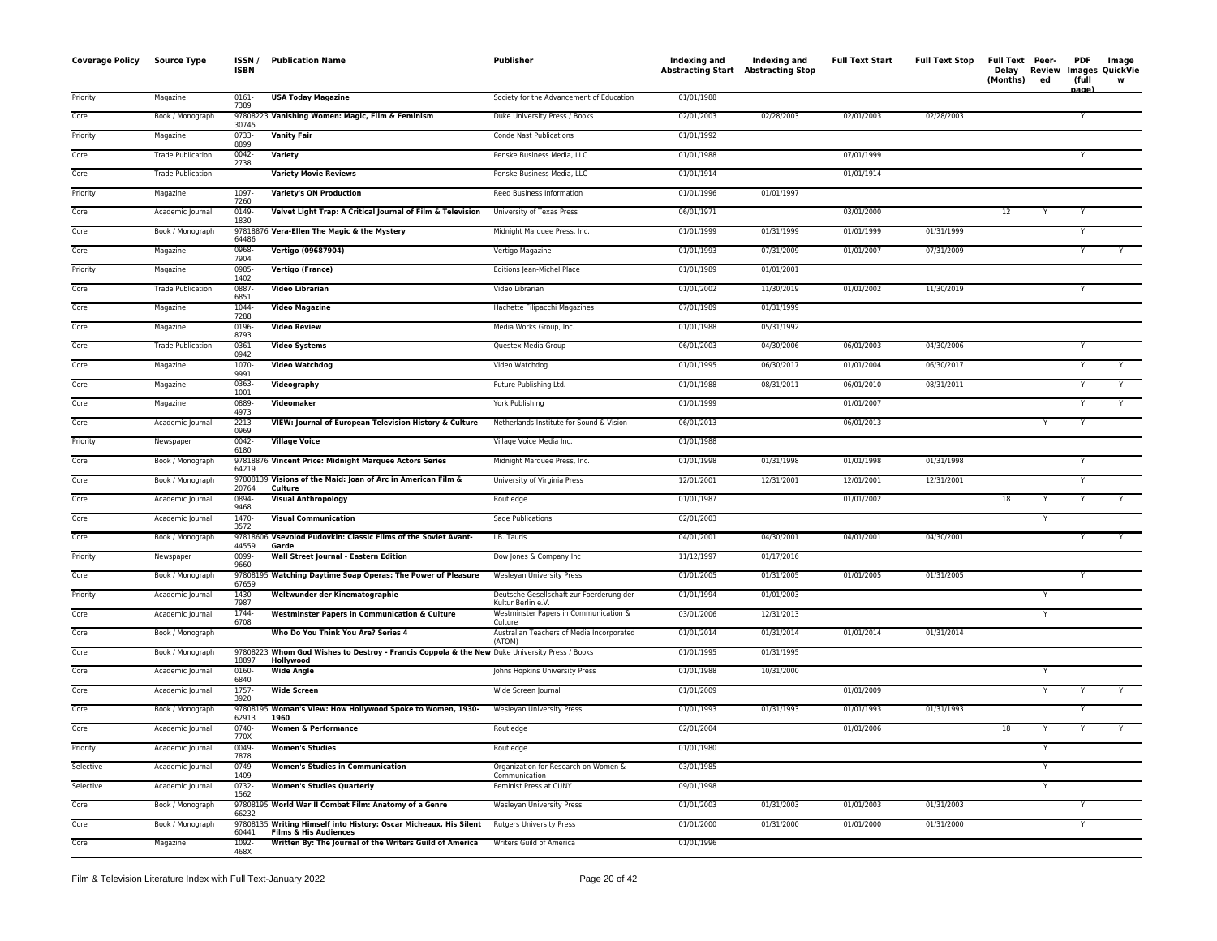| Coverage Policy | Source Type | ISSN / ISBN | Publication Name | Publisher | Indexing and Abstracting Start | Indexing and Abstracting Stop | Full Text Start | Full Text Stop | Full Text Delay (Months) | Peer-Reviewed | PDF Images (full page) | Image QuickView |
|---|---|---|---|---|---|---|---|---|---|---|---|---|
| Priority | Magazine | 0161-7389 | **USA Today Magazine** | Society for the Advancement of Education | 01/01/1988 | | | | | | | |
| Core | Book / Monograph | 9780822330745 | **Vanishing Women: Magic, Film & Feminism** | Duke University Press / Books | 02/01/2003 | 02/28/2003 | 02/01/2003 | 02/28/2003 | | | Y | |
| Priority | Magazine | 0733-8899 | **Vanity Fair** | Conde Nast Publications | 01/01/1992 | | | | | | | |
| Core | Trade Publication | 0042-2738 | **Variety** | Penske Business Media, LLC | 01/01/1988 | | 07/01/1999 | | | | Y | |
| Core | Trade Publication | | **Variety Movie Reviews** | Penske Business Media, LLC | 01/01/1914 | | 01/01/1914 | | | | | |
| Priority | Magazine | 1097-7260 | **Variety's ON Production** | Reed Business Information | 01/01/1996 | 01/01/1997 | | | | | | |
| Core | Academic Journal | 0149-1830 | **Velvet Light Trap: A Critical Journal of Film & Television** | University of Texas Press | 06/01/1971 | | 03/01/2000 | | 12 | Y | Y | |
| Core | Book / Monograph | 9781887664486 | **Vera-Ellen The Magic & the Mystery** | Midnight Marquee Press, Inc. | 01/01/1999 | 01/31/1999 | 01/01/1999 | 01/31/1999 | | | Y | |
| Core | Magazine | 0968-7904 | **Vertigo (09687904)** | Vertigo Magazine | 01/01/1993 | 07/31/2009 | 01/01/2007 | 07/31/2009 | | | Y | Y |
| Priority | Magazine | 0985-1402 | **Vertigo (France)** | Editions Jean-Michel Place | 01/01/1989 | 01/01/2001 | | | | | | |
| Core | Trade Publication | 0887-6851 | **Video Librarian** | Video Librarian | 01/01/2002 | 11/30/2019 | 01/01/2002 | 11/30/2019 | | | Y | |
| Core | Magazine | 1044-7288 | **Video Magazine** | Hachette Filipacchi Magazines | 07/01/1989 | 01/31/1999 | | | | | | |
| Core | Magazine | 0196-8793 | **Video Review** | Media Works Group, Inc. | 01/01/1988 | 05/31/1992 | | | | | | |
| Core | Trade Publication | 0361-0942 | **Video Systems** | Questex Media Group | 06/01/2003 | 04/30/2006 | 06/01/2003 | 04/30/2006 | | | Y | |
| Core | Magazine | 1070-9991 | **Video Watchdog** | Video Watchdog | 01/01/1995 | 06/30/2017 | 01/01/2004 | 06/30/2017 | | | Y | Y |
| Core | Magazine | 0363-1001 | **Videography** | Future Publishing Ltd. | 01/01/1988 | 08/31/2011 | 06/01/2010 | 08/31/2011 | | | Y | Y |
| Core | Magazine | 0889-4973 | **Videomaker** | York Publishing | 01/01/1999 | | 01/01/2007 | | | | Y | Y |
| Core | Academic Journal | 2213-0969 | **VIEW: Journal of European Television History & Culture** | Netherlands Institute for Sound & Vision | 06/01/2013 | | 06/01/2013 | | | Y | Y | |
| Priority | Newspaper | 0042-6180 | **Village Voice** | Village Voice Media Inc. | 01/01/1988 | | | | | | | |
| Core | Book / Monograph | 9781887664219 | **Vincent Price: Midnight Marquee Actors Series** | Midnight Marquee Press, Inc. | 01/01/1998 | 01/31/1998 | 01/01/1998 | 01/31/1998 | | | Y | |
| Core | Book / Monograph | 9780813920764 | **Visions of the Maid: Joan of Arc in American Film & Culture** | University of Virginia Press | 12/01/2001 | 12/31/2001 | 12/01/2001 | 12/31/2001 | | | Y | |
| Core | Academic Journal | 0894-9468 | **Visual Anthropology** | Routledge | 01/01/1987 | | 01/01/2002 | | 18 | Y | Y | Y |
| Core | Academic Journal | 1470-3572 | **Visual Communication** | Sage Publications | 02/01/2003 | | | | | Y | | |
| Core | Book / Monograph | 9781860644559 | **Vsevolod Pudovkin: Classic Films of the Soviet Avant-Garde** | I.B. Tauris | 04/01/2001 | 04/30/2001 | 04/01/2001 | 04/30/2001 | | | Y | Y |
| Priority | Newspaper | 0099-9660 | **Wall Street Journal - Eastern Edition** | Dow Jones & Company Inc | 11/12/1997 | 01/17/2016 | | | | | | |
| Core | Book / Monograph | 9780819567659 | **Watching Daytime Soap Operas: The Power of Pleasure** | Wesleyan University Press | 01/01/2005 | 01/31/2005 | 01/01/2005 | 01/31/2005 | | | Y | |
| Priority | Academic Journal | 1430-7987 | **Weltwunder der Kinematographie** | Deutsche Gesellschaft zur Foerderung der Kultur Berlin e.V. | 01/01/1994 | 01/01/2003 | | | | Y | | |
| Core | Academic Journal | 1744-6708 | **Westminster Papers in Communication & Culture** | Westminster Papers in Communication & Culture | 03/01/2006 | 12/31/2013 | | | | Y | | |
| Core | Book / Monograph | | **Who Do You Think You Are? Series 4** | Australian Teachers of Media Incorporated (ATOM) | 01/01/2014 | 01/31/2014 | 01/01/2014 | 01/31/2014 | | | | |
| Core | Book / Monograph | 9780822318897 | **Whom God Wishes to Destroy - Francis Coppola & the New Hollywood** | Duke University Press / Books | 01/01/1995 | 01/31/1995 | | | | | | |
| Core | Academic Journal | 0160-6840 | **Wide Angle** | Johns Hopkins University Press | 01/01/1988 | 10/31/2000 | | | | Y | | |
| Core | Academic Journal | 1757-3920 | **Wide Screen** | Wide Screen Journal | 01/01/2009 | | 01/01/2009 | | | Y | Y | Y |
| Core | Book / Monograph | 9780819562913 | **Woman's View: How Hollywood Spoke to Women, 1930-1960** | Wesleyan University Press | 01/01/1993 | 01/31/1993 | 01/01/1993 | 01/31/1993 | | | Y | |
| Core | Academic Journal | 0740-770X | **Women & Performance** | Routledge | 02/01/2004 | | 01/01/2006 | | 18 | Y | Y | Y |
| Priority | Academic Journal | 0049-7878 | **Women's Studies** | Routledge | 01/01/1980 | | | | | Y | | |
| Selective | Academic Journal | 0749-1409 | **Women's Studies in Communication** | Organization for Research on Women & Communication | 03/01/1985 | | | | | Y | | |
| Selective | Academic Journal | 0732-1562 | **Women's Studies Quarterly** | Feminist Press at CUNY | 09/01/1998 | | | | | Y | | |
| Core | Book / Monograph | 9780819566232 | **World War II Combat Film: Anatomy of a Genre** | Wesleyan University Press | 01/01/2003 | 01/31/2003 | 01/01/2003 | 01/31/2003 | | | Y | |
| Core | Book / Monograph | 9780813560441 | **Writing Himself into History: Oscar Micheaux, His Silent Films & His Audiences** | Rutgers University Press | 01/01/2000 | 01/31/2000 | 01/01/2000 | 01/31/2000 | | | Y | |
| Core | Magazine | 1092-468X | **Written By: The Journal of the Writers Guild of America** | Writers Guild of America | 01/01/1996 | | | | | | | |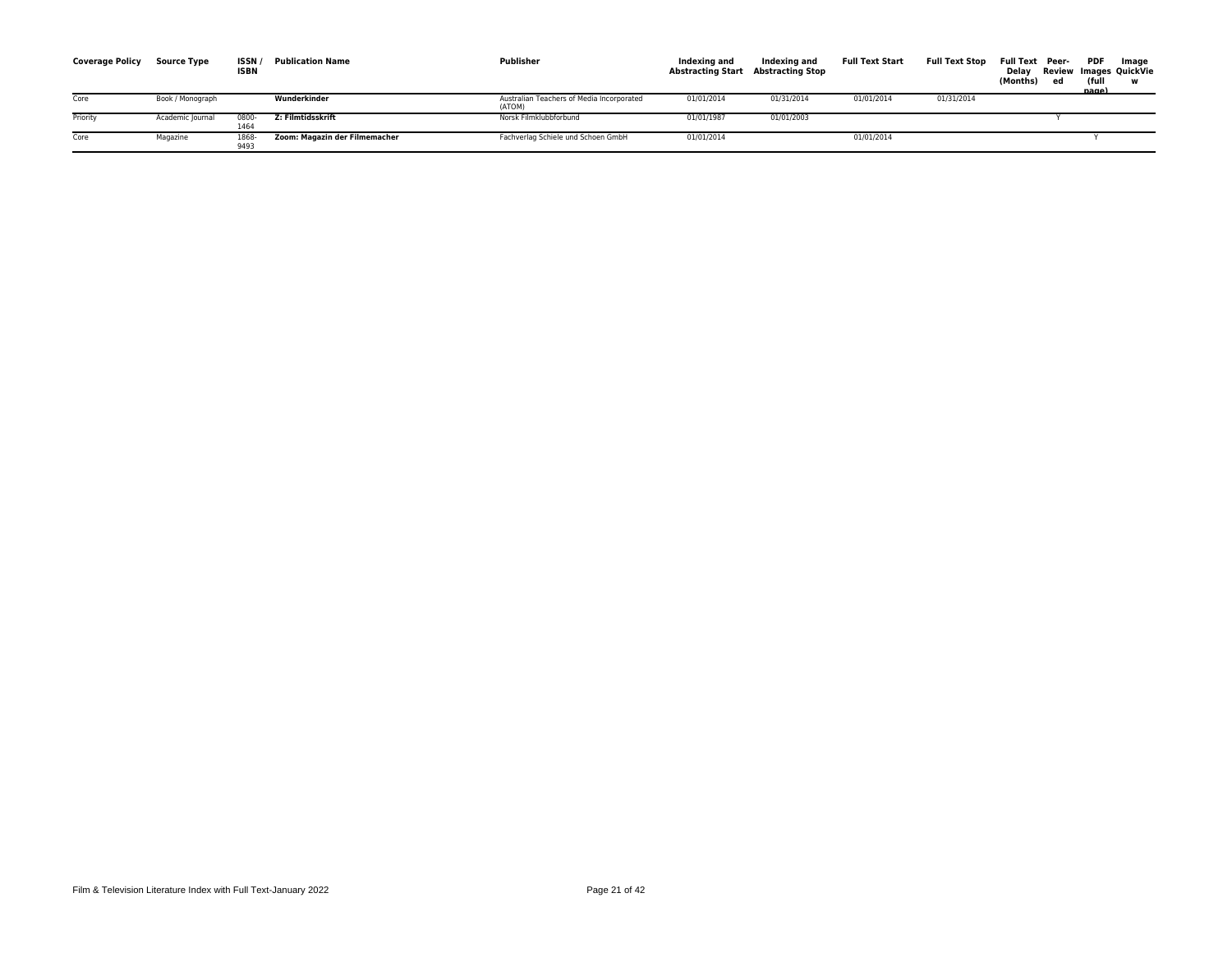| Coverage Policy | Source Type | ISSN / ISBN | Publication Name | Publisher | Indexing and Abstracting Start | Indexing and Abstracting Stop | Full Text Start | Full Text Stop | Full Text Delay (Months) | Peer-Reviewed | PDF Images (full page) | Image QuickView |
|---|---|---|---|---|---|---|---|---|---|---|---|---|
| Core | Book / Monograph | | **Wunderkinder** | Australian Teachers of Media Incorporated (ATOM) | 01/01/2014 | 01/31/2014 | 01/01/2014 | 01/31/2014 | | | | |
| Priority | Academic Journal | 0800-1464 | **Z: Filmtidsskrift** | Norsk Filmklubbforbund | 01/01/1987 | 01/01/2003 | | | | Y | | |
| Core | Magazine | 1868-9493 | **Zoom: Magazin der Filmemacher** | Fachverlag Schiele und Schoen GmbH | 01/01/2014 | | 01/01/2014 | | | | Y | |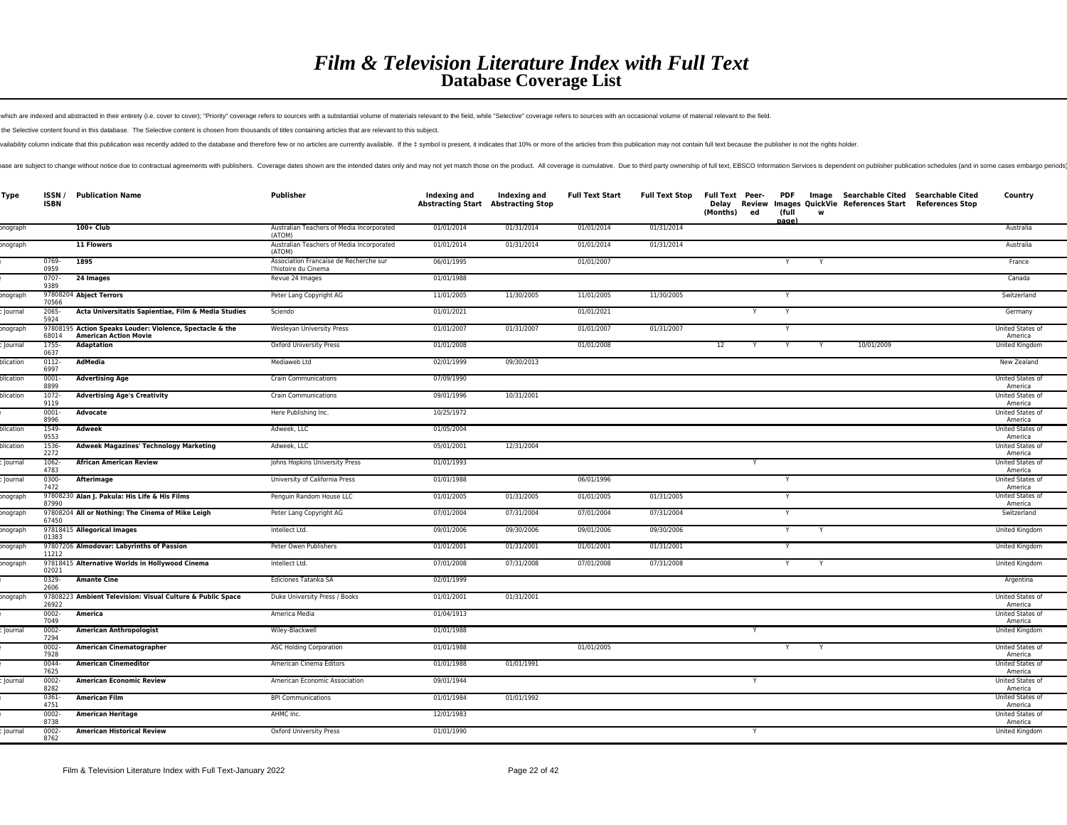# *Film & Television Literature Index with Full Text*
## Database Coverage List

which are indexed and abstracted in their entirety (i.e. cover to cover); "Priority" coverage refers to sources with a substantial volume of materials relevant to the field, while "Selective" coverage refers to sources with an occasional volume of material relevant to the field.

the Selective content found in this database. The Selective content is chosen from thousands of titles containing articles that are relevant to this subject.

vailability column indicate that this publication was recently added to the database and therefore few or no articles are currently available. If the ‡ symbol is present, it indicates that 10% or more of the articles from this publication may not contain full text because the publisher is not the rights holder.

base are subject to change without notice due to contractual agreements with publishers. Coverage dates shown are the intended dates only and may not yet match those on the product. All coverage is cumulative. Due to third party ownership of full text, EBSCO Information Services is dependent on publisher publication schedules (and in some cases embargo periods)

| Type | ISSN / ISBN | Publication Name | Publisher | Indexing and Abstracting Start | Indexing and Abstracting Stop | Full Text Start | Full Text Stop | Full Text Delay (Months) | Peer-Reviewed | PDF Images (full page) | Image QuickView | Searchable Cited References Start | Searchable Cited References Stop | Country |
|---|---|---|---|---|---|---|---|---|---|---|---|---|---|---|
| onograph | | **100+ Club** | Australian Teachers of Media Incorporated (ATOM) | 01/01/2014 | 01/31/2014 | 01/01/2014 | 01/31/2014 | | | | | | | Australia |
| onograph | | **11 Flowers** | Australian Teachers of Media Incorporated (ATOM) | 01/01/2014 | 01/31/2014 | 01/01/2014 | 01/31/2014 | | | | | | | Australia |
| e | 0769-0959 | **1895** | Association Francaise de Recherche sur l'histoire du Cinema | 06/01/1995 | | 01/01/2007 | | | | Y | Y | | | France |
| e | 0707-9389 | **24 Images** | Revue 24 Images | 01/01/1988 | | | | | | | | | | Canada |
| onograph | 97808204 70566 | **Abject Terrors** | Peter Lang Copyright AG | 11/01/2005 | 11/30/2005 | 11/01/2005 | 11/30/2005 | | | Y | | | | Switzerland |
| : Journal | 2065-5924 | **Acta Universitatis Sapientiae, Film & Media Studies** | Sciendo | 01/01/2021 | | 01/01/2021 | | | Y | Y | | | | Germany |
| onograph | 97808195 68014 | **Action Speaks Louder: Violence, Spectacle & the American Action Movie** | Wesleyan University Press | 01/01/2007 | 01/31/2007 | 01/01/2007 | 01/31/2007 | | | Y | | | | United States of America |
| : Journal | 1755-0637 | **Adaptation** | Oxford University Press | 01/01/2008 | | 01/01/2008 | | 12 | Y | Y | Y | 10/01/2009 | | United Kingdom |
| blication | 0112-6997 | **AdMedia** | Mediaweb Ltd | 02/01/1999 | 09/30/2013 | | | | | | | | | New Zealand |
| blication | 0001-8899 | **Advertising Age** | Crain Communications | 07/09/1990 | | | | | | | | | | United States of America |
| blication | 1072-9119 | **Advertising Age's Creativity** | Crain Communications | 09/01/1996 | 10/31/2001 | | | | | | | | | United States of America |
| e | 0001-8996 | **Advocate** | Here Publishing Inc. | 10/25/1972 | | | | | | | | | | United States of America |
| blication | 1549-9553 | **Adweek** | Adweek, LLC | 01/05/2004 | | | | | | | | | | United States of America |
| blication | 1536-2272 | **Adweek Magazines' Technology Marketing** | Adweek, LLC | 05/01/2001 | 12/31/2004 | | | | | | | | | United States of America |
| : Journal | 1062-4783 | **African American Review** | Johns Hopkins University Press | 01/01/1993 | | | | | Y | | | | | United States of America |
| : Journal | 0300-7472 | **Afterimage** | University of California Press | 01/01/1988 | | 06/01/1996 | | | | Y | | | | United States of America |
| onograph | 97808230 87990 | **Alan J. Pakula: His Life & His Films** | Penguin Random House LLC | 01/01/2005 | 01/31/2005 | 01/01/2005 | 01/31/2005 | | | Y | | | | United States of America |
| onograph | 97808204 67450 | **All or Nothing: The Cinema of Mike Leigh** | Peter Lang Copyright AG | 07/01/2004 | 07/31/2004 | 07/01/2004 | 07/31/2004 | | | Y | | | | Switzerland |
| onograph | 97818415 01383 | **Allegorical Images** | Intellect Ltd. | 09/01/2006 | 09/30/2006 | 09/01/2006 | 09/30/2006 | | | Y | Y | | | United Kingdom |
| onograph | 97807206 11212 | **Almodovar: Labyrinths of Passion** | Peter Owen Publishers | 01/01/2001 | 01/31/2001 | 01/01/2001 | 01/31/2001 | | | Y | | | | United Kingdom |
| onograph | 97818415 02021 | **Alternative Worlds in Hollywood Cinema** | Intellect Ltd. | 07/01/2008 | 07/31/2008 | 07/01/2008 | 07/31/2008 | | | Y | Y | | | United Kingdom |
| e | 0329-2606 | **Amante Cine** | Ediciones Tatanka SA | 02/01/1999 | | | | | | | | | | Argentina |
| onograph | 97808223 26922 | **Ambient Television: Visual Culture & Public Space** | Duke University Press / Books | 01/01/2001 | 01/31/2001 | | | | | | | | | United States of America |
| e | 0002-7049 | **America** | America Media | 01/04/1913 | | | | | | | | | | United States of America |
| : Journal | 0002-7294 | **American Anthropologist** | Wiley-Blackwell | 01/01/1988 | | | | | Y | | | | | United Kingdom |
| e | 0002-7928 | **American Cinematographer** | ASC Holding Corporation | 01/01/1988 | | 01/01/2005 | | | | Y | Y | | | United States of America |
| e | 0044-7625 | **American Cinemeditor** | American Cinema Editors | 01/01/1988 | 01/01/1991 | | | | | | | | | United States of America |
| : Journal | 0002-8282 | **American Economic Review** | American Economic Association | 09/01/1944 | | | | | Y | | | | | United States of America |
| e | 0361-4751 | **American Film** | BPI Communications | 01/01/1984 | 01/01/1992 | | | | | | | | | United States of America |
| e | 0002-8738 | **American Heritage** | AHMC Inc. | 12/01/1983 | | | | | | | | | | United States of America |
| : Journal | 0002-8762 | **American Historical Review** | Oxford University Press | 01/01/1990 | | | | | Y | | | | | United Kingdom |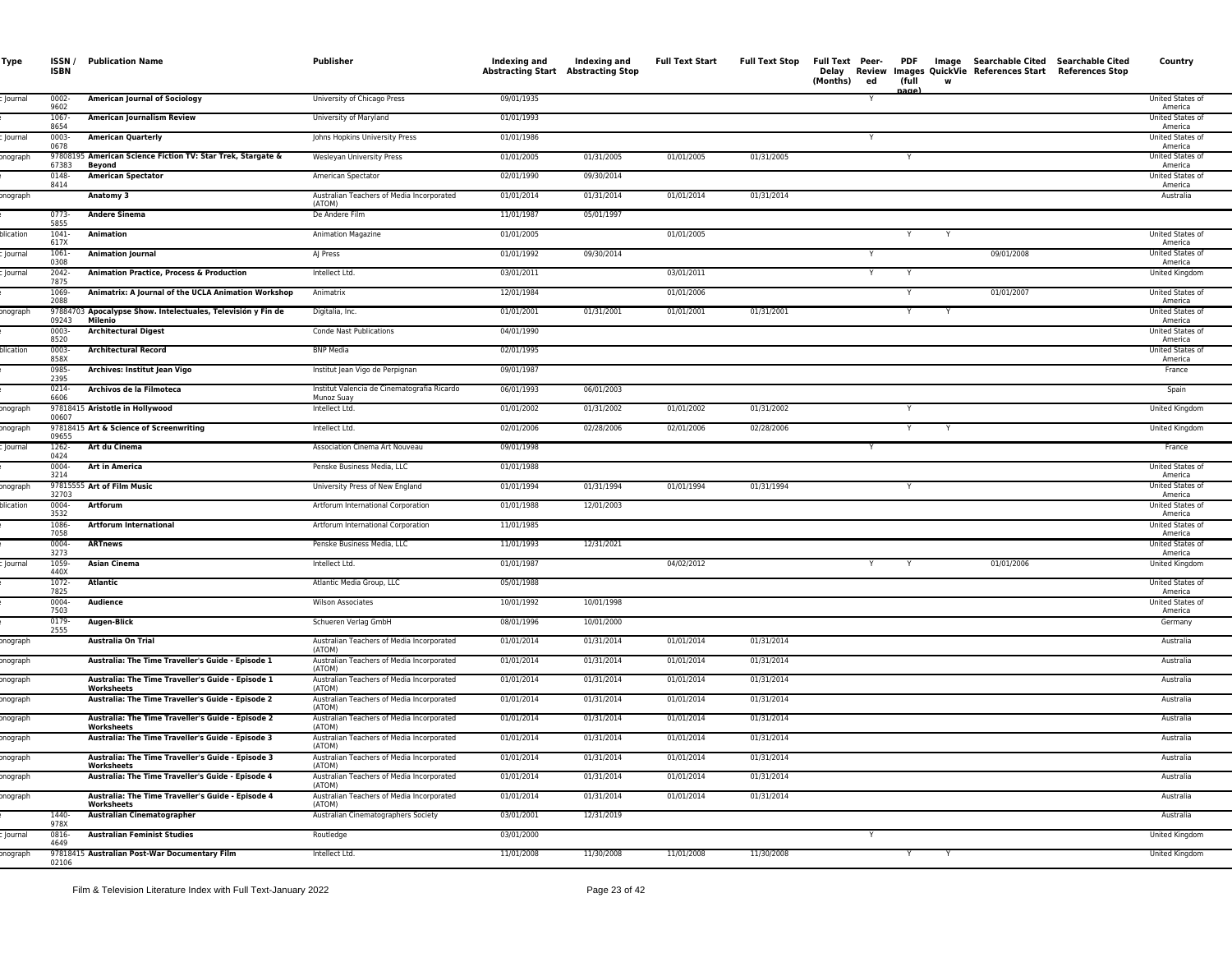| Type | ISSN / ISBN | Publication Name | Publisher | Indexing and Abstracting Start | Indexing and Abstracting Stop | Full Text Start | Full Text Stop | Full Text Delay (Months) | Peer-Reviewed | PDF Images (full page) | Image QuickView | Searchable Cited References Start | Searchable Cited References Stop | Country |
|---|---|---|---|---|---|---|---|---|---|---|---|---|---|---|
| : Journal | 0002-9602 | American Journal of Sociology | University of Chicago Press | 09/01/1935 | | | | | Y | | | | | United States of America |
| : | 1067-8654 | American Journalism Review | University of Maryland | 01/01/1993 | | | | | | | | | | United States of America |
| : Journal | 0003-0678 | American Quarterly | Johns Hopkins University Press | 01/01/1986 | | | | | Y | | | | | United States of America |
| onograph | 9780819567383 | American Science Fiction TV: Star Trek, Stargate & Beyond | Wesleyan University Press | 01/01/2005 | 01/31/2005 | 01/01/2005 | 01/31/2005 | | | Y | | | | United States of America |
| : | 0148-8414 | American Spectator | American Spectator | 02/01/1990 | 09/30/2014 | | | | | | | | | United States of America |
| onograph | | Anatomy 3 | Australian Teachers of Media Incorporated (ATOM) | 01/01/2014 | 01/31/2014 | 01/01/2014 | 01/31/2014 | | | | | | | Australia |
| : | 0773-5855 | Andere Sinema | De Andere Film | 11/01/1987 | 05/01/1997 | | | | | | | | | |
| blication | 1041-617X | Animation | Animation Magazine | 01/01/2005 | | 01/01/2005 | | | | Y | Y | | | United States of America |
| : Journal | 1061-0308 | Animation Journal | AJ Press | 01/01/1992 | 09/30/2014 | | | | Y | | | 09/01/2008 | | United States of America |
| : Journal | 2042-7875 | Animation Practice, Process & Production | Intellect Ltd. | 03/01/2011 | | 03/01/2011 | | | Y | Y | | | | United Kingdom |
| : | 1069-2088 | Animatrix: A Journal of the UCLA Animation Workshop | Animatrix | 12/01/1984 | | 01/01/2006 | | | | Y | | 01/01/2007 | | United States of America |
| onograph | 9788470309243 | Apocalypse Show. Intelectuales, Televisión y Fin de Milenio | Digitalia, Inc. | 01/01/2001 | 01/31/2001 | 01/01/2001 | 01/31/2001 | | | Y | Y | | | United States of America |
| : | 0003-8520 | Architectural Digest | Conde Nast Publications | 04/01/1990 | | | | | | | | | | United States of America |
| blication | 0003-858X | Architectural Record | BNP Media | 02/01/1995 | | | | | | | | | | United States of America |
| : | 0985-2395 | Archives: Institut Jean Vigo | Institut Jean Vigo de Perpignan | 09/01/1987 | | | | | | | | | | France |
| : | 0214-6606 | Archivos de la Filmoteca | Institut Valencia de Cinematografia Ricardo Munoz Suay | 06/01/1993 | 06/01/2003 | | | | | | | | | Spain |
| onograph | 9781841500607 | Aristotle in Hollywood | Intellect Ltd. | 01/01/2002 | 01/31/2002 | 01/01/2002 | 01/31/2002 | | | Y | | | | United Kingdom |
| onograph | 9781841509655 | Art & Science of Screenwriting | Intellect Ltd. | 02/01/2006 | 02/28/2006 | 02/01/2006 | 02/28/2006 | | | Y | Y | | | United Kingdom |
| : Journal | 1262-0424 | Art du Cinema | Association Cinema Art Nouveau | 09/01/1998 | | | | | Y | | | | | France |
| : | 0004-3214 | Art in America | Penske Business Media, LLC | 01/01/1988 | | | | | | | | | | United States of America |
| onograph | 9781555532703 | Art of Film Music | University Press of New England | 01/01/1994 | 01/31/1994 | 01/01/1994 | 01/31/1994 | | | Y | | | | United States of America |
| blication | 0004-3532 | Artforum | Artforum International Corporation | 01/01/1988 | 12/01/2003 | | | | | | | | | United States of America |
| : | 1086-7058 | Artforum International | Artforum International Corporation | 11/01/1985 | | | | | | | | | | United States of America |
| : | 0004-3273 | ARTnews | Penske Business Media, LLC | 11/01/1993 | 12/31/2021 | | | | | | | | | United States of America |
| : Journal | 1059-440X | Asian Cinema | Intellect Ltd. | 01/01/1987 | | 04/02/2012 | | | Y | Y | | 01/01/2006 | | United Kingdom |
| : | 1072-7825 | Atlantic | Atlantic Media Group, LLC | 05/01/1988 | | | | | | | | | | United States of America |
| : | 0004-7503 | Audience | Wilson Associates | 10/01/1992 | 10/01/1998 | | | | | | | | | United States of America |
| : | 0179-2555 | Augen-Blick | Schueren Verlag GmbH | 08/01/1996 | 10/01/2000 | | | | | | | | | Germany |
| onograph | | Australia On Trial | Australian Teachers of Media Incorporated (ATOM) | 01/01/2014 | 01/31/2014 | 01/01/2014 | 01/31/2014 | | | | | | | Australia |
| onograph | | Australia: The Time Traveller's Guide - Episode 1 | Australian Teachers of Media Incorporated (ATOM) | 01/01/2014 | 01/31/2014 | 01/01/2014 | 01/31/2014 | | | | | | | Australia |
| onograph | | Australia: The Time Traveller's Guide - Episode 1 Worksheets | Australian Teachers of Media Incorporated (ATOM) | 01/01/2014 | 01/31/2014 | 01/01/2014 | 01/31/2014 | | | | | | | Australia |
| onograph | | Australia: The Time Traveller's Guide - Episode 2 | Australian Teachers of Media Incorporated (ATOM) | 01/01/2014 | 01/31/2014 | 01/01/2014 | 01/31/2014 | | | | | | | Australia |
| onograph | | Australia: The Time Traveller's Guide - Episode 2 Worksheets | Australian Teachers of Media Incorporated (ATOM) | 01/01/2014 | 01/31/2014 | 01/01/2014 | 01/31/2014 | | | | | | | Australia |
| onograph | | Australia: The Time Traveller's Guide - Episode 3 | Australian Teachers of Media Incorporated (ATOM) | 01/01/2014 | 01/31/2014 | 01/01/2014 | 01/31/2014 | | | | | | | Australia |
| onograph | | Australia: The Time Traveller's Guide - Episode 3 Worksheets | Australian Teachers of Media Incorporated (ATOM) | 01/01/2014 | 01/31/2014 | 01/01/2014 | 01/31/2014 | | | | | | | Australia |
| onograph | | Australia: The Time Traveller's Guide - Episode 4 | Australian Teachers of Media Incorporated (ATOM) | 01/01/2014 | 01/31/2014 | 01/01/2014 | 01/31/2014 | | | | | | | Australia |
| onograph | | Australia: The Time Traveller's Guide - Episode 4 Worksheets | Australian Teachers of Media Incorporated (ATOM) | 01/01/2014 | 01/31/2014 | 01/01/2014 | 01/31/2014 | | | | | | | Australia |
| : | 1440-978X | Australian Cinematographer | Australian Cinematographers Society | 03/01/2001 | 12/31/2019 | | | | | | | | | Australia |
| : Journal | 0816-4649 | Australian Feminist Studies | Routledge | 03/01/2000 | | | | | Y | | | | | United Kingdom |
| onograph | 9781841502106 | Australian Post-War Documentary Film | Intellect Ltd. | 11/01/2008 | 11/30/2008 | 11/01/2008 | 11/30/2008 | | | Y | Y | | | United Kingdom |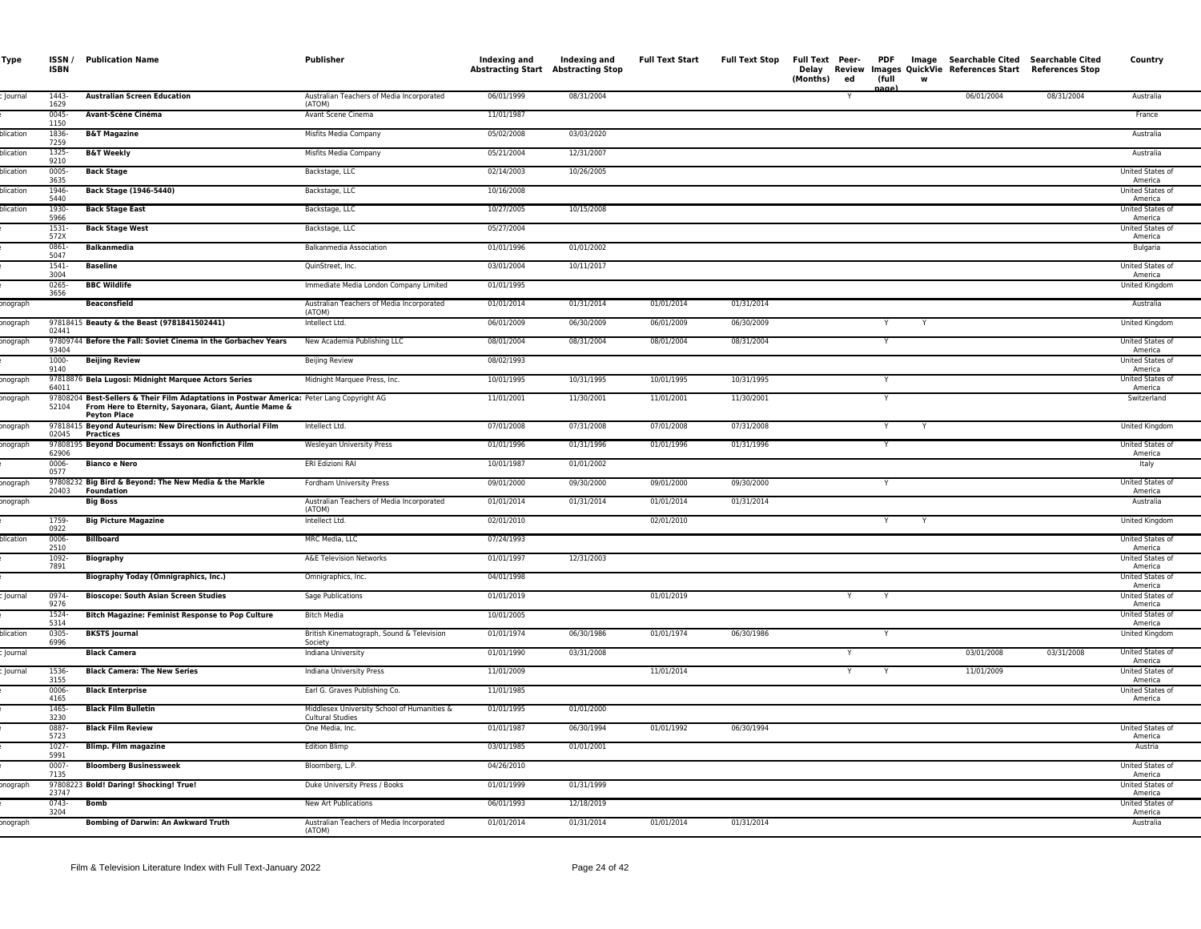| Type | ISSN / ISBN | Publication Name | Publisher | Indexing and Abstracting Start | Indexing and Abstracting Stop | Full Text Start | Full Text Stop | Full Text Delay (Months) | Peer-Reviewed | PDF Images (full page) | Image QuickView | Searchable Cited References Start | Searchable Cited References Stop | Country |
|---|---|---|---|---|---|---|---|---|---|---|---|---|---|---|
| : Journal | 1443-1629 | **Australian Screen Education** | Australian Teachers of Media Incorporated (ATOM) | 06/01/1999 | 08/31/2004 | | | | Y | | | 06/01/2004 | 08/31/2004 | Australia |
| : | 0045-1150 | **Avant-Scène Cinéma** | Avant Scene Cinema | 11/01/1987 | | | | | | | | | | France |
| blication | 1836-7259 | **B&T Magazine** | Misfits Media Company | 05/02/2008 | 03/03/2020 | | | | | | | | | Australia |
| blication | 1325-9210 | **B&T Weekly** | Misfits Media Company | 05/21/2004 | 12/31/2007 | | | | | | | | | Australia |
| blication | 0005-3635 | **Back Stage** | Backstage, LLC | 02/14/2003 | 10/26/2005 | | | | | | | | | United States of America |
| blication | 1946-5440 | **Back Stage (1946-5440)** | Backstage, LLC | 10/16/2008 | | | | | | | | | | United States of America |
| blication | 1930-5966 | **Back Stage East** | Backstage, LLC | 10/27/2005 | 10/15/2008 | | | | | | | | | United States of America |
| : | 1531-572X | **Back Stage West** | Backstage, LLC | 05/27/2004 | | | | | | | | | | United States of America |
| : | 0861-5047 | **Balkanmedia** | Balkanmedia Association | 01/01/1996 | 01/01/2002 | | | | | | | | | Bulgaria |
| : | 1541-3004 | **Baseline** | QuinStreet, Inc. | 03/01/2004 | 10/11/2017 | | | | | | | | | United States of America |
| : | 0265-3656 | **BBC Wildlife** | Immediate Media London Company Limited | 01/01/1995 | | | | | | | | | | United Kingdom |
| onograph | | **Beaconsfield** | Australian Teachers of Media Incorporated (ATOM) | 01/01/2014 | 01/31/2014 | 01/01/2014 | 01/31/2014 | | | | | | | Australia |
| onograph | 9781841502441 | **Beauty & the Beast (9781841502441)** | Intellect Ltd. | 06/01/2009 | 06/30/2009 | 06/01/2009 | 06/30/2009 | | | Y | Y | | | United Kingdom |
| onograph | 9780974493404 | **Before the Fall: Soviet Cinema in the Gorbachev Years** | New Academia Publishing LLC | 08/01/2004 | 08/31/2004 | 08/01/2004 | 08/31/2004 | | | Y | | | | United States of America |
| : | 1000-9140 | **Beijing Review** | Beijing Review | 08/02/1993 | | | | | | | | | | United States of America |
| onograph | 9781887664011 | **Bela Lugosi: Midnight Marquee Actors Series** | Midnight Marquee Press, Inc. | 10/01/1995 | 10/31/1995 | 10/01/1995 | 10/31/1995 | | | Y | | | | United States of America |
| onograph | 9780820452104 | **Best-Sellers & Their Film Adaptations in Postwar America: From Here to Eternity, Sayonara, Giant, Auntie Mame & Peyton Place** | Peter Lang Copyright AG | 11/01/2001 | 11/30/2001 | 11/01/2001 | 11/30/2001 | | | Y | | | | Switzerland |
| onograph | 9781841502045 | **Beyond Auteurism: New Directions in Authorial Film Practices** | Intellect Ltd. | 07/01/2008 | 07/31/2008 | 07/01/2008 | 07/31/2008 | | | Y | Y | | | United Kingdom |
| onograph | 9780819562906 | **Beyond Document: Essays on Nonfiction Film** | Wesleyan University Press | 01/01/1996 | 01/31/1996 | 01/01/1996 | 01/31/1996 | | | Y | | | | United States of America |
| : | 0006-0577 | **Bianco e Nero** | ERI Edizioni RAI | 10/01/1987 | 01/01/2002 | | | | | | | | | Italy |
| onograph | 9780823220403 | **Big Bird & Beyond: The New Media & the Markle Foundation** | Fordham University Press | 09/01/2000 | 09/30/2000 | 09/01/2000 | 09/30/2000 | | | Y | | | | United States of America |
| onograph | | **Big Boss** | Australian Teachers of Media Incorporated (ATOM) | 01/01/2014 | 01/31/2014 | 01/01/2014 | 01/31/2014 | | | | | | | Australia |
| : | 1759-0922 | **Big Picture Magazine** | Intellect Ltd. | 02/01/2010 | | 02/01/2010 | | | | Y | Y | | | United Kingdom |
| blication | 0006-2510 | **Billboard** | MRC Media, LLC | 07/24/1993 | | | | | | | | | | United States of America |
| : | 1092-7891 | **Biography** | A&E Television Networks | 01/01/1997 | 12/31/2003 | | | | | | | | | United States of America |
| : | | **Biography Today (Omnigraphics, Inc.)** | Omnigraphics, Inc. | 04/01/1998 | | | | | | | | | | United States of America |
| : Journal | 0974-9276 | **Bioscope: South Asian Screen Studies** | Sage Publications | 01/01/2019 | | 01/01/2019 | | | Y | Y | | | | United States of America |
| : | 1524-5314 | **Bitch Magazine: Feminist Response to Pop Culture** | Bitch Media | 10/01/2005 | | | | | | | | | | United States of America |
| blication | 0305-6996 | **BKSTS Journal** | British Kinematograph, Sound & Television Society | 01/01/1974 | 06/30/1986 | 01/01/1974 | 06/30/1986 | | | Y | | | | United Kingdom |
| : Journal | | **Black Camera** | Indiana University | 01/01/1990 | 03/31/2008 | | | | Y | | | 03/01/2008 | 03/31/2008 | United States of America |
| : Journal | 1536-3155 | **Black Camera: The New Series** | Indiana University Press | 11/01/2009 | | 11/01/2014 | | | Y | Y | | 11/01/2009 | | United States of America |
| : | 0006-4165 | **Black Enterprise** | Earl G. Graves Publishing Co. | 11/01/1985 | | | | | | | | | | United States of America |
| : | 1465-3230 | **Black Film Bulletin** | Middlesex University School of Humanities & Cultural Studies | 01/01/1995 | 01/01/2000 | | | | | | | | | |
| : | 0887-5723 | **Black Film Review** | One Media, Inc. | 01/01/1987 | 06/30/1994 | 01/01/1992 | 06/30/1994 | | | | | | | United States of America |
| : | 1027-5991 | **Blimp. Film magazine** | Edition Blimp | 03/01/1985 | 01/01/2001 | | | | | | | | | Austria |
| : | 0007-7135 | **Bloomberg Businessweek** | Bloomberg, L.P. | 04/26/2010 | | | | | | | | | | United States of America |
| onograph | 9780822323747 | **Bold! Daring! Shocking! True!** | Duke University Press / Books | 01/01/1999 | 01/31/1999 | | | | | | | | | United States of America |
| : | 0743-3204 | **Bomb** | New Art Publications | 06/01/1993 | 12/18/2019 | | | | | | | | | United States of America |
| onograph | | **Bombing of Darwin: An Awkward Truth** | Australian Teachers of Media Incorporated (ATOM) | 01/01/2014 | 01/31/2014 | 01/01/2014 | 01/31/2014 | | | | | | | Australia |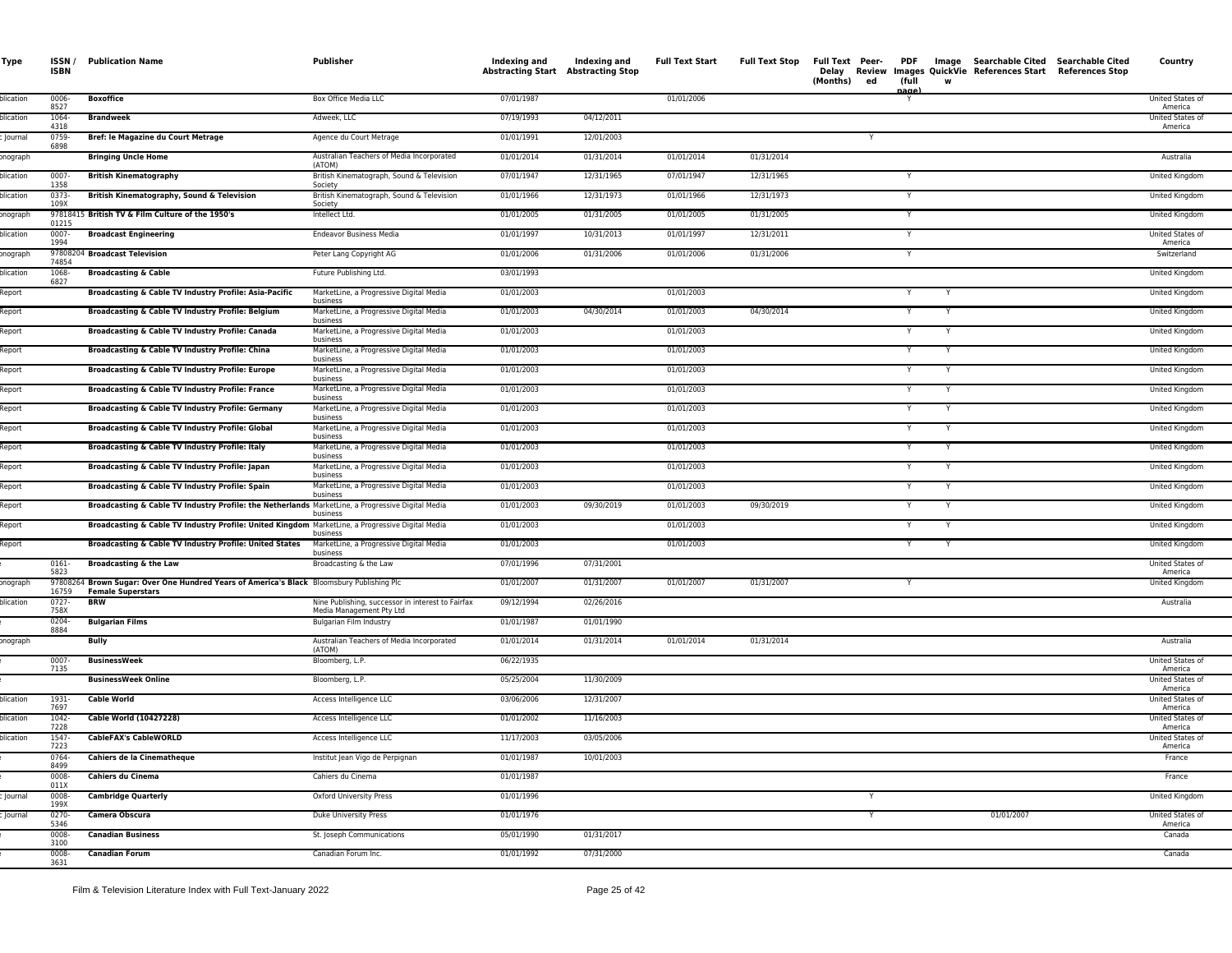| Type | ISSN / ISBN | Publication Name | Publisher | Indexing and Abstracting Start | Indexing and Abstracting Stop | Full Text Start | Full Text Stop | Full Text Delay (Months) | Peer-Reviewed | PDF Images (full page) | Image QuickView | Searchable Cited References Start | Searchable Cited References Stop | Country |
|---|---|---|---|---|---|---|---|---|---|---|---|---|---|---|
| blication | 0006-8527 | **Boxoffice** | Box Office Media LLC | 07/01/1987 | | 01/01/2006 | | | | Y | | | | United States of America |
| blication | 1064-4318 | **Brandweek** | Adweek, LLC | 07/19/1993 | 04/12/2011 | | | | | | | | | United States of America |
| : Journal | 0759-6898 | **Bref: le Magazine du Court Metrage** | Agence du Court Metrage | 01/01/1991 | 12/01/2003 | | | | Y | | | | | |
| onograph | | **Bringing Uncle Home** | Australian Teachers of Media Incorporated (ATOM) | 01/01/2014 | 01/31/2014 | 01/01/2014 | 01/31/2014 | | | | | | | Australia |
| blication | 0007-1358 | **British Kinematography** | British Kinematograph, Sound & Television Society | 07/01/1947 | 12/31/1965 | 07/01/1947 | 12/31/1965 | | | Y | | | | United Kingdom |
| blication | 0373-109X | **British Kinematography, Sound & Television** | British Kinematograph, Sound & Television Society | 01/01/1966 | 12/31/1973 | 01/01/1966 | 12/31/1973 | | | Y | | | | United Kingdom |
| onograph | 9781841501215 | **British TV & Film Culture of the 1950's** | Intellect Ltd. | 01/01/2005 | 01/31/2005 | 01/01/2005 | 01/31/2005 | | | Y | | | | United Kingdom |
| blication | 0007-1994 | **Broadcast Engineering** | Endeavour Business Media | 01/01/1997 | 10/31/2013 | 01/01/1997 | 12/31/2011 | | | Y | | | | United States of America |
| onograph | 9780820474854 | **Broadcast Television** | Peter Lang Copyright AG | 01/01/2006 | 01/31/2006 | 01/01/2006 | 01/31/2006 | | | Y | | | | Switzerland |
| blication | 1068-6827 | **Broadcasting & Cable** | Future Publishing Ltd. | 03/01/1993 | | | | | | | | | | United Kingdom |
| Report | | **Broadcasting & Cable TV Industry Profile: Asia-Pacific** | MarketLine, a Progressive Digital Media business | 01/01/2003 | | 01/01/2003 | | | | Y | Y | | | United Kingdom |
| Report | | **Broadcasting & Cable TV Industry Profile: Belgium** | MarketLine, a Progressive Digital Media business | 01/01/2003 | 04/30/2014 | 01/01/2003 | 04/30/2014 | | | Y | Y | | | United Kingdom |
| Report | | **Broadcasting & Cable TV Industry Profile: Canada** | MarketLine, a Progressive Digital Media business | 01/01/2003 | | 01/01/2003 | | | | Y | Y | | | United Kingdom |
| Report | | **Broadcasting & Cable TV Industry Profile: China** | MarketLine, a Progressive Digital Media business | 01/01/2003 | | 01/01/2003 | | | | Y | Y | | | United Kingdom |
| Report | | **Broadcasting & Cable TV Industry Profile: Europe** | MarketLine, a Progressive Digital Media business | 01/01/2003 | | 01/01/2003 | | | | Y | Y | | | United Kingdom |
| Report | | **Broadcasting & Cable TV Industry Profile: France** | MarketLine, a Progressive Digital Media business | 01/01/2003 | | 01/01/2003 | | | | Y | Y | | | United Kingdom |
| Report | | **Broadcasting & Cable TV Industry Profile: Germany** | MarketLine, a Progressive Digital Media business | 01/01/2003 | | 01/01/2003 | | | | Y | Y | | | United Kingdom |
| Report | | **Broadcasting & Cable TV Industry Profile: Global** | MarketLine, a Progressive Digital Media business | 01/01/2003 | | 01/01/2003 | | | | Y | Y | | | United Kingdom |
| Report | | **Broadcasting & Cable TV Industry Profile: Italy** | MarketLine, a Progressive Digital Media business | 01/01/2003 | | 01/01/2003 | | | | Y | Y | | | United Kingdom |
| Report | | **Broadcasting & Cable TV Industry Profile: Japan** | MarketLine, a Progressive Digital Media business | 01/01/2003 | | 01/01/2003 | | | | Y | Y | | | United Kingdom |
| Report | | **Broadcasting & Cable TV Industry Profile: Spain** | MarketLine, a Progressive Digital Media business | 01/01/2003 | | 01/01/2003 | | | | Y | Y | | | United Kingdom |
| Report | | **Broadcasting & Cable TV Industry Profile: the Netherlands** | MarketLine, a Progressive Digital Media business | 01/01/2003 | 09/30/2019 | 01/01/2003 | 09/30/2019 | | | Y | Y | | | United Kingdom |
| Report | | **Broadcasting & Cable TV Industry Profile: United Kingdom** | MarketLine, a Progressive Digital Media business | 01/01/2003 | | 01/01/2003 | | | | Y | Y | | | United Kingdom |
| Report | | **Broadcasting & Cable TV Industry Profile: United States** | MarketLine, a Progressive Digital Media business | 01/01/2003 | | 01/01/2003 | | | | Y | Y | | | United Kingdom |
| : | 0161-5823 | **Broadcasting & the Law** | Broadcasting & the Law | 07/01/1996 | 07/31/2001 | | | | | | | | | United States of America |
| onograph | 9780826416759 | **Brown Sugar: Over One Hundred Years of America's Black Female Superstars** | Bloomsbury Publishing Plc | 01/01/2007 | 01/31/2007 | 01/01/2007 | 01/31/2007 | | | Y | | | | United Kingdom |
| blication | 0727-758X | **BRW** | Nine Publishing, successor in interest to Fairfax Media Management Pty Ltd | 09/12/1994 | 02/26/2016 | | | | | | | | | Australia |
| : | 0204-8884 | **Bulgarian Films** | Bulgarian Film Industry | 01/01/1987 | 01/01/1990 | | | | | | | | | |
| onograph | | **Bully** | Australian Teachers of Media Incorporated (ATOM) | 01/01/2014 | 01/31/2014 | 01/01/2014 | 01/31/2014 | | | | | | | Australia |
| : | 0007-7135 | **BusinessWeek** | Bloomberg, L.P. | 06/22/1935 | | | | | | | | | | United States of America |
| : | | **BusinessWeek Online** | Bloomberg, L.P. | 05/25/2004 | 11/30/2009 | | | | | | | | | United States of America |
| blication | 1931-7697 | **Cable World** | Access Intelligence LLC | 03/06/2006 | 12/31/2007 | | | | | | | | | United States of America |
| blication | 1042-7228 | **Cable World (10427228)** | Access Intelligence LLC | 01/01/2002 | 11/16/2003 | | | | | | | | | United States of America |
| blication | 1547-7223 | **CableFAX's CableWORLD** | Access Intelligence LLC | 11/17/2003 | 03/05/2006 | | | | | | | | | United States of America |
| : | 0764-8499 | **Cahiers de la Cinematheque** | Institut Jean Vigo de Perpignan | 01/01/1987 | 10/01/2003 | | | | | | | | | France |
| : | 0008-011X | **Cahiers du Cinema** | Cahiers du Cinema | 01/01/1987 | | | | | | | | | | France |
| : Journal | 0008-199X | **Cambridge Quarterly** | Oxford University Press | 01/01/1996 | | | | | Y | | | | | United Kingdom |
| : Journal | 0270-5346 | **Camera Obscura** | Duke University Press | 01/01/1976 | | | | | Y | | | 01/01/2007 | | United States of America |
| : | 0008-3100 | **Canadian Business** | St. Joseph Communications | 05/01/1990 | 01/31/2017 | | | | | | | | | Canada |
| : | 0008-3631 | **Canadian Forum** | Canadian Forum Inc. | 01/01/1992 | 07/31/2000 | | | | | | | | | Canada |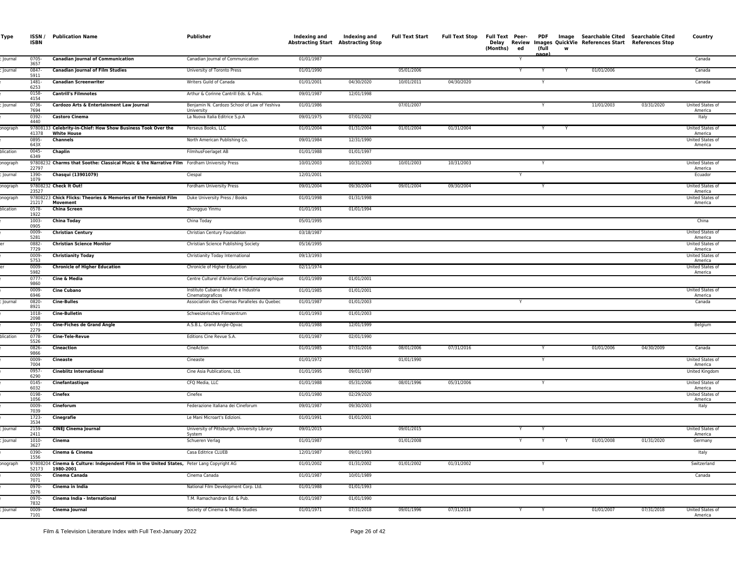| Type | ISSN / ISBN | Publication Name | Publisher | Indexing and Abstracting Start | Indexing and Abstracting Stop | Full Text Start | Full Text Stop | Full Text Delay (Months) | Peer-Reviewed | PDF Images (full page) | Image QuickView | Searchable Cited References Start | Searchable Cited References Stop | Country |
|---|---|---|---|---|---|---|---|---|---|---|---|---|---|---|
| c Journal | 0705-3657 | **Canadian Journal of Communication** | Canadian Journal of Communication | 01/01/1987 | | | | | Y | | | | | Canada |
| c Journal | 0847-5911 | **Canadian Journal of Film Studies** | University of Toronto Press | 01/01/1990 | | 05/01/2006 | | | Y | Y | Y | 01/01/2006 | | Canada |
| e | 1481-6253 | **Canadian Screenwriter** | Writers Guild of Canada | 01/01/2001 | 04/30/2020 | 10/01/2011 | 04/30/2020 | | | Y | | | | Canada |
| e | 0158-4154 | **Cantrill's Filmnotes** | Arthur & Corinne Cantrill Eds. & Pubs. | 09/01/1987 | 12/01/1998 | | | | | | | | | |
| c Journal | 0736-7694 | **Cardozo Arts & Entertainment Law Journal** | Benjamin N. Cardozo School of Law of Yeshiva University | 01/01/1986 | | 07/01/2007 | | | | Y | | 11/01/2003 | 03/31/2020 | United States of America |
| e | 0392-4440 | **Castoro Cinema** | La Nuova Italia Editrice S.p.A | 09/01/1975 | 07/01/2002 | | | | | | | | | Italy |
| onograph | 9780813341378 | **Celebrity-in-Chief: How Show Business Took Over the White House** | Perseus Books, LLC | 01/01/2004 | 01/31/2004 | 01/01/2004 | 01/31/2004 | | | Y | Y | | | United States of America |
| e | 0895-643X | **Channels** | North American Publishing Co. | 09/01/1984 | 12/31/1990 | | | | | | | | | United States of America |
| blication | 0045-6349 | **Chaplin** | FilmhusFoerlaget AB | 01/01/1988 | 01/01/1997 | | | | | | | | | |
| onograph | 9780823222797 | **Charms that Soothe: Classical Music & the Narrative Film** | Fordham University Press | 10/01/2003 | 10/31/2003 | 10/01/2003 | 10/31/2003 | | | Y | | | | United States of America |
| c Journal | 1390-1079 | **Chasqui (13901079)** | Ciespal | 12/01/2001 | | | | | Y | | | | | Ecuador |
| onograph | 9780823223527 | **Check It Out!** | Fordham University Press | 09/01/2004 | 09/30/2004 | 09/01/2004 | 09/30/2004 | | | Y | | | | United States of America |
| onograph | 9780822321217 | **Chick Flicks: Theories & Memories of the Feminist Film Movement** | Duke University Press / Books | 01/01/1998 | 01/31/1998 | | | | | | | | | United States of America |
| blication | 0578-1922 | **China Screen** | Zhongguo Yinmu | 01/01/1991 | 01/01/1994 | | | | | | | | | |
| e | 1003-0905 | **China Today** | China Today | 05/01/1995 | | | | | | | | | | China |
| e | 0009-5281 | **Christian Century** | Christian Century Foundation | 03/18/1987 | | | | | | | | | | United States of America |
| er | 0882-7729 | **Christian Science Monitor** | Christian Science Publishing Society | 05/16/1995 | | | | | | | | | | United States of America |
| e | 0009-5753 | **Christianity Today** | Christianity Today International | 09/13/1993 | | | | | | | | | | United States of America |
| er | 0009-5982 | **Chronicle of Higher Education** | Chronicle of Higher Education | 02/11/1974 | | | | | | | | | | United States of America |
| e | 0777-9860 | **Cine & Media** | Centre Culturel d'Animation CinEmatographique | 01/01/1989 | 01/01/2001 | | | | | | | | | |
| e | 0009-6946 | **Cine Cubano** | Instituto Cubano del Arte e Industria Cinematograficos | 01/01/1985 | 01/01/2001 | | | | | | | | | United States of America |
| c Journal | 0820-8921 | **Cine-Bulles** | Association des Cinemas Paralleles du Quebec | 01/01/1987 | 01/01/2003 | | | | Y | | | | | Canada |
| e | 1018-2098 | **Cine-Bulletin** | Schweizerisches Filmzentrum | 01/01/1993 | 01/01/2003 | | | | | | | | | |
| e | 0773-2279 | **Cine-Fiches de Grand Angle** | A.S.B.L. Grand Angle-Opvac | 01/01/1988 | 12/01/1999 | | | | | | | | | Belgium |
| blication | 0778-5526 | **Cine-Tele-Revue** | Editions Cine Revue S.A. | 01/01/1987 | 02/01/1990 | | | | | | | | | |
| e | 0826-9866 | **Cineaction** | CineAction | 01/01/1985 | 07/31/2016 | 08/01/2006 | 07/31/2016 | | | Y | | 01/01/2006 | 04/30/2009 | Canada |
| e | 0009-7004 | **Cineaste** | Cineaste | 01/01/1972 | | 01/01/1990 | | | | Y | | | | United States of America |
| e | 0957-6290 | **Cineblitz International** | Cine Asia Publications, Ltd. | 01/01/1995 | 09/01/1997 | | | | | | | | | United Kingdom |
| e | 0145-6032 | **Cinefantastique** | CFQ Media, LLC | 01/01/1988 | 05/31/2006 | 08/01/1996 | 05/31/2006 | | | Y | | | | United States of America |
| e | 0198-1056 | **Cinefex** | Cinefex | 01/01/1980 | 02/29/2020 | | | | | | | | | United States of America |
| e | 0009-7039 | **Cineforum** | Federazione Italiana dei Cineforum | 09/01/1987 | 09/30/2003 | | | | | | | | | Italy |
| e | 1723-3534 | **Cinegrafie** | Le Mani Microart's Edizioni. | 01/01/1991 | 01/01/2001 | | | | | | | | | |
| c Journal | 2159-2411 | **CINEJ Cinema Journal** | University of Pittsburgh, University Library System | 09/01/2015 | | 09/01/2015 | | | Y | Y | | | | United States of America |
| c Journal | 1010-3627 | **Cinema** | Schueren Verlag | 01/01/1987 | | 01/01/2008 | | | Y | Y | Y | 01/01/2008 | 01/31/2020 | Germany |
| e | 0390-1556 | **Cinema & Cinema** | Casa Editrice CLUEB | 12/01/1987 | 09/01/1993 | | | | | | | | | Italy |
| onograph | 9780820452173 | **Cinema & Culture: Independent Film in the United States, 1980-2001** | Peter Lang Copyright AG | 01/01/2002 | 01/31/2002 | 01/01/2002 | 01/31/2002 | | | Y | | | | Switzerland |
| e | 0009-7071 | **Cinema Canada** | Cinema Canada | 01/01/1987 | 10/01/1989 | | | | | | | | | Canada |
| e | 0970-3276 | **Cinema in India** | National Film Development Corp. Ltd. | 01/01/1988 | 01/01/1993 | | | | | | | | | |
| e | 0970-7832 | **Cinema India - International** | T.M. Ramachandran Ed. & Pub. | 01/01/1987 | 01/01/1990 | | | | | | | | | |
| c Journal | 0009-7101 | **Cinema Journal** | Society of Cinema & Media Studies | 01/01/1971 | 07/31/2018 | 09/01/1996 | 07/31/2018 | | Y | Y | | 01/01/2007 | 07/31/2018 | United States of America |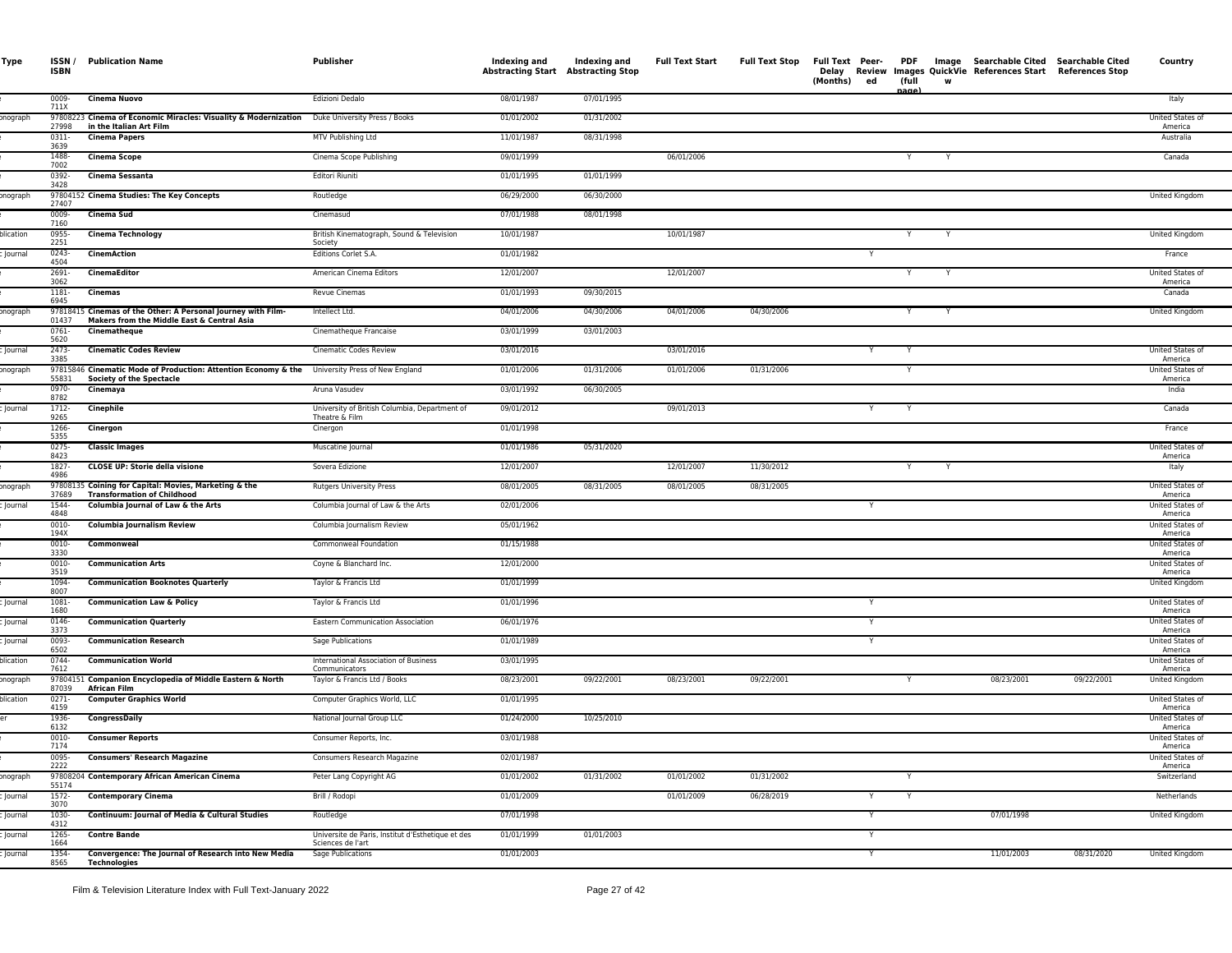| Type | ISSN / ISBN | Publication Name | Publisher | Indexing and Abstracting Start | Indexing and Abstracting Stop | Full Text Start | Full Text Stop | Full Text Delay (Months) | Peer-Reviewed | PDF Images (full page) | Image QuickView | Searchable Cited References Start | Searchable Cited References Stop | Country |
|---|---|---|---|---|---|---|---|---|---|---|---|---|---|---|
| e | 0009-711X | **Cinema Nuovo** | Edizioni Dedalo | 08/01/1987 | 07/01/1995 | | | | | | | | | Italy |
| onograph | 97808223 27998 | **Cinema of Economic Miracles: Visuality & Modernization in the Italian Art Film** | Duke University Press / Books | 01/01/2002 | 01/31/2002 | | | | | | | | | United States of America |
| e | 0311-3639 | **Cinema Papers** | MTV Publishing Ltd | 11/01/1987 | 08/31/1998 | | | | | | | | | Australia |
| e | 1488-7002 | **Cinema Scope** | Cinema Scope Publishing | 09/01/1999 | | 06/01/2006 | | | | Y | Y | | | Canada |
| e | 0392-3428 | **Cinema Sessanta** | Editori Riuniti | 01/01/1995 | 01/01/1999 | | | | | | | | | |
| onograph | 97804152 27407 | **Cinema Studies: The Key Concepts** | Routledge | 06/29/2000 | 06/30/2000 | | | | | | | | | United Kingdom |
| e | 0009-7160 | **Cinema Sud** | Cinemasud | 07/01/1988 | 08/01/1998 | | | | | | | | | |
| blication | 0955-2251 | **Cinema Technology** | British Kinematograph, Sound & Television Society | 10/01/1987 | | 10/01/1987 | | | | Y | Y | | | United Kingdom |
| c Journal | 0243-4504 | **CinemAction** | Editions Corlet S.A. | 01/01/1982 | | | | | Y | | | | | France |
| e | 2691-3062 | **CinemaEditor** | American Cinema Editors | 12/01/2007 | | 12/01/2007 | | | | Y | Y | | | United States of America |
| e | 1181-6945 | **Cinemas** | Revue Cinemas | 01/01/1993 | 09/30/2015 | | | | | | | | | Canada |
| onograph | 97818415 01437 | **Cinemas of the Other: A Personal Journey with Film-Makers from the Middle East & Central Asia** | Intellect Ltd. | 04/01/2006 | 04/30/2006 | 04/01/2006 | 04/30/2006 | | | Y | Y | | | United Kingdom |
| e | 0761-5620 | **Cinematheque** | Cinematheque Francaise | 03/01/1999 | 03/01/2003 | | | | | | | | | |
| c Journal | 2473-3385 | **Cinematic Codes Review** | Cinematic Codes Review | 03/01/2016 | | 03/01/2016 | | | Y | Y | | | | United States of America |
| onograph | 97815846 55831 | **Cinematic Mode of Production: Attention Economy & the Society of the Spectacle** | University Press of New England | 01/01/2006 | 01/31/2006 | 01/01/2006 | 01/31/2006 | | | Y | | | | United States of America |
| e | 0970-8782 | **Cinemaya** | Aruna Vasudev | 03/01/1992 | 06/30/2005 | | | | | | | | | India |
| c Journal | 1712-9265 | **Cinephile** | University of British Columbia, Department of Theatre & Film | 09/01/2012 | | 09/01/2013 | | | Y | Y | | | | Canada |
| e | 1266-5355 | **Cinergon** | Cinergon | 01/01/1998 | | | | | | | | | | France |
| e | 0275-8423 | **Classic Images** | Muscatine Journal | 01/01/1986 | 05/31/2020 | | | | | | | | | United States of America |
| e | 1827-4986 | **CLOSE UP: Storie della visione** | Sovera Edizione | 12/01/2007 | | 12/01/2007 | 11/30/2012 | | | Y | Y | | | Italy |
| onograph | 97808135 37689 | **Coining for Capital: Movies, Marketing & the Transformation of Childhood** | Rutgers University Press | 08/01/2005 | 08/31/2005 | 08/01/2005 | 08/31/2005 | | | | | | | United States of America |
| c Journal | 1544-4848 | **Columbia Journal of Law & the Arts** | Columbia Journal of Law & the Arts | 02/01/2006 | | | | | Y | | | | | United States of America |
| e | 0010-194X | **Columbia Journalism Review** | Columbia Journalism Review | 05/01/1962 | | | | | | | | | | United States of America |
| e | 0010-3330 | **Commonweal** | Commonweal Foundation | 01/15/1988 | | | | | | | | | | United States of America |
| e | 0010-3519 | **Communication Arts** | Coyne & Blanchard Inc. | 12/01/2000 | | | | | | | | | | United States of America |
| e | 1094-8007 | **Communication Booknotes Quarterly** | Taylor & Francis Ltd | 01/01/1999 | | | | | | | | | | United Kingdom |
| c Journal | 1081-1680 | **Communication Law & Policy** | Taylor & Francis Ltd | 01/01/1996 | | | | | Y | | | | | United States of America |
| c Journal | 0146-3373 | **Communication Quarterly** | Eastern Communication Association | 06/01/1976 | | | | | Y | | | | | United States of America |
| c Journal | 0093-6502 | **Communication Research** | Sage Publications | 01/01/1989 | | | | | Y | | | | | United States of America |
| blication | 0744-7612 | **Communication World** | International Association of Business Communicators | 03/01/1995 | | | | | | | | | | United States of America |
| onograph | 97804151 87039 | **Companion Encyclopedia of Middle Eastern & North African Film** | Taylor & Francis Ltd / Books | 08/23/2001 | 09/22/2001 | 08/23/2001 | 09/22/2001 | | | Y | | 08/23/2001 | 09/22/2001 | United Kingdom |
| blication | 0271-4159 | **Computer Graphics World** | Computer Graphics World, LLC | 01/01/1995 | | | | | | | | | | United States of America |
| er | 1936-6132 | **CongressDaily** | National Journal Group LLC | 01/24/2000 | 10/25/2010 | | | | | | | | | United States of America |
| e | 0010-7174 | **Consumer Reports** | Consumer Reports, Inc. | 03/01/1988 | | | | | | | | | | United States of America |
| e | 0095-2222 | **Consumers' Research Magazine** | Consumers Research Magazine | 02/01/1987 | | | | | | | | | | United States of America |
| onograph | 97808204 55174 | **Contemporary African American Cinema** | Peter Lang Copyright AG | 01/01/2002 | 01/31/2002 | 01/01/2002 | 01/31/2002 | | | Y | | | | Switzerland |
| c Journal | 1572-3070 | **Contemporary Cinema** | Brill / Rodopi | 01/01/2009 | | 01/01/2009 | 06/28/2019 | | Y | Y | | | | Netherlands |
| c Journal | 1030-4312 | **Continuum: Journal of Media & Cultural Studies** | Routledge | 07/01/1998 | | | | | Y | | | 07/01/1998 | | United Kingdom |
| c Journal | 1265-1664 | **Contre Bande** | Universite de Paris, Institut d'Esthetique et des Sciences de l'art | 01/01/1999 | 01/01/2003 | | | | Y | | | | | |
| c Journal | 1354-8565 | **Convergence: The Journal of Research into New Media Technologies** | Sage Publications | 01/01/2003 | | | | | Y | | | 11/01/2003 | 08/31/2020 | United Kingdom |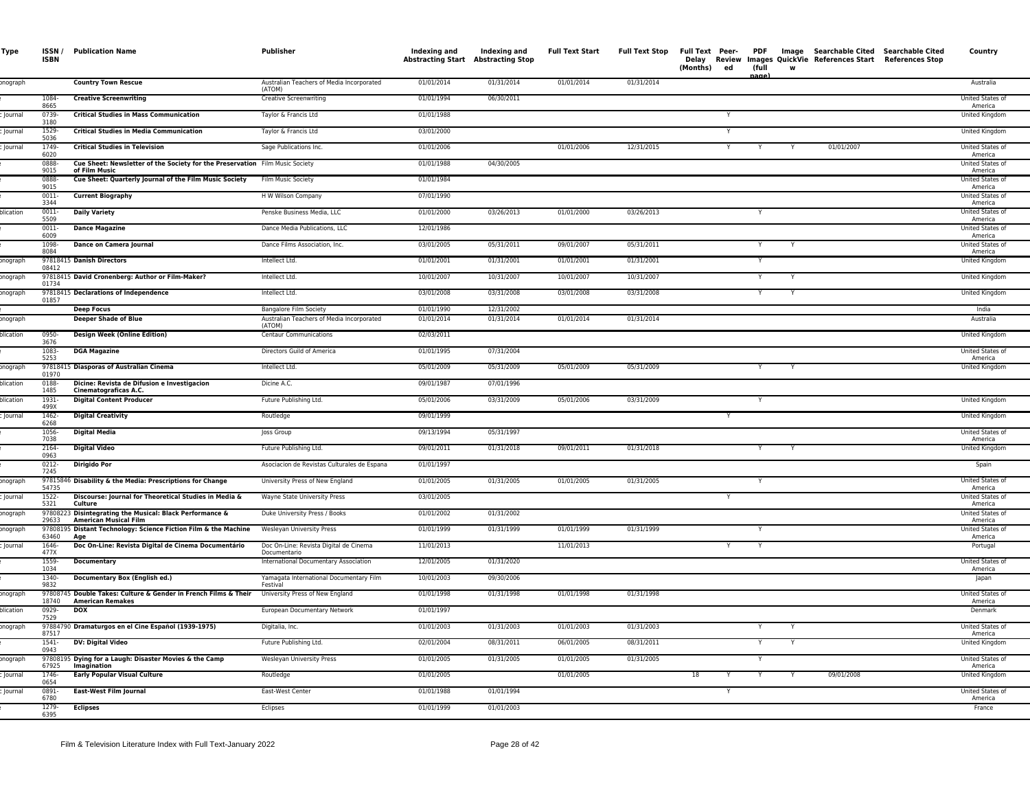| Type | ISSN / ISBN | Publication Name | Publisher | Indexing and Abstracting Start | Indexing and Abstracting Stop | Full Text Start | Full Text Stop | Full Text Delay (Months) | Peer-Reviewed | PDF Images (full page) | Image QuickView | Searchable Cited References Start | Searchable Cited References Stop | Country |
|---|---|---|---|---|---|---|---|---|---|---|---|---|---|---|
| onograph | | Country Town Rescue | Australian Teachers of Media Incorporated (ATOM) | 01/01/2014 | 01/31/2014 | 01/01/2014 | 01/31/2014 | | | | | | | Australia |
| | 1084-8665 | Creative Screenwriting | Creative Screenwriting | 01/01/1994 | 06/30/2011 | | | | | | | | | United States of America |
| Journal | 0739-3180 | Critical Studies in Mass Communication | Taylor & Francis Ltd | 01/01/1988 | | | | | Y | | | | | United Kingdom |
| Journal | 1529-5036 | Critical Studies in Media Communication | Taylor & Francis Ltd | 03/01/2000 | | | | | Y | | | | | United Kingdom |
| Journal | 1749-6020 | Critical Studies in Television | Sage Publications Inc. | 01/01/2006 | | 01/01/2006 | 12/31/2015 | | Y | Y | Y | 01/01/2007 | | United States of America |
| | 0888-9015 | Cue Sheet: Newsletter of the Society for the Preservation of Film Music | Film Music Society | 01/01/1988 | 04/30/2005 | | | | | | | | | United States of America |
| | 0888-9015 | Cue Sheet: Quarterly Journal of the Film Music Society | Film Music Society | 01/01/1984 | | | | | | | | | | United States of America |
| | 0011-3344 | Current Biography | H W Wilson Company | 07/01/1990 | | | | | | | | | | United States of America |
| blication | 0011-5509 | Daily Variety | Penske Business Media, LLC | 01/01/2000 | 03/26/2013 | 01/01/2000 | 03/26/2013 | | | Y | | | | United States of America |
| | 0011-6009 | Dance Magazine | Dance Media Publications, LLC | 12/01/1986 | | | | | | | | | | United States of America |
| | 1098-8084 | Dance on Camera Journal | Dance Films Association, Inc. | 03/01/2005 | 05/31/2011 | 09/01/2007 | 05/31/2011 | | | Y | Y | | | United States of America |
| onograph | 9781841508412 | Danish Directors | Intellect Ltd. | 01/01/2001 | 01/31/2001 | 01/01/2001 | 01/31/2001 | | | Y | | | | United Kingdom |
| onograph | 9781841501734 | David Cronenberg: Author or Film-Maker? | Intellect Ltd. | 10/01/2007 | 10/31/2007 | 10/01/2007 | 10/31/2007 | | | Y | Y | | | United Kingdom |
| onograph | 9781841501857 | Declarations of Independence | Intellect Ltd. | 03/01/2008 | 03/31/2008 | 03/01/2008 | 03/31/2008 | | | Y | Y | | | United Kingdom |
| | | Deep Focus | Bangalore Film Society | 01/01/1990 | 12/31/2002 | | | | | | | | | India |
| onograph | | Deeper Shade of Blue | Australian Teachers of Media Incorporated (ATOM) | 01/01/2014 | 01/31/2014 | 01/01/2014 | 01/31/2014 | | | | | | | Australia |
| blication | 0950-3676 | Design Week (Online Edition) | Centaur Communications | 02/03/2011 | | | | | | | | | | United Kingdom |
| | 1083-5253 | DGA Magazine | Directors Guild of America | 01/01/1995 | 07/31/2004 | | | | | | | | | United States of America |
| onograph | 9781841501970 | Diasporas of Australian Cinema | Intellect Ltd. | 05/01/2009 | 05/31/2009 | 05/01/2009 | 05/31/2009 | | | Y | Y | | | United Kingdom |
| blication | 0188-1485 | Dicine: Revista de Difusion e Investigacion Cinematograficas A.C. | Dicine A.C. | 09/01/1987 | 07/01/1996 | | | | | | | | | |
| blication | 1931-499X | Digital Content Producer | Future Publishing Ltd. | 05/01/2006 | 03/31/2009 | 05/01/2006 | 03/31/2009 | | | Y | | | | United Kingdom |
| Journal | 1462-6268 | Digital Creativity | Routledge | 09/01/1999 | | | | | Y | | | | | United Kingdom |
| | 1056-7038 | Digital Media | Joss Group | 09/13/1994 | 05/31/1997 | | | | | | | | | United States of America |
| | 2164-0963 | Digital Video | Future Publishing Ltd. | 09/01/2011 | 01/31/2018 | 09/01/2011 | 01/31/2018 | | | Y | Y | | | United Kingdom |
| | 0212-7245 | Dirigido Por | Asociacion de Revistas Culturales de Espana | 01/01/1997 | | | | | | | | | | Spain |
| onograph | 9781584654735 | Disability & the Media: Prescriptions for Change | University Press of New England | 01/01/2005 | 01/31/2005 | 01/01/2005 | 01/31/2005 | | | Y | | | | United States of America |
| Journal | 1522-5321 | Discourse: Journal for Theoretical Studies in Media & Culture | Wayne State University Press | 03/01/2005 | | | | | Y | | | | | United States of America |
| onograph | 9780822329633 | Disintegrating the Musical: Black Performance & American Musical Film | Duke University Press / Books | 01/01/2002 | 01/31/2002 | | | | | | | | | United States of America |
| onograph | 9780819563460 | Distant Technology: Science Fiction Film & the Machine Age | Wesleyan University Press | 01/01/1999 | 01/31/1999 | 01/01/1999 | 01/31/1999 | | | Y | | | | United States of America |
| Journal | 1646-477X | Doc On-Line: Revista Digital de Cinema Documentário | Doc On-Line: Revista Digital de Cinema Documentario | 11/01/2013 | | 11/01/2013 | | | Y | Y | | | | Portugal |
| | 1559-1034 | Documentary | International Documentary Association | 12/01/2005 | 01/31/2020 | | | | | | | | | United States of America |
| | 1340-9832 | Documentary Box (English ed.) | Yamagata International Documentary Film Festival | 10/01/2003 | 09/30/2006 | | | | | | | | | Japan |
| onograph | 9780874518740 | Double Takes: Culture & Gender in French Films & Their American Remakes | University Press of New England | 01/01/1998 | 01/31/1998 | 01/01/1998 | 01/31/1998 | | | | | | | United States of America |
| blication | 0929-7529 | DOX | European Documentary Network | 01/01/1997 | | | | | | | | | | Denmark |
| onograph | 9788479087517 | Dramaturgos en el Cine Español (1939-1975) | Digitalia, Inc. | 01/01/2003 | 01/31/2003 | 01/01/2003 | 01/31/2003 | | | Y | Y | | | United States of America |
| | 1541-0943 | DV: Digital Video | Future Publishing Ltd. | 02/01/2004 | 08/31/2011 | 06/01/2005 | 08/31/2011 | | | Y | Y | | | United Kingdom |
| onograph | 9780819567925 | Dying for a Laugh: Disaster Movies & the Camp Imagination | Wesleyan University Press | 01/01/2005 | 01/31/2005 | 01/01/2005 | 01/31/2005 | | | Y | | | | United States of America |
| Journal | 1746-0654 | Early Popular Visual Culture | Routledge | 01/01/2005 | | 01/01/2005 | | 18 | Y | Y | Y | 09/01/2008 | | United Kingdom |
| Journal | 0891-6780 | East-West Film Journal | East-West Center | 01/01/1988 | 01/01/1994 | | | | Y | | | | | United States of America |
| | 1279-6395 | Eclipses | Eclipses | 01/01/1999 | 01/01/2003 | | | | | | | | | France |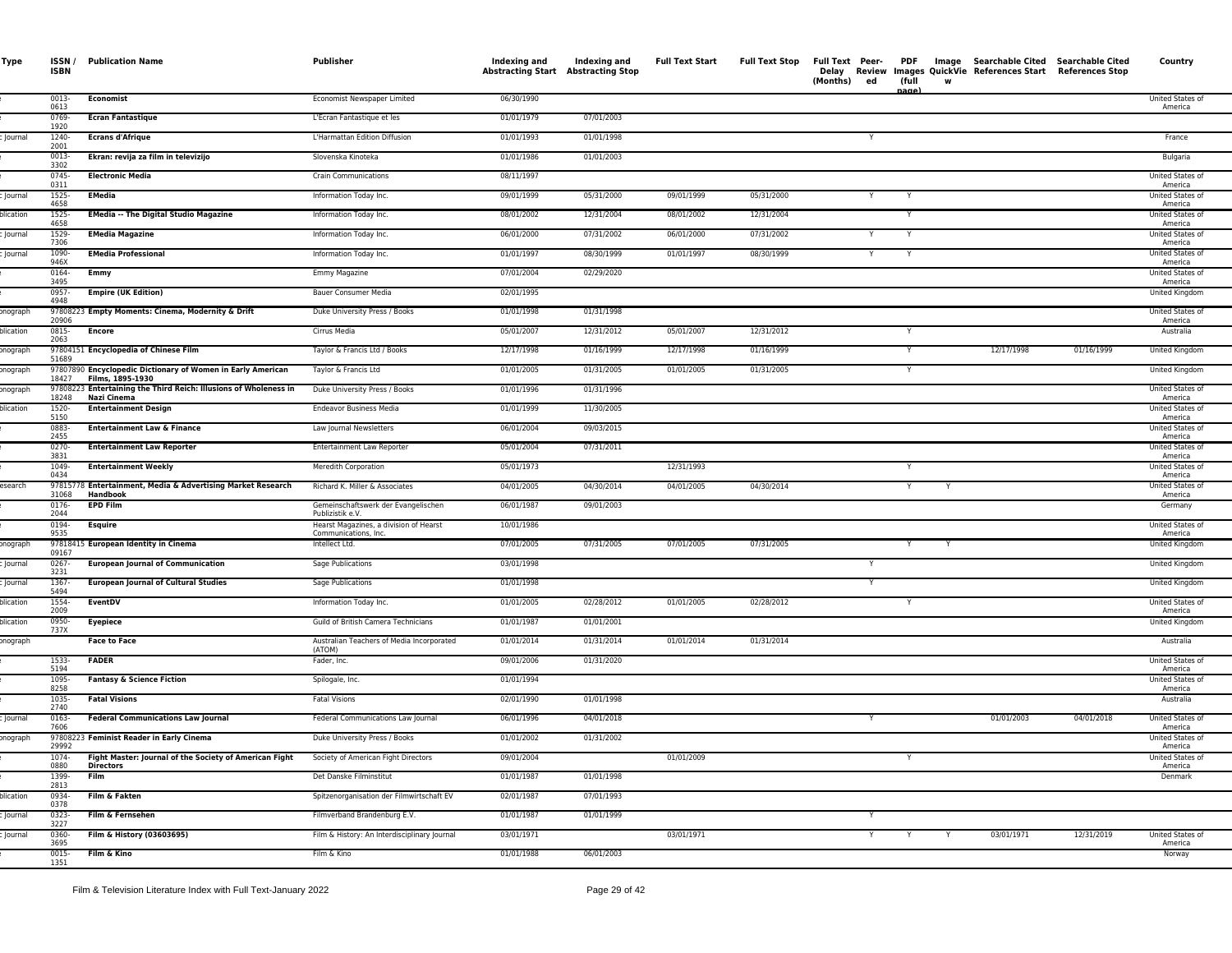| Type | ISSN / ISBN | Publication Name | Publisher | Indexing and Abstracting Start | Indexing and Abstracting Stop | Full Text Start | Full Text Stop | Full Text Delay (Months) | Peer-Reviewed | PDF Images (full page) | Image QuickView | Searchable Cited References Start | Searchable Cited References Stop | Country |
|---|---|---|---|---|---|---|---|---|---|---|---|---|---|---|
| e | 0013-0613 | **Economist** | Economist Newspaper Limited | 06/30/1990 | | | | | | | | | | United States of America |
| e | 0769-1920 | **Ecran Fantastique** | L'Ecran Fantastique et les | 01/01/1979 | 07/01/2003 | | | | | | | | | |
| c Journal | 1240-2001 | **Ecrans d'Afrique** | L'Harmattan Edition Diffusion | 01/01/1993 | 01/01/1998 | | | | Y | | | | | France |
| e | 0013-3302 | **Ekran: revija za film in televizijo** | Slovenska Kinoteka | 01/01/1986 | 01/01/2003 | | | | | | | | | Bulgaria |
| e | 0745-0311 | **Electronic Media** | Crain Communications | 08/11/1997 | | | | | | | | | | United States of America |
| c Journal | 1525-4658 | **EMedia** | Information Today Inc. | 09/01/1999 | 05/31/2000 | 09/01/1999 | 05/31/2000 | | Y | Y | | | | United States of America |
| blication | 1525-4658 | **EMedia -- The Digital Studio Magazine** | Information Today Inc. | 08/01/2002 | 12/31/2004 | 08/01/2002 | 12/31/2004 | | | Y | | | | United States of America |
| c Journal | 1529-7306 | **EMedia Magazine** | Information Today Inc. | 06/01/2000 | 07/31/2002 | 06/01/2000 | 07/31/2002 | | Y | Y | | | | United States of America |
| c Journal | 1090-946X | **EMedia Professional** | Information Today Inc. | 01/01/1997 | 08/30/1999 | 01/01/1997 | 08/30/1999 | | Y | Y | | | | United States of America |
| e | 0164-3495 | **Emmy** | Emmy Magazine | 07/01/2004 | 02/29/2020 | | | | | | | | | United States of America |
| e | 0957-4948 | **Empire (UK Edition)** | Bauer Consumer Media | 02/01/1995 | | | | | | | | | | United Kingdom |
| onograph | 9780822320906 | **Empty Moments: Cinema, Modernity & Drift** | Duke University Press / Books | 01/01/1998 | 01/31/1998 | | | | | | | | | United States of America |
| blication | 0815-2063 | **Encore** | Cirrus Media | 05/01/2007 | 12/31/2012 | 05/01/2007 | 12/31/2012 | | | Y | | | | Australia |
| onograph | 9780415151689 | **Encyclopedia of Chinese Film** | Taylor & Francis Ltd / Books | 12/17/1998 | 01/16/1999 | 12/17/1998 | 01/16/1999 | | | Y | | 12/17/1998 | 01/16/1999 | United Kingdom |
| onograph | 9780789018427 | **Encyclopedic Dictionary of Women in Early American Films, 1895-1930** | Taylor & Francis Ltd | 01/01/2005 | 01/31/2005 | 01/01/2005 | 01/31/2005 | | | Y | | | | United Kingdom |
| onograph | 9780822318248 | **Entertaining the Third Reich: Illusions of Wholeness in Nazi Cinema** | Duke University Press / Books | 01/01/1996 | 01/31/1996 | | | | | | | | | United States of America |
| blication | 1520-5150 | **Entertainment Design** | Endeavor Business Media | 01/01/1999 | 11/30/2005 | | | | | | | | | United States of America |
| e | 0883-2455 | **Entertainment Law & Finance** | Law Journal Newsletters | 06/01/2004 | 09/03/2015 | | | | | | | | | United States of America |
| e | 0270-3831 | **Entertainment Law Reporter** | Entertainment Law Reporter | 05/01/2004 | 07/31/2011 | | | | | | | | | United States of America |
| e | 1049-0434 | **Entertainment Weekly** | Meredith Corporation | 05/01/1973 | | 12/31/1993 | | | | Y | | | | United States of America |
| esearch | 9781577831068 | **Entertainment, Media & Advertising Market Research Handbook** | Richard K. Miller & Associates | 04/01/2005 | 04/30/2014 | 04/01/2005 | 04/30/2014 | | | Y | Y | | | United States of America |
| e | 0176-2044 | **EPD Film** | Gemeinschaftswerk der Evangelischen Publizistik e.V. | 06/01/1987 | 09/01/2003 | | | | | | | | | Germany |
| e | 0194-9535 | **Esquire** | Hearst Magazines, a division of Hearst Communications, Inc. | 10/01/1986 | | | | | | | | | | United States of America |
| onograph | 9781841509167 | **European Identity in Cinema** | Intellect Ltd. | 07/01/2005 | 07/31/2005 | 07/01/2005 | 07/31/2005 | | | Y | Y | | | United Kingdom |
| c Journal | 0267-3231 | **European Journal of Communication** | Sage Publications | 03/01/1998 | | | | | Y | | | | | United Kingdom |
| c Journal | 1367-5494 | **European Journal of Cultural Studies** | Sage Publications | 01/01/1998 | | | | | Y | | | | | United Kingdom |
| blication | 1554-2009 | **EventDV** | Information Today Inc. | 01/01/2005 | 02/28/2012 | 01/01/2005 | 02/28/2012 | | | Y | | | | United States of America |
| blication | 0950-737X | **Eyepiece** | Guild of British Camera Technicians | 01/01/1987 | 01/01/2001 | | | | | | | | | United Kingdom |
| onograph | | **Face to Face** | Australian Teachers of Media Incorporated (ATOM) | 01/01/2014 | 01/31/2014 | 01/01/2014 | 01/31/2014 | | | | | | | Australia |
| e | 1533-5194 | **FADER** | Fader, Inc. | 09/01/2006 | 01/31/2020 | | | | | | | | | United States of America |
| e | 1095-8258 | **Fantasy & Science Fiction** | Spilogale, Inc. | 01/01/1994 | | | | | | | | | | United States of America |
| e | 1035-2740 | **Fatal Visions** | Fatal Visions | 02/01/1990 | 01/01/1998 | | | | | | | | | Australia |
| c Journal | 0163-7606 | **Federal Communications Law Journal** | Federal Communications Law Journal | 06/01/1996 | 04/01/2018 | | | | Y | | | 01/01/2003 | 04/01/2018 | United States of America |
| onograph | 9780822329992 | **Feminist Reader in Early Cinema** | Duke University Press / Books | 01/01/2002 | 01/31/2002 | | | | | | | | | United States of America |
| e | 1074-0880 | **Fight Master: Journal of the Society of American Fight Directors** | Society of American Fight Directors | 09/01/2004 | | 01/01/2009 | | | | Y | | | | United States of America |
| e | 1399-2813 | **Film** | Det Danske Filminstitut | 01/01/1987 | 01/01/1998 | | | | | | | | | Denmark |
| blication | 0934-0378 | **Film & Fakten** | Spitzenorganisation der Filmwirtschaft EV | 02/01/1987 | 07/01/1993 | | | | | | | | | |
| c Journal | 0323-3227 | **Film & Fernsehen** | Filmverband Brandenburg E.V. | 01/01/1987 | 01/01/1999 | | | | Y | | | | | |
| c Journal | 0360-3695 | **Film & History (03603695)** | Film & History: An Interdisciplinary Journal | 03/01/1971 | | 03/01/1971 | | | Y | Y | Y | 03/01/1971 | 12/31/2019 | United States of America |
| e | 0015-1351 | **Film & Kino** | Film & Kino | 01/01/1988 | 06/01/2003 | | | | | | | | | Norway |

Film & Television Literature Index with Full Text-January 2022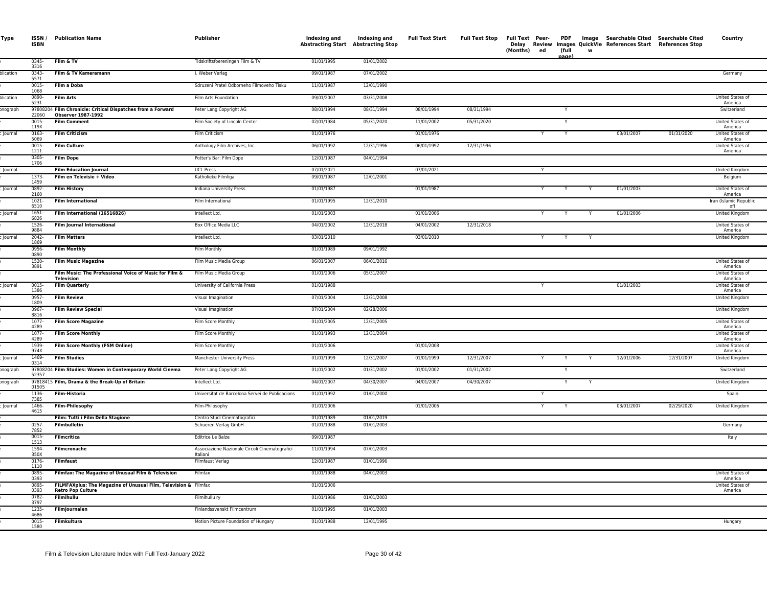| Type | ISSN / ISBN | Publication Name | Publisher | Indexing and Abstracting Start | Indexing and Abstracting Stop | Full Text Start | Full Text Stop | Full Text Delay (Months) | Peer-Reviewed | PDF Images (full page) | Image QuickView | Searchable Cited References Start | Searchable Cited References Stop | Country |
|---|---|---|---|---|---|---|---|---|---|---|---|---|---|---|
| e | 0345-3316 | Film & TV | Tidskriftsfoereningen Film & TV | 01/01/1995 | 01/01/2002 | | | | | | | | | |
| blication | 0343-5571 | Film & TV Kameramann | I. Weber Verlag | 09/01/1987 | 07/01/2002 | | | | | | | | | Germany |
| e | 0015-1068 | Film a Doba | Sdruzeni Pratel Odborneho Filmoveho Tisku | 11/01/1987 | 12/01/1990 | | | | | | | | | |
| blication | 0890-5231 | Film Arts | Film Arts Foundation | 09/01/2007 | 03/31/2008 | | | | | | | | | United States of America |
| onograph | 9780820422060 | Film Chronicle: Critical Dispatches from a Forward Observer 1987-1992 | Peter Lang Copyright AG | 08/01/1994 | 08/31/1994 | 08/01/1994 | 08/31/1994 | | | Y | | | | Switzerland |
| e | 0015-119X | Film Comment | Film Society of Lincoln Center | 02/01/1984 | 05/31/2020 | 11/01/2002 | 05/31/2020 | | | Y | | | | United States of America |
| c Journal | 0163-5069 | Film Criticism | Film Criticism | 01/01/1976 | | 01/01/1976 | | | Y | Y | | 03/01/2007 | 01/31/2020 | United States of America |
| e | 0015-1211 | Film Culture | Anthology Film Archives, Inc. | 06/01/1992 | 12/31/1996 | 06/01/1992 | 12/31/1996 | | | | | | | United States of America |
| e | 0305-1706 | Film Dope | Potter's Bar: Film Dope | 12/01/1987 | 04/01/1994 | | | | | | | | | |
| c Journal | | Film Education Journal | UCL Press | 07/01/2021 | | 07/01/2021 | | | Y | | | | | United Kingdom |
| e | 1373-1459 | Film en Televisie + Video | Katholieke Filmliga | 09/01/1987 | 12/01/2001 | | | | | | | | | Belgium |
| c Journal | 0892-2160 | Film History | Indiana University Press | 01/01/1987 | | 01/01/1987 | | | Y | Y | Y | 01/01/2003 | | United States of America |
| e | 1021-6510 | Film International | Film International | 01/01/1995 | 12/31/2010 | | | | | | | | | Iran (Islamic Republic of) |
| c Journal | 1651-6826 | Film International (16516826) | Intellect Ltd. | 01/01/2003 | | 01/01/2006 | | | Y | Y | Y | 01/01/2006 | | United Kingdom |
| e | 1526-9884 | Film Journal International | Box Office Media LLC | 04/01/2002 | 12/31/2018 | 04/01/2002 | 12/31/2018 | | | | | | | United States of America |
| c Journal | 2042-1869 | Film Matters | Intellect Ltd. | 03/01/2010 | | 03/01/2010 | | | Y | Y | Y | | | United Kingdom |
| e | 0956-0890 | Film Monthly | Film Monthly | 01/01/1989 | 09/01/1992 | | | | | | | | | |
| e | 1520-3891 | Film Music Magazine | Film Music Media Group | 06/01/2007 | 06/01/2016 | | | | | | | | | United States of America |
| e | | Film Music: The Professional Voice of Music for Film & Television | Film Music Media Group | 01/01/2006 | 05/31/2007 | | | | | | | | | United States of America |
| c Journal | 0015-1386 | Film Quarterly | University of California Press | 01/01/1988 | | | | | Y | | | 01/01/2003 | | United States of America |
| e | 0957-1809 | Film Review | Visual Imagination | 07/01/2004 | 12/31/2008 | | | | | | | | | United Kingdom |
| e | 0967-8816 | Film Review Special | Visual Imagination | 07/01/2004 | 02/28/2006 | | | | | | | | | United Kingdom |
| e | 1077-4289 | Film Score Magazine | Film Score Monthly | 01/01/2005 | 12/31/2005 | | | | | | | | | United States of America |
| e | 1077-4289 | Film Score Monthly | Film Score Monthly | 01/01/1993 | 12/31/2004 | | | | | | | | | United States of America |
| e | 1939-974X | Film Score Monthly (FSM Online) | Film Score Monthly | 01/01/2006 | | 01/01/2008 | | | | | | | | United States of America |
| c Journal | 1469-0314 | Film Studies | Manchester University Press | 01/01/1999 | 12/31/2007 | 01/01/1999 | 12/31/2007 | | Y | Y | Y | 12/01/2006 | 12/31/2007 | United Kingdom |
| onograph | 9780820452357 | Film Studies: Women in Contemporary World Cinema | Peter Lang Copyright AG | 01/01/2002 | 01/31/2002 | 01/01/2002 | 01/31/2002 | | | Y | | | | Switzerland |
| onograph | 9781841501505 | Film, Drama & the Break-Up of Britain | Intellect Ltd. | 04/01/2007 | 04/30/2007 | 04/01/2007 | 04/30/2007 | | | Y | Y | | | United Kingdom |
| e | 1136-7385 | Film-Historia | Universitat de Barcelona Servei de Publicacions | 01/01/1992 | 01/01/2000 | | | | Y | | | | | Spain |
| c Journal | 1466-4615 | Film-Philosophy | Film-Philosophy | 01/01/2006 | | 01/01/2006 | | | Y | Y | | 03/01/2007 | 02/29/2020 | United Kingdom |
| e | | Film: Tutti i Film Della Stagione | Centro Studi Cinematografici | 01/01/1989 | 01/01/2019 | | | | | | | | | |
| e | 0257-7852 | Filmbulletin | Schueren Verlag GmbH | 01/01/1988 | 01/01/2003 | | | | | | | | | Germany |
| e | 0015-1513 | Filmcritica | Editrice Le Balze | 09/01/1987 | | | | | | | | | | Italy |
| e | 1594-350X | Filmcronache | Associazione Nazionale Circoli Cinematografici Italiani | 11/01/1994 | 07/01/2003 | | | | | | | | | |
| e | 0176-1110 | Filmfaust | Filmfaust Verlag | 12/01/1987 | 01/01/1996 | | | | | | | | | |
| e | 0895-0393 | Filmfax: The Magazine of Unusual Film & Television | Filmfax | 01/01/1988 | 04/01/2003 | | | | | | | | | United States of America |
| e | 0895-0393 | FILMFAXplus: The Magazine of Unusual Film, Television & Retro Pop Culture | Filmfax | 01/01/2006 | | | | | | | | | | United States of America |
| e | 0782-3797 | Filmihullu | Filmihullu ry | 01/01/1986 | 01/01/2003 | | | | | | | | | |
| e | 1235-4686 | Filmjournalen | Finlandssvenskt Filmcentrum | 01/01/1995 | 01/01/2003 | | | | | | | | | |
| e | 0015-1580 | Filmkultura | Motion Picture Foundation of Hungary | 01/01/1988 | 12/01/1995 | | | | | | | | | Hungary |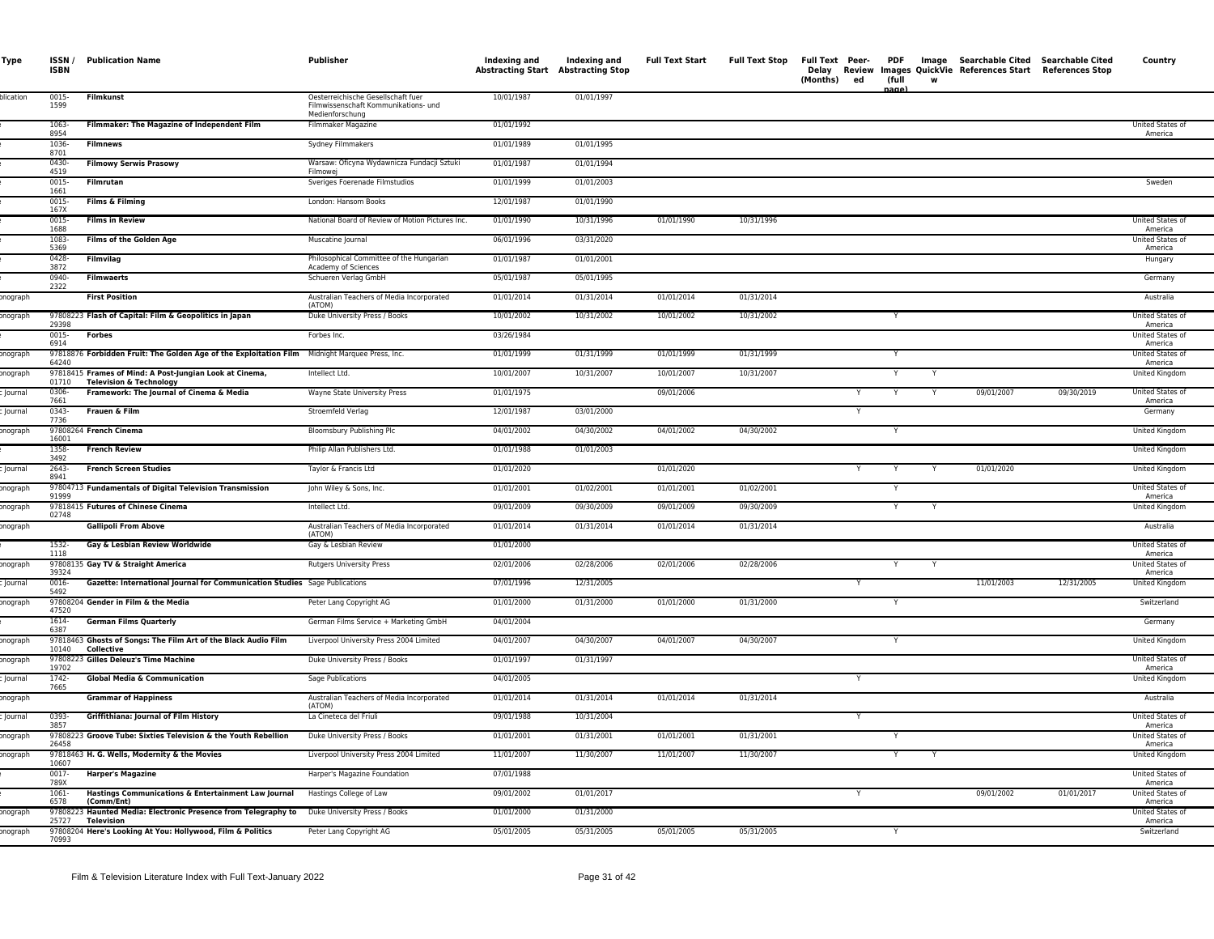| Type | ISSN / ISBN | Publication Name | Publisher | Indexing and Abstracting Start | Indexing and Abstracting Stop | Full Text Start | Full Text Stop | Full Text Delay (Months) | Peer-Reviewed | PDF Images (full page) | Image QuickView | Searchable Cited References Start | Searchable Cited References Stop | Country |
|---|---|---|---|---|---|---|---|---|---|---|---|---|---|---|
| blication | 0015-1599 | **Filmkunst** | Oesterreichische Gesellschaft fuer Filmwissenschaft Kommunikations- und Medienforschung | 10/01/1987 | 01/01/1997 | | | | | | | | | |
| | 1063-8954 | **Filmmaker: The Magazine of Independent Film** | Filmmaker Magazine | 01/01/1992 | | | | | | | | | | United States of America |
| | 1036-8701 | **Filmnews** | Sydney Filmmakers | 01/01/1989 | 01/01/1995 | | | | | | | | | |
| | 0430-4519 | **Filmowy Serwis Prasowy** | Warsaw: Oficyna Wydawnicza Fundacji Sztuki Filmowej | 01/01/1987 | 01/01/1994 | | | | | | | | | |
| | 0015-1661 | **Filmrutan** | Sveriges Foerenade Filmstudios | 01/01/1999 | 01/01/2003 | | | | | | | | | Sweden |
| | 0015-167X | **Films & Filming** | London: Hansom Books | 12/01/1987 | 01/01/1990 | | | | | | | | | |
| | 0015-1688 | **Films in Review** | National Board of Review of Motion Pictures Inc. | 01/01/1990 | 10/31/1996 | 01/01/1990 | 10/31/1996 | | | | | | | United States of America |
| | 1083-5369 | **Films of the Golden Age** | Muscatine Journal | 06/01/1996 | 03/31/2020 | | | | | | | | | United States of America |
| | 0428-3872 | **Filmvilag** | Philosophical Committee of the Hungarian Academy of Sciences | 01/01/1987 | 01/01/2001 | | | | | | | | | Hungary |
| | 0940-2322 | **Filmwaerts** | Schueren Verlag GmbH | 05/01/1987 | 05/01/1995 | | | | | | | | | Germany |
| onograph | | **First Position** | Australian Teachers of Media Incorporated (ATOM) | 01/01/2014 | 01/31/2014 | 01/01/2014 | 01/31/2014 | | | | | | | Australia |
| onograph | 9780822329398 | **Flash of Capital: Film & Geopolitics in Japan** | Duke University Press / Books | 10/01/2002 | 10/31/2002 | 10/01/2002 | 10/31/2002 | | | Y | | | | United States of America |
| | 0015-6914 | **Forbes** | Forbes Inc. | 03/26/1984 | | | | | | | | | | United States of America |
| onograph | 9781887664240 | **Forbidden Fruit: The Golden Age of the Exploitation Film** | Midnight Marquee Press, Inc. | 01/01/1999 | 01/31/1999 | 01/01/1999 | 01/31/1999 | | | Y | | | | United States of America |
| onograph | 9781841501710 | **Frames of Mind: A Post-Jungian Look at Cinema, Television & Technology** | Intellect Ltd. | 10/01/2007 | 10/31/2007 | 10/01/2007 | 10/31/2007 | | | Y | Y | | | United Kingdom |
| Journal | 0306-7661 | **Framework: The Journal of Cinema & Media** | Wayne State University Press | 01/01/1975 | | 09/01/2006 | | | Y | Y | Y | 09/01/2007 | 09/30/2019 | United States of America |
| Journal | 0343-7736 | **Frauen & Film** | Stroemfeld Verlag | 12/01/1987 | 03/01/2000 | | | | Y | | | | | Germany |
| onograph | 9780826416001 | **French Cinema** | Bloomsbury Publishing Plc | 04/01/2002 | 04/30/2002 | 04/01/2002 | 04/30/2002 | | | Y | | | | United Kingdom |
| | 1358-3492 | **French Review** | Philip Allan Publishers Ltd. | 01/01/1988 | 01/01/2003 | | | | | | | | | United Kingdom |
| Journal | 2643-8941 | **French Screen Studies** | Taylor & Francis Ltd | 01/01/2020 | | 01/01/2020 | | | Y | Y | Y | 01/01/2020 | | United Kingdom |
| onograph | 9780471391999 | **Fundamentals of Digital Television Transmission** | John Wiley & Sons, Inc. | 01/01/2001 | 01/02/2001 | 01/01/2001 | 01/02/2001 | | | Y | | | | United States of America |
| onograph | 9781841502748 | **Futures of Chinese Cinema** | Intellect Ltd. | 09/01/2009 | 09/30/2009 | 09/01/2009 | 09/30/2009 | | | Y | Y | | | United Kingdom |
| onograph | | **Gallipoli From Above** | Australian Teachers of Media Incorporated (ATOM) | 01/01/2014 | 01/31/2014 | 01/01/2014 | 01/31/2014 | | | | | | | Australia |
| | 1532-1118 | **Gay & Lesbian Review Worldwide** | Gay & Lesbian Review | 01/01/2000 | | | | | | | | | | United States of America |
| onograph | 9780813539324 | **Gay TV & Straight America** | Rutgers University Press | 02/01/2006 | 02/28/2006 | 02/01/2006 | 02/28/2006 | | | Y | Y | | | United States of America |
| Journal | 0016-5492 | **Gazette: International Journal for Communication Studies** | Sage Publications | 07/01/1996 | 12/31/2005 | | | | Y | | | 11/01/2003 | 12/31/2005 | United Kingdom |
| onograph | 9780820447520 | **Gender in Film & the Media** | Peter Lang Copyright AG | 01/01/2000 | 01/31/2000 | 01/01/2000 | 01/31/2000 | | | Y | | | | Switzerland |
| | 1614-6387 | **German Films Quarterly** | German Films Service + Marketing GmbH | 04/01/2004 | | | | | | | | | | Germany |
| onograph | 9781846310140 | **Ghosts of Songs: The Film Art of the Black Audio Film Collective** | Liverpool University Press 2004 Limited | 04/01/2007 | 04/30/2007 | 04/01/2007 | 04/30/2007 | | | Y | | | | United Kingdom |
| onograph | 9780822319702 | **Gilles Deleuz's Time Machine** | Duke University Press / Books | 01/01/1997 | 01/31/1997 | | | | | | | | | United States of America |
| Journal | 1742-7665 | **Global Media & Communication** | Sage Publications | 04/01/2005 | | | | | Y | | | | | United Kingdom |
| onograph | | **Grammar of Happiness** | Australian Teachers of Media Incorporated (ATOM) | 01/01/2014 | 01/31/2014 | 01/01/2014 | 01/31/2014 | | | | | | | Australia |
| Journal | 0393-3857 | **Griffithiana: Journal of Film History** | La Cineteca del Friuli | 09/01/1988 | 10/31/2004 | | | | Y | | | | | United States of America |
| onograph | 9780822326458 | **Groove Tube: Sixties Television & the Youth Rebellion** | Duke University Press / Books | 01/01/2001 | 01/31/2001 | 01/01/2001 | 01/31/2001 | | | Y | | | | United States of America |
| onograph | 9781846310607 | **H. G. Wells, Modernity & the Movies** | Liverpool University Press 2004 Limited | 11/01/2007 | 11/30/2007 | 11/01/2007 | 11/30/2007 | | | Y | Y | | | United Kingdom |
| | 0017-789X | **Harper's Magazine** | Harper's Magazine Foundation | 07/01/1988 | | | | | | | | | | United States of America |
| | 1061-6578 | **Hastings Communications & Entertainment Law Journal (Comm/Ent)** | Hastings College of Law | 09/01/2002 | 01/01/2017 | | | | Y | | | 09/01/2002 | 01/01/2017 | United States of America |
| onograph | 9780822325727 | **Haunted Media: Electronic Presence from Telegraphy to Television** | Duke University Press / Books | 01/01/2000 | 01/31/2000 | | | | | | | | | United States of America |
| onograph | 9780820470993 | **Here's Looking At You: Hollywood, Film & Politics** | Peter Lang Copyright AG | 05/01/2005 | 05/31/2005 | 05/01/2005 | 05/31/2005 | | | Y | | | | Switzerland |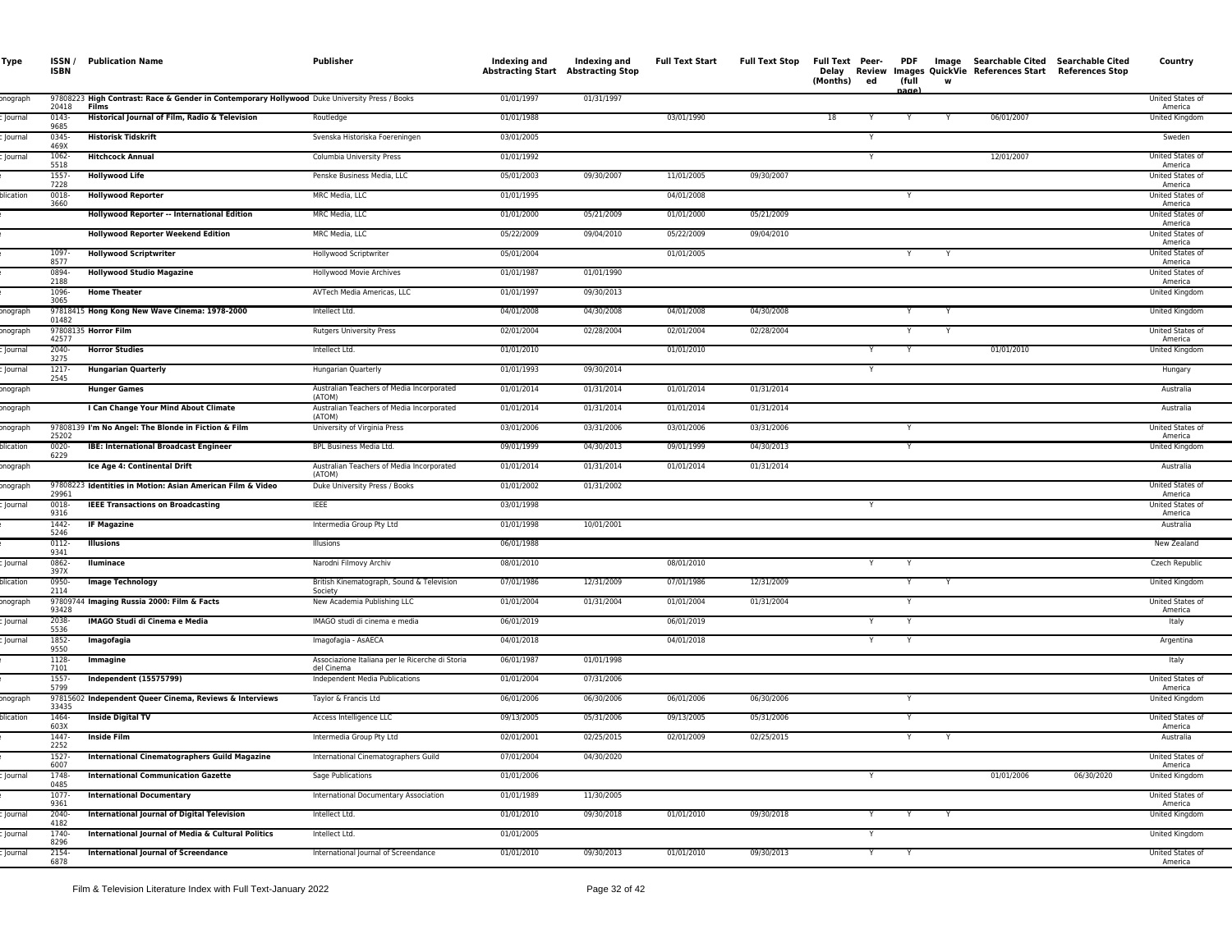| Type | ISSN / ISBN | Publication Name | Publisher | Indexing and Abstracting Start | Indexing and Abstracting Stop | Full Text Start | Full Text Stop | Full Text Delay (Months) | Peer-Reviewed | PDF Images (full page) | Image QuickView | Searchable Cited References Start | Searchable Cited References Stop | Country |
|---|---|---|---|---|---|---|---|---|---|---|---|---|---|---|
| onograph | 97808223 20418 | High Contrast: Race & Gender in Contemporary Hollywood Films | Duke University Press / Books | 01/01/1997 | 01/31/1997 | | | | | | | | | United States of America |
| : Journal | 0143-9685 | Historical Journal of Film, Radio & Television | Routledge | 01/01/1988 | | 03/01/1990 | | 18 | Y | Y | Y | 06/01/2007 | | United Kingdom |
| : Journal | 0345-469X | Historisk Tidskrift | Svenska Historiska Foereningen | 03/01/2005 | | | | | Y | | | | | Sweden |
| : Journal | 1062-5518 | Hitchcock Annual | Columbia University Press | 01/01/1992 | | | | | Y | | | 12/01/2007 | | United States of America |
| e | 1557-7228 | Hollywood Life | Penske Business Media, LLC | 05/01/2003 | 09/30/2007 | 11/01/2005 | 09/30/2007 | | | | | | | United States of America |
| blication | 0018-3660 | Hollywood Reporter | MRC Media, LLC | 01/01/1995 | | 04/01/2008 | | | | Y | | | | United States of America |
| e | | Hollywood Reporter -- International Edition | MRC Media, LLC | 01/01/2000 | 05/21/2009 | 01/01/2000 | 05/21/2009 | | | | | | | United States of America |
| e | | Hollywood Reporter Weekend Edition | MRC Media, LLC | 05/22/2009 | 09/04/2010 | 05/22/2009 | 09/04/2010 | | | | | | | United States of America |
| e | 1097-8577 | Hollywood Scriptwriter | Hollywood Scriptwriter | 05/01/2004 | | 01/01/2005 | | | | Y | Y | | | United States of America |
| e | 0894-2188 | Hollywood Studio Magazine | Hollywood Movie Archives | 01/01/1987 | 01/01/1990 | | | | | | | | | United States of America |
| e | 1096-3065 | Home Theater | AVTech Media Americas, LLC | 01/01/1997 | 09/30/2013 | | | | | | | | | United Kingdom |
| onograph | 97818415 01482 | Hong Kong New Wave Cinema: 1978-2000 | Intellect Ltd. | 04/01/2008 | 04/30/2008 | 04/01/2008 | 04/30/2008 | | | Y | Y | | | United Kingdom |
| onograph | 97808135 42577 | Horror Film | Rutgers University Press | 02/01/2004 | 02/28/2004 | 02/01/2004 | 02/28/2004 | | | Y | Y | | | United States of America |
| : Journal | 2040-3275 | Horror Studies | Intellect Ltd. | 01/01/2010 | | 01/01/2010 | | | Y | Y | | 01/01/2010 | | United Kingdom |
| : Journal | 1217-2545 | Hungarian Quarterly | Hungarian Quarterly | 01/01/1993 | 09/30/2014 | | | | Y | | | | | Hungary |
| onograph | | Hunger Games | Australian Teachers of Media Incorporated (ATOM) | 01/01/2014 | 01/31/2014 | 01/01/2014 | 01/31/2014 | | | | | | | Australia |
| onograph | | I Can Change Your Mind About Climate | Australian Teachers of Media Incorporated (ATOM) | 01/01/2014 | 01/31/2014 | 01/01/2014 | 01/31/2014 | | | | | | | Australia |
| onograph | 97808139 25202 | I'm No Angel: The Blonde in Fiction & Film | University of Virginia Press | 03/01/2006 | 03/31/2006 | 03/01/2006 | 03/31/2006 | | | Y | | | | United States of America |
| blication | 0020-6229 | IBE: International Broadcast Engineer | BPL Business Media Ltd. | 09/01/1999 | 04/30/2013 | 09/01/1999 | 04/30/2013 | | | Y | | | | United Kingdom |
| onograph | | Ice Age 4: Continental Drift | Australian Teachers of Media Incorporated (ATOM) | 01/01/2014 | 01/31/2014 | 01/01/2014 | 01/31/2014 | | | | | | | Australia |
| onograph | 97808223 29961 | Identities in Motion: Asian American Film & Video | Duke University Press / Books | 01/01/2002 | 01/31/2002 | | | | | | | | | United States of America |
| : Journal | 0018-9316 | IEEE Transactions on Broadcasting | IEEE | 03/01/1998 | | | | | Y | | | | | United States of America |
| e | 1442-5246 | IF Magazine | Intermedia Group Pty Ltd | 01/01/1998 | 10/01/2001 | | | | | | | | | Australia |
| e | 0112-9341 | Illusions | Illusions | 06/01/1988 | | | | | | | | | | New Zealand |
| : Journal | 0862-397X | Iluminace | Narodni Filmovy Archiv | 08/01/2010 | | 08/01/2010 | | | Y | Y | | | | Czech Republic |
| blication | 0950-2114 | Image Technology | British Kinematograph, Sound & Television Society | 07/01/1986 | 12/31/2009 | 07/01/1986 | 12/31/2009 | | | Y | Y | | | United Kingdom |
| onograph | 97809744 93428 | Imaging Russia 2000: Film & Facts | New Academia Publishing LLC | 01/01/2004 | 01/31/2004 | 01/01/2004 | 01/31/2004 | | | Y | | | | United States of America |
| : Journal | 2038-5536 | IMAGO Studi di Cinema e Media | IMAGO studi di cinema e media | 06/01/2019 | | 06/01/2019 | | | Y | Y | | | | Italy |
| : Journal | 1852-9550 | Imagofagia | Imagofagia - AsAECA | 04/01/2018 | | 04/01/2018 | | | Y | Y | | | | Argentina |
| e | 1128-7101 | Immagine | Associazione Italiana per le Ricerche di Storia del Cinema | 06/01/1987 | 01/01/1998 | | | | | | | | | Italy |
| e | 1557-5799 | Independent (15575799) | Independent Media Publications | 01/01/2004 | 07/31/2006 | | | | | | | | | United States of America |
| onograph | 97815602 33435 | Independent Queer Cinema, Reviews & Interviews | Taylor & Francis Ltd | 06/01/2006 | 06/30/2006 | 06/01/2006 | 06/30/2006 | | | Y | | | | United Kingdom |
| blication | 1464-603X | Inside Digital TV | Access Intelligence LLC | 09/13/2005 | 05/31/2006 | 09/13/2005 | 05/31/2006 | | | Y | | | | United States of America |
| e | 1447-2252 | Inside Film | Intermedia Group Pty Ltd | 02/01/2001 | 02/25/2015 | 02/01/2009 | 02/25/2015 | | | Y | Y | | | Australia |
| e | 1527-6007 | International Cinematographers Guild Magazine | International Cinematographers Guild | 07/01/2004 | 04/30/2020 | | | | | | | | | United States of America |
| : Journal | 1748-0485 | International Communication Gazette | Sage Publications | 01/01/2006 | | | | | Y | | | 01/01/2006 | 06/30/2020 | United Kingdom |
| e | 1077-9361 | International Documentary | International Documentary Association | 01/01/1989 | 11/30/2005 | | | | | | | | | United States of America |
| : Journal | 2040-4182 | International Journal of Digital Television | Intellect Ltd. | 01/01/2010 | 09/30/2018 | 01/01/2010 | 09/30/2018 | | Y | Y | Y | | | United Kingdom |
| : Journal | 1740-8296 | International Journal of Media & Cultural Politics | Intellect Ltd. | 01/01/2005 | | | | | Y | | | | | United Kingdom |
| : Journal | 2154-6878 | International Journal of Screendance | International Journal of Screendance | 01/01/2010 | 09/30/2013 | 01/01/2010 | 09/30/2013 | | Y | Y | | | | United States of America |

Film & Television Literature Index with Full Text-January 2022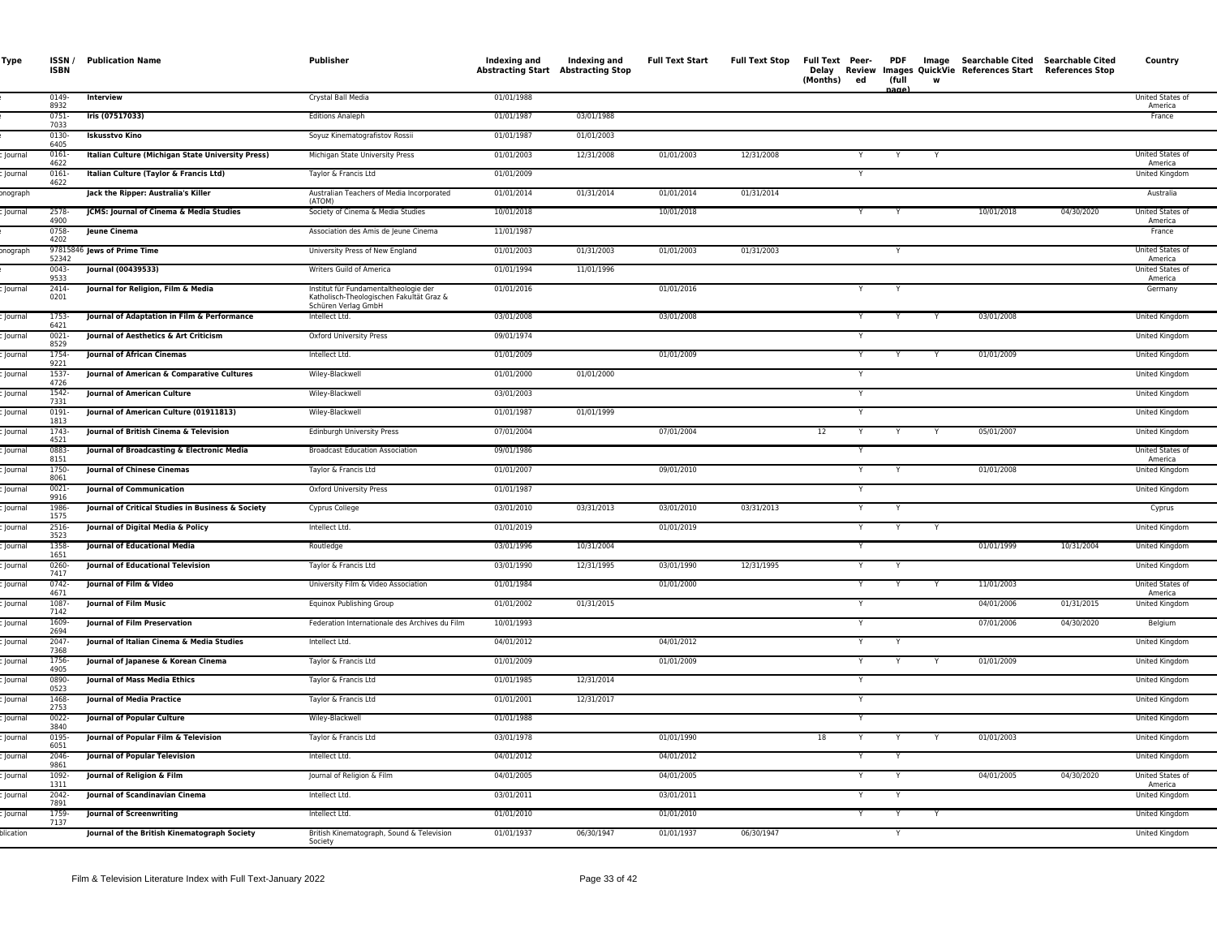| Type | ISSN / ISBN | Publication Name | Publisher | Indexing and Abstracting Start | Indexing and Abstracting Stop | Full Text Start | Full Text Stop | Full Text Delay (Months) | Peer-Reviewed | PDF Images (full page) | Image QuickView | Searchable Cited References Start | Searchable Cited References Stop | Country |
|---|---|---|---|---|---|---|---|---|---|---|---|---|---|---|
| e | 0149-8932 | **Interview** | Crystal Ball Media | 01/01/1988 | | | | | | | | | | United States of America |
| e | 0751-7033 | **Iris (07517033)** | Editions Analeph | 01/01/1987 | 03/01/1988 | | | | | | | | | France |
| e | 0130-6405 | **Iskusstvo Kino** | Soyuz Kinematografistov Rossii | 01/01/1987 | 01/01/2003 | | | | | | | | | |
| : Journal | 0161-4622 | **Italian Culture (Michigan State University Press)** | Michigan State University Press | 01/01/2003 | 12/31/2008 | 01/01/2003 | 12/31/2008 | | Y | Y | Y | | | United States of America |
| : Journal | 0161-4622 | **Italian Culture (Taylor & Francis Ltd)** | Taylor & Francis Ltd | 01/01/2009 | | | | | Y | | | | | United Kingdom |
| onograph | | **Jack the Ripper: Australia's Killer** | Australian Teachers of Media Incorporated (ATOM) | 01/01/2014 | 01/31/2014 | 01/01/2014 | 01/31/2014 | | | | | | | Australia |
| : Journal | 2578-4900 | **JCMS: Journal of Cinema & Media Studies** | Society of Cinema & Media Studies | 10/01/2018 | | 10/01/2018 | | | Y | Y | | 10/01/2018 | 04/30/2020 | United States of America |
| e | 0758-4202 | **Jeune Cinema** | Association des Amis de Jeune Cinema | 11/01/1987 | | | | | | | | | | France |
| onograph | 9781584652342 | **Jews of Prime Time** | University Press of New England | 01/01/2003 | 01/31/2003 | 01/01/2003 | 01/31/2003 | | | Y | | | | United States of America |
| e | 0043-9533 | **Journal (00439533)** | Writers Guild of America | 01/01/1994 | 11/01/1996 | | | | | | | | | United States of America |
| : Journal | 2414-0201 | **Journal for Religion, Film & Media** | Institut für Fundamentaltheologie der Katholisch-Theologischen Fakultät Graz & Schüren Verlag GmbH | 01/01/2016 | | 01/01/2016 | | | Y | Y | | | | Germany |
| : Journal | 1753-6421 | **Journal of Adaptation in Film & Performance** | Intellect Ltd. | 03/01/2008 | | 03/01/2008 | | | Y | Y | Y | 03/01/2008 | | United Kingdom |
| : Journal | 0021-8529 | **Journal of Aesthetics & Art Criticism** | Oxford University Press | 09/01/1974 | | | | | Y | | | | | United Kingdom |
| : Journal | 1754-9221 | **Journal of African Cinemas** | Intellect Ltd. | 01/01/2009 | | 01/01/2009 | | | Y | Y | Y | 01/01/2009 | | United Kingdom |
| : Journal | 1537-4726 | **Journal of American & Comparative Cultures** | Wiley-Blackwell | 01/01/2000 | 01/01/2000 | | | | Y | | | | | United Kingdom |
| : Journal | 1542-7331 | **Journal of American Culture** | Wiley-Blackwell | 03/01/2003 | | | | | Y | | | | | United Kingdom |
| : Journal | 0191-1813 | **Journal of American Culture (01911813)** | Wiley-Blackwell | 01/01/1987 | 01/01/1999 | | | | Y | | | | | United Kingdom |
| : Journal | 1743-4521 | **Journal of British Cinema & Television** | Edinburgh University Press | 07/01/2004 | | 07/01/2004 | | 12 | Y | Y | Y | 05/01/2007 | | United Kingdom |
| : Journal | 0883-8151 | **Journal of Broadcasting & Electronic Media** | Broadcast Education Association | 09/01/1986 | | | | | Y | | | | | United States of America |
| : Journal | 1750-8061 | **Journal of Chinese Cinemas** | Taylor & Francis Ltd | 01/01/2007 | | 09/01/2010 | | | Y | Y | | 01/01/2008 | | United Kingdom |
| : Journal | 0021-9916 | **Journal of Communication** | Oxford University Press | 01/01/1987 | | | | | Y | | | | | United Kingdom |
| : Journal | 1986-1575 | **Journal of Critical Studies in Business & Society** | Cyprus College | 03/01/2010 | 03/31/2013 | 03/01/2010 | 03/31/2013 | | Y | Y | | | | Cyprus |
| : Journal | 2516-3523 | **Journal of Digital Media & Policy** | Intellect Ltd. | 01/01/2019 | | 01/01/2019 | | | Y | Y | Y | | | United Kingdom |
| : Journal | 1358-1651 | **Journal of Educational Media** | Routledge | 03/01/1996 | 10/31/2004 | | | | Y | | | 01/01/1999 | 10/31/2004 | United Kingdom |
| : Journal | 0260-7417 | **Journal of Educational Television** | Taylor & Francis Ltd | 03/01/1990 | 12/31/1995 | 03/01/1990 | 12/31/1995 | | Y | Y | | | | United Kingdom |
| : Journal | 0742-4671 | **Journal of Film & Video** | University Film & Video Association | 01/01/1984 | | 01/01/2000 | | | Y | Y | Y | 11/01/2003 | | United States of America |
| : Journal | 1087-7142 | **Journal of Film Music** | Equinox Publishing Group | 01/01/2002 | 01/31/2015 | | | | Y | | | 04/01/2006 | 01/31/2015 | United Kingdom |
| : Journal | 1609-2694 | **Journal of Film Preservation** | Federation Internationale des Archives du Film | 10/01/1993 | | | | | Y | | | 07/01/2006 | 04/30/2020 | Belgium |
| : Journal | 2047-7368 | **Journal of Italian Cinema & Media Studies** | Intellect Ltd. | 04/01/2012 | | 04/01/2012 | | | Y | Y | | | | United Kingdom |
| : Journal | 1756-4905 | **Journal of Japanese & Korean Cinema** | Taylor & Francis Ltd | 01/01/2009 | | 01/01/2009 | | | Y | Y | Y | 01/01/2009 | | United Kingdom |
| : Journal | 0890-0523 | **Journal of Mass Media Ethics** | Taylor & Francis Ltd | 01/01/1985 | 12/31/2014 | | | | Y | | | | | United Kingdom |
| : Journal | 1468-2753 | **Journal of Media Practice** | Taylor & Francis Ltd | 01/01/2001 | 12/31/2017 | | | | Y | | | | | United Kingdom |
| : Journal | 0022-3840 | **Journal of Popular Culture** | Wiley-Blackwell | 01/01/1988 | | | | | Y | | | | | United Kingdom |
| : Journal | 0195-6051 | **Journal of Popular Film & Television** | Taylor & Francis Ltd | 03/01/1978 | | 01/01/1990 | | 18 | Y | Y | Y | 01/01/2003 | | United Kingdom |
| : Journal | 2046-9861 | **Journal of Popular Television** | Intellect Ltd. | 04/01/2012 | | 04/01/2012 | | | Y | Y | | | | United Kingdom |
| : Journal | 1092-1311 | **Journal of Religion & Film** | Journal of Religion & Film | 04/01/2005 | | 04/01/2005 | | | Y | Y | | 04/01/2005 | 04/30/2020 | United States of America |
| : Journal | 2042-7891 | **Journal of Scandinavian Cinema** | Intellect Ltd. | 03/01/2011 | | 03/01/2011 | | | Y | Y | | | | United Kingdom |
| : Journal | 1759-7137 | **Journal of Screenwriting** | Intellect Ltd. | 01/01/2010 | | 01/01/2010 | | | Y | Y | Y | | | United Kingdom |
| blication | | **Journal of the British Kinematograph Society** | British Kinematograph, Sound & Television Society | 01/01/1937 | 06/30/1947 | 01/01/1937 | 06/30/1947 | | | Y | | | | United Kingdom |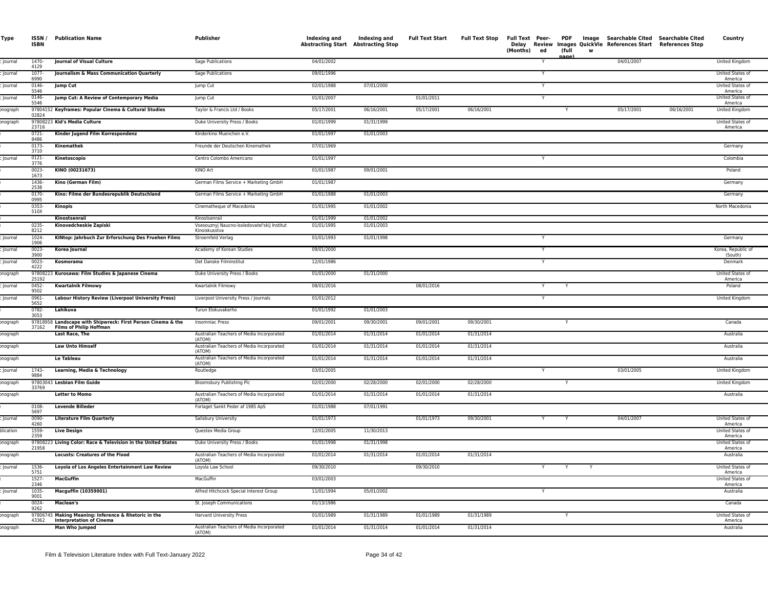| Type | ISSN / ISBN | Publication Name | Publisher | Indexing and Abstracting Start | Indexing and Abstracting Stop | Full Text Start | Full Text Stop | Full Text Delay (Months) | Peer-Reviewed | PDF Images (full page) | Image QuickView | Searchable Cited References Start | Searchable Cited References Stop | Country |
|---|---|---|---|---|---|---|---|---|---|---|---|---|---|---|
| : Journal | 1470-4129 | **Journal of Visual Culture** | Sage Publications | 04/01/2002 | | | | | Y | | | 04/01/2007 | | United Kingdom |
| : Journal | 1077-6990 | **Journalism & Mass Communication Quarterly** | Sage Publications | 09/01/1996 | | | | | Y | | | | | United States of America |
| : Journal | 0146-5546 | **Jump Cut** | Jump Cut | 02/01/1988 | 07/01/2000 | | | | Y | | | | | United States of America |
| : Journal | 0146-5546 | **Jump Cut: A Review of Contemporary Media** | Jump Cut | 01/01/2007 | | 01/01/2011 | | | Y | | | | | United States of America |
| onograph | 9780415202824 | **Keyframes: Popular Cinema & Cultural Studies** | Taylor & Francis Ltd / Books | 05/17/2001 | 06/16/2001 | 05/17/2001 | 06/16/2001 | | | Y | | 05/17/2001 | 06/16/2001 | United Kingdom |
| onograph | 9780822323716 | **Kid's Media Culture** | Duke University Press / Books | 01/01/1999 | 01/31/1999 | | | | | | | | | United States of America |
| | 0721-8486 | **Kinder Jugend Film Korrespondenz** | Kinderkino Muenchen e.V. | 01/01/1997 | 01/01/2003 | | | | | | | | | |
| | 0173-3710 | **Kinemathek** | Freunde der Deutschen Kinemathek | 07/01/1969 | | | | | | | | | | Germany |
| : Journal | 0121-3776 | **Kinetoscopio** | Centro Colombo Americano | 01/01/1997 | | | | | Y | | | | | Colombia |
| | 0023-1673 | **KINO (00231673)** | KINO Art | 01/01/1987 | 09/01/2001 | | | | | | | | | Poland |
| | 1436-2538 | **Kino (German Film)** | German Films Service + Marketing GmbH | 01/01/1987 | | | | | | | | | | Germany |
| | 0170-0995 | **Kino: Filme der Bundesrepublik Deutschland** | German Films Service + Marketing GmbH | 01/01/1988 | 01/01/2003 | | | | | | | | | Germany |
| | 0353-510X | **Kinopis** | Cinematheque of Macedonia | 01/01/1995 | 01/01/2002 | | | | | | | | | North Macedonia |
| | | **Kinostsenraii** | Kinostsenraii | 01/01/1999 | 01/01/2002 | | | | | | | | | |
| | 0235-8212 | **Kinovedcheskie Zapiski** | Vsesouznyj Naucno-Issledovatel'skij Institut Kinoiskusstva | 01/01/1995 | 01/01/2003 | | | | | | | | | |
| : Journal | 1024-1906 | **KINtop: Jahrbuch Zur Erforschung Des Fruehen Films** | Stroemfeld Verlag | 01/01/1993 | 01/01/1998 | | | | Y | | | | | Germany |
| : Journal | 0023-3900 | **Korea Journal** | Academy of Korean Studies | 09/01/2000 | | | | | Y | | | | | Korea, Republic of (South) |
| : Journal | 0023-4222 | **Kosmorama** | Det Danske Filminstitut | 12/01/1986 | | | | | Y | | | | | Denmark |
| onograph | 9780822325192 | **Kurosawa: Film Studies & Japanese Cinema** | Duke University Press / Books | 01/01/2000 | 01/31/2000 | | | | | | | | | United States of America |
| : Journal | 0452-9502 | **Kwartalnik Filmowy** | Kwartalnik Filmowy | 08/01/2016 | | 08/01/2016 | | | Y | Y | | | | Poland |
| : Journal | 0961-5652 | **Labour History Review (Liverpool University Press)** | Liverpool University Press / Journals | 01/01/2012 | | | | | Y | | | | | United Kingdom |
| | 0782-3053 | **Lahikuva** | Turun Elokuvakerho | 01/01/1992 | 01/01/2003 | | | | | | | | | |
| onograph | 9781895837162 | **Landscape with Shipwreck: First Person Cinema & the Films of Philip Hoffman** | Insomniac Press | 09/01/2001 | 09/30/2001 | 09/01/2001 | 09/30/2001 | | | Y | | | | Canada |
| onograph | | **Last Race, The** | Australian Teachers of Media Incorporated (ATOM) | 01/01/2014 | 01/31/2014 | 01/01/2014 | 01/31/2014 | | | | | | | Australia |
| onograph | | **Law Unto Himself** | Australian Teachers of Media Incorporated (ATOM) | 01/01/2014 | 01/31/2014 | 01/01/2014 | 01/31/2014 | | | | | | | Australia |
| onograph | | **Le Tableau** | Australian Teachers of Media Incorporated (ATOM) | 01/01/2014 | 01/31/2014 | 01/01/2014 | 01/31/2014 | | | | | | | Australia |
| : Journal | 1743-9884 | **Learning, Media & Technology** | Routledge | 03/01/2005 | | | | | Y | | | 03/01/2005 | | United Kingdom |
| onograph | 9780304333769 | **Lesbian Film Guide** | Bloomsbury Publishing Plc | 02/01/2000 | 02/28/2000 | 02/01/2000 | 02/28/2000 | | | Y | | | | United Kingdom |
| onograph | | **Letter to Momo** | Australian Teachers of Media Incorporated (ATOM) | 01/01/2014 | 01/31/2014 | 01/01/2014 | 01/31/2014 | | | | | | | Australia |
| | 0108-5697 | **Levende Billeder** | Forlaget Sankt Peder af 1985 ApS | 01/01/1988 | 07/01/1991 | | | | | | | | | |
| : Journal | 0090-4260 | **Literature Film Quarterly** | Salisbury University | 01/01/1973 | | 01/01/1973 | 09/30/2001 | | Y | Y | | 04/01/2007 | | United States of America |
| blication | 1559-2359 | **Live Design** | Questex Media Group | 12/01/2005 | 11/30/2013 | | | | | | | | | United States of America |
| onograph | 9780822321958 | **Living Color: Race & Television in the United States** | Duke University Press / Books | 01/01/1998 | 01/31/1998 | | | | | | | | | United States of America |
| onograph | | **Locusts: Creatures of the Flood** | Australian Teachers of Media Incorporated (ATOM) | 01/01/2014 | 01/31/2014 | 01/01/2014 | 01/31/2014 | | | | | | | Australia |
| : Journal | 1536-5751 | **Loyola of Los Angeles Entertainment Law Review** | Loyola Law School | 09/30/2010 | | 09/30/2010 | | | Y | Y | Y | | | United States of America |
| | 1527-2346 | **MacGuffin** | MacGuffin | 03/01/2003 | | | | | | | | | | United States of America |
| : Journal | 1035-9001 | **Macguffin (10359001)** | Alfred Hitchcock Special Interest Group | 11/01/1994 | 05/01/2002 | | | | Y | | | | | Australia |
| | 0024-9262 | **Maclean's** | St. Joseph Communications | 01/13/1986 | | | | | | | | | | Canada |
| onograph | 9780674543362 | **Making Meaning: Inference & Rhetoric in the Interpretation of Cinema** | Harvard University Press | 01/01/1989 | 01/31/1989 | 01/01/1989 | 01/31/1989 | | | Y | | | | United States of America |
| onograph | | **Man Who Jumped** | Australian Teachers of Media Incorporated (ATOM) | 01/01/2014 | 01/31/2014 | 01/01/2014 | 01/31/2014 | | | | | | | Australia |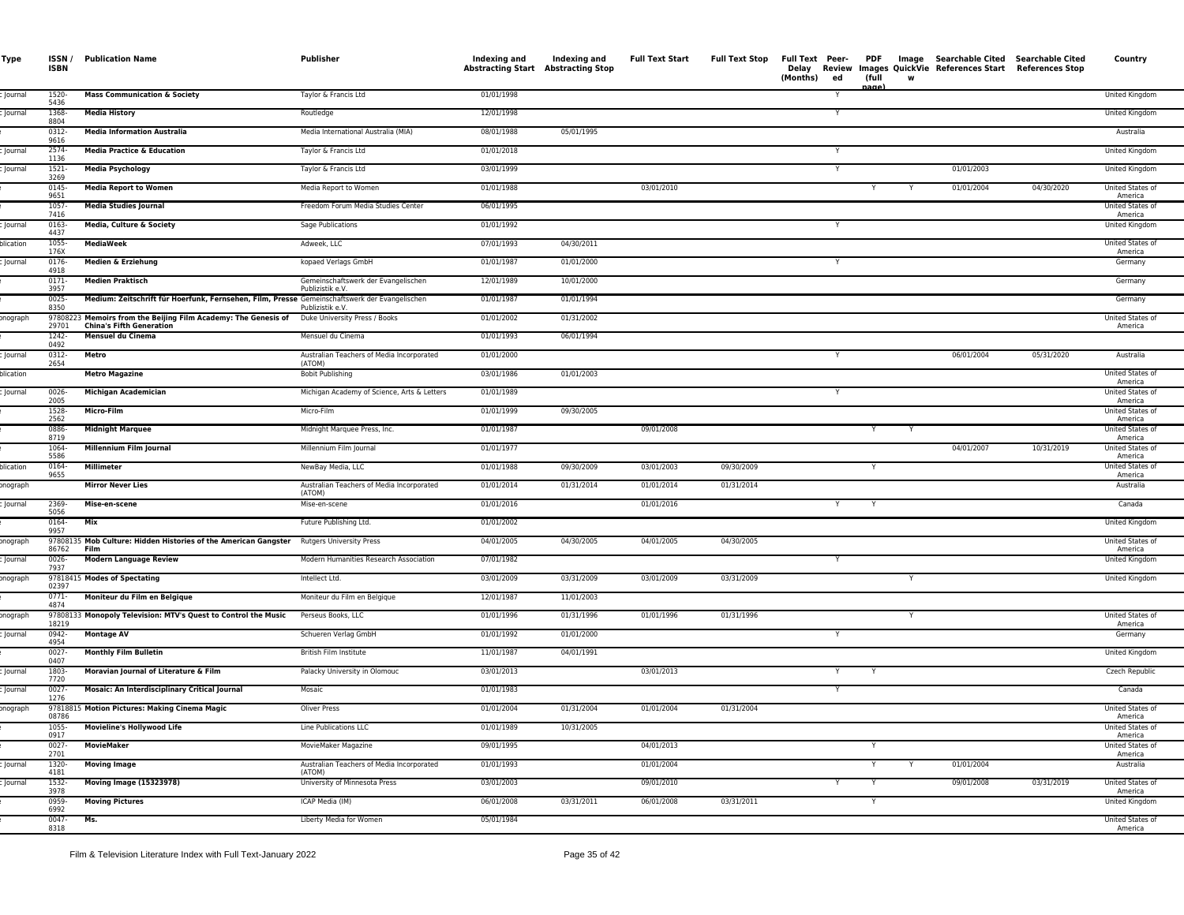| Type | ISSN / ISBN | Publication Name | Publisher | Indexing and Abstracting Start | Indexing and Abstracting Stop | Full Text Start | Full Text Stop | Full Text Delay (Months) | Peer-Reviewed | PDF Images (full page) | Image QuickView | Searchable Cited References Start | Searchable Cited References Stop | Country |
|---|---|---|---|---|---|---|---|---|---|---|---|---|---|---|
| Journal | 1520-5436 | **Mass Communication & Society** | Taylor & Francis Ltd | 01/01/1998 | | | | | Y | | | | | United Kingdom |
| Journal | 1368-8804 | **Media History** | Routledge | 12/01/1998 | | | | | Y | | | | | United Kingdom |
| e | 0312-9616 | **Media Information Australia** | Media International Australia (MIA) | 08/01/1988 | 05/01/1995 | | | | | | | | | Australia |
| Journal | 2574-1136 | **Media Practice & Education** | Taylor & Francis Ltd | 01/01/2018 | | | | | Y | | | | | United Kingdom |
| Journal | 1521-3269 | **Media Psychology** | Taylor & Francis Ltd | 03/01/1999 | | | | | Y | | | 01/01/2003 | | United Kingdom |
| e | 0145-9651 | **Media Report to Women** | Media Report to Women | 01/01/1988 | | 03/01/2010 | | | | Y | Y | 01/01/2004 | 04/30/2020 | United States of America |
| e | 1057-7416 | **Media Studies Journal** | Freedom Forum Media Studies Center | 06/01/1995 | | | | | | | | | | United States of America |
| Journal | 0163-4437 | **Media, Culture & Society** | Sage Publications | 01/01/1992 | | | | | Y | | | | | United Kingdom |
| blication | 1055-176X | **MediaWeek** | Adweek, LLC | 07/01/1993 | 04/30/2011 | | | | | | | | | United States of America |
| Journal | 0176-4918 | **Medien & Erziehung** | kopaed Verlags GmbH | 01/01/1987 | 01/01/2000 | | | | Y | | | | | Germany |
| e | 0171-3957 | **Medien Praktisch** | Gemeinschaftswerk der Evangelischen Publizistik e.V. | 12/01/1989 | 10/01/2000 | | | | | | | | | Germany |
| e | 0025-8350 | **Medium: Zeitschrift für Hoerfunk, Fernsehen, Film, Presse** | Gemeinschaftswerk der Evangelischen Publizistik e.V. | 01/01/1987 | 01/01/1994 | | | | | | | | | Germany |
| onograph | 9780822329701 | **Memoirs from the Beijing Film Academy: The Genesis of China's Fifth Generation** | Duke University Press / Books | 01/01/2002 | 01/31/2002 | | | | | | | | | United States of America |
| e | 1242-0492 | **Mensuel du Cinema** | Mensuel du Cinema | 01/01/1993 | 06/01/1994 | | | | | | | | | |
| Journal | 0312-2654 | **Metro** | Australian Teachers of Media Incorporated (ATOM) | 01/01/2000 | | | | | Y | | | 06/01/2004 | 05/31/2020 | Australia |
| blication | | **Metro Magazine** | Bobit Publishing | 03/01/1986 | 01/01/2003 | | | | | | | | | United States of America |
| Journal | 0026-2005 | **Michigan Academician** | Michigan Academy of Science, Arts & Letters | 01/01/1989 | | | | | Y | | | | | United States of America |
| e | 1528-2562 | **Micro-Film** | Micro-Film | 01/01/1999 | 09/30/2005 | | | | | | | | | United States of America |
| e | 0886-8719 | **Midnight Marquee** | Midnight Marquee Press, Inc. | 01/01/1987 | | 09/01/2008 | | | | Y | Y | | | United States of America |
| e | 1064-5586 | **Millennium Film Journal** | Millennium Film Journal | 01/01/1977 | | | | | | | | 04/01/2007 | 10/31/2019 | United States of America |
| blication | 0164-9655 | **Millimeter** | NewBay Media, LLC | 01/01/1988 | 09/30/2009 | 03/01/2003 | 09/30/2009 | | | Y | | | | United States of America |
| onograph | | **Mirror Never Lies** | Australian Teachers of Media Incorporated (ATOM) | 01/01/2014 | 01/31/2014 | 01/01/2014 | 01/31/2014 | | | | | | | Australia |
| Journal | 2369-5056 | **Mise-en-scene** | Mise-en-scene | 01/01/2016 | | 01/01/2016 | | | Y | Y | | | | Canada |
| e | 0164-9957 | **Mix** | Future Publishing Ltd. | 01/01/2002 | | | | | | | | | | United Kingdom |
| onograph | 9780813586762 | **Mob Culture: Hidden Histories of the American Gangster Film** | Rutgers University Press | 04/01/2005 | 04/30/2005 | 04/01/2005 | 04/30/2005 | | | | | | | United States of America |
| Journal | 0026-7937 | **Modern Language Review** | Modern Humanities Research Association | 07/01/1982 | | | | | Y | | | | | United Kingdom |
| onograph | 9781841502397 | **Modes of Spectating** | Intellect Ltd. | 03/01/2009 | 03/31/2009 | 03/01/2009 | 03/31/2009 | | | | Y | | | United Kingdom |
| e | 0771-4874 | **Moniteur du Film en Belgique** | Moniteur du Film en Belgique | 12/01/1987 | 11/01/2003 | | | | | | | | | |
| onograph | 9780813318219 | **Monopoly Television: MTV's Quest to Control the Music** | Perseus Books, LLC | 01/01/1996 | 01/31/1996 | 01/01/1996 | 01/31/1996 | | | | Y | | | United States of America |
| Journal | 0942-4954 | **Montage AV** | Schueren Verlag GmbH | 01/01/1992 | 01/01/2000 | | | | Y | | | | | Germany |
| e | 0027-0407 | **Monthly Film Bulletin** | British Film Institute | 11/01/1987 | 04/01/1991 | | | | | | | | | United Kingdom |
| Journal | 1803-7720 | **Moravian Journal of Literature & Film** | Palacky University in Olomouc | 03/01/2013 | | 03/01/2013 | | | Y | Y | | | | Czech Republic |
| Journal | 0027-1276 | **Mosaic: An Interdisciplinary Critical Journal** | Mosaic | 01/01/1983 | | | | | Y | | | | | Canada |
| onograph | 9781881508786 | **Motion Pictures: Making Cinema Magic** | Oliver Press | 01/01/2004 | 01/31/2004 | 01/01/2004 | 01/31/2004 | | | | | | | United States of America |
| e | 1055-0917 | **Movieline's Hollywood Life** | Line Publications LLC | 01/01/1989 | 10/31/2005 | | | | | | | | | United States of America |
| e | 0027-2701 | **MovieMaker** | MovieMaker Magazine | 09/01/1995 | | 04/01/2013 | | | | Y | | | | United States of America |
| Journal | 1320-4181 | **Moving Image** | Australian Teachers of Media Incorporated (ATOM) | 01/01/1993 | | 01/01/2004 | | | | Y | Y | 01/01/2004 | | Australia |
| Journal | 1532-3978 | **Moving Image (15323978)** | University of Minnesota Press | 03/01/2003 | | 09/01/2010 | | | Y | Y | | 09/01/2008 | 03/31/2019 | United States of America |
| e | 0959-6992 | **Moving Pictures** | ICAP Media (IM) | 06/01/2008 | 03/31/2011 | 06/01/2008 | 03/31/2011 | | | Y | | | | United Kingdom |
| e | 0047-8318 | **Ms.** | Liberty Media for Women | 05/01/1984 | | | | | | | | | | United States of America |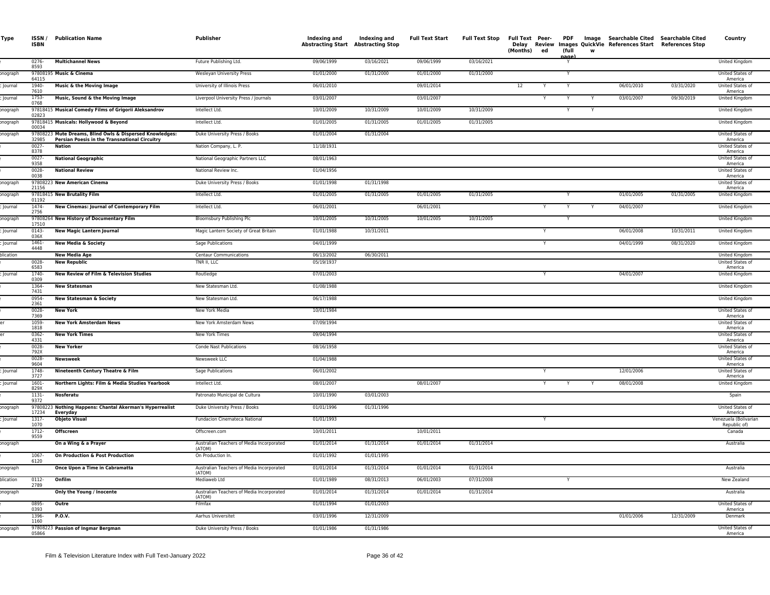| Type | ISSN / ISBN | Publication Name | Publisher | Indexing and Abstracting Start | Indexing and Abstracting Stop | Full Text Start | Full Text Stop | Full Text Delay (Months) | Peer-Reviewed | PDF Images (full page) | Image QuickView | Searchable Cited References Start | Searchable Cited References Stop | Country |
|---|---|---|---|---|---|---|---|---|---|---|---|---|---|---|
| e | 0276-8593 | **Multichannel News** | Future Publishing Ltd. | 09/06/1999 | 03/16/2021 | 09/06/1999 | 03/16/2021 | | | Y | | | | United Kingdom |
| onograph | 97808195 64115 | **Music & Cinema** | Wesleyan University Press | 01/01/2000 | 01/31/2000 | 01/01/2000 | 01/31/2000 | | | Y | | | | United States of America |
| : Journal | 1940-7610 | **Music & the Moving Image** | University of Illinois Press | 06/01/2010 | | 09/01/2014 | | 12 | Y | Y | | 06/01/2010 | 03/31/2020 | United States of America |
| : Journal | 1753-0768 | **Music, Sound & the Moving Image** | Liverpool University Press / Journals | 03/01/2007 | | 03/01/2007 | | | Y | Y | Y | 03/01/2007 | 09/30/2019 | United Kingdom |
| onograph | 97818415 02823 | **Musical Comedy Films of Grigorii Aleksandrov** | Intellect Ltd. | 10/01/2009 | 10/31/2009 | 10/01/2009 | 10/31/2009 | | | Y | Y | | | United Kingdom |
| onograph | 97818415 00034 | **Musicals: Hollywood & Beyond** | Intellect Ltd. | 01/01/2005 | 01/31/2005 | 01/01/2005 | 01/31/2005 | | | | | | | United Kingdom |
| onograph | 97808223 32985 | **Mute Dreams, Blind Owls & Dispersed Knowledges: Persian Poesis in the Transnational Circuitry** | Duke University Press / Books | 01/01/2004 | 01/31/2004 | | | | | | | | | United States of America |
| e | 0027-8378 | **Nation** | Nation Company, L. P. | 11/18/1931 | | | | | | | | | | United States of America |
| e | 0027-9358 | **National Geographic** | National Geographic Partners LLC | 08/01/1963 | | | | | | | | | | United States of America |
| e | 0028-0038 | **National Review** | National Review Inc. | 01/04/1956 | | | | | | | | | | United States of America |
| onograph | 97808223 21156 | **New American Cinema** | Duke University Press / Books | 01/01/1998 | 01/31/1998 | | | | | | | | | United States of America |
| onograph | 97818415 01192 | **New Brutality Film** | Intellect Ltd. | 01/01/2005 | 01/31/2005 | 01/01/2005 | 01/31/2005 | | | Y | | 01/01/2005 | 01/31/2005 | United Kingdom |
| : Journal | 1474-2756 | **New Cinemas: Journal of Contemporary Film** | Intellect Ltd. | 06/01/2001 | | 06/01/2001 | | | Y | Y | Y | 04/01/2007 | | United Kingdom |
| onograph | 97808264 17510 | **New History of Documentary Film** | Bloomsbury Publishing Plc | 10/01/2005 | 10/31/2005 | 10/01/2005 | 10/31/2005 | | | Y | | | | United Kingdom |
| : Journal | 0143-036X | **New Magic Lantern Journal** | Magic Lantern Society of Great Britain | 01/01/1988 | 10/31/2011 | | | | Y | | | 06/01/2008 | 10/31/2011 | United Kingdom |
| : Journal | 1461-4448 | **New Media & Society** | Sage Publications | 04/01/1999 | | | | | Y | | | 04/01/1999 | 08/31/2020 | United Kingdom |
| blication | | **New Media Age** | Centaur Communications | 06/13/2002 | 06/30/2011 | | | | | | | | | United Kingdom |
| e | 0028-6583 | **New Republic** | TNR II, LLC | 05/19/1937 | | | | | | | | | | United States of America |
| : Journal | 1740-0309 | **New Review of Film & Television Studies** | Routledge | 07/01/2003 | | | | | Y | | | 04/01/2007 | | United Kingdom |
| e | 1364-7431 | **New Statesman** | New Statesman Ltd. | 01/08/1988 | | | | | | | | | | United Kingdom |
| e | 0954-2361 | **New Statesman & Society** | New Statesman Ltd. | 06/17/1988 | | | | | | | | | | United Kingdom |
| e | 0028-7369 | **New York** | New York Media | 10/01/1984 | | | | | | | | | | United States of America |
| er | 1059-1818 | **New York Amsterdam News** | New York Amsterdam News | 07/09/1994 | | | | | | | | | | United States of America |
| er | 0362-4331 | **New York Times** | New York Times | 09/04/1994 | | | | | | | | | | United States of America |
| e | 0028-792X | **New Yorker** | Conde Nast Publications | 08/16/1958 | | | | | | | | | | United States of America |
| e | 0028-9604 | **Newsweek** | Newsweek LLC | 01/04/1988 | | | | | | | | | | United States of America |
| : Journal | 1748-3727 | **Nineteenth Century Theatre & Film** | Sage Publications | 06/01/2002 | | | | | Y | | | 12/01/2006 | | United States of America |
| : Journal | 1601-829X | **Northern Lights: Film & Media Studies Yearbook** | Intellect Ltd. | 08/01/2007 | | 08/01/2007 | | | Y | Y | Y | 08/01/2008 | | United Kingdom |
| e | 1131-9372 | **Nosferatu** | Patronato Municipal de Cultura | 10/01/1990 | 03/01/2003 | | | | | | | | | Spain |
| onograph | 97808223 17234 | **Nothing Happens: Chantal Akerman's Hyperrealist Everyday** | Duke University Press / Books | 01/01/1996 | 01/31/1996 | | | | | | | | | United States of America |
| : Journal | 1317-1070 | **Objeto Visual** | Fundacion Cinemateca National | 01/01/1993 | | | | | Y | | | | | Venezuela (Bolivarian Republic of) |
| e | 1712-9559 | **Offscreen** | Offscreen.com | 10/01/2011 | | 10/01/2011 | | | | | | | | Canada |
| onograph | | **On a Wing & a Prayer** | Australian Teachers of Media Incorporated (ATOM) | 01/01/2014 | 01/31/2014 | 01/01/2014 | 01/31/2014 | | | | | | | Australia |
| e | 1067-6120 | **On Production & Post Production** | On Production In. | 01/01/1992 | 01/01/1995 | | | | | | | | | |
| onograph | | **Once Upon a Time in Cabramatta** | Australian Teachers of Media Incorporated (ATOM) | 01/01/2014 | 01/31/2014 | 01/01/2014 | 01/31/2014 | | | | | | | Australia |
| blication | 0112-2789 | **Onfilm** | Mediaweb Ltd | 01/01/1989 | 08/31/2013 | 06/01/2003 | 07/31/2008 | | | Y | | | | New Zealand |
| onograph | | **Only the Young / Inocente** | Australian Teachers of Media Incorporated (ATOM) | 01/01/2014 | 01/31/2014 | 01/01/2014 | 01/31/2014 | | | | | | | Australia |
| e | 0895-0393 | **Outre** | Filmfax | 01/01/1994 | 01/01/2003 | | | | | | | | | United States of America |
| e | 1396-1160 | **P.O.V.** | Aarhus Universitet | 03/01/1996 | 12/31/2009 | | | | | | | 01/01/2006 | 12/31/2009 | Denmark |
| onograph | 97808223 05866 | **Passion of Ingmar Bergman** | Duke University Press / Books | 01/01/1986 | 01/31/1986 | | | | | | | | | United States of America |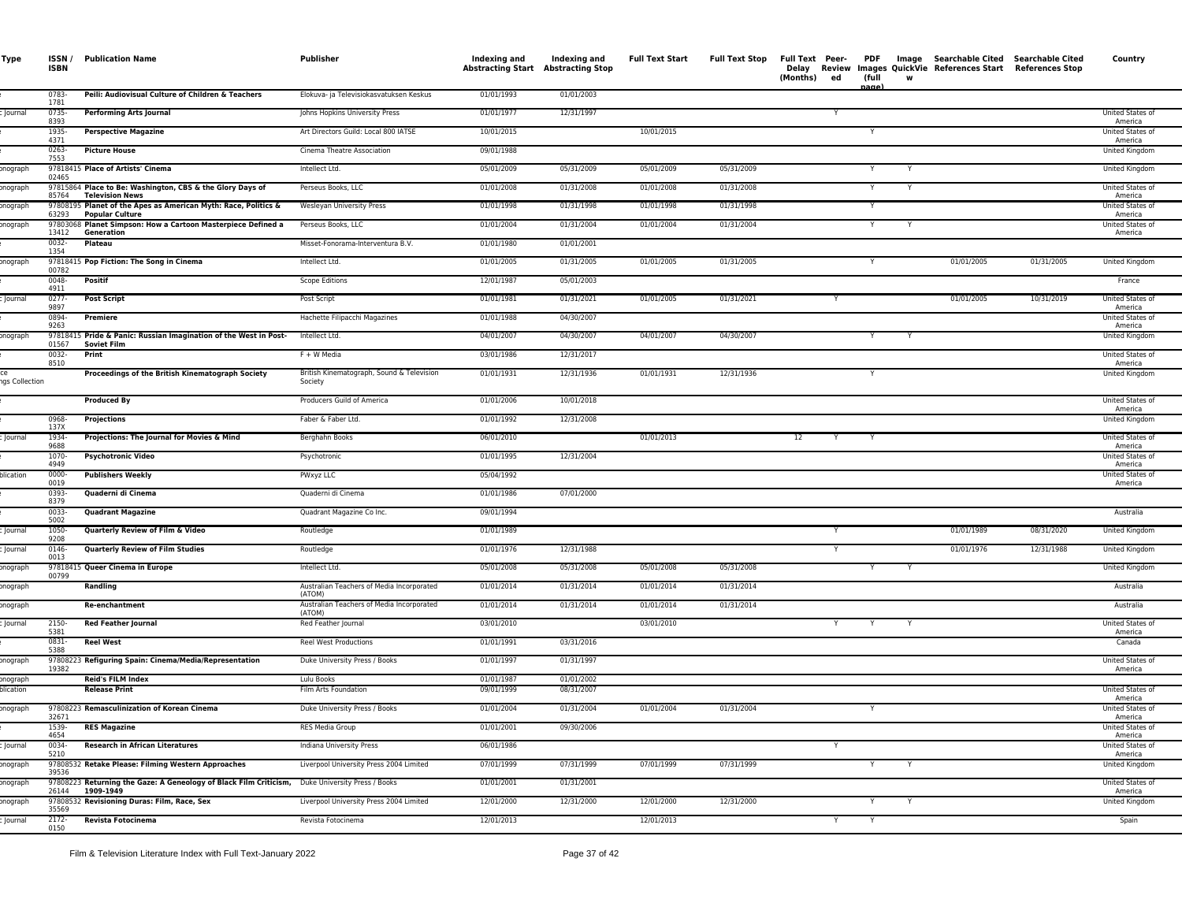| Type | ISSN / ISBN | Publication Name | Publisher | Indexing and Abstracting Start | Indexing and Abstracting Stop | Full Text Start | Full Text Stop | Full Text Delay (Months) | Peer-Reviewed | PDF Images (full page) | Image QuickView | Searchable Cited References Start | Searchable Cited References Stop | Country |
|---|---|---|---|---|---|---|---|---|---|---|---|---|---|---|
| e | 0783-1781 | **Peili: Audiovisual Culture of Children & Teachers** | Elokuva- ja Televisiokasvatuksen Keskus | 01/01/1993 | 01/01/2003 | | | | | | | | | |
| c Journal | 0735-8393 | **Performing Arts Journal** | Johns Hopkins University Press | 01/01/1977 | 12/31/1997 | | | | Y | | | | | United States of America |
| e | 1935-4371 | **Perspective Magazine** | Art Directors Guild: Local 800 IATSE | 10/01/2015 | | 10/01/2015 | | | | Y | | | | United States of America |
| e | 0263-7553 | **Picture House** | Cinema Theatre Association | 09/01/1988 | | | | | | | | | | United Kingdom |
| onograph | 9781841502465 | **Place of Artists' Cinema** | Intellect Ltd. | 05/01/2009 | 05/31/2009 | 05/01/2009 | 05/31/2009 | | | Y | Y | | | United Kingdom |
| onograph | 9781586485764 | **Place to Be: Washington, CBS & the Glory Days of Television News** | Perseus Books, LLC | 01/01/2008 | 01/31/2008 | 01/01/2008 | 01/31/2008 | | | Y | Y | | | United States of America |
| onograph | 9780819563293 | **Planet of the Apes as American Myth: Race, Politics & Popular Culture** | Wesleyan University Press | 01/01/1998 | 01/31/1998 | 01/01/1998 | 01/31/1998 | | | Y | | | | United States of America |
| onograph | 9780306813412 | **Planet Simpson: How a Cartoon Masterpiece Defined a Generation** | Perseus Books, LLC | 01/01/2004 | 01/31/2004 | 01/01/2004 | 01/31/2004 | | | Y | Y | | | United States of America |
| e | 0032-1354 | **Plateau** | Misset-Fonorama-Interventura B.V. | 01/01/1980 | 01/01/2001 | | | | | | | | | |
| onograph | 9781841500782 | **Pop Fiction: The Song in Cinema** | Intellect Ltd. | 01/01/2005 | 01/31/2005 | 01/01/2005 | 01/31/2005 | | | Y | | 01/01/2005 | 01/31/2005 | United Kingdom |
| e | 0048-4911 | **Positif** | Scope Editions | 12/01/1987 | 05/01/2003 | | | | | | | | | France |
| c Journal | 0277-9897 | **Post Script** | Post Script | 01/01/1981 | 01/31/2021 | 01/01/2005 | 01/31/2021 | | Y | | | 01/01/2005 | 10/31/2019 | United States of America |
| e | 0894-9263 | **Premiere** | Hachette Filipacchi Magazines | 01/01/1988 | 04/30/2007 | | | | | | | | | United States of America |
| onograph | 9781841501567 | **Pride & Panic: Russian Imagination of the West in Post-Soviet Film** | Intellect Ltd. | 04/01/2007 | 04/30/2007 | 04/01/2007 | 04/30/2007 | | | Y | Y | | | United Kingdom |
| e | 0032-8510 | **Print** | F + W Media | 03/01/1986 | 12/31/2017 | | | | | | | | | United States of America |
| ce ngs Collection | | **Proceedings of the British Kinematograph Society** | British Kinematograph, Sound & Television Society | 01/01/1931 | 12/31/1936 | 01/01/1931 | 12/31/1936 | | | Y | | | | United Kingdom |
| e | | **Produced By** | Producers Guild of America | 01/01/2006 | 10/01/2018 | | | | | | | | | United States of America |
| e | 0968-137X | **Projections** | Faber & Faber Ltd. | 01/01/1992 | 12/31/2008 | | | | | | | | | United Kingdom |
| c Journal | 1934-9688 | **Projections: The Journal for Movies & Mind** | Berghahn Books | 06/01/2010 | | 01/01/2013 | | 12 | Y | Y | | | | United States of America |
| e | 1070-4949 | **Psychotronic Video** | Psychotronic | 01/01/1995 | 12/31/2004 | | | | | | | | | United States of America |
| blication | 0000-0019 | **Publishers Weekly** | PWxyz LLC | 05/04/1992 | | | | | | | | | | United States of America |
| e | 0393-8379 | **Quaderni di Cinema** | Quaderni di Cinema | 01/01/1986 | 07/01/2000 | | | | | | | | | |
| e | 0033-5002 | **Quadrant Magazine** | Quadrant Magazine Co Inc. | 09/01/1994 | | | | | | | | | | Australia |
| c Journal | 1050-9208 | **Quarterly Review of Film & Video** | Routledge | 01/01/1989 | | | | | Y | | | 01/01/1989 | 08/31/2020 | United Kingdom |
| c Journal | 0146-0013 | **Quarterly Review of Film Studies** | Routledge | 01/01/1976 | 12/31/1988 | | | | Y | | | 01/01/1976 | 12/31/1988 | United Kingdom |
| onograph | 9781841500799 | **Queer Cinema in Europe** | Intellect Ltd. | 05/01/2008 | 05/31/2008 | 05/01/2008 | 05/31/2008 | | | Y | Y | | | United Kingdom |
| onograph | | **Randling** | Australian Teachers of Media Incorporated (ATOM) | 01/01/2014 | 01/31/2014 | 01/01/2014 | 01/31/2014 | | | | | | | Australia |
| onograph | | **Re-enchantment** | Australian Teachers of Media Incorporated (ATOM) | 01/01/2014 | 01/31/2014 | 01/01/2014 | 01/31/2014 | | | | | | | Australia |
| c Journal | 2150-5381 | **Red Feather Journal** | Red Feather Journal | 03/01/2010 | | 03/01/2010 | | | Y | Y | Y | | | United States of America |
| e | 0831-5388 | **Reel West** | Reel West Productions | 01/01/1991 | 03/31/2016 | | | | | | | | | Canada |
| onograph | 9780822319382 | **Refiguring Spain: Cinema/Media/Representation** | Duke University Press / Books | 01/01/1997 | 01/31/1997 | | | | | | | | | United States of America |
| onograph | | **Reid's FILM Index** | Lulu Books | 01/01/1987 | 01/01/2002 | | | | | | | | | |
| blication | | **Release Print** | Film Arts Foundation | 09/01/1999 | 08/31/2007 | | | | | | | | | United States of America |
| onograph | 9780822332671 | **Remasculinization of Korean Cinema** | Duke University Press / Books | 01/01/2004 | 01/31/2004 | 01/01/2004 | 01/31/2004 | | | Y | | | | United States of America |
| e | 1539-4654 | **RES Magazine** | RES Media Group | 01/01/2001 | 09/30/2006 | | | | | | | | | United States of America |
| c Journal | 0034-5210 | **Research in African Literatures** | Indiana University Press | 06/01/1986 | | | | | Y | | | | | United States of America |
| onograph | 9780853239536 | **Retake Please: Filming Western Approaches** | Liverpool University Press 2004 Limited | 07/01/1999 | 07/31/1999 | 07/01/1999 | 07/31/1999 | | | Y | Y | | | United Kingdom |
| onograph | 9780822326144 | **Returning the Gaze: A Geneology of Black Film Criticism, 1909-1949** | Duke University Press / Books | 01/01/2001 | 01/31/2001 | | | | | | | | | United States of America |
| onograph | 9780853235569 | **Revisioning Duras: Film, Race, Sex** | Liverpool University Press 2004 Limited | 12/01/2000 | 12/31/2000 | 12/01/2000 | 12/31/2000 | | | Y | Y | | | United Kingdom |
| c Journal | 2172-0150 | **Revista Fotocinema** | Revista Fotocinema | 12/01/2013 | | 12/01/2013 | | | Y | Y | | | | Spain |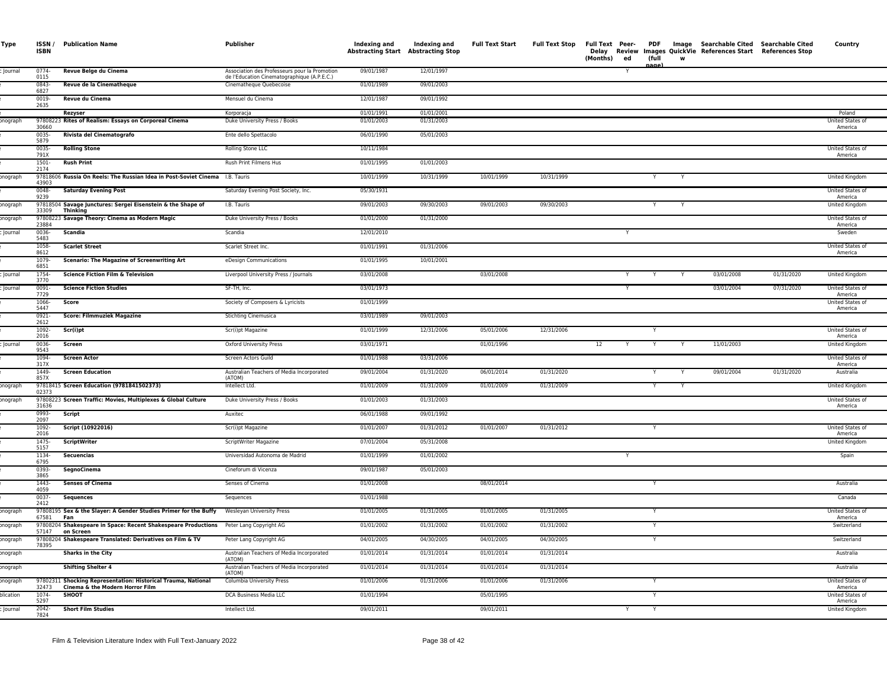| Type | ISSN / ISBN | Publication Name | Publisher | Indexing and Abstracting Start | Indexing and Abstracting Stop | Full Text Start | Full Text Stop | Full Text Delay (Months) | Peer-Reviewed | PDF Images (full page) | Image QuickView | Searchable Cited References Start | Searchable Cited References Stop | Country |
|---|---|---|---|---|---|---|---|---|---|---|---|---|---|---|
| : Journal | 0774-0115 | **Revue Belge du Cinema** | Association des Professeurs pour la Promotion de l'Education Cinematographique (A.P.E.C.) | 09/01/1987 | 12/01/1997 | | | | Y | | | | | |
| | 0843-6827 | **Revue de la Cinematheque** | Cinematheque Quebecoise | 01/01/1989 | 09/01/2003 | | | | | | | | | |
| | 0019-2635 | **Revue du Cinema** | Mensuel du Cinema | 12/01/1987 | 09/01/1992 | | | | | | | | | |
| | | **Rezyser** | Korporacja | 01/01/1991 | 01/01/2001 | | | | | | | | | Poland |
| onograph | 9780822330660 | **Rites of Realism: Essays on Corporeal Cinema** | Duke University Press / Books | 01/01/2003 | 01/31/2003 | | | | | | | | | United States of America |
| | 0035-5879 | **Rivista del Cinematografo** | Ente dello Spettacolo | 06/01/1990 | 05/01/2003 | | | | | | | | | |
| | 0035-791X | **Rolling Stone** | Rolling Stone LLC | 10/11/1984 | | | | | | | | | | United States of America |
| | 1501-2174 | **Rush Print** | Rush Print Filmens Hus | 01/01/1995 | 01/01/2003 | | | | | | | | | |
| onograph | 9781860643903 | **Russia On Reels: The Russian Idea in Post-Soviet Cinema** | I.B. Tauris | 10/01/1999 | 10/31/1999 | 10/01/1999 | 10/31/1999 | | | Y | Y | | | United Kingdom |
| | 0048-9239 | **Saturday Evening Post** | Saturday Evening Post Society, Inc. | 05/30/1931 | | | | | | | | | | United States of America |
| onograph | 9781850433309 | **Savage Junctures: Sergei Eisenstein & the Shape of Thinking** | I.B. Tauris | 09/01/2003 | 09/30/2003 | 09/01/2003 | 09/30/2003 | | | Y | Y | | | United Kingdom |
| onograph | 9780822323884 | **Savage Theory: Cinema as Modern Magic** | Duke University Press / Books | 01/01/2000 | 01/31/2000 | | | | | | | | | United States of America |
| : Journal | 0036-5483 | **Scandia** | Scandia | 12/01/2010 | | | | | Y | | | | | Sweden |
| | 1058-8612 | **Scarlet Street** | Scarlet Street Inc. | 01/01/1991 | 01/31/2006 | | | | | | | | | United States of America |
| | 1079-6851 | **Scenario: The Magazine of Screenwriting Art** | eDesign Communications | 01/01/1995 | 10/01/2001 | | | | | | | | | |
| : Journal | 1754-3770 | **Science Fiction Film & Television** | Liverpool University Press / Journals | 03/01/2008 | | 03/01/2008 | | | Y | Y | Y | 03/01/2008 | 01/31/2020 | United Kingdom |
| : Journal | 0091-7729 | **Science Fiction Studies** | SF-TH, Inc. | 03/01/1973 | | | | | Y | | | 03/01/2004 | 07/31/2020 | United States of America |
| | 1066-5447 | **Score** | Society of Composers & Lyricists | 01/01/1999 | | | | | | | | | | United States of America |
| | 0921-2612 | **Score: Filmmuziek Magazine** | Stichting Cinemusica | 03/01/1989 | 09/01/2003 | | | | | | | | | |
| | 1092-2016 | **Scr(i)pt** | Scr(i)pt Magazine | 01/01/1999 | 12/31/2006 | 05/01/2006 | 12/31/2006 | | | Y | | | | United States of America |
| : Journal | 0036-9543 | **Screen** | Oxford University Press | 03/01/1971 | | 01/01/1996 | | 12 | Y | Y | Y | 11/01/2003 | | United Kingdom |
| | 1094-317X | **Screen Actor** | Screen Actors Guild | 01/01/1988 | 03/31/2006 | | | | | | | | | United States of America |
| | 1449-857X | **Screen Education** | Australian Teachers of Media Incorporated (ATOM) | 09/01/2004 | 01/31/2020 | 06/01/2014 | 01/31/2020 | | | Y | Y | 09/01/2004 | 01/31/2020 | Australia |
| onograph | 9781841502373 | **Screen Education (9781841502373)** | Intellect Ltd. | 01/01/2009 | 01/31/2009 | 01/01/2009 | 01/31/2009 | | | Y | Y | | | United Kingdom |
| onograph | 9780822331636 | **Screen Traffic: Movies, Multiplexes & Global Culture** | Duke University Press / Books | 01/01/2003 | 01/31/2003 | | | | | | | | | United States of America |
| | 0993-2097 | **Script** | Auxitec | 06/01/1988 | 09/01/1992 | | | | | | | | | |
| | 1092-2016 | **Script (10922016)** | Scr(i)pt Magazine | 01/01/2007 | 01/31/2012 | 01/01/2007 | 01/31/2012 | | | Y | | | | United States of America |
| | 1475-5157 | **ScriptWriter** | ScriptWriter Magazine | 07/01/2004 | 05/31/2008 | | | | | | | | | United Kingdom |
| | 1134-6795 | **Secuencias** | Universidad Autonoma de Madrid | 01/01/1999 | 01/01/2002 | | | | Y | | | | | Spain |
| | 0393-3865 | **SegnoCinema** | Cineforum di Vicenza | 09/01/1987 | 05/01/2003 | | | | | | | | | |
| | 1443-4059 | **Senses of Cinema** | Senses of Cinema | 01/01/2008 | | 08/01/2014 | | | | Y | | | | Australia |
| | 0037-2412 | **Sequences** | Sequences | 01/01/1988 | | | | | | | | | | Canada |
| onograph | 9780819567581 | **Sex & the Slayer: A Gender Studies Primer for the Buffy Fan** | Wesleyan University Press | 01/01/2005 | 01/31/2005 | 01/01/2005 | 01/31/2005 | | | Y | | | | United States of America |
| onograph | 9780820457147 | **Shakespeare in Space: Recent Shakespeare Productions on Screen** | Peter Lang Copyright AG | 01/01/2002 | 01/31/2002 | 01/01/2002 | 01/31/2002 | | | Y | | | | Switzerland |
| onograph | 9780820478395 | **Shakespeare Translated: Derivatives on Film & TV** | Peter Lang Copyright AG | 04/01/2005 | 04/30/2005 | 04/01/2005 | 04/30/2005 | | | Y | | | | Switzerland |
| onograph | | **Sharks in the City** | Australian Teachers of Media Incorporated (ATOM) | 01/01/2014 | 01/31/2014 | 01/01/2014 | 01/31/2014 | | | | | | | Australia |
| onograph | | **Shifting Shelter 4** | Australian Teachers of Media Incorporated (ATOM) | 01/01/2014 | 01/31/2014 | 01/01/2014 | 01/31/2014 | | | | | | | Australia |
| onograph | 9780231132473 | **Shocking Representation: Historical Trauma, National Cinema & the Modern Horror Film** | Columbia University Press | 01/01/2006 | 01/31/2006 | 01/01/2006 | 01/31/2006 | | | Y | | | | United States of America |
| blication | 1074-5297 | **SHOOT** | DCA Business Media LLC | 01/01/1994 | | 05/01/1995 | | | | Y | | | | United States of America |
| : Journal | 2042-7824 | **Short Film Studies** | Intellect Ltd. | 09/01/2011 | | 09/01/2011 | | | Y | Y | | | | United Kingdom |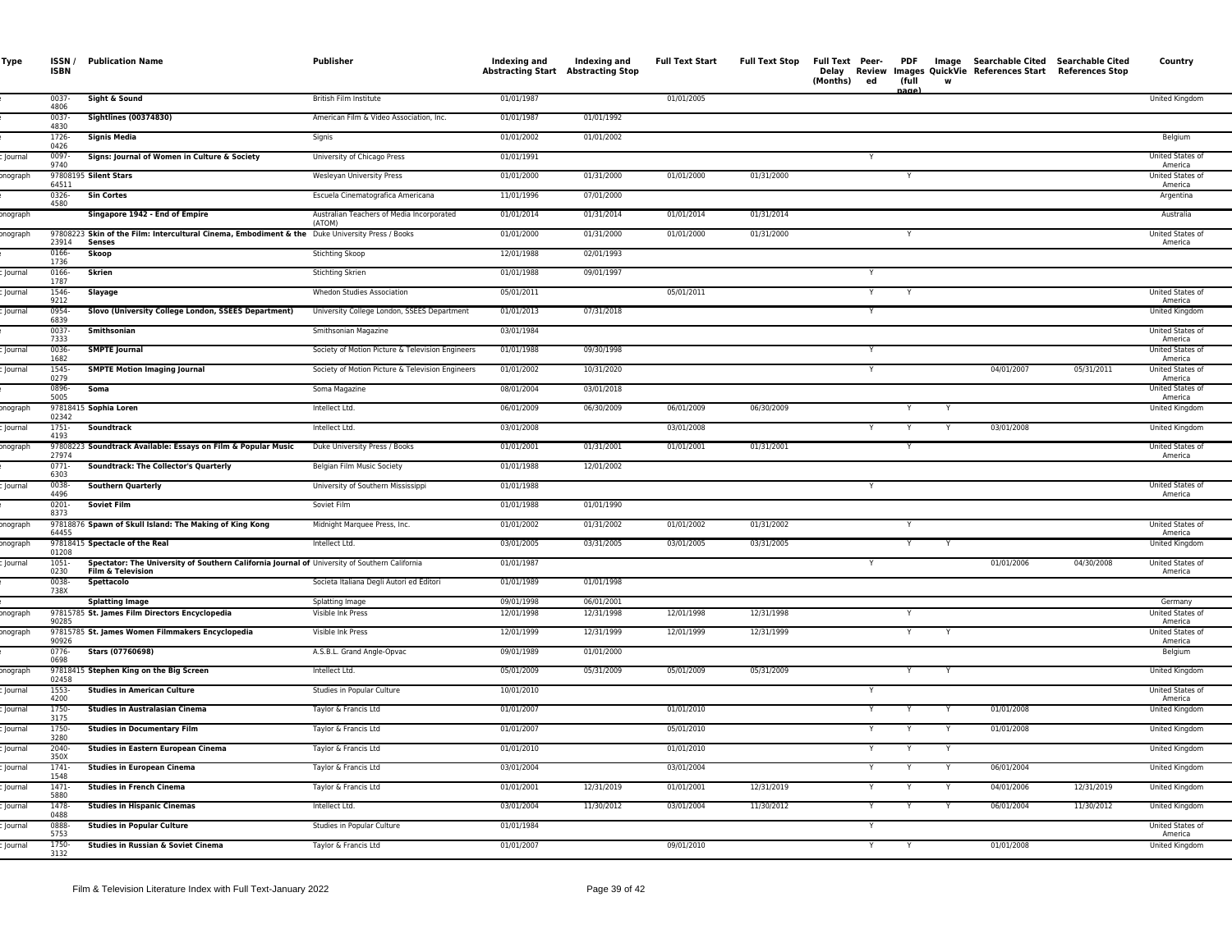| Type | ISSN / ISBN | Publication Name | Publisher | Indexing and Abstracting Start | Indexing and Abstracting Stop | Full Text Start | Full Text Stop | Full Text Delay (Months) | Peer-Reviewed | PDF Images (full page) | Image QuickView | Searchable Cited References Start | Searchable Cited References Stop | Country |
|---|---|---|---|---|---|---|---|---|---|---|---|---|---|---|
| e | 0037-4806 | **Sight & Sound** | British Film Institute | 01/01/1987 | | 01/01/2005 | | | | | | | | United Kingdom |
| e | 0037-4830 | **Sightlines (00374830)** | American Film & Video Association, Inc. | 01/01/1987 | 01/01/1992 | | | | | | | | | |
| e | 1726-0426 | **Signis Media** | Signis | 01/01/2002 | 01/01/2002 | | | | | | | | | Belgium |
| : Journal | 0097-9740 | **Signs: Journal of Women in Culture & Society** | University of Chicago Press | 01/01/1991 | | | | | Y | | | | | United States of America |
| onograph | 9780819564511 | **Silent Stars** | Wesleyan University Press | 01/01/2000 | 01/31/2000 | 01/01/2000 | 01/31/2000 | | | Y | | | | United States of America |
| e | 0326-4580 | **Sin Cortes** | Escuela Cinematografica Americana | 11/01/1996 | 07/01/2000 | | | | | | | | | Argentina |
| onograph | | **Singapore 1942 - End of Empire** | Australian Teachers of Media Incorporated (ATOM) | 01/01/2014 | 01/31/2014 | 01/01/2014 | 01/31/2014 | | | | | | | Australia |
| onograph | 9780822323914 | **Skin of the Film: Intercultural Cinema, Embodiment & the Senses** | Duke University Press / Books | 01/01/2000 | 01/31/2000 | 01/01/2000 | 01/31/2000 | | | Y | | | | United States of America |
| e | 0166-1736 | **Skoop** | Stichting Skoop | 12/01/1988 | 02/01/1993 | | | | | | | | | |
| : Journal | 0166-1787 | **Skrien** | Stichting Skrien | 01/01/1988 | 09/01/1997 | | | | Y | | | | | |
| : Journal | 1546-9212 | **Slayage** | Whedon Studies Association | 05/01/2011 | | 05/01/2011 | | | Y | Y | | | | United States of America |
| : Journal | 0954-6839 | **Slovo (University College London, SSEES Department)** | University College London, SSEES Department | 01/01/2013 | 07/31/2018 | | | | Y | | | | | United Kingdom |
| e | 0037-7333 | **Smithsonian** | Smithsonian Magazine | 03/01/1984 | | | | | | | | | | United States of America |
| : Journal | 0036-1682 | **SMPTE Journal** | Society of Motion Picture & Television Engineers | 01/01/1988 | 09/30/1998 | | | | Y | | | | | United States of America |
| : Journal | 1545-0279 | **SMPTE Motion Imaging Journal** | Society of Motion Picture & Television Engineers | 01/01/2002 | 10/31/2020 | | | | Y | | | 04/01/2007 | 05/31/2011 | United States of America |
| e | 0896-5005 | **Soma** | Soma Magazine | 08/01/2004 | 03/01/2018 | | | | | | | | | United States of America |
| onograph | 9781841502342 | **Sophia Loren** | Intellect Ltd. | 06/01/2009 | 06/30/2009 | 06/01/2009 | 06/30/2009 | | | Y | Y | | | United Kingdom |
| : Journal | 1751-4193 | **Soundtrack** | Intellect Ltd. | 03/01/2008 | | 03/01/2008 | | | Y | Y | Y | 03/01/2008 | | United Kingdom |
| onograph | 9780822327974 | **Soundtrack Available: Essays on Film & Popular Music** | Duke University Press / Books | 01/01/2001 | 01/31/2001 | 01/01/2001 | 01/31/2001 | | | Y | | | | United States of America |
| e | 0771-6303 | **Soundtrack: The Collector's Quarterly** | Belgian Film Music Society | 01/01/1988 | 12/01/2002 | | | | | | | | | |
| : Journal | 0038-4496 | **Southern Quarterly** | University of Southern Mississippi | 01/01/1988 | | | | | Y | | | | | United States of America |
| e | 0201-8373 | **Soviet Film** | Soviet Film | 01/01/1988 | 01/01/1990 | | | | | | | | | |
| onograph | 9781887664455 | **Spawn of Skull Island: The Making of King Kong** | Midnight Marquee Press, Inc. | 01/01/2002 | 01/31/2002 | 01/01/2002 | 01/31/2002 | | | Y | | | | United States of America |
| onograph | 9781841501208 | **Spectacle of the Real** | Intellect Ltd. | 03/01/2005 | 03/31/2005 | 03/01/2005 | 03/31/2005 | | | Y | Y | | | United Kingdom |
| : Journal | 1051-0230 | **Spectator: The University of Southern California Journal of Film & Television** | University of Southern California | 01/01/1987 | | | | | Y | | | 01/01/2006 | 04/30/2008 | United States of America |
| e | 0038-738X | **Spettacolo** | Societa Italiana Degli Autori ed Editori | 01/01/1989 | 01/01/1998 | | | | | | | | | |
| e | | **Splatting Image** | Splatting Image | 09/01/1998 | 06/01/2001 | | | | | | | | | Germany |
| onograph | 9781578590285 | **St. James Film Directors Encyclopedia** | Visible Ink Press | 12/01/1998 | 12/31/1998 | 12/01/1998 | 12/31/1998 | | | Y | | | | United States of America |
| onograph | 9781578590926 | **St. James Women Filmmakers Encyclopedia** | Visible Ink Press | 12/01/1999 | 12/31/1999 | 12/01/1999 | 12/31/1999 | | | Y | Y | | | United States of America |
| e | 0776-0698 | **Stars (07760698)** | A.S.B.L. Grand Angle-Opvac | 09/01/1989 | 01/01/2000 | | | | | | | | | Belgium |
| onograph | 9781841502458 | **Stephen King on the Big Screen** | Intellect Ltd. | 05/01/2009 | 05/31/2009 | 05/01/2009 | 05/31/2009 | | | Y | Y | | | United Kingdom |
| : Journal | 1553-4200 | **Studies in American Culture** | Studies in Popular Culture | 10/01/2010 | | | | | Y | | | | | United States of America |
| : Journal | 1750-3175 | **Studies in Australasian Cinema** | Taylor & Francis Ltd | 01/01/2007 | | 01/01/2010 | | | Y | Y | Y | 01/01/2008 | | United Kingdom |
| : Journal | 1750-3280 | **Studies in Documentary Film** | Taylor & Francis Ltd | 01/01/2007 | | 05/01/2010 | | | Y | Y | Y | 01/01/2008 | | United Kingdom |
| : Journal | 2040-350X | **Studies in Eastern European Cinema** | Taylor & Francis Ltd | 01/01/2010 | | 01/01/2010 | | | Y | Y | Y | | | United Kingdom |
| : Journal | 1741-1548 | **Studies in European Cinema** | Taylor & Francis Ltd | 03/01/2004 | | 03/01/2004 | | | Y | Y | Y | 06/01/2004 | | United Kingdom |
| : Journal | 1471-5880 | **Studies in French Cinema** | Taylor & Francis Ltd | 01/01/2001 | 12/31/2019 | 01/01/2001 | 12/31/2019 | | Y | Y | Y | 04/01/2006 | 12/31/2019 | United Kingdom |
| : Journal | 1478-0488 | **Studies in Hispanic Cinemas** | Intellect Ltd. | 03/01/2004 | 11/30/2012 | 03/01/2004 | 11/30/2012 | | Y | Y | Y | 06/01/2004 | 11/30/2012 | United Kingdom |
| : Journal | 0888-5753 | **Studies in Popular Culture** | Studies in Popular Culture | 01/01/1984 | | | | | Y | | | | | United States of America |
| : Journal | 1750-3132 | **Studies in Russian & Soviet Cinema** | Taylor & Francis Ltd | 01/01/2007 | | 09/01/2010 | | | Y | Y | | 01/01/2008 | | United Kingdom |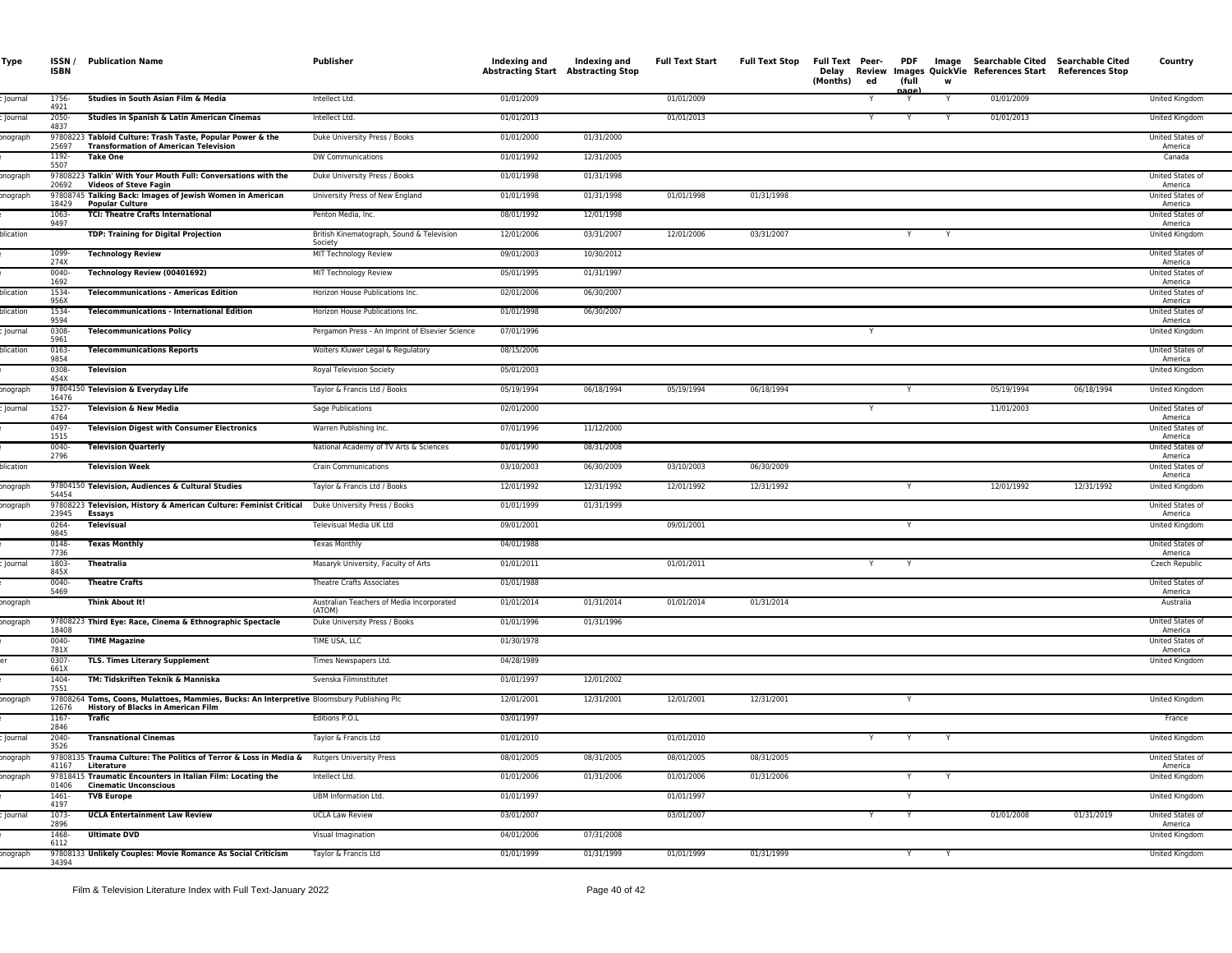| Type | ISSN / ISBN | Publication Name | Publisher | Indexing and Abstracting Start | Indexing and Abstracting Stop | Full Text Start | Full Text Stop | Full Text Delay (Months) | Peer-Reviewed | PDF Images (full page) | Image QuickView | Searchable Cited References Start | Searchable Cited References Stop | Country |
|---|---|---|---|---|---|---|---|---|---|---|---|---|---|---|
| Journal | 1756-4921 | Studies in South Asian Film & Media | Intellect Ltd. | 01/01/2009 | | 01/01/2009 | | | Y | Y | Y | 01/01/2009 | | United Kingdom |
| Journal | 2050-4837 | Studies in Spanish & Latin American Cinemas | Intellect Ltd. | 01/01/2013 | | 01/01/2013 | | | Y | Y | Y | 01/01/2013 | | United Kingdom |
| onograph | 9780822325697 | Tabloid Culture: Trash Taste, Popular Power & the Transformation of American Television | Duke University Press / Books | 01/01/2000 | 01/31/2000 | | | | | | | | | United States of America |
| | 1192-5507 | Take One | DW Communications | 01/01/1992 | 12/31/2005 | | | | | | | | | Canada |
| onograph | 9780822320692 | Talkin' With Your Mouth Full: Conversations with the Videos of Steve Fagin | Duke University Press / Books | 01/01/1998 | 01/31/1998 | | | | | | | | | United States of America |
| onograph | 9780874518429 | Talking Back: Images of Jewish Women in American Popular Culture | University Press of New England | 01/01/1998 | 01/31/1998 | 01/01/1998 | 01/31/1998 | | | | | | | United States of America |
| | 1063-9497 | TCI: Theatre Crafts International | Penton Media, Inc. | 08/01/1992 | 12/01/1998 | | | | | | | | | United States of America |
| blication | | TDP: Training for Digital Projection | British Kinematograph, Sound & Television Society | 12/01/2006 | 03/31/2007 | 12/01/2006 | 03/31/2007 | | | Y | Y | | | United Kingdom |
| | 1099-274X | Technology Review | MIT Technology Review | 09/01/2003 | 10/30/2012 | | | | | | | | | United States of America |
| | 0040-1692 | Technology Review (00401692) | MIT Technology Review | 05/01/1995 | 01/31/1997 | | | | | | | | | United States of America |
| blication | 1534-956X | Telecommunications - Americas Edition | Horizon House Publications Inc. | 02/01/2006 | 06/30/2007 | | | | | | | | | United States of America |
| blication | 1534-9594 | Telecommunications - International Edition | Horizon House Publications Inc. | 01/01/1998 | 06/30/2007 | | | | | | | | | United States of America |
| Journal | 0308-5961 | Telecommunications Policy | Pergamon Press - An Imprint of Elsevier Science | 07/01/1996 | | | | | Y | | | | | United Kingdom |
| blication | 0163-9854 | Telecommunications Reports | Wolters Kluwer Legal & Regulatory | 08/15/2006 | | | | | | | | | | United States of America |
| | 0308-454X | Television | Royal Television Society | 05/01/2003 | | | | | | | | | | United Kingdom |
| onograph | 9780415016476 | Television & Everyday Life | Taylor & Francis Ltd / Books | 05/19/1994 | 06/18/1994 | 05/19/1994 | 06/18/1994 | | | Y | | 05/19/1994 | 06/18/1994 | United Kingdom |
| Journal | 1527-4764 | Television & New Media | Sage Publications | 02/01/2000 | | | | | Y | | | 11/01/2003 | | United States of America |
| | 0497-1515 | Television Digest with Consumer Electronics | Warren Publishing Inc. | 07/01/1996 | 11/12/2000 | | | | | | | | | United States of America |
| | 0040-2796 | Television Quarterly | National Academy of TV Arts & Sciences | 01/01/1990 | 08/31/2008 | | | | | | | | | United States of America |
| blication | | Television Week | Crain Communications | 03/10/2003 | 06/30/2009 | 03/10/2003 | 06/30/2009 | | | | | | | United States of America |
| onograph | 9780415054454 | Television, Audiences & Cultural Studies | Taylor & Francis Ltd / Books | 12/01/1992 | 12/31/1992 | 12/01/1992 | 12/31/1992 | | | Y | | 12/01/1992 | 12/31/1992 | United Kingdom |
| onograph | 9780822323945 | Television, History & American Culture: Feminist Critical Essays | Duke University Press / Books | 01/01/1999 | 01/31/1999 | | | | | | | | | United States of America |
| | 0264-9845 | Televisual | Televisual Media UK Ltd | 09/01/2001 | | 09/01/2001 | | | | Y | | | | United Kingdom |
| | 0148-7736 | Texas Monthly | Texas Monthly | 04/01/1988 | | | | | | | | | | United States of America |
| Journal | 1803-845X | Theatralia | Masaryk University, Faculty of Arts | 01/01/2011 | | 01/01/2011 | | | Y | Y | | | | Czech Republic |
| | 0040-5469 | Theatre Crafts | Theatre Crafts Associates | 01/01/1988 | | | | | | | | | | United States of America |
| onograph | | Think About It! | Australian Teachers of Media Incorporated (ATOM) | 01/01/2014 | 01/31/2014 | 01/01/2014 | 01/31/2014 | | | | | | | Australia |
| onograph | 9780822318408 | Third Eye: Race, Cinema & Ethnographic Spectacle | Duke University Press / Books | 01/01/1996 | 01/31/1996 | | | | | | | | | United States of America |
| | 0040-781X | TIME Magazine | TIME USA, LLC | 01/30/1978 | | | | | | | | | | United States of America |
| er | 0307-661X | TLS. Times Literary Supplement | Times Newspapers Ltd. | 04/28/1989 | | | | | | | | | | United Kingdom |
| | 1404-7551 | TM: Tidskriften Teknik & Manniska | Svenska Filminstitutet | 01/01/1997 | 12/01/2002 | | | | | | | | | |
| onograph | 9780826412676 | Toms, Coons, Mulattoes, Mammies, Bucks: An Interpretive History of Blacks in American Film | Bloomsbury Publishing Plc | 12/01/2001 | 12/31/2001 | 12/01/2001 | 12/31/2001 | | | Y | | | | United Kingdom |
| | 1167-2846 | Trafic | Editions P.O.L | 03/01/1997 | | | | | | | | | | France |
| Journal | 2040-3526 | Transnational Cinemas | Taylor & Francis Ltd | 01/01/2010 | | 01/01/2010 | | | Y | Y | Y | | | United Kingdom |
| onograph | 9780813541167 | Trauma Culture: The Politics of Terror & Loss in Media & Literature | Rutgers University Press | 08/01/2005 | 08/31/2005 | 08/01/2005 | 08/31/2005 | | | | | | | United States of America |
| onograph | 9781841501406 | Traumatic Encounters in Italian Film: Locating the Cinematic Unconscious | Intellect Ltd. | 01/01/2006 | 01/31/2006 | 01/01/2006 | 01/31/2006 | | | Y | Y | | | United Kingdom |
| | 1461-4197 | TVB Europe | UBM Information Ltd. | 01/01/1997 | | 01/01/1997 | | | | Y | | | | United Kingdom |
| Journal | 1073-2896 | UCLA Entertainment Law Review | UCLA Law Review | 03/01/2007 | | 03/01/2007 | | | Y | Y | | 01/01/2008 | 01/31/2019 | United States of America |
| | 1468-6112 | Ultimate DVD | Visual Imagination | 04/01/2006 | 07/31/2008 | | | | | | | | | United Kingdom |
| onograph | 9780813334394 | Unlikely Couples: Movie Romance As Social Criticism | Taylor & Francis Ltd | 01/01/1999 | 01/31/1999 | 01/01/1999 | 01/31/1999 | | | Y | Y | | | United Kingdom |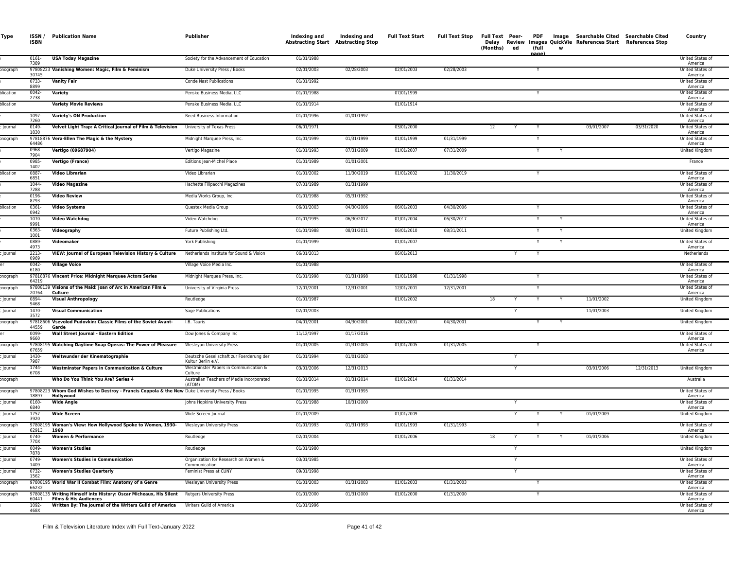| Type | ISSN / ISBN | Publication Name | Publisher | Indexing and Abstracting Start | Indexing and Abstracting Stop | Full Text Start | Full Text Stop | Full Text Delay (Months) | Peer-Reviewed | PDF Images (full page) | Image QuickView | Searchable Cited References Start | Searchable Cited References Stop | Country |
|---|---|---|---|---|---|---|---|---|---|---|---|---|---|---|
| e | 0161-7389 | **USA Today Magazine** | Society for the Advancement of Education | 01/01/1988 | | | | | | | | | | United States of America |
| onograph | 97808223 30745 | **Vanishing Women: Magic, Film & Feminism** | Duke University Press / Books | 02/01/2003 | 02/28/2003 | 02/01/2003 | 02/28/2003 | | | Y | | | | United States of America |
| e | 0733-8899 | **Vanity Fair** | Conde Nast Publications | 01/01/1992 | | | | | | | | | | United States of America |
| blication | 0042-2738 | **Variety** | Penske Business Media, LLC | 01/01/1988 | | 07/01/1999 | | | | Y | | | | United States of America |
| blication | | **Variety Movie Reviews** | Penske Business Media, LLC | 01/01/1914 | | 01/01/1914 | | | | | | | | United States of America |
| e | 1097-7260 | **Variety's ON Production** | Reed Business Information | 01/01/1996 | 01/01/1997 | | | | | | | | | United States of America |
| Journal | 0149-1830 | **Velvet Light Trap: A Critical Journal of Film & Television** | University of Texas Press | 06/01/1971 | | 03/01/2000 | | 12 | Y | Y | | 03/01/2007 | 03/31/2020 | United States of America |
| onograph | 97818876 64486 | **Vera-Ellen The Magic & the Mystery** | Midnight Marquee Press, Inc. | 01/01/1999 | 01/31/1999 | 01/01/1999 | 01/31/1999 | | | Y | | | | United States of America |
| e | 0968-7904 | **Vertigo (09687904)** | Vertigo Magazine | 01/01/1993 | 07/31/2009 | 01/01/2007 | 07/31/2009 | | | Y | Y | | | United Kingdom |
| e | 0985-1402 | **Vertigo (France)** | Editions Jean-Michel Place | 01/01/1989 | 01/01/2001 | | | | | | | | | France |
| blication | 0887-6851 | **Video Librarian** | Video Librarian | 01/01/2002 | 11/30/2019 | 01/01/2002 | 11/30/2019 | | | Y | | | | United States of America |
| e | 1044-7288 | **Video Magazine** | Hachette Filipacchi Magazines | 07/01/1989 | 01/31/1999 | | | | | | | | | United States of America |
| e | 0196-8793 | **Video Review** | Media Works Group, Inc. | 01/01/1988 | 05/31/1992 | | | | | | | | | United States of America |
| blication | 0361-0942 | **Video Systems** | Questex Media Group | 06/01/2003 | 04/30/2006 | 06/01/2003 | 04/30/2006 | | | Y | | | | United States of America |
| e | 1070-9991 | **Video Watchdog** | Video Watchdog | 01/01/1995 | 06/30/2017 | 01/01/2004 | 06/30/2017 | | | Y | Y | | | United States of America |
| e | 0363-1001 | **Videography** | Future Publishing Ltd. | 01/01/1988 | 08/31/2011 | 06/01/2010 | 08/31/2011 | | | Y | Y | | | United Kingdom |
| e | 0889-4973 | **Videomaker** | York Publishing | 01/01/1999 | | 01/01/2007 | | | | Y | Y | | | United States of America |
| Journal | 2213-0969 | **VIEW: Journal of European Television History & Culture** | Netherlands Institute for Sound & Vision | 06/01/2013 | | 06/01/2013 | | | Y | Y | | | | Netherlands |
| er | 0042-6180 | **Village Voice** | Village Voice Media Inc. | 01/01/1988 | | | | | | | | | | United States of America |
| onograph | 97818876 64219 | **Vincent Price: Midnight Marquee Actors Series** | Midnight Marquee Press, Inc. | 01/01/1998 | 01/31/1998 | 01/01/1998 | 01/31/1998 | | | Y | | | | United States of America |
| onograph | 97808139 20764 | **Visions of the Maid: Joan of Arc in American Film & Culture** | University of Virginia Press | 12/01/2001 | 12/31/2001 | 12/01/2001 | 12/31/2001 | | | Y | | | | United States of America |
| Journal | 0894-9468 | **Visual Anthropology** | Routledge | 01/01/1987 | | 01/01/2002 | | 18 | Y | Y | Y | 11/01/2002 | | United Kingdom |
| Journal | 1470-3572 | **Visual Communication** | Sage Publications | 02/01/2003 | | | | | Y | | | 11/01/2003 | | United Kingdom |
| onograph | 97818606 44559 | **Vsevolod Pudovkin: Classic Films of the Soviet Avant-Garde** | I.B. Tauris | 04/01/2001 | 04/30/2001 | 04/01/2001 | 04/30/2001 | | | Y | Y | | | United Kingdom |
| er | 0099-9660 | **Wall Street Journal - Eastern Edition** | Dow Jones & Company Inc | 11/12/1997 | 01/17/2016 | | | | | | | | | United States of America |
| onograph | 97808195 67659 | **Watching Daytime Soap Operas: The Power of Pleasure** | Wesleyan University Press | 01/01/2005 | 01/31/2005 | 01/01/2005 | 01/31/2005 | | | Y | | | | United States of America |
| Journal | 1430-7987 | **Weltwunder der Kinematographie** | Deutsche Gesellschaft zur Foerderung der Kultur Berlin e.V. | 01/01/1994 | 01/01/2003 | | | | Y | | | | | |
| Journal | 1744-6708 | **Westminster Papers in Communication & Culture** | Westminster Papers in Communication & Culture | 03/01/2006 | 12/31/2013 | | | | Y | | | 03/01/2006 | 12/31/2013 | United Kingdom |
| onograph | | **Who Do You Think You Are? Series 4** | Australian Teachers of Media Incorporated (ATOM) | 01/01/2014 | 01/31/2014 | 01/01/2014 | 01/31/2014 | | | | | | | Australia |
| onograph | 97808223 18897 | **Whom God Wishes to Destroy - Francis Coppola & the New Hollywood** | Duke University Press / Books | 01/01/1995 | 01/31/1995 | | | | | | | | | United States of America |
| Journal | 0160-6840 | **Wide Angle** | Johns Hopkins University Press | 01/01/1988 | 10/31/2000 | | | | Y | | | | | United States of America |
| Journal | 1757-3920 | **Wide Screen** | Wide Screen Journal | 01/01/2009 | | 01/01/2009 | | | Y | Y | Y | 01/01/2009 | | United Kingdom |
| onograph | 97808195 62913 | **Woman's View: How Hollywood Spoke to Women, 1930-1960** | Wesleyan University Press | 01/01/1993 | 01/31/1993 | 01/01/1993 | 01/31/1993 | | | Y | | | | United States of America |
| Journal | 0740-770X | **Women & Performance** | Routledge | 02/01/2004 | | 01/01/2006 | | 18 | Y | Y | Y | 01/01/2006 | | United Kingdom |
| Journal | 0049-7878 | **Women's Studies** | Routledge | 01/01/1980 | | | | | Y | | | | | United Kingdom |
| Journal | 0749-1409 | **Women's Studies in Communication** | Organization for Research on Women & Communication | 03/01/1985 | | | | | Y | | | | | United States of America |
| Journal | 0732-1562 | **Women's Studies Quarterly** | Feminist Press at CUNY | 09/01/1998 | | | | | Y | | | | | United States of America |
| onograph | 97808195 66232 | **World War II Combat Film: Anatomy of a Genre** | Wesleyan University Press | 01/01/2003 | 01/31/2003 | 01/01/2003 | 01/31/2003 | | | Y | | | | United States of America |
| onograph | 97808135 60441 | **Writing Himself into History: Oscar Micheaux, His Silent Films & His Audiences** | Rutgers University Press | 01/01/2000 | 01/31/2000 | 01/01/2000 | 01/31/2000 | | | Y | | | | United States of America |
| e | 1092-468X | **Written By: The Journal of the Writers Guild of America** | Writers Guild of America | 01/01/1996 | | | | | | | | | | United States of America |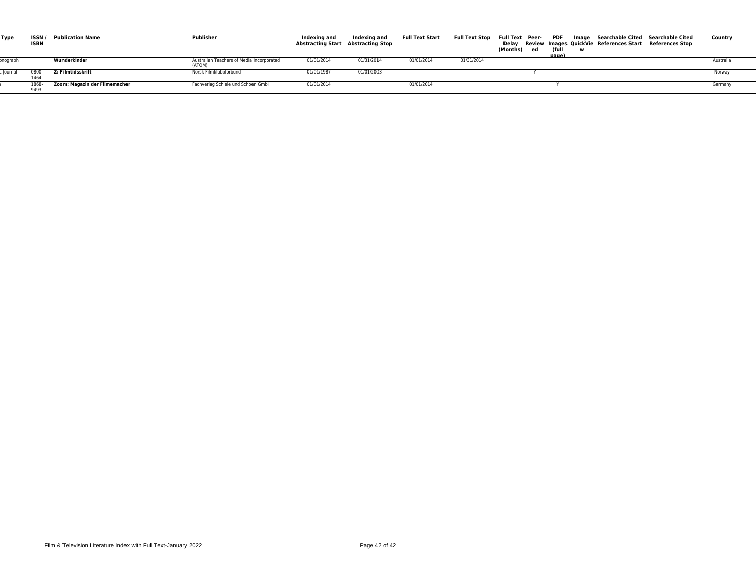| Type | ISSN / ISBN | Publication Name | Publisher | Indexing and Abstracting Start | Indexing and Abstracting Stop | Full Text Start | Full Text Stop | Full Text Delay (Months) | Peer-Reviewed | PDF Images (full page) | Image QuickView | Searchable Cited References Start | Searchable Cited References Stop | Country |
|---|---|---|---|---|---|---|---|---|---|---|---|---|---|---|
| onograph | | **Wunderkinder** | Australian Teachers of Media Incorporated (ATOM) | 01/01/2014 | 01/31/2014 | 01/01/2014 | 01/31/2014 | | | | | | | Australia |
| : Journal | 0800-1464 | **Z: Filmtidsskrift** | Norsk Filmklubbforbund | 01/01/1987 | 01/01/2003 | | | | Y | | | | | Norway |
| e | 1868-9493 | **Zoom: Magazin der Filmemacher** | Fachverlag Schiele und Schoen GmbH | 01/01/2014 | | 01/01/2014 | | | | Y | | | | Germany |

Film & Television Literature Index with Full Text-January 2022